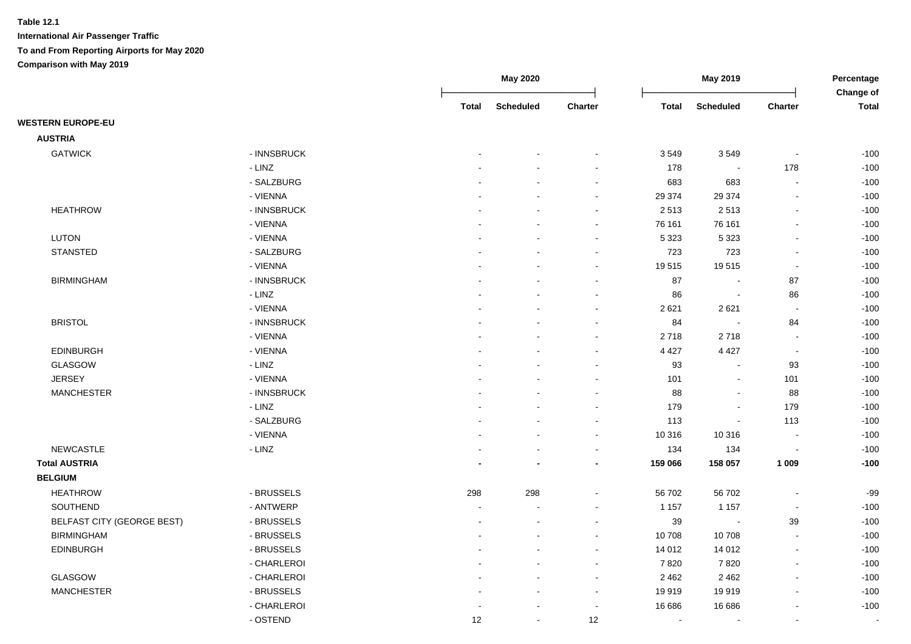**Table 12.1**

**International Air Passenger Traffic**

**To and From Reporting Airports for May 2020**

**Comparison with May 2019**

| | | May 2020 | | | May 2019 | | | Percentage Change of |
|---|---|---|---|---|---|---|---|---|
| | | Total | Scheduled | Charter | Total | Scheduled | Charter | Total |
| **WESTERN EUROPE-EU** | | | | | | | | |
| **AUSTRIA** | | | | | | | | |
| GATWICK | - INNSBRUCK | - | - | - | 3 549 | 3 549 | - | -100 |
| | - LINZ | - | - | - | 178 | - | 178 | -100 |
| | - SALZBURG | - | - | - | 683 | 683 | - | -100 |
| | - VIENNA | - | - | - | 29 374 | 29 374 | - | -100 |
| HEATHROW | - INNSBRUCK | - | - | - | 2 513 | 2 513 | - | -100 |
| | - VIENNA | - | - | - | 76 161 | 76 161 | - | -100 |
| LUTON | - VIENNA | - | - | - | 5 323 | 5 323 | - | -100 |
| STANSTED | - SALZBURG | - | - | - | 723 | 723 | - | -100 |
| | - VIENNA | - | - | - | 19 515 | 19 515 | - | -100 |
| BIRMINGHAM | - INNSBRUCK | - | - | - | 87 | - | 87 | -100 |
| | - LINZ | - | - | - | 86 | - | 86 | -100 |
| | - VIENNA | - | - | - | 2 621 | 2 621 | - | -100 |
| BRISTOL | - INNSBRUCK | - | - | - | 84 | - | 84 | -100 |
| | - VIENNA | - | - | - | 2 718 | 2 718 | - | -100 |
| EDINBURGH | - VIENNA | - | - | - | 4 427 | 4 427 | - | -100 |
| GLASGOW | - LINZ | - | - | - | 93 | - | 93 | -100 |
| JERSEY | - VIENNA | - | - | - | 101 | - | 101 | -100 |
| MANCHESTER | - INNSBRUCK | - | - | - | 88 | - | 88 | -100 |
| | - LINZ | - | - | - | 179 | - | 179 | -100 |
| | - SALZBURG | - | - | - | 113 | - | 113 | -100 |
| | - VIENNA | - | - | - | 10 316 | 10 316 | - | -100 |
| NEWCASTLE | - LINZ | - | - | - | 134 | 134 | - | -100 |
| **Total AUSTRIA** | | **-** | **-** | **-** | **159 066** | **158 057** | **1 009** | **-100** |
| **BELGIUM** | | | | | | | | |
| HEATHROW | - BRUSSELS | 298 | 298 | - | 56 702 | 56 702 | - | -99 |
| SOUTHEND | - ANTWERP | - | - | - | 1 157 | 1 157 | - | -100 |
| BELFAST CITY (GEORGE BEST) | - BRUSSELS | - | - | - | 39 | - | 39 | -100 |
| BIRMINGHAM | - BRUSSELS | - | - | - | 10 708 | 10 708 | - | -100 |
| EDINBURGH | - BRUSSELS | - | - | - | 14 012 | 14 012 | - | -100 |
| | - CHARLEROI | - | - | - | 7 820 | 7 820 | - | -100 |
| GLASGOW | - CHARLEROI | - | - | - | 2 462 | 2 462 | - | -100 |
| MANCHESTER | - BRUSSELS | - | - | - | 19 919 | 19 919 | - | -100 |
| | - CHARLEROI | - | - | - | 16 686 | 16 686 | - | -100 |
| | - OSTEND | 12 | - | 12 | - | - | - | - |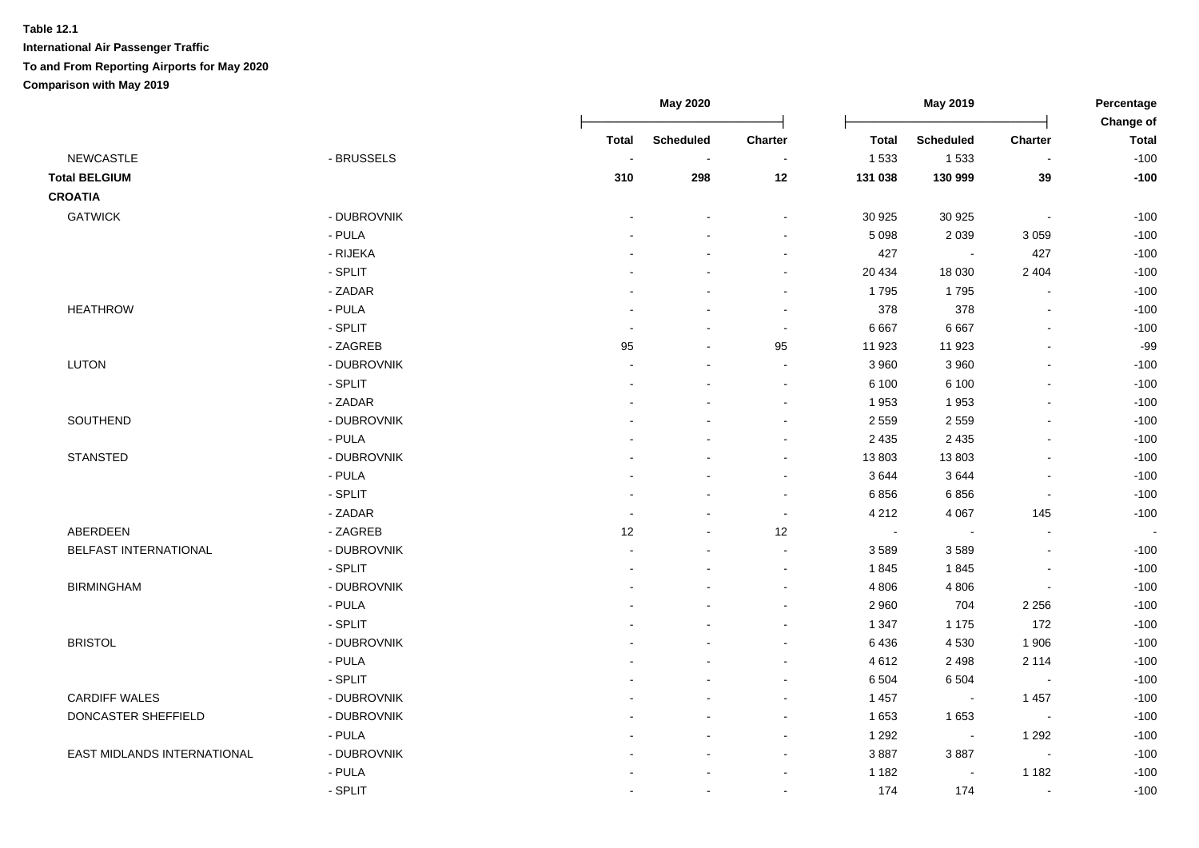**Table 12.1**

**International Air Passenger Traffic**

**To and From Reporting Airports for May 2020**

**Comparison with May 2019**

| | | May 2020 | | | May 2019 | | | Percentage Change of |
|---|---|---|---|---|---|---|---|---|
| | | Total | Scheduled | Charter | Total | Scheduled | Charter | Total |
| NEWCASTLE | - BRUSSELS | - | - | - | 1 533 | 1 533 | - | -100 |
| **Total BELGIUM** | | **310** | **298** | **12** | **131 038** | **130 999** | **39** | **-100** |
| **CROATIA** | | | | | | | | |
| GATWICK | - DUBROVNIK | - | - | - | 30 925 | 30 925 | - | -100 |
| | - PULA | - | - | - | 5 098 | 2 039 | 3 059 | -100 |
| | - RIJEKA | - | - | - | 427 | - | 427 | -100 |
| | - SPLIT | - | - | - | 20 434 | 18 030 | 2 404 | -100 |
| | - ZADAR | - | - | - | 1 795 | 1 795 | - | -100 |
| HEATHROW | - PULA | - | - | - | 378 | 378 | - | -100 |
| | - SPLIT | - | - | - | 6 667 | 6 667 | - | -100 |
| | - ZAGREB | 95 | - | 95 | 11 923 | 11 923 | - | -99 |
| LUTON | - DUBROVNIK | - | - | - | 3 960 | 3 960 | - | -100 |
| | - SPLIT | - | - | - | 6 100 | 6 100 | - | -100 |
| | - ZADAR | - | - | - | 1 953 | 1 953 | - | -100 |
| SOUTHEND | - DUBROVNIK | - | - | - | 2 559 | 2 559 | - | -100 |
| | - PULA | - | - | - | 2 435 | 2 435 | - | -100 |
| STANSTED | - DUBROVNIK | - | - | - | 13 803 | 13 803 | - | -100 |
| | - PULA | - | - | - | 3 644 | 3 644 | - | -100 |
| | - SPLIT | - | - | - | 6 856 | 6 856 | - | -100 |
| | - ZADAR | - | - | - | 4 212 | 4 067 | 145 | -100 |
| ABERDEEN | - ZAGREB | 12 | - | 12 | - | - | - | - |
| BELFAST INTERNATIONAL | - DUBROVNIK | - | - | - | 3 589 | 3 589 | - | -100 |
| | - SPLIT | - | - | - | 1 845 | 1 845 | - | -100 |
| BIRMINGHAM | - DUBROVNIK | - | - | - | 4 806 | 4 806 | - | -100 |
| | - PULA | - | - | - | 2 960 | 704 | 2 256 | -100 |
| | - SPLIT | - | - | - | 1 347 | 1 175 | 172 | -100 |
| BRISTOL | - DUBROVNIK | - | - | - | 6 436 | 4 530 | 1 906 | -100 |
| | - PULA | - | - | - | 4 612 | 2 498 | 2 114 | -100 |
| | - SPLIT | - | - | - | 6 504 | 6 504 | - | -100 |
| CARDIFF WALES | - DUBROVNIK | - | - | - | 1 457 | - | 1 457 | -100 |
| DONCASTER SHEFFIELD | - DUBROVNIK | - | - | - | 1 653 | 1 653 | - | -100 |
| | - PULA | - | - | - | 1 292 | - | 1 292 | -100 |
| EAST MIDLANDS INTERNATIONAL | - DUBROVNIK | - | - | - | 3 887 | 3 887 | - | -100 |
| | - PULA | - | - | - | 1 182 | - | 1 182 | -100 |
| | - SPLIT | - | - | - | 174 | 174 | - | -100 |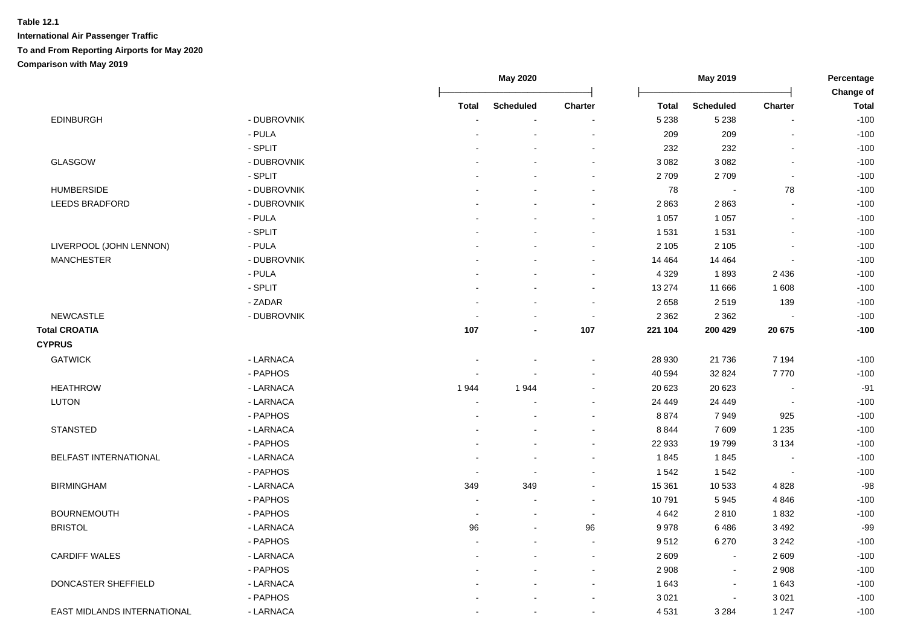**Table 12.1**

**International Air Passenger Traffic**

**To and From Reporting Airports for May 2020**

**Comparison with May 2019**

| | | May 2020 | | | May 2019 | | | Percentage Change of |
|---|---|---|---|---|---|---|---|---|
| | | Total | Scheduled | Charter | Total | Scheduled | Charter | Total |
| EDINBURGH | - DUBROVNIK | - | - | - | 5 238 | 5 238 | - | -100 |
| | - PULA | - | - | - | 209 | 209 | - | -100 |
| | - SPLIT | - | - | - | 232 | 232 | - | -100 |
| GLASGOW | - DUBROVNIK | - | - | - | 3 082 | 3 082 | - | -100 |
| | - SPLIT | - | - | - | 2 709 | 2 709 | - | -100 |
| HUMBERSIDE | - DUBROVNIK | - | - | - | 78 | - | 78 | -100 |
| LEEDS BRADFORD | - DUBROVNIK | - | - | - | 2 863 | 2 863 | - | -100 |
| | - PULA | - | - | - | 1 057 | 1 057 | - | -100 |
| | - SPLIT | - | - | - | 1 531 | 1 531 | - | -100 |
| LIVERPOOL (JOHN LENNON) | - PULA | - | - | - | 2 105 | 2 105 | - | -100 |
| MANCHESTER | - DUBROVNIK | - | - | - | 14 464 | 14 464 | - | -100 |
| | - PULA | - | - | - | 4 329 | 1 893 | 2 436 | -100 |
| | - SPLIT | - | - | - | 13 274 | 11 666 | 1 608 | -100 |
| | - ZADAR | - | - | - | 2 658 | 2 519 | 139 | -100 |
| NEWCASTLE | - DUBROVNIK | - | - | - | 2 362 | 2 362 | - | -100 |
| **Total CROATIA** | | **107** | **-** | **107** | **221 104** | **200 429** | **20 675** | **-100** |
| **CYPRUS** | | | | | | | | |
| GATWICK | - LARNACA | - | - | - | 28 930 | 21 736 | 7 194 | -100 |
| | - PAPHOS | - | - | - | 40 594 | 32 824 | 7 770 | -100 |
| HEATHROW | - LARNACA | 1 944 | 1 944 | - | 20 623 | 20 623 | - | -91 |
| LUTON | - LARNACA | - | - | - | 24 449 | 24 449 | - | -100 |
| | - PAPHOS | - | - | - | 8 874 | 7 949 | 925 | -100 |
| STANSTED | - LARNACA | - | - | - | 8 844 | 7 609 | 1 235 | -100 |
| | - PAPHOS | - | - | - | 22 933 | 19 799 | 3 134 | -100 |
| BELFAST INTERNATIONAL | - LARNACA | - | - | - | 1 845 | 1 845 | - | -100 |
| | - PAPHOS | - | - | - | 1 542 | 1 542 | - | -100 |
| BIRMINGHAM | - LARNACA | 349 | 349 | - | 15 361 | 10 533 | 4 828 | -98 |
| | - PAPHOS | - | - | - | 10 791 | 5 945 | 4 846 | -100 |
| BOURNEMOUTH | - PAPHOS | - | - | - | 4 642 | 2 810 | 1 832 | -100 |
| BRISTOL | - LARNACA | 96 | - | 96 | 9 978 | 6 486 | 3 492 | -99 |
| | - PAPHOS | - | - | - | 9 512 | 6 270 | 3 242 | -100 |
| CARDIFF WALES | - LARNACA | - | - | - | 2 609 | - | 2 609 | -100 |
| | - PAPHOS | - | - | - | 2 908 | - | 2 908 | -100 |
| DONCASTER SHEFFIELD | - LARNACA | - | - | - | 1 643 | - | 1 643 | -100 |
| | - PAPHOS | - | - | - | 3 021 | - | 3 021 | -100 |
| EAST MIDLANDS INTERNATIONAL | - LARNACA | - | - | - | 4 531 | 3 284 | 1 247 | -100 |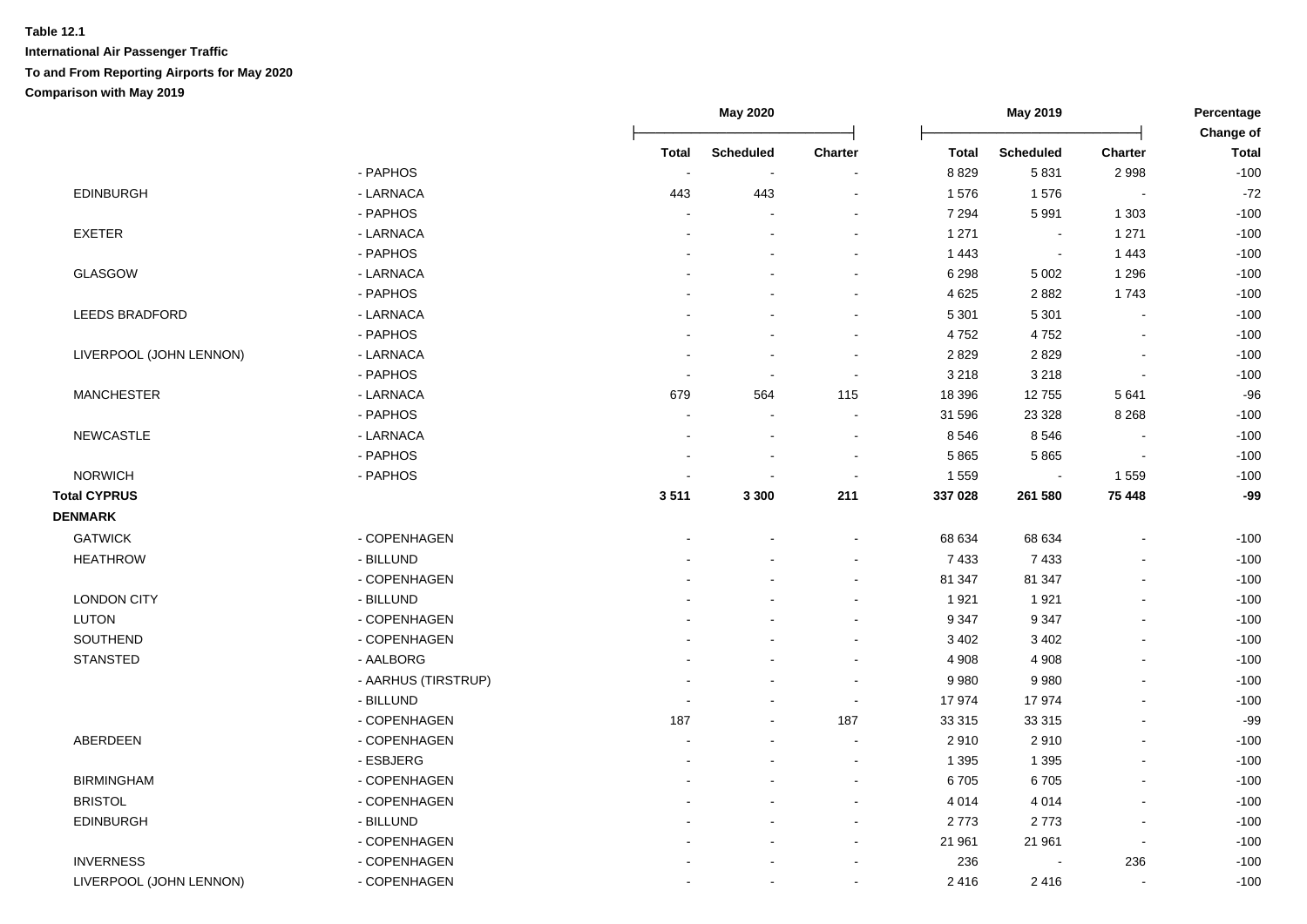**Table 12.1**

**International Air Passenger Traffic**

**To and From Reporting Airports for May 2020**

**Comparison with May 2019**

| | | May 2020 | | | May 2019 | | | Percentage Change of |
|---|---|---|---|---|---|---|---|---|
| | | Total | Scheduled | Charter | Total | Scheduled | Charter | Total |
| | - PAPHOS | - | - | - | 8 829 | 5 831 | 2 998 | -100 |
| EDINBURGH | - LARNACA | 443 | 443 | - | 1 576 | 1 576 | - | -72 |
| | - PAPHOS | - | - | - | 7 294 | 5 991 | 1 303 | -100 |
| EXETER | - LARNACA | - | - | - | 1 271 | - | 1 271 | -100 |
| | - PAPHOS | - | - | - | 1 443 | - | 1 443 | -100 |
| GLASGOW | - LARNACA | - | - | - | 6 298 | 5 002 | 1 296 | -100 |
| | - PAPHOS | - | - | - | 4 625 | 2 882 | 1 743 | -100 |
| LEEDS BRADFORD | - LARNACA | - | - | - | 5 301 | 5 301 | - | -100 |
| | - PAPHOS | - | - | - | 4 752 | 4 752 | - | -100 |
| LIVERPOOL (JOHN LENNON) | - LARNACA | - | - | - | 2 829 | 2 829 | - | -100 |
| | - PAPHOS | - | - | - | 3 218 | 3 218 | - | -100 |
| MANCHESTER | - LARNACA | 679 | 564 | 115 | 18 396 | 12 755 | 5 641 | -96 |
| | - PAPHOS | - | - | - | 31 596 | 23 328 | 8 268 | -100 |
| NEWCASTLE | - LARNACA | - | - | - | 8 546 | 8 546 | - | -100 |
| | - PAPHOS | - | - | - | 5 865 | 5 865 | - | -100 |
| NORWICH | - PAPHOS | - | - | - | 1 559 | - | 1 559 | -100 |
| **Total CYPRUS** | | **3 511** | **3 300** | **211** | **337 028** | **261 580** | **75 448** | **-99** |
| **DENMARK** | | | | | | | | |
| GATWICK | - COPENHAGEN | - | - | - | 68 634 | 68 634 | - | -100 |
| HEATHROW | - BILLUND | - | - | - | 7 433 | 7 433 | - | -100 |
| | - COPENHAGEN | - | - | - | 81 347 | 81 347 | - | -100 |
| LONDON CITY | - BILLUND | - | - | - | 1 921 | 1 921 | - | -100 |
| LUTON | - COPENHAGEN | - | - | - | 9 347 | 9 347 | - | -100 |
| SOUTHEND | - COPENHAGEN | - | - | - | 3 402 | 3 402 | - | -100 |
| STANSTED | - AALBORG | - | - | - | 4 908 | 4 908 | - | -100 |
| | - AARHUS (TIRSTRUP) | - | - | - | 9 980 | 9 980 | - | -100 |
| | - BILLUND | - | - | - | 17 974 | 17 974 | - | -100 |
| | - COPENHAGEN | 187 | - | 187 | 33 315 | 33 315 | - | -99 |
| ABERDEEN | - COPENHAGEN | - | - | - | 2 910 | 2 910 | - | -100 |
| | - ESBJERG | - | - | - | 1 395 | 1 395 | - | -100 |
| BIRMINGHAM | - COPENHAGEN | - | - | - | 6 705 | 6 705 | - | -100 |
| BRISTOL | - COPENHAGEN | - | - | - | 4 014 | 4 014 | - | -100 |
| EDINBURGH | - BILLUND | - | - | - | 2 773 | 2 773 | - | -100 |
| | - COPENHAGEN | - | - | - | 21 961 | 21 961 | - | -100 |
| INVERNESS | - COPENHAGEN | - | - | - | 236 | - | 236 | -100 |
| LIVERPOOL (JOHN LENNON) | - COPENHAGEN | - | - | - | 2 416 | 2 416 | - | -100 |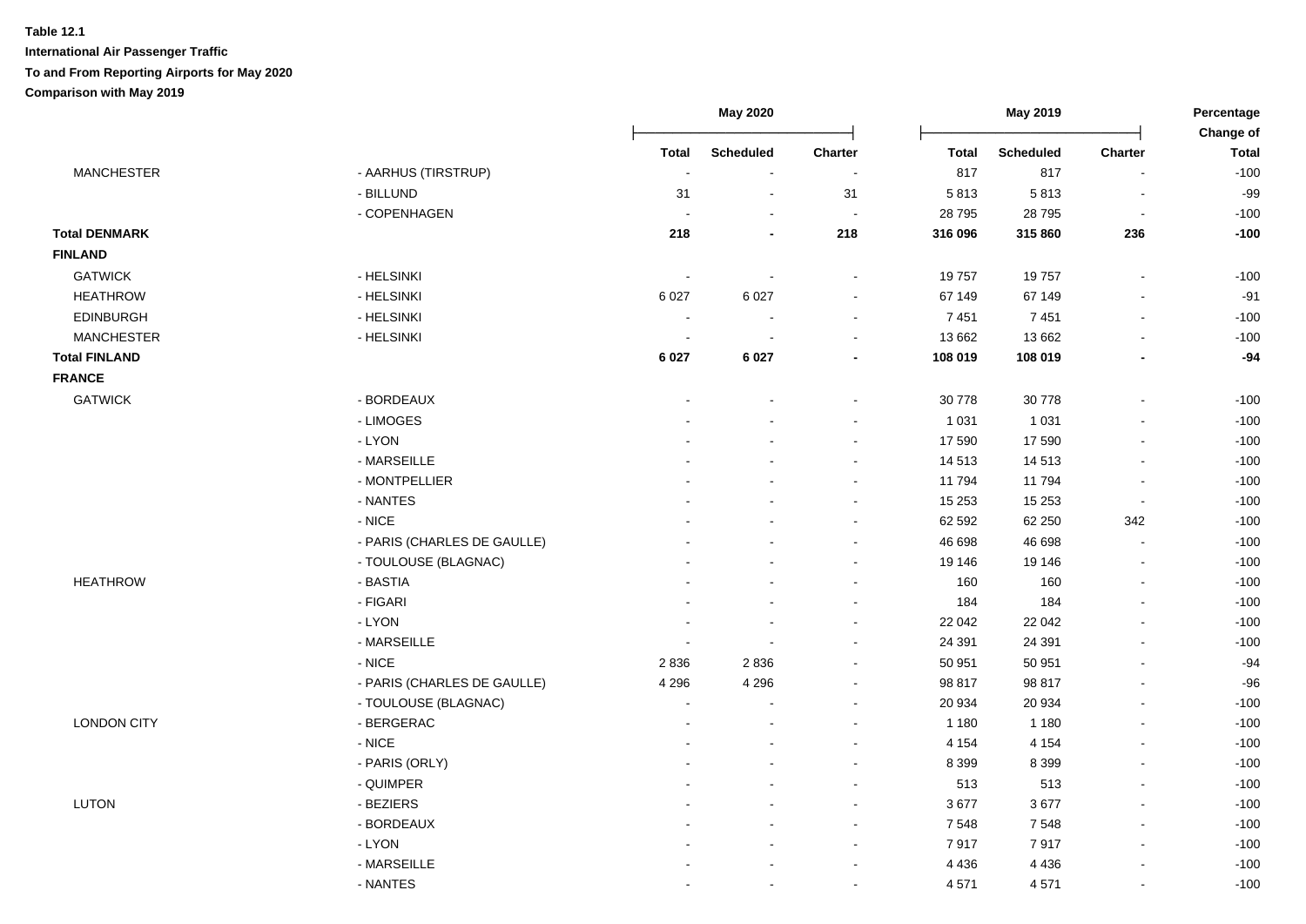**Table 12.1**

**International Air Passenger Traffic**

**To and From Reporting Airports for May 2020**

**Comparison with May 2019**

| | | May 2020 | | | May 2019 | | | Percentage Change of |
|---|---|---|---|---|---|---|---|---|
| | | Total | Scheduled | Charter | Total | Scheduled | Charter | Total |
| MANCHESTER | - AARHUS (TIRSTRUP) | - | - | - | 817 | 817 | - | -100 |
| | - BILLUND | 31 | - | 31 | 5 813 | 5 813 | - | -99 |
| | - COPENHAGEN | - | - | - | 28 795 | 28 795 | - | -100 |
| **Total DENMARK** | | **218** | **-** | **218** | **316 096** | **315 860** | **236** | **-100** |
| **FINLAND** | | | | | | | | |
| GATWICK | - HELSINKI | - | - | - | 19 757 | 19 757 | - | -100 |
| HEATHROW | - HELSINKI | 6 027 | 6 027 | - | 67 149 | 67 149 | - | -91 |
| EDINBURGH | - HELSINKI | - | - | - | 7 451 | 7 451 | - | -100 |
| MANCHESTER | - HELSINKI | - | - | - | 13 662 | 13 662 | - | -100 |
| **Total FINLAND** | | **6 027** | **6 027** | **-** | **108 019** | **108 019** | **-** | **-94** |
| **FRANCE** | | | | | | | | |
| GATWICK | - BORDEAUX | - | - | - | 30 778 | 30 778 | - | -100 |
| | - LIMOGES | - | - | - | 1 031 | 1 031 | - | -100 |
| | - LYON | - | - | - | 17 590 | 17 590 | - | -100 |
| | - MARSEILLE | - | - | - | 14 513 | 14 513 | - | -100 |
| | - MONTPELLIER | - | - | - | 11 794 | 11 794 | - | -100 |
| | - NANTES | - | - | - | 15 253 | 15 253 | - | -100 |
| | - NICE | - | - | - | 62 592 | 62 250 | 342 | -100 |
| | - PARIS (CHARLES DE GAULLE) | - | - | - | 46 698 | 46 698 | - | -100 |
| | - TOULOUSE (BLAGNAC) | - | - | - | 19 146 | 19 146 | - | -100 |
| HEATHROW | - BASTIA | - | - | - | 160 | 160 | - | -100 |
| | - FIGARI | - | - | - | 184 | 184 | - | -100 |
| | - LYON | - | - | - | 22 042 | 22 042 | - | -100 |
| | - MARSEILLE | - | - | - | 24 391 | 24 391 | - | -100 |
| | - NICE | 2 836 | 2 836 | - | 50 951 | 50 951 | - | -94 |
| | - PARIS (CHARLES DE GAULLE) | 4 296 | 4 296 | - | 98 817 | 98 817 | - | -96 |
| | - TOULOUSE (BLAGNAC) | - | - | - | 20 934 | 20 934 | - | -100 |
| LONDON CITY | - BERGERAC | - | - | - | 1 180 | 1 180 | - | -100 |
| | - NICE | - | - | - | 4 154 | 4 154 | - | -100 |
| | - PARIS (ORLY) | - | - | - | 8 399 | 8 399 | - | -100 |
| | - QUIMPER | - | - | - | 513 | 513 | - | -100 |
| LUTON | - BEZIERS | - | - | - | 3 677 | 3 677 | - | -100 |
| | - BORDEAUX | - | - | - | 7 548 | 7 548 | - | -100 |
| | - LYON | - | - | - | 7 917 | 7 917 | - | -100 |
| | - MARSEILLE | - | - | - | 4 436 | 4 436 | - | -100 |
| | - NANTES | - | - | - | 4 571 | 4 571 | - | -100 |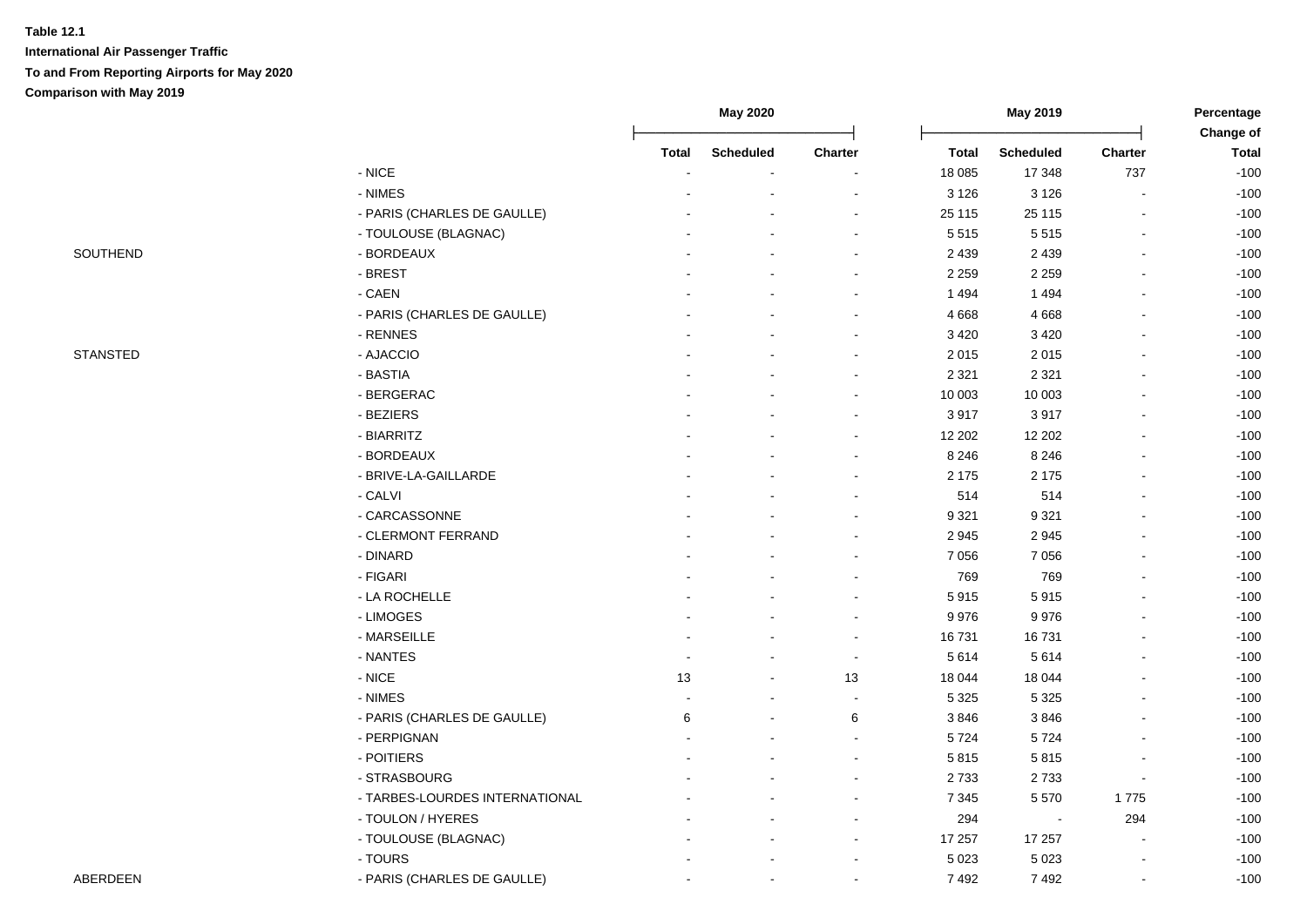**Table 12.1**

**International Air Passenger Traffic**

**To and From Reporting Airports for May 2020**

**Comparison with May 2019**

| | | May 2020 | | | May 2019 | | | Percentage Change of |
|---|---|---|---|---|---|---|---|---|
| | | Total | Scheduled | Charter | Total | Scheduled | Charter | Total |
| | - NICE | - | - | - | 18 085 | 17 348 | 737 | -100 |
| | - NIMES | - | - | - | 3 126 | 3 126 | - | -100 |
| | - PARIS (CHARLES DE GAULLE) | - | - | - | 25 115 | 25 115 | - | -100 |
| | - TOULOUSE (BLAGNAC) | - | - | - | 5 515 | 5 515 | - | -100 |
| SOUTHEND | - BORDEAUX | - | - | - | 2 439 | 2 439 | - | -100 |
| | - BREST | - | - | - | 2 259 | 2 259 | - | -100 |
| | - CAEN | - | - | - | 1 494 | 1 494 | - | -100 |
| | - PARIS (CHARLES DE GAULLE) | - | - | - | 4 668 | 4 668 | - | -100 |
| | - RENNES | - | - | - | 3 420 | 3 420 | - | -100 |
| STANSTED | - AJACCIO | - | - | - | 2 015 | 2 015 | - | -100 |
| | - BASTIA | - | - | - | 2 321 | 2 321 | - | -100 |
| | - BERGERAC | - | - | - | 10 003 | 10 003 | - | -100 |
| | - BEZIERS | - | - | - | 3 917 | 3 917 | - | -100 |
| | - BIARRITZ | - | - | - | 12 202 | 12 202 | - | -100 |
| | - BORDEAUX | - | - | - | 8 246 | 8 246 | - | -100 |
| | - BRIVE-LA-GAILLARDE | - | - | - | 2 175 | 2 175 | - | -100 |
| | - CALVI | - | - | - | 514 | 514 | - | -100 |
| | - CARCASSONNE | - | - | - | 9 321 | 9 321 | - | -100 |
| | - CLERMONT FERRAND | - | - | - | 2 945 | 2 945 | - | -100 |
| | - DINARD | - | - | - | 7 056 | 7 056 | - | -100 |
| | - FIGARI | - | - | - | 769 | 769 | - | -100 |
| | - LA ROCHELLE | - | - | - | 5 915 | 5 915 | - | -100 |
| | - LIMOGES | - | - | - | 9 976 | 9 976 | - | -100 |
| | - MARSEILLE | - | - | - | 16 731 | 16 731 | - | -100 |
| | - NANTES | - | - | - | 5 614 | 5 614 | - | -100 |
| | - NICE | 13 | - | 13 | 18 044 | 18 044 | - | -100 |
| | - NIMES | - | - | - | 5 325 | 5 325 | - | -100 |
| | - PARIS (CHARLES DE GAULLE) | 6 | - | 6 | 3 846 | 3 846 | - | -100 |
| | - PERPIGNAN | - | - | - | 5 724 | 5 724 | - | -100 |
| | - POITIERS | - | - | - | 5 815 | 5 815 | - | -100 |
| | - STRASBOURG | - | - | - | 2 733 | 2 733 | - | -100 |
| | - TARBES-LOURDES INTERNATIONAL | - | - | - | 7 345 | 5 570 | 1 775 | -100 |
| | - TOULON / HYERES | - | - | - | 294 | - | 294 | -100 |
| | - TOULOUSE (BLAGNAC) | - | - | - | 17 257 | 17 257 | - | -100 |
| | - TOURS | - | - | - | 5 023 | 5 023 | - | -100 |
| ABERDEEN | - PARIS (CHARLES DE GAULLE) | - | - | - | 7 492 | 7 492 | - | -100 |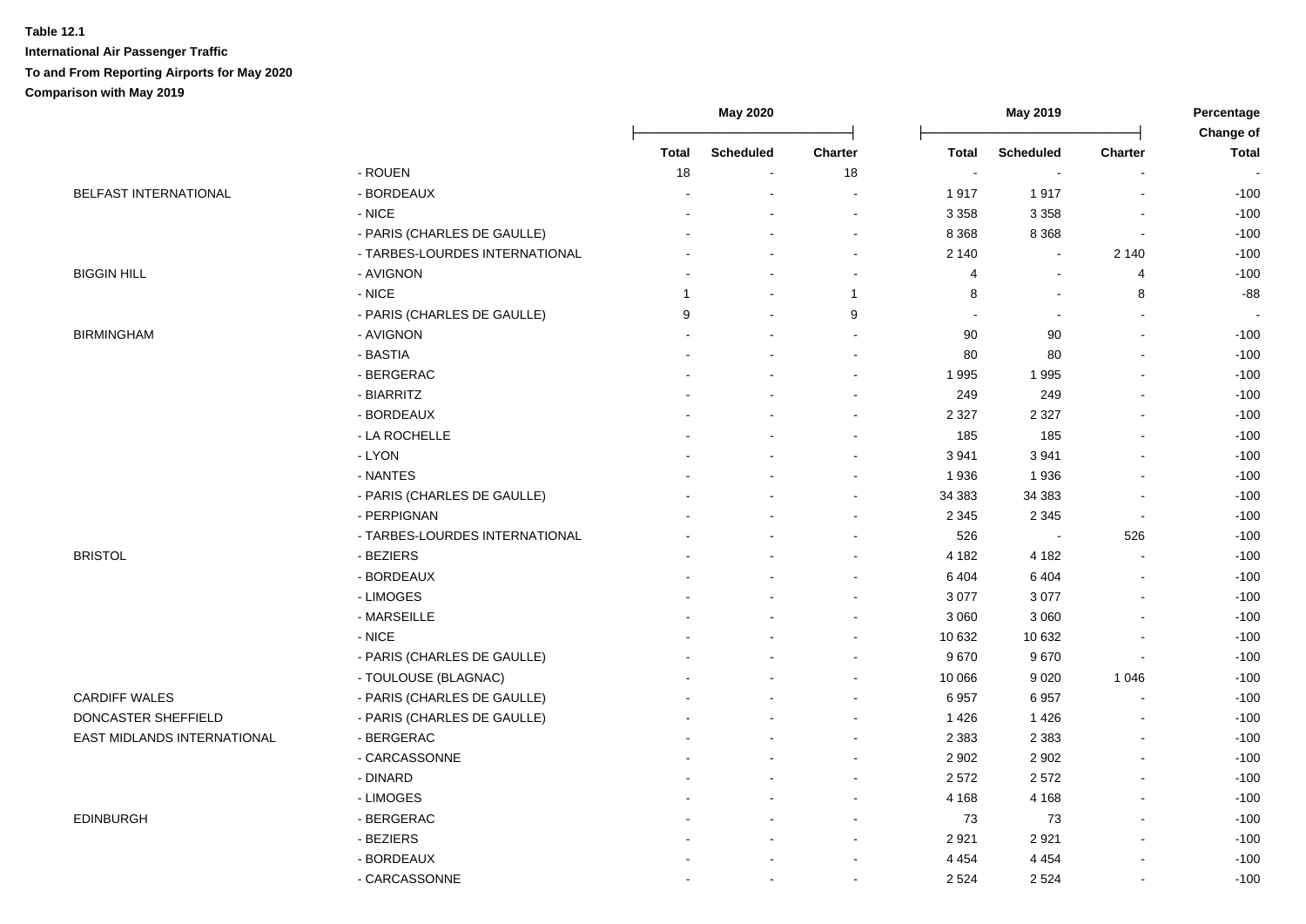**Table 12.1**

**International Air Passenger Traffic**

**To and From Reporting Airports for May 2020**

**Comparison with May 2019**

| | | May 2020 | | | May 2019 | | | Percentage Change of |
|---|---|---|---|---|---|---|---|---|
| | | Total | Scheduled | Charter | Total | Scheduled | Charter | Total |
| | - ROUEN | 18 | - | 18 | - | - | - | - |
| BELFAST INTERNATIONAL | - BORDEAUX | - | - | - | 1 917 | 1 917 | - | -100 |
| | - NICE | - | - | - | 3 358 | 3 358 | - | -100 |
| | - PARIS (CHARLES DE GAULLE) | - | - | - | 8 368 | 8 368 | - | -100 |
| | - TARBES-LOURDES INTERNATIONAL | - | - | - | 2 140 | - | 2 140 | -100 |
| BIGGIN HILL | - AVIGNON | - | - | - | 4 | - | 4 | -100 |
| | - NICE | 1 | - | 1 | 8 | - | 8 | -88 |
| | - PARIS (CHARLES DE GAULLE) | 9 | - | 9 | - | - | - | - |
| BIRMINGHAM | - AVIGNON | - | - | - | 90 | 90 | - | -100 |
| | - BASTIA | - | - | - | 80 | 80 | - | -100 |
| | - BERGERAC | - | - | - | 1 995 | 1 995 | - | -100 |
| | - BIARRITZ | - | - | - | 249 | 249 | - | -100 |
| | - BORDEAUX | - | - | - | 2 327 | 2 327 | - | -100 |
| | - LA ROCHELLE | - | - | - | 185 | 185 | - | -100 |
| | - LYON | - | - | - | 3 941 | 3 941 | - | -100 |
| | - NANTES | - | - | - | 1 936 | 1 936 | - | -100 |
| | - PARIS (CHARLES DE GAULLE) | - | - | - | 34 383 | 34 383 | - | -100 |
| | - PERPIGNAN | - | - | - | 2 345 | 2 345 | - | -100 |
| | - TARBES-LOURDES INTERNATIONAL | - | - | - | 526 | - | 526 | -100 |
| BRISTOL | - BEZIERS | - | - | - | 4 182 | 4 182 | - | -100 |
| | - BORDEAUX | - | - | - | 6 404 | 6 404 | - | -100 |
| | - LIMOGES | - | - | - | 3 077 | 3 077 | - | -100 |
| | - MARSEILLE | - | - | - | 3 060 | 3 060 | - | -100 |
| | - NICE | - | - | - | 10 632 | 10 632 | - | -100 |
| | - PARIS (CHARLES DE GAULLE) | - | - | - | 9 670 | 9 670 | - | -100 |
| | - TOULOUSE (BLAGNAC) | - | - | - | 10 066 | 9 020 | 1 046 | -100 |
| CARDIFF WALES | - PARIS (CHARLES DE GAULLE) | - | - | - | 6 957 | 6 957 | - | -100 |
| DONCASTER SHEFFIELD | - PARIS (CHARLES DE GAULLE) | - | - | - | 1 426 | 1 426 | - | -100 |
| EAST MIDLANDS INTERNATIONAL | - BERGERAC | - | - | - | 2 383 | 2 383 | - | -100 |
| | - CARCASSONNE | - | - | - | 2 902 | 2 902 | - | -100 |
| | - DINARD | - | - | - | 2 572 | 2 572 | - | -100 |
| | - LIMOGES | - | - | - | 4 168 | 4 168 | - | -100 |
| EDINBURGH | - BERGERAC | - | - | - | 73 | 73 | - | -100 |
| | - BEZIERS | - | - | - | 2 921 | 2 921 | - | -100 |
| | - BORDEAUX | - | - | - | 4 454 | 4 454 | - | -100 |
| | - CARCASSONNE | - | - | - | 2 524 | 2 524 | - | -100 |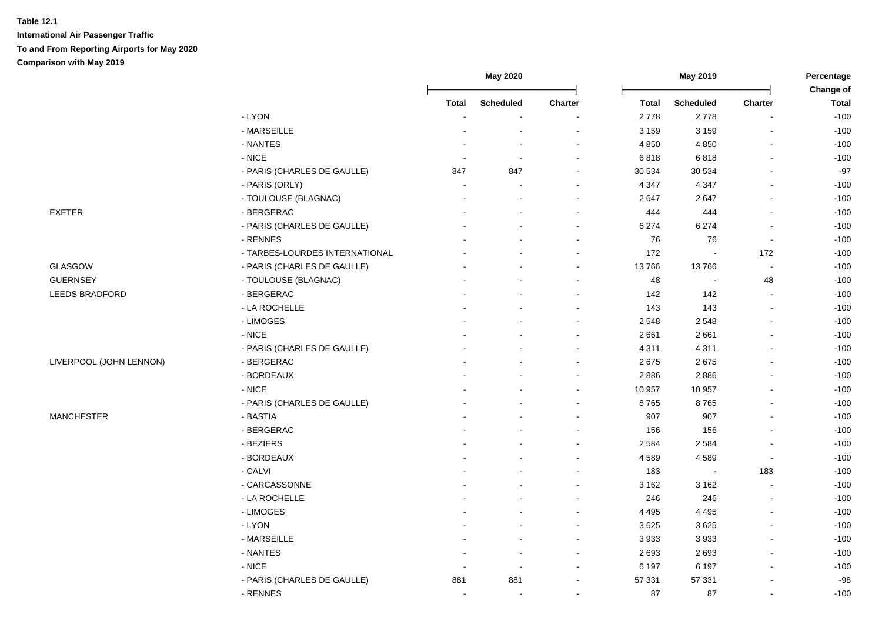**Table 12.1**

**International Air Passenger Traffic**

**To and From Reporting Airports for May 2020**

**Comparison with May 2019**

| | | May 2020 | | | May 2019 | | | Percentage Change of |
|---|---|---|---|---|---|---|---|---|
| | | Total | Scheduled | Charter | Total | Scheduled | Charter | Total |
| | - LYON | - | - | - | 2 778 | 2 778 | - | -100 |
| | - MARSEILLE | - | - | - | 3 159 | 3 159 | - | -100 |
| | - NANTES | - | - | - | 4 850 | 4 850 | - | -100 |
| | - NICE | - | - | - | 6 818 | 6 818 | - | -100 |
| | - PARIS (CHARLES DE GAULLE) | 847 | 847 | - | 30 534 | 30 534 | - | -97 |
| | - PARIS (ORLY) | - | - | - | 4 347 | 4 347 | - | -100 |
| | - TOULOUSE (BLAGNAC) | - | - | - | 2 647 | 2 647 | - | -100 |
| EXETER | - BERGERAC | - | - | - | 444 | 444 | - | -100 |
| | - PARIS (CHARLES DE GAULLE) | - | - | - | 6 274 | 6 274 | - | -100 |
| | - RENNES | - | - | - | 76 | 76 | - | -100 |
| | - TARBES-LOURDES INTERNATIONAL | - | - | - | 172 | - | 172 | -100 |
| GLASGOW | - PARIS (CHARLES DE GAULLE) | - | - | - | 13 766 | 13 766 | - | -100 |
| GUERNSEY | - TOULOUSE (BLAGNAC) | - | - | - | 48 | - | 48 | -100 |
| LEEDS BRADFORD | - BERGERAC | - | - | - | 142 | 142 | - | -100 |
| | - LA ROCHELLE | - | - | - | 143 | 143 | - | -100 |
| | - LIMOGES | - | - | - | 2 548 | 2 548 | - | -100 |
| | - NICE | - | - | - | 2 661 | 2 661 | - | -100 |
| | - PARIS (CHARLES DE GAULLE) | - | - | - | 4 311 | 4 311 | - | -100 |
| LIVERPOOL (JOHN LENNON) | - BERGERAC | - | - | - | 2 675 | 2 675 | - | -100 |
| | - BORDEAUX | - | - | - | 2 886 | 2 886 | - | -100 |
| | - NICE | - | - | - | 10 957 | 10 957 | - | -100 |
| | - PARIS (CHARLES DE GAULLE) | - | - | - | 8 765 | 8 765 | - | -100 |
| MANCHESTER | - BASTIA | - | - | - | 907 | 907 | - | -100 |
| | - BERGERAC | - | - | - | 156 | 156 | - | -100 |
| | - BEZIERS | - | - | - | 2 584 | 2 584 | - | -100 |
| | - BORDEAUX | - | - | - | 4 589 | 4 589 | - | -100 |
| | - CALVI | - | - | - | 183 | - | 183 | -100 |
| | - CARCASSONNE | - | - | - | 3 162 | 3 162 | - | -100 |
| | - LA ROCHELLE | - | - | - | 246 | 246 | - | -100 |
| | - LIMOGES | - | - | - | 4 495 | 4 495 | - | -100 |
| | - LYON | - | - | - | 3 625 | 3 625 | - | -100 |
| | - MARSEILLE | - | - | - | 3 933 | 3 933 | - | -100 |
| | - NANTES | - | - | - | 2 693 | 2 693 | - | -100 |
| | - NICE | - | - | - | 6 197 | 6 197 | - | -100 |
| | - PARIS (CHARLES DE GAULLE) | 881 | 881 | - | 57 331 | 57 331 | - | -98 |
| | - RENNES | - | - | - | 87 | 87 | - | -100 |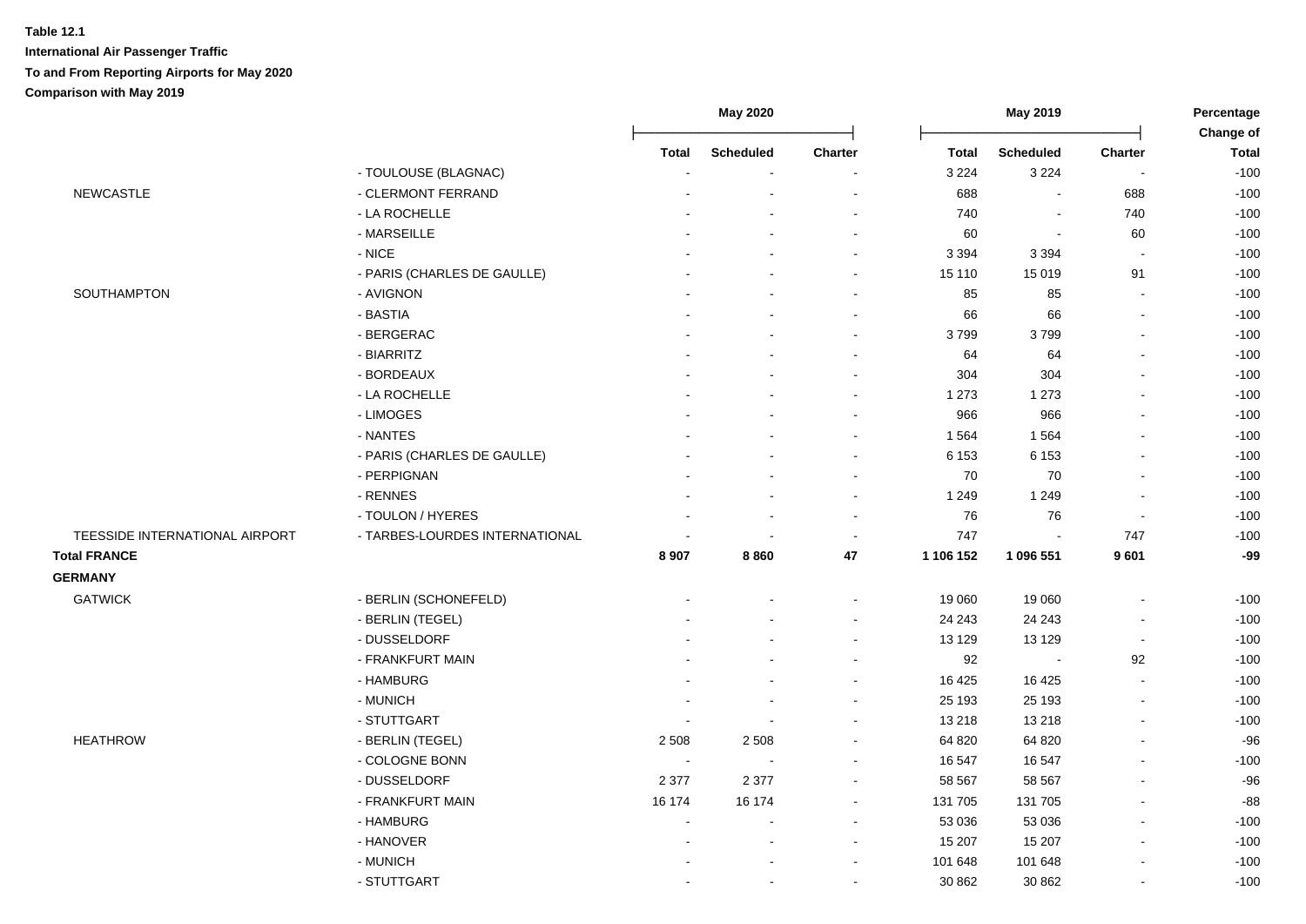**Table 12.1**

**International Air Passenger Traffic**

**To and From Reporting Airports for May 2020**

**Comparison with May 2019**

| | | May 2020 | | | May 2019 | | | Percentage Change of |
|---|---|---|---|---|---|---|---|---|
| | | Total | Scheduled | Charter | Total | Scheduled | Charter | Total |
| | - TOULOUSE (BLAGNAC) | - | - | - | 3 224 | 3 224 | - | -100 |
| NEWCASTLE | - CLERMONT FERRAND | - | - | - | 688 | - | 688 | -100 |
| | - LA ROCHELLE | - | - | - | 740 | - | 740 | -100 |
| | - MARSEILLE | - | - | - | 60 | - | 60 | -100 |
| | - NICE | - | - | - | 3 394 | 3 394 | - | -100 |
| | - PARIS (CHARLES DE GAULLE) | - | - | - | 15 110 | 15 019 | 91 | -100 |
| SOUTHAMPTON | - AVIGNON | - | - | - | 85 | 85 | - | -100 |
| | - BASTIA | - | - | - | 66 | 66 | - | -100 |
| | - BERGERAC | - | - | - | 3 799 | 3 799 | - | -100 |
| | - BIARRITZ | - | - | - | 64 | 64 | - | -100 |
| | - BORDEAUX | - | - | - | 304 | 304 | - | -100 |
| | - LA ROCHELLE | - | - | - | 1 273 | 1 273 | - | -100 |
| | - LIMOGES | - | - | - | 966 | 966 | - | -100 |
| | - NANTES | - | - | - | 1 564 | 1 564 | - | -100 |
| | - PARIS (CHARLES DE GAULLE) | - | - | - | 6 153 | 6 153 | - | -100 |
| | - PERPIGNAN | - | - | - | 70 | 70 | - | -100 |
| | - RENNES | - | - | - | 1 249 | 1 249 | - | -100 |
| | - TOULON / HYERES | - | - | - | 76 | 76 | - | -100 |
| TEESSIDE INTERNATIONAL AIRPORT | - TARBES-LOURDES INTERNATIONAL | - | - | - | 747 | - | 747 | -100 |
| **Total FRANCE** | | **8 907** | **8 860** | **47** | **1 106 152** | **1 096 551** | **9 601** | **-99** |
| **GERMANY** | | | | | | | | |
| GATWICK | - BERLIN (SCHONEFELD) | - | - | - | 19 060 | 19 060 | - | -100 |
| | - BERLIN (TEGEL) | - | - | - | 24 243 | 24 243 | - | -100 |
| | - DUSSELDORF | - | - | - | 13 129 | 13 129 | - | -100 |
| | - FRANKFURT MAIN | - | - | - | 92 | - | 92 | -100 |
| | - HAMBURG | - | - | - | 16 425 | 16 425 | - | -100 |
| | - MUNICH | - | - | - | 25 193 | 25 193 | - | -100 |
| | - STUTTGART | - | - | - | 13 218 | 13 218 | - | -100 |
| HEATHROW | - BERLIN (TEGEL) | 2 508 | 2 508 | - | 64 820 | 64 820 | - | -96 |
| | - COLOGNE BONN | - | - | - | 16 547 | 16 547 | - | -100 |
| | - DUSSELDORF | 2 377 | 2 377 | - | 58 567 | 58 567 | - | -96 |
| | - FRANKFURT MAIN | 16 174 | 16 174 | - | 131 705 | 131 705 | - | -88 |
| | - HAMBURG | - | - | - | 53 036 | 53 036 | - | -100 |
| | - HANOVER | - | - | - | 15 207 | 15 207 | - | -100 |
| | - MUNICH | - | - | - | 101 648 | 101 648 | - | -100 |
| | - STUTTGART | - | - | - | 30 862 | 30 862 | - | -100 |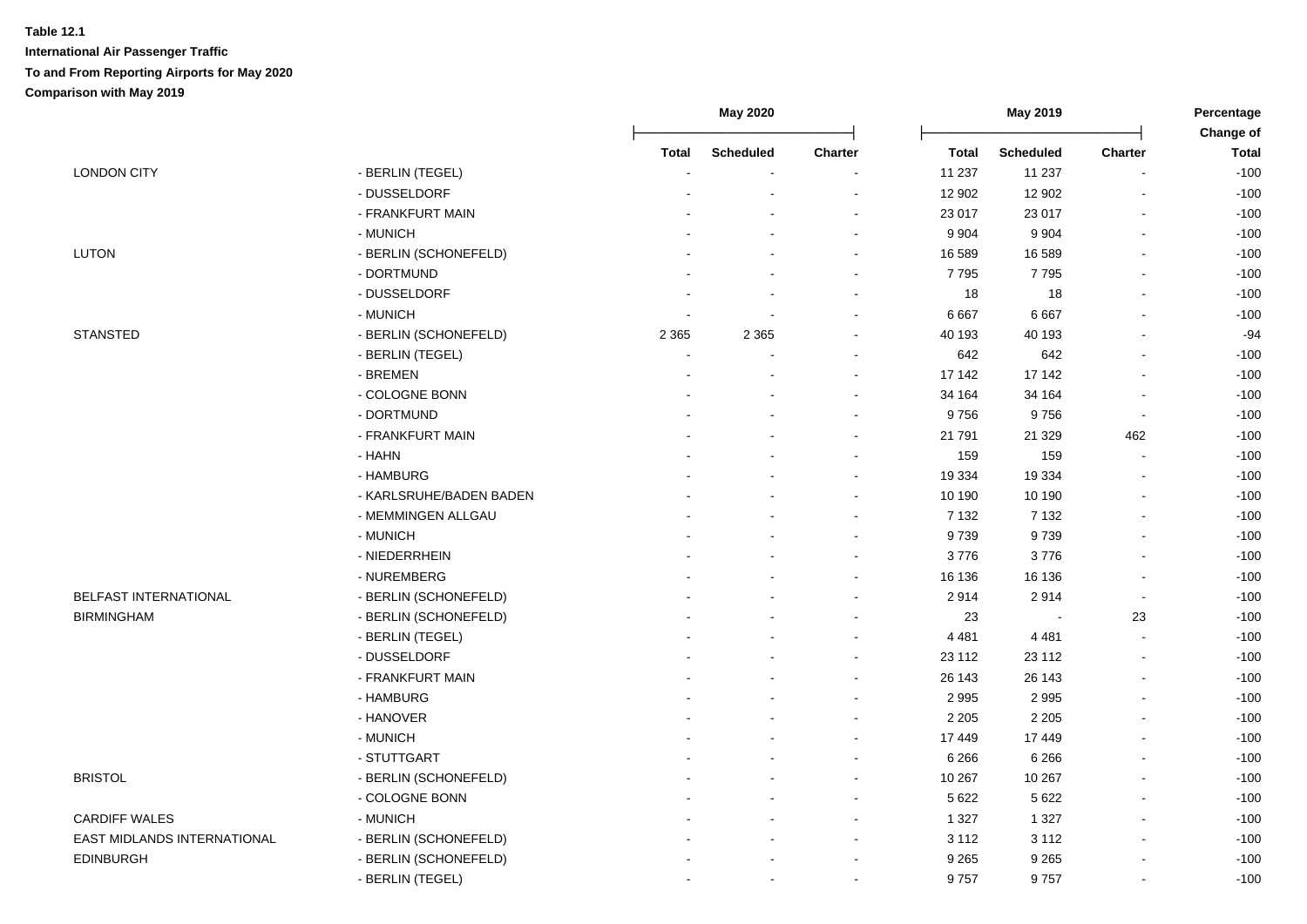**Table 12.1**

**International Air Passenger Traffic**

**To and From Reporting Airports for May 2020**

**Comparison with May 2019**

| | | May 2020 | | | May 2019 | | | Percentage Change of |
|---|---|---|---|---|---|---|---|---|
| | | Total | Scheduled | Charter | Total | Scheduled | Charter | Total |
| LONDON CITY | - BERLIN (TEGEL) | - | - | - | 11 237 | 11 237 | - | -100 |
| | - DUSSELDORF | - | - | - | 12 902 | 12 902 | - | -100 |
| | - FRANKFURT MAIN | - | - | - | 23 017 | 23 017 | - | -100 |
| | - MUNICH | - | - | - | 9 904 | 9 904 | - | -100 |
| LUTON | - BERLIN (SCHONEFELD) | - | - | - | 16 589 | 16 589 | - | -100 |
| | - DORTMUND | - | - | - | 7 795 | 7 795 | - | -100 |
| | - DUSSELDORF | - | - | - | 18 | 18 | - | -100 |
| | - MUNICH | - | - | - | 6 667 | 6 667 | - | -100 |
| STANSTED | - BERLIN (SCHONEFELD) | 2 365 | 2 365 | - | 40 193 | 40 193 | - | -94 |
| | - BERLIN (TEGEL) | - | - | - | 642 | 642 | - | -100 |
| | - BREMEN | - | - | - | 17 142 | 17 142 | - | -100 |
| | - COLOGNE BONN | - | - | - | 34 164 | 34 164 | - | -100 |
| | - DORTMUND | - | - | - | 9 756 | 9 756 | - | -100 |
| | - FRANKFURT MAIN | - | - | - | 21 791 | 21 329 | 462 | -100 |
| | - HAHN | - | - | - | 159 | 159 | - | -100 |
| | - HAMBURG | - | - | - | 19 334 | 19 334 | - | -100 |
| | - KARLSRUHE/BADEN BADEN | - | - | - | 10 190 | 10 190 | - | -100 |
| | - MEMMINGEN ALLGAU | - | - | - | 7 132 | 7 132 | - | -100 |
| | - MUNICH | - | - | - | 9 739 | 9 739 | - | -100 |
| | - NIEDERRHEIN | - | - | - | 3 776 | 3 776 | - | -100 |
| | - NUREMBERG | - | - | - | 16 136 | 16 136 | - | -100 |
| BELFAST INTERNATIONAL | - BERLIN (SCHONEFELD) | - | - | - | 2 914 | 2 914 | - | -100 |
| BIRMINGHAM | - BERLIN (SCHONEFELD) | - | - | - | 23 | - | 23 | -100 |
| | - BERLIN (TEGEL) | - | - | - | 4 481 | 4 481 | - | -100 |
| | - DUSSELDORF | - | - | - | 23 112 | 23 112 | - | -100 |
| | - FRANKFURT MAIN | - | - | - | 26 143 | 26 143 | - | -100 |
| | - HAMBURG | - | - | - | 2 995 | 2 995 | - | -100 |
| | - HANOVER | - | - | - | 2 205 | 2 205 | - | -100 |
| | - MUNICH | - | - | - | 17 449 | 17 449 | - | -100 |
| | - STUTTGART | - | - | - | 6 266 | 6 266 | - | -100 |
| BRISTOL | - BERLIN (SCHONEFELD) | - | - | - | 10 267 | 10 267 | - | -100 |
| | - COLOGNE BONN | - | - | - | 5 622 | 5 622 | - | -100 |
| CARDIFF WALES | - MUNICH | - | - | - | 1 327 | 1 327 | - | -100 |
| EAST MIDLANDS INTERNATIONAL | - BERLIN (SCHONEFELD) | - | - | - | 3 112 | 3 112 | - | -100 |
| EDINBURGH | - BERLIN (SCHONEFELD) | - | - | - | 9 265 | 9 265 | - | -100 |
| | - BERLIN (TEGEL) | - | - | - | 9 757 | 9 757 | - | -100 |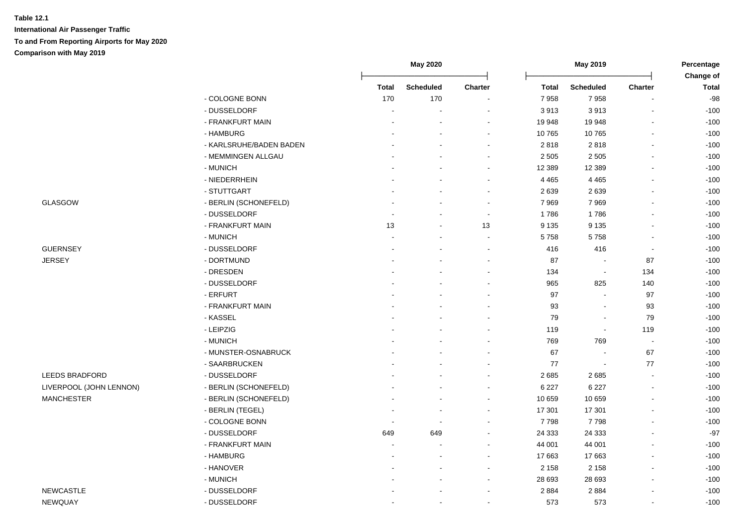**Table 12.1**

**International Air Passenger Traffic**

**To and From Reporting Airports for May 2020**

**Comparison with May 2019**

| | | May 2020 | | | May 2019 | | | Percentage Change of |
|---|---|---|---|---|---|---|---|---|
| | | Total | Scheduled | Charter | Total | Scheduled | Charter | Total |
| | - COLOGNE BONN | 170 | 170 | - | 7 958 | 7 958 | - | -98 |
| | - DUSSELDORF | - | - | - | 3 913 | 3 913 | - | -100 |
| | - FRANKFURT MAIN | - | - | - | 19 948 | 19 948 | - | -100 |
| | - HAMBURG | - | - | - | 10 765 | 10 765 | - | -100 |
| | - KARLSRUHE/BADEN BADEN | - | - | - | 2 818 | 2 818 | - | -100 |
| | - MEMMINGEN ALLGAU | - | - | - | 2 505 | 2 505 | - | -100 |
| | - MUNICH | - | - | - | 12 389 | 12 389 | - | -100 |
| | - NIEDERRHEIN | - | - | - | 4 465 | 4 465 | - | -100 |
| | - STUTTGART | - | - | - | 2 639 | 2 639 | - | -100 |
| GLASGOW | - BERLIN (SCHONEFELD) | - | - | - | 7 969 | 7 969 | - | -100 |
| | - DUSSELDORF | - | - | - | 1 786 | 1 786 | - | -100 |
| | - FRANKFURT MAIN | 13 | - | 13 | 9 135 | 9 135 | - | -100 |
| | - MUNICH | - | - | - | 5 758 | 5 758 | - | -100 |
| GUERNSEY | - DUSSELDORF | - | - | - | 416 | 416 | - | -100 |
| JERSEY | - DORTMUND | - | - | - | 87 | - | 87 | -100 |
| | - DRESDEN | - | - | - | 134 | - | 134 | -100 |
| | - DUSSELDORF | - | - | - | 965 | 825 | 140 | -100 |
| | - ERFURT | - | - | - | 97 | - | 97 | -100 |
| | - FRANKFURT MAIN | - | - | - | 93 | - | 93 | -100 |
| | - KASSEL | - | - | - | 79 | - | 79 | -100 |
| | - LEIPZIG | - | - | - | 119 | - | 119 | -100 |
| | - MUNICH | - | - | - | 769 | 769 | - | -100 |
| | - MUNSTER-OSNABRUCK | - | - | - | 67 | - | 67 | -100 |
| | - SAARBRUCKEN | - | - | - | 77 | - | 77 | -100 |
| LEEDS BRADFORD | - DUSSELDORF | - | - | - | 2 685 | 2 685 | - | -100 |
| LIVERPOOL (JOHN LENNON) | - BERLIN (SCHONEFELD) | - | - | - | 6 227 | 6 227 | - | -100 |
| MANCHESTER | - BERLIN (SCHONEFELD) | - | - | - | 10 659 | 10 659 | - | -100 |
| | - BERLIN (TEGEL) | - | - | - | 17 301 | 17 301 | - | -100 |
| | - COLOGNE BONN | - | - | - | 7 798 | 7 798 | - | -100 |
| | - DUSSELDORF | 649 | 649 | - | 24 333 | 24 333 | - | -97 |
| | - FRANKFURT MAIN | - | - | - | 44 001 | 44 001 | - | -100 |
| | - HAMBURG | - | - | - | 17 663 | 17 663 | - | -100 |
| | - HANOVER | - | - | - | 2 158 | 2 158 | - | -100 |
| | - MUNICH | - | - | - | 28 693 | 28 693 | - | -100 |
| NEWCASTLE | - DUSSELDORF | - | - | - | 2 884 | 2 884 | - | -100 |
| NEWQUAY | - DUSSELDORF | - | - | - | 573 | 573 | - | -100 |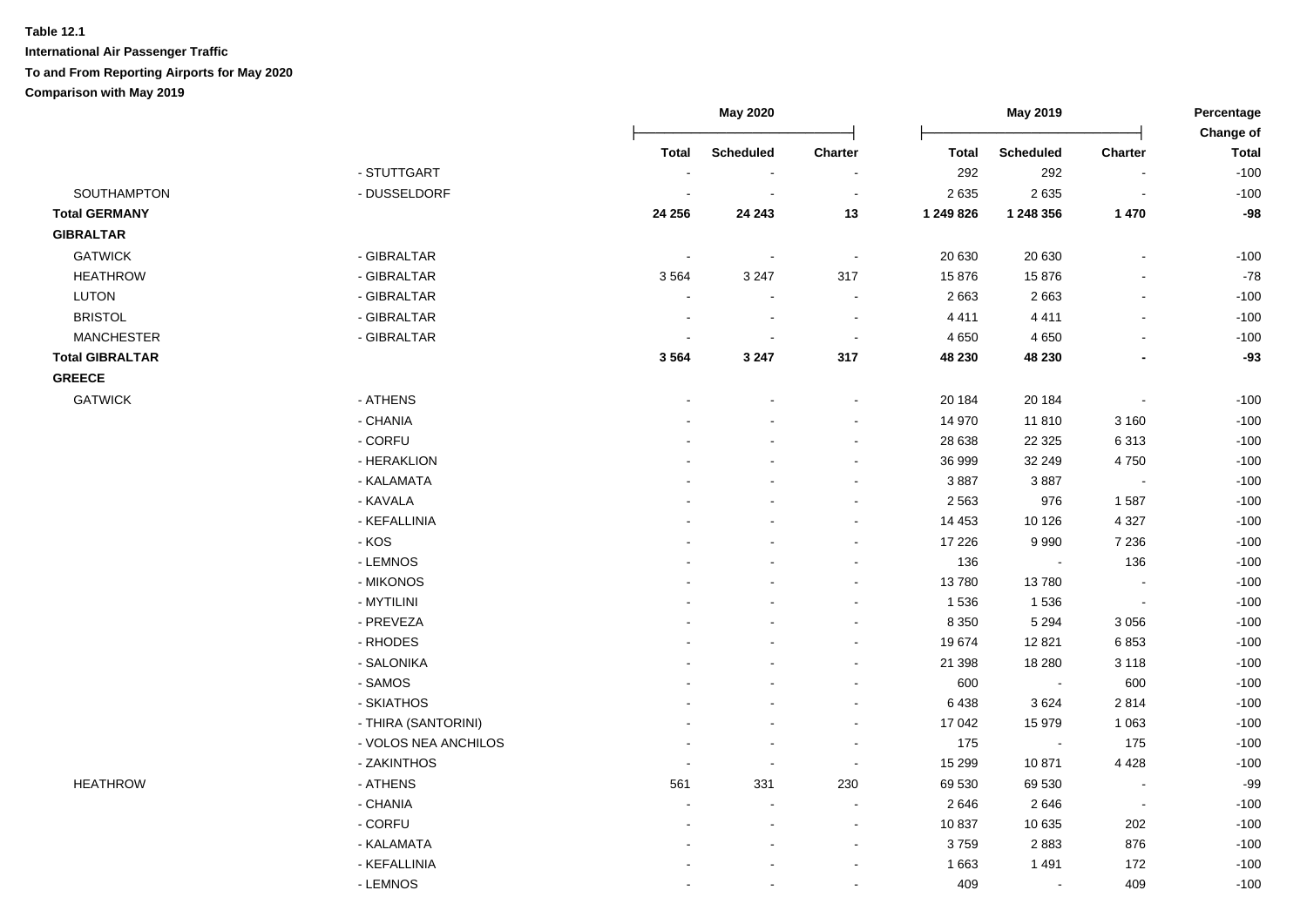**Table 12.1**

**International Air Passenger Traffic**

**To and From Reporting Airports for May 2020**

**Comparison with May 2019**

| | | May 2020 | | | May 2019 | | | Percentage Change of |
|---|---|---|---|---|---|---|---|---|
| | | Total | Scheduled | Charter | Total | Scheduled | Charter | Total |
| | - STUTTGART | - | - | - | 292 | 292 | - | -100 |
| SOUTHAMPTON | - DUSSELDORF | - | - | - | 2 635 | 2 635 | - | -100 |
| **Total GERMANY** | | **24 256** | **24 243** | **13** | **1 249 826** | **1 248 356** | **1 470** | **-98** |
| **GIBRALTAR** | | | | | | | | |
| GATWICK | - GIBRALTAR | - | - | - | 20 630 | 20 630 | - | -100 |
| HEATHROW | - GIBRALTAR | 3 564 | 3 247 | 317 | 15 876 | 15 876 | - | -78 |
| LUTON | - GIBRALTAR | - | - | - | 2 663 | 2 663 | - | -100 |
| BRISTOL | - GIBRALTAR | - | - | - | 4 411 | 4 411 | - | -100 |
| MANCHESTER | - GIBRALTAR | - | - | - | 4 650 | 4 650 | - | -100 |
| **Total GIBRALTAR** | | **3 564** | **3 247** | **317** | **48 230** | **48 230** | **-** | **-93** |
| **GREECE** | | | | | | | | |
| GATWICK | - ATHENS | - | - | - | 20 184 | 20 184 | - | -100 |
| | - CHANIA | - | - | - | 14 970 | 11 810 | 3 160 | -100 |
| | - CORFU | - | - | - | 28 638 | 22 325 | 6 313 | -100 |
| | - HERAKLION | - | - | - | 36 999 | 32 249 | 4 750 | -100 |
| | - KALAMATA | - | - | - | 3 887 | 3 887 | - | -100 |
| | - KAVALA | - | - | - | 2 563 | 976 | 1 587 | -100 |
| | - KEFALLINIA | - | - | - | 14 453 | 10 126 | 4 327 | -100 |
| | - KOS | - | - | - | 17 226 | 9 990 | 7 236 | -100 |
| | - LEMNOS | - | - | - | 136 | - | 136 | -100 |
| | - MIKONOS | - | - | - | 13 780 | 13 780 | - | -100 |
| | - MYTILINI | - | - | - | 1 536 | 1 536 | - | -100 |
| | - PREVEZA | - | - | - | 8 350 | 5 294 | 3 056 | -100 |
| | - RHODES | - | - | - | 19 674 | 12 821 | 6 853 | -100 |
| | - SALONIKA | - | - | - | 21 398 | 18 280 | 3 118 | -100 |
| | - SAMOS | - | - | - | 600 | - | 600 | -100 |
| | - SKIATHOS | - | - | - | 6 438 | 3 624 | 2 814 | -100 |
| | - THIRA (SANTORINI) | - | - | - | 17 042 | 15 979 | 1 063 | -100 |
| | - VOLOS NEA ANCHILOS | - | - | - | 175 | - | 175 | -100 |
| | - ZAKINTHOS | - | - | - | 15 299 | 10 871 | 4 428 | -100 |
| HEATHROW | - ATHENS | 561 | 331 | 230 | 69 530 | 69 530 | - | -99 |
| | - CHANIA | - | - | - | 2 646 | 2 646 | - | -100 |
| | - CORFU | - | - | - | 10 837 | 10 635 | 202 | -100 |
| | - KALAMATA | - | - | - | 3 759 | 2 883 | 876 | -100 |
| | - KEFALLINIA | - | - | - | 1 663 | 1 491 | 172 | -100 |
| | - LEMNOS | - | - | - | 409 | - | 409 | -100 |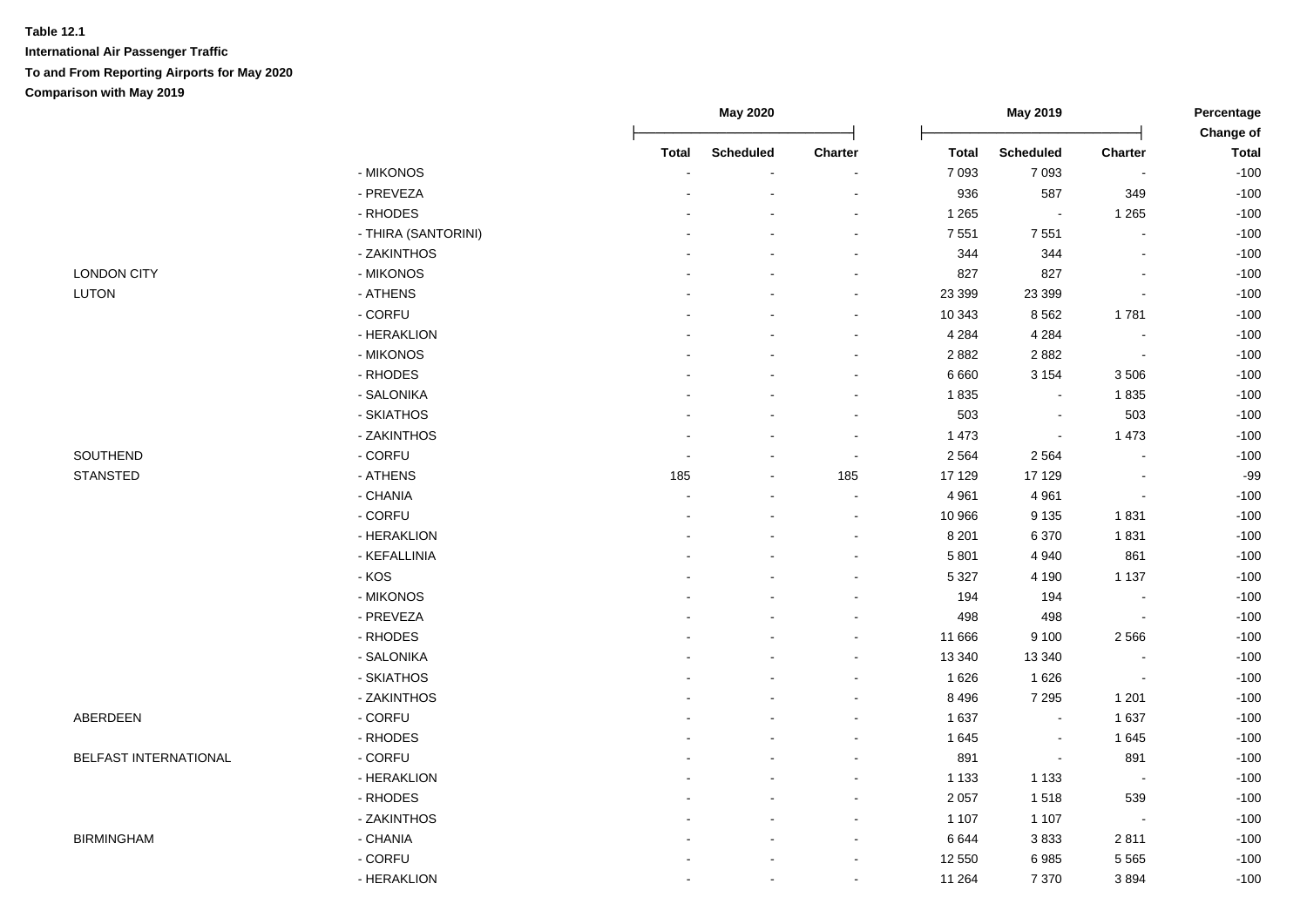**Table 12.1**

**International Air Passenger Traffic**

**To and From Reporting Airports for May 2020**

**Comparison with May 2019**

| | | May 2020 | | | May 2019 | | | Percentage Change of |
|---|---|---|---|---|---|---|---|---|
| | | Total | Scheduled | Charter | Total | Scheduled | Charter | Total |
| | - MIKONOS | - | - | - | 7 093 | 7 093 | - | -100 |
| | - PREVEZA | - | - | - | 936 | 587 | 349 | -100 |
| | - RHODES | - | - | - | 1 265 | - | 1 265 | -100 |
| | - THIRA (SANTORINI) | - | - | - | 7 551 | 7 551 | - | -100 |
| | - ZAKINTHOS | - | - | - | 344 | 344 | - | -100 |
| LONDON CITY | - MIKONOS | - | - | - | 827 | 827 | - | -100 |
| LUTON | - ATHENS | - | - | - | 23 399 | 23 399 | - | -100 |
| | - CORFU | - | - | - | 10 343 | 8 562 | 1 781 | -100 |
| | - HERAKLION | - | - | - | 4 284 | 4 284 | - | -100 |
| | - MIKONOS | - | - | - | 2 882 | 2 882 | - | -100 |
| | - RHODES | - | - | - | 6 660 | 3 154 | 3 506 | -100 |
| | - SALONIKA | - | - | - | 1 835 | - | 1 835 | -100 |
| | - SKIATHOS | - | - | - | 503 | - | 503 | -100 |
| | - ZAKINTHOS | - | - | - | 1 473 | - | 1 473 | -100 |
| SOUTHEND | - CORFU | - | - | - | 2 564 | 2 564 | - | -100 |
| STANSTED | - ATHENS | 185 | - | 185 | 17 129 | 17 129 | - | -99 |
| | - CHANIA | - | - | - | 4 961 | 4 961 | - | -100 |
| | - CORFU | - | - | - | 10 966 | 9 135 | 1 831 | -100 |
| | - HERAKLION | - | - | - | 8 201 | 6 370 | 1 831 | -100 |
| | - KEFALLINIA | - | - | - | 5 801 | 4 940 | 861 | -100 |
| | - KOS | - | - | - | 5 327 | 4 190 | 1 137 | -100 |
| | - MIKONOS | - | - | - | 194 | 194 | - | -100 |
| | - PREVEZA | - | - | - | 498 | 498 | - | -100 |
| | - RHODES | - | - | - | 11 666 | 9 100 | 2 566 | -100 |
| | - SALONIKA | - | - | - | 13 340 | 13 340 | - | -100 |
| | - SKIATHOS | - | - | - | 1 626 | 1 626 | - | -100 |
| | - ZAKINTHOS | - | - | - | 8 496 | 7 295 | 1 201 | -100 |
| ABERDEEN | - CORFU | - | - | - | 1 637 | - | 1 637 | -100 |
| | - RHODES | - | - | - | 1 645 | - | 1 645 | -100 |
| BELFAST INTERNATIONAL | - CORFU | - | - | - | 891 | - | 891 | -100 |
| | - HERAKLION | - | - | - | 1 133 | 1 133 | - | -100 |
| | - RHODES | - | - | - | 2 057 | 1 518 | 539 | -100 |
| | - ZAKINTHOS | - | - | - | 1 107 | 1 107 | - | -100 |
| BIRMINGHAM | - CHANIA | - | - | - | 6 644 | 3 833 | 2 811 | -100 |
| | - CORFU | - | - | - | 12 550 | 6 985 | 5 565 | -100 |
| | - HERAKLION | - | - | - | 11 264 | 7 370 | 3 894 | -100 |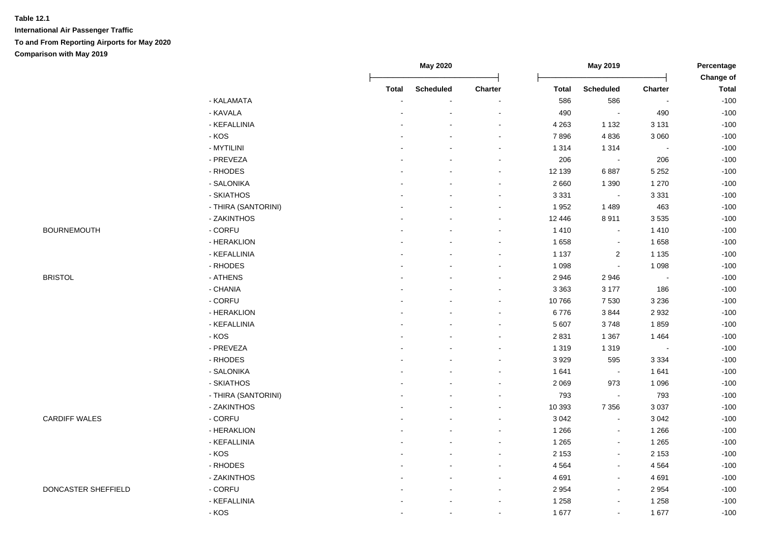**Table 12.1**
**International Air Passenger Traffic**
**To and From Reporting Airports for May 2020**
**Comparison with May 2019**

| | | May 2020 | | | May 2019 | | | Percentage Change of |
|---|---|---|---|---|---|---|---|---|
| | | Total | Scheduled | Charter | Total | Scheduled | Charter | Total |
| | - KALAMATA | - | - | - | 586 | 586 | - | -100 |
| | - KAVALA | - | - | - | 490 | - | 490 | -100 |
| | - KEFALLINIA | - | - | - | 4 263 | 1 132 | 3 131 | -100 |
| | - KOS | - | - | - | 7 896 | 4 836 | 3 060 | -100 |
| | - MYTILINI | - | - | - | 1 314 | 1 314 | - | -100 |
| | - PREVEZA | - | - | - | 206 | - | 206 | -100 |
| | - RHODES | - | - | - | 12 139 | 6 887 | 5 252 | -100 |
| | - SALONIKA | - | - | - | 2 660 | 1 390 | 1 270 | -100 |
| | - SKIATHOS | - | - | - | 3 331 | - | 3 331 | -100 |
| | - THIRA (SANTORINI) | - | - | - | 1 952 | 1 489 | 463 | -100 |
| | - ZAKINTHOS | - | - | - | 12 446 | 8 911 | 3 535 | -100 |
| BOURNEMOUTH | - CORFU | - | - | - | 1 410 | - | 1 410 | -100 |
| | - HERAKLION | - | - | - | 1 658 | - | 1 658 | -100 |
| | - KEFALLINIA | - | - | - | 1 137 | 2 | 1 135 | -100 |
| | - RHODES | - | - | - | 1 098 | - | 1 098 | -100 |
| BRISTOL | - ATHENS | - | - | - | 2 946 | 2 946 | - | -100 |
| | - CHANIA | - | - | - | 3 363 | 3 177 | 186 | -100 |
| | - CORFU | - | - | - | 10 766 | 7 530 | 3 236 | -100 |
| | - HERAKLION | - | - | - | 6 776 | 3 844 | 2 932 | -100 |
| | - KEFALLINIA | - | - | - | 5 607 | 3 748 | 1 859 | -100 |
| | - KOS | - | - | - | 2 831 | 1 367 | 1 464 | -100 |
| | - PREVEZA | - | - | - | 1 319 | 1 319 | - | -100 |
| | - RHODES | - | - | - | 3 929 | 595 | 3 334 | -100 |
| | - SALONIKA | - | - | - | 1 641 | - | 1 641 | -100 |
| | - SKIATHOS | - | - | - | 2 069 | 973 | 1 096 | -100 |
| | - THIRA (SANTORINI) | - | - | - | 793 | - | 793 | -100 |
| | - ZAKINTHOS | - | - | - | 10 393 | 7 356 | 3 037 | -100 |
| CARDIFF WALES | - CORFU | - | - | - | 3 042 | - | 3 042 | -100 |
| | - HERAKLION | - | - | - | 1 266 | - | 1 266 | -100 |
| | - KEFALLINIA | - | - | - | 1 265 | - | 1 265 | -100 |
| | - KOS | - | - | - | 2 153 | - | 2 153 | -100 |
| | - RHODES | - | - | - | 4 564 | - | 4 564 | -100 |
| | - ZAKINTHOS | - | - | - | 4 691 | - | 4 691 | -100 |
| DONCASTER SHEFFIELD | - CORFU | - | - | - | 2 954 | - | 2 954 | -100 |
| | - KEFALLINIA | - | - | - | 1 258 | - | 1 258 | -100 |
| | - KOS | - | - | - | 1 677 | - | 1 677 | -100 |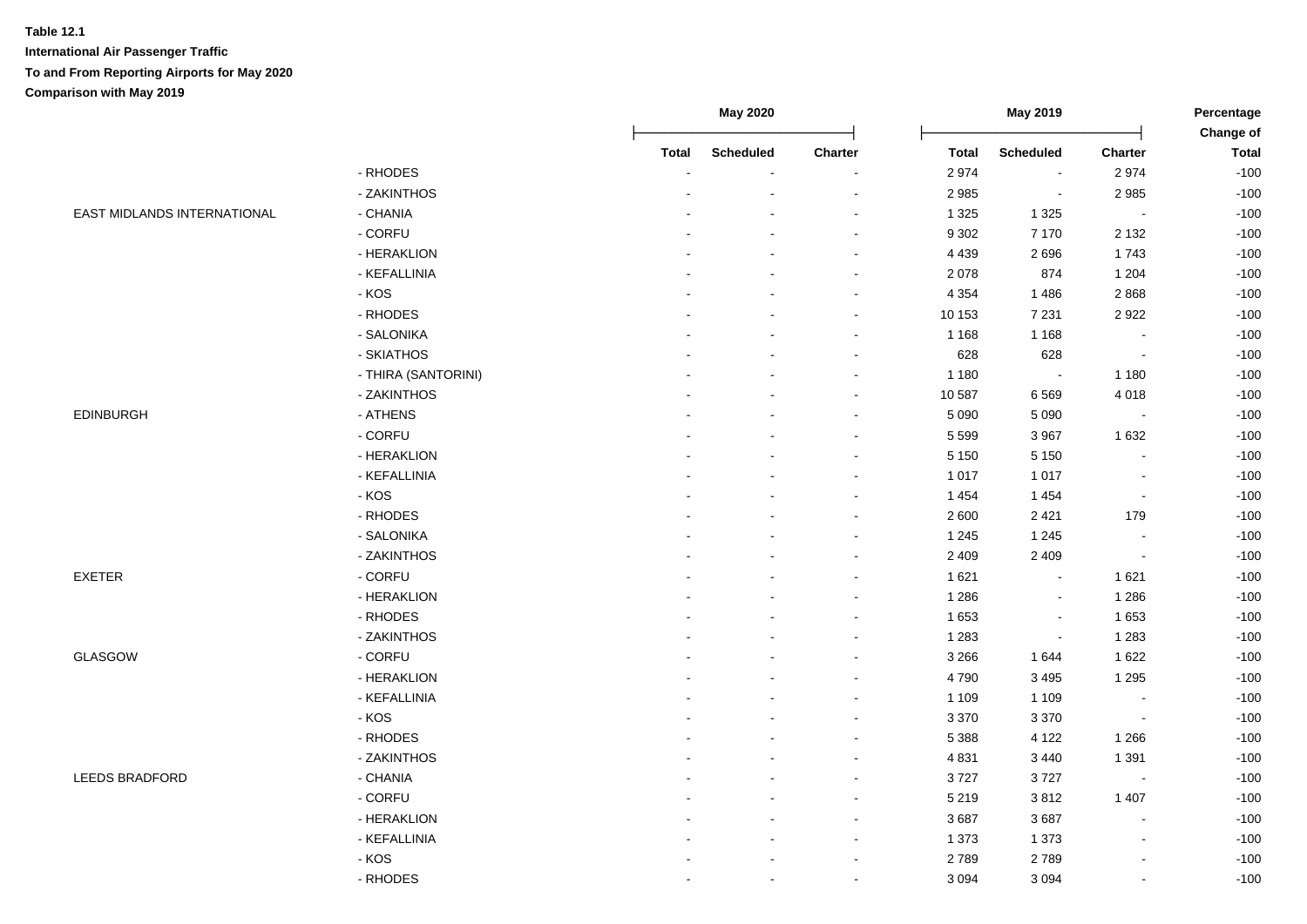**Table 12.1**

**International Air Passenger Traffic**

**To and From Reporting Airports for May 2020**

**Comparison with May 2019**

| | | May 2020 | | | May 2019 | | | Percentage Change of |
|---|---|---|---|---|---|---|---|---|
| | | Total | Scheduled | Charter | Total | Scheduled | Charter | Total |
| | - RHODES | - | - | - | 2 974 | - | 2 974 | -100 |
| | - ZAKINTHOS | - | - | - | 2 985 | - | 2 985 | -100 |
| EAST MIDLANDS INTERNATIONAL | - CHANIA | - | - | - | 1 325 | 1 325 | - | -100 |
| | - CORFU | - | - | - | 9 302 | 7 170 | 2 132 | -100 |
| | - HERAKLION | - | - | - | 4 439 | 2 696 | 1 743 | -100 |
| | - KEFALLINIA | - | - | - | 2 078 | 874 | 1 204 | -100 |
| | - KOS | - | - | - | 4 354 | 1 486 | 2 868 | -100 |
| | - RHODES | - | - | - | 10 153 | 7 231 | 2 922 | -100 |
| | - SALONIKA | - | - | - | 1 168 | 1 168 | - | -100 |
| | - SKIATHOS | - | - | - | 628 | 628 | - | -100 |
| | - THIRA (SANTORINI) | - | - | - | 1 180 | - | 1 180 | -100 |
| | - ZAKINTHOS | - | - | - | 10 587 | 6 569 | 4 018 | -100 |
| EDINBURGH | - ATHENS | - | - | - | 5 090 | 5 090 | - | -100 |
| | - CORFU | - | - | - | 5 599 | 3 967 | 1 632 | -100 |
| | - HERAKLION | - | - | - | 5 150 | 5 150 | - | -100 |
| | - KEFALLINIA | - | - | - | 1 017 | 1 017 | - | -100 |
| | - KOS | - | - | - | 1 454 | 1 454 | - | -100 |
| | - RHODES | - | - | - | 2 600 | 2 421 | 179 | -100 |
| | - SALONIKA | - | - | - | 1 245 | 1 245 | - | -100 |
| | - ZAKINTHOS | - | - | - | 2 409 | 2 409 | - | -100 |
| EXETER | - CORFU | - | - | - | 1 621 | - | 1 621 | -100 |
| | - HERAKLION | - | - | - | 1 286 | - | 1 286 | -100 |
| | - RHODES | - | - | - | 1 653 | - | 1 653 | -100 |
| | - ZAKINTHOS | - | - | - | 1 283 | - | 1 283 | -100 |
| GLASGOW | - CORFU | - | - | - | 3 266 | 1 644 | 1 622 | -100 |
| | - HERAKLION | - | - | - | 4 790 | 3 495 | 1 295 | -100 |
| | - KEFALLINIA | - | - | - | 1 109 | 1 109 | - | -100 |
| | - KOS | - | - | - | 3 370 | 3 370 | - | -100 |
| | - RHODES | - | - | - | 5 388 | 4 122 | 1 266 | -100 |
| | - ZAKINTHOS | - | - | - | 4 831 | 3 440 | 1 391 | -100 |
| LEEDS BRADFORD | - CHANIA | - | - | - | 3 727 | 3 727 | - | -100 |
| | - CORFU | - | - | - | 5 219 | 3 812 | 1 407 | -100 |
| | - HERAKLION | - | - | - | 3 687 | 3 687 | - | -100 |
| | - KEFALLINIA | - | - | - | 1 373 | 1 373 | - | -100 |
| | - KOS | - | - | - | 2 789 | 2 789 | - | -100 |
| | - RHODES | - | - | - | 3 094 | 3 094 | - | -100 |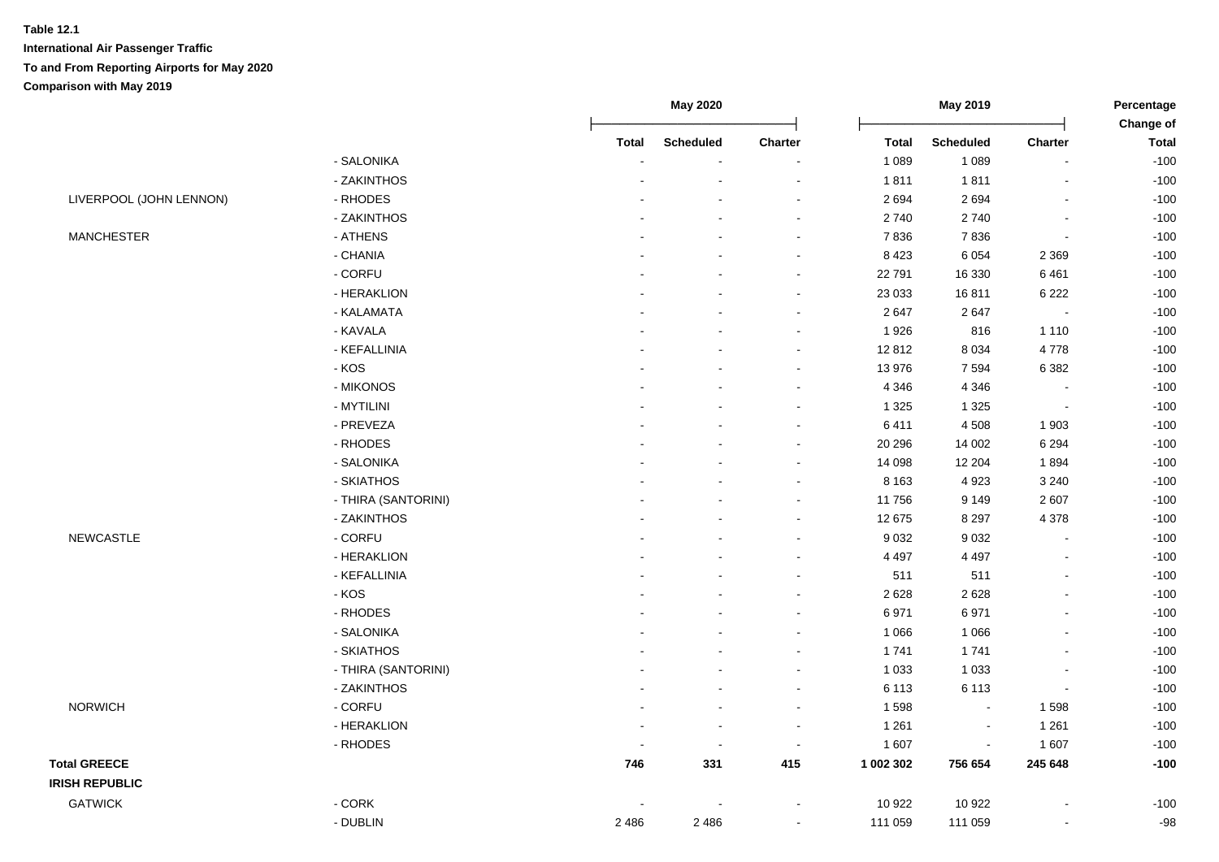**Table 12.1**

**International Air Passenger Traffic**

**To and From Reporting Airports for May 2020**

**Comparison with May 2019**

| | | May 2020 | | | May 2019 | | | Percentage Change of |
|---|---|---|---|---|---|---|---|---|
| | | **Total** | **Scheduled** | **Charter** | **Total** | **Scheduled** | **Charter** | **Total** |
| | - SALONIKA | - | - | - | 1 089 | 1 089 | - | -100 |
| | - ZAKINTHOS | - | - | - | 1 811 | 1 811 | - | -100 |
| LIVERPOOL (JOHN LENNON) | - RHODES | - | - | - | 2 694 | 2 694 | - | -100 |
| | - ZAKINTHOS | - | - | - | 2 740 | 2 740 | - | -100 |
| MANCHESTER | - ATHENS | - | - | - | 7 836 | 7 836 | - | -100 |
| | - CHANIA | - | - | - | 8 423 | 6 054 | 2 369 | -100 |
| | - CORFU | - | - | - | 22 791 | 16 330 | 6 461 | -100 |
| | - HERAKLION | - | - | - | 23 033 | 16 811 | 6 222 | -100 |
| | - KALAMATA | - | - | - | 2 647 | 2 647 | - | -100 |
| | - KAVALA | - | - | - | 1 926 | 816 | 1 110 | -100 |
| | - KEFALLINIA | - | - | - | 12 812 | 8 034 | 4 778 | -100 |
| | - KOS | - | - | - | 13 976 | 7 594 | 6 382 | -100 |
| | - MIKONOS | - | - | - | 4 346 | 4 346 | - | -100 |
| | - MYTILINI | - | - | - | 1 325 | 1 325 | - | -100 |
| | - PREVEZA | - | - | - | 6 411 | 4 508 | 1 903 | -100 |
| | - RHODES | - | - | - | 20 296 | 14 002 | 6 294 | -100 |
| | - SALONIKA | - | - | - | 14 098 | 12 204 | 1 894 | -100 |
| | - SKIATHOS | - | - | - | 8 163 | 4 923 | 3 240 | -100 |
| | - THIRA (SANTORINI) | - | - | - | 11 756 | 9 149 | 2 607 | -100 |
| | - ZAKINTHOS | - | - | - | 12 675 | 8 297 | 4 378 | -100 |
| NEWCASTLE | - CORFU | - | - | - | 9 032 | 9 032 | - | -100 |
| | - HERAKLION | - | - | - | 4 497 | 4 497 | - | -100 |
| | - KEFALLINIA | - | - | - | 511 | 511 | - | -100 |
| | - KOS | - | - | - | 2 628 | 2 628 | - | -100 |
| | - RHODES | - | - | - | 6 971 | 6 971 | - | -100 |
| | - SALONIKA | - | - | - | 1 066 | 1 066 | - | -100 |
| | - SKIATHOS | - | - | - | 1 741 | 1 741 | - | -100 |
| | - THIRA (SANTORINI) | - | - | - | 1 033 | 1 033 | - | -100 |
| | - ZAKINTHOS | - | - | - | 6 113 | 6 113 | - | -100 |
| NORWICH | - CORFU | - | - | - | 1 598 | - | 1 598 | -100 |
| | - HERAKLION | - | - | - | 1 261 | - | 1 261 | -100 |
| | - RHODES | - | - | - | 1 607 | - | 1 607 | -100 |
| **Total GREECE** | | **746** | **331** | **415** | **1 002 302** | **756 654** | **245 648** | **-100** |
| **IRISH REPUBLIC** | | | | | | | | |
| GATWICK | - CORK | - | - | - | 10 922 | 10 922 | - | -100 |
| | - DUBLIN | 2 486 | 2 486 | - | 111 059 | 111 059 | - | -98 |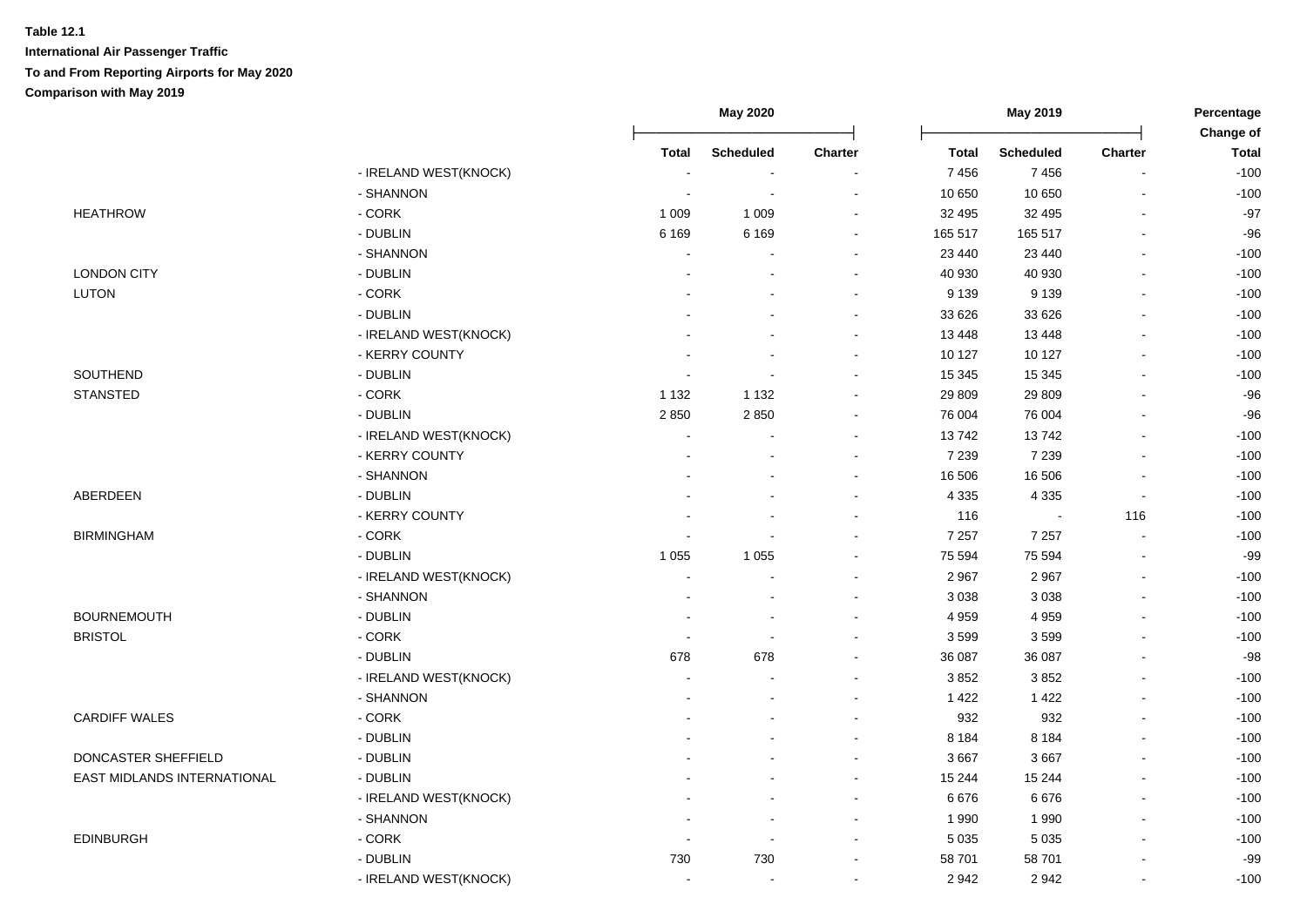**Table 12.1**

**International Air Passenger Traffic**

**To and From Reporting Airports for May 2020**

**Comparison with May 2019**

| | | May 2020 | | | May 2019 | | | Percentage Change of |
|---|---|---|---|---|---|---|---|---|
| | | Total | Scheduled | Charter | Total | Scheduled | Charter | Total |
| | - IRELAND WEST(KNOCK) | - | - | - | 7 456 | 7 456 | - | -100 |
| | - SHANNON | - | - | - | 10 650 | 10 650 | - | -100 |
| HEATHROW | - CORK | 1 009 | 1 009 | - | 32 495 | 32 495 | - | -97 |
| | - DUBLIN | 6 169 | 6 169 | - | 165 517 | 165 517 | - | -96 |
| | - SHANNON | - | - | - | 23 440 | 23 440 | - | -100 |
| LONDON CITY | - DUBLIN | - | - | - | 40 930 | 40 930 | - | -100 |
| LUTON | - CORK | - | - | - | 9 139 | 9 139 | - | -100 |
| | - DUBLIN | - | - | - | 33 626 | 33 626 | - | -100 |
| | - IRELAND WEST(KNOCK) | - | - | - | 13 448 | 13 448 | - | -100 |
| | - KERRY COUNTY | - | - | - | 10 127 | 10 127 | - | -100 |
| SOUTHEND | - DUBLIN | - | - | - | 15 345 | 15 345 | - | -100 |
| STANSTED | - CORK | 1 132 | 1 132 | - | 29 809 | 29 809 | - | -96 |
| | - DUBLIN | 2 850 | 2 850 | - | 76 004 | 76 004 | - | -96 |
| | - IRELAND WEST(KNOCK) | - | - | - | 13 742 | 13 742 | - | -100 |
| | - KERRY COUNTY | - | - | - | 7 239 | 7 239 | - | -100 |
| | - SHANNON | - | - | - | 16 506 | 16 506 | - | -100 |
| ABERDEEN | - DUBLIN | - | - | - | 4 335 | 4 335 | - | -100 |
| | - KERRY COUNTY | - | - | - | 116 | - | 116 | -100 |
| BIRMINGHAM | - CORK | - | - | - | 7 257 | 7 257 | - | -100 |
| | - DUBLIN | 1 055 | 1 055 | - | 75 594 | 75 594 | - | -99 |
| | - IRELAND WEST(KNOCK) | - | - | - | 2 967 | 2 967 | - | -100 |
| | - SHANNON | - | - | - | 3 038 | 3 038 | - | -100 |
| BOURNEMOUTH | - DUBLIN | - | - | - | 4 959 | 4 959 | - | -100 |
| BRISTOL | - CORK | - | - | - | 3 599 | 3 599 | - | -100 |
| | - DUBLIN | 678 | 678 | - | 36 087 | 36 087 | - | -98 |
| | - IRELAND WEST(KNOCK) | - | - | - | 3 852 | 3 852 | - | -100 |
| | - SHANNON | - | - | - | 1 422 | 1 422 | - | -100 |
| CARDIFF WALES | - CORK | - | - | - | 932 | 932 | - | -100 |
| | - DUBLIN | - | - | - | 8 184 | 8 184 | - | -100 |
| DONCASTER SHEFFIELD | - DUBLIN | - | - | - | 3 667 | 3 667 | - | -100 |
| EAST MIDLANDS INTERNATIONAL | - DUBLIN | - | - | - | 15 244 | 15 244 | - | -100 |
| | - IRELAND WEST(KNOCK) | - | - | - | 6 676 | 6 676 | - | -100 |
| | - SHANNON | - | - | - | 1 990 | 1 990 | - | -100 |
| EDINBURGH | - CORK | - | - | - | 5 035 | 5 035 | - | -100 |
| | - DUBLIN | 730 | 730 | - | 58 701 | 58 701 | - | -99 |
| | - IRELAND WEST(KNOCK) | - | - | - | 2 942 | 2 942 | - | -100 |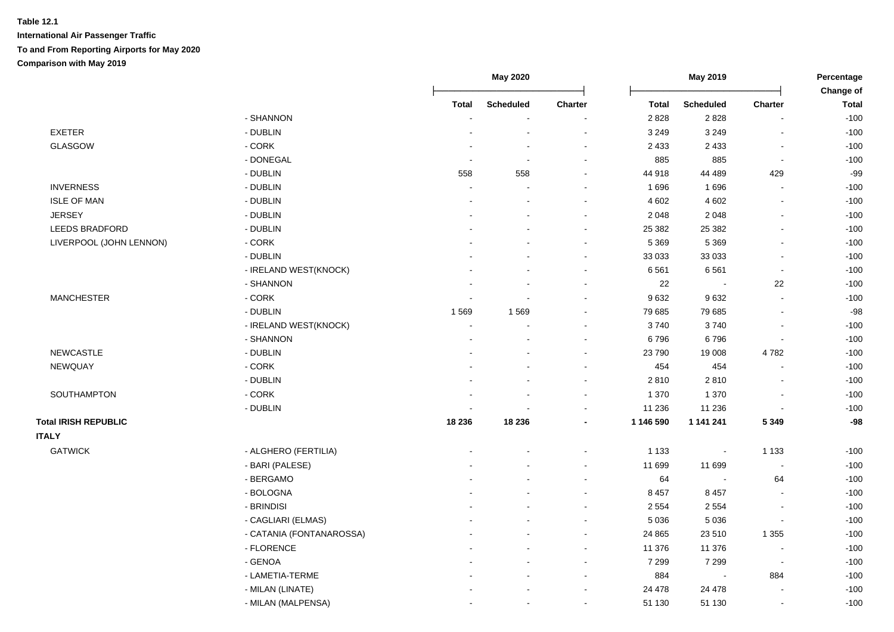**Table 12.1**

**International Air Passenger Traffic**

**To and From Reporting Airports for May 2020**

**Comparison with May 2019**

| | | May 2020 | | | May 2019 | | | Percentage Change of |
|---|---|---|---|---|---|---|---|---|
| | | Total | Scheduled | Charter | Total | Scheduled | Charter | Total |
| | - SHANNON | - | - | - | 2 828 | 2 828 | - | -100 |
| EXETER | - DUBLIN | - | - | - | 3 249 | 3 249 | - | -100 |
| GLASGOW | - CORK | - | - | - | 2 433 | 2 433 | - | -100 |
| | - DONEGAL | - | - | - | 885 | 885 | - | -100 |
| | - DUBLIN | 558 | 558 | - | 44 918 | 44 489 | 429 | -99 |
| INVERNESS | - DUBLIN | - | - | - | 1 696 | 1 696 | - | -100 |
| ISLE OF MAN | - DUBLIN | - | - | - | 4 602 | 4 602 | - | -100 |
| JERSEY | - DUBLIN | - | - | - | 2 048 | 2 048 | - | -100 |
| LEEDS BRADFORD | - DUBLIN | - | - | - | 25 382 | 25 382 | - | -100 |
| LIVERPOOL (JOHN LENNON) | - CORK | - | - | - | 5 369 | 5 369 | - | -100 |
| | - DUBLIN | - | - | - | 33 033 | 33 033 | - | -100 |
| | - IRELAND WEST(KNOCK) | - | - | - | 6 561 | 6 561 | - | -100 |
| | - SHANNON | - | - | - | 22 | - | 22 | -100 |
| MANCHESTER | - CORK | - | - | - | 9 632 | 9 632 | - | -100 |
| | - DUBLIN | 1 569 | 1 569 | - | 79 685 | 79 685 | - | -98 |
| | - IRELAND WEST(KNOCK) | - | - | - | 3 740 | 3 740 | - | -100 |
| | - SHANNON | - | - | - | 6 796 | 6 796 | - | -100 |
| NEWCASTLE | - DUBLIN | - | - | - | 23 790 | 19 008 | 4 782 | -100 |
| NEWQUAY | - CORK | - | - | - | 454 | 454 | - | -100 |
| | - DUBLIN | - | - | - | 2 810 | 2 810 | - | -100 |
| SOUTHAMPTON | - CORK | - | - | - | 1 370 | 1 370 | - | -100 |
| | - DUBLIN | - | - | - | 11 236 | 11 236 | - | -100 |
| **Total IRISH REPUBLIC** | | **18 236** | **18 236** | **-** | **1 146 590** | **1 141 241** | **5 349** | **-98** |
| **ITALY** | | | | | | | | |
| GATWICK | - ALGHERO (FERTILIA) | - | - | - | 1 133 | - | 1 133 | -100 |
| | - BARI (PALESE) | - | - | - | 11 699 | 11 699 | - | -100 |
| | - BERGAMO | - | - | - | 64 | - | 64 | -100 |
| | - BOLOGNA | - | - | - | 8 457 | 8 457 | - | -100 |
| | - BRINDISI | - | - | - | 2 554 | 2 554 | - | -100 |
| | - CAGLIARI (ELMAS) | - | - | - | 5 036 | 5 036 | - | -100 |
| | - CATANIA (FONTANAROSSA) | - | - | - | 24 865 | 23 510 | 1 355 | -100 |
| | - FLORENCE | - | - | - | 11 376 | 11 376 | - | -100 |
| | - GENOA | - | - | - | 7 299 | 7 299 | - | -100 |
| | - LAMETIA-TERME | - | - | - | 884 | - | 884 | -100 |
| | - MILAN (LINATE) | - | - | - | 24 478 | 24 478 | - | -100 |
| | - MILAN (MALPENSA) | - | - | - | 51 130 | 51 130 | - | -100 |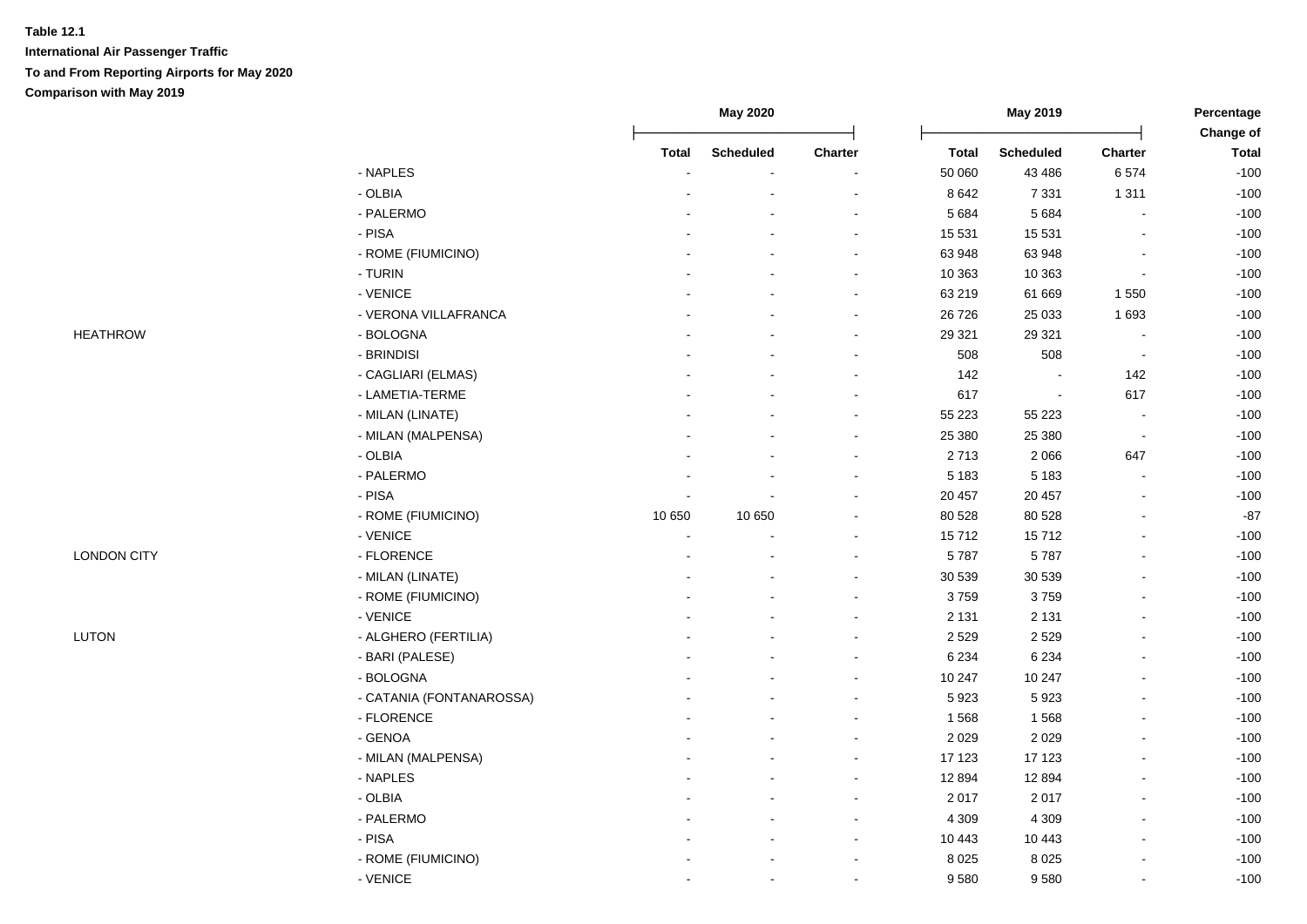**Table 12.1**

**International Air Passenger Traffic**

**To and From Reporting Airports for May 2020**

**Comparison with May 2019**

| | | May 2020 | | | May 2019 | | | Percentage Change of |
|---|---|---|---|---|---|---|---|---|
| | | Total | Scheduled | Charter | Total | Scheduled | Charter | Total |
| | - NAPLES | - | - | - | 50 060 | 43 486 | 6 574 | -100 |
| | - OLBIA | - | - | - | 8 642 | 7 331 | 1 311 | -100 |
| | - PALERMO | - | - | - | 5 684 | 5 684 | - | -100 |
| | - PISA | - | - | - | 15 531 | 15 531 | - | -100 |
| | - ROME (FIUMICINO) | - | - | - | 63 948 | 63 948 | - | -100 |
| | - TURIN | - | - | - | 10 363 | 10 363 | - | -100 |
| | - VENICE | - | - | - | 63 219 | 61 669 | 1 550 | -100 |
| | - VERONA VILLAFRANCA | - | - | - | 26 726 | 25 033 | 1 693 | -100 |
| HEATHROW | - BOLOGNA | - | - | - | 29 321 | 29 321 | - | -100 |
| | - BRINDISI | - | - | - | 508 | 508 | - | -100 |
| | - CAGLIARI (ELMAS) | - | - | - | 142 | - | 142 | -100 |
| | - LAMETIA-TERME | - | - | - | 617 | - | 617 | -100 |
| | - MILAN (LINATE) | - | - | - | 55 223 | 55 223 | - | -100 |
| | - MILAN (MALPENSA) | - | - | - | 25 380 | 25 380 | - | -100 |
| | - OLBIA | - | - | - | 2 713 | 2 066 | 647 | -100 |
| | - PALERMO | - | - | - | 5 183 | 5 183 | - | -100 |
| | - PISA | - | - | - | 20 457 | 20 457 | - | -100 |
| | - ROME (FIUMICINO) | 10 650 | 10 650 | - | 80 528 | 80 528 | - | -87 |
| | - VENICE | - | - | - | 15 712 | 15 712 | - | -100 |
| LONDON CITY | - FLORENCE | - | - | - | 5 787 | 5 787 | - | -100 |
| | - MILAN (LINATE) | - | - | - | 30 539 | 30 539 | - | -100 |
| | - ROME (FIUMICINO) | - | - | - | 3 759 | 3 759 | - | -100 |
| | - VENICE | - | - | - | 2 131 | 2 131 | - | -100 |
| LUTON | - ALGHERO (FERTILIA) | - | - | - | 2 529 | 2 529 | - | -100 |
| | - BARI (PALESE) | - | - | - | 6 234 | 6 234 | - | -100 |
| | - BOLOGNA | - | - | - | 10 247 | 10 247 | - | -100 |
| | - CATANIA (FONTANAROSSA) | - | - | - | 5 923 | 5 923 | - | -100 |
| | - FLORENCE | - | - | - | 1 568 | 1 568 | - | -100 |
| | - GENOA | - | - | - | 2 029 | 2 029 | - | -100 |
| | - MILAN (MALPENSA) | - | - | - | 17 123 | 17 123 | - | -100 |
| | - NAPLES | - | - | - | 12 894 | 12 894 | - | -100 |
| | - OLBIA | - | - | - | 2 017 | 2 017 | - | -100 |
| | - PALERMO | - | - | - | 4 309 | 4 309 | - | -100 |
| | - PISA | - | - | - | 10 443 | 10 443 | - | -100 |
| | - ROME (FIUMICINO) | - | - | - | 8 025 | 8 025 | - | -100 |
| | - VENICE | - | - | - | 9 580 | 9 580 | - | -100 |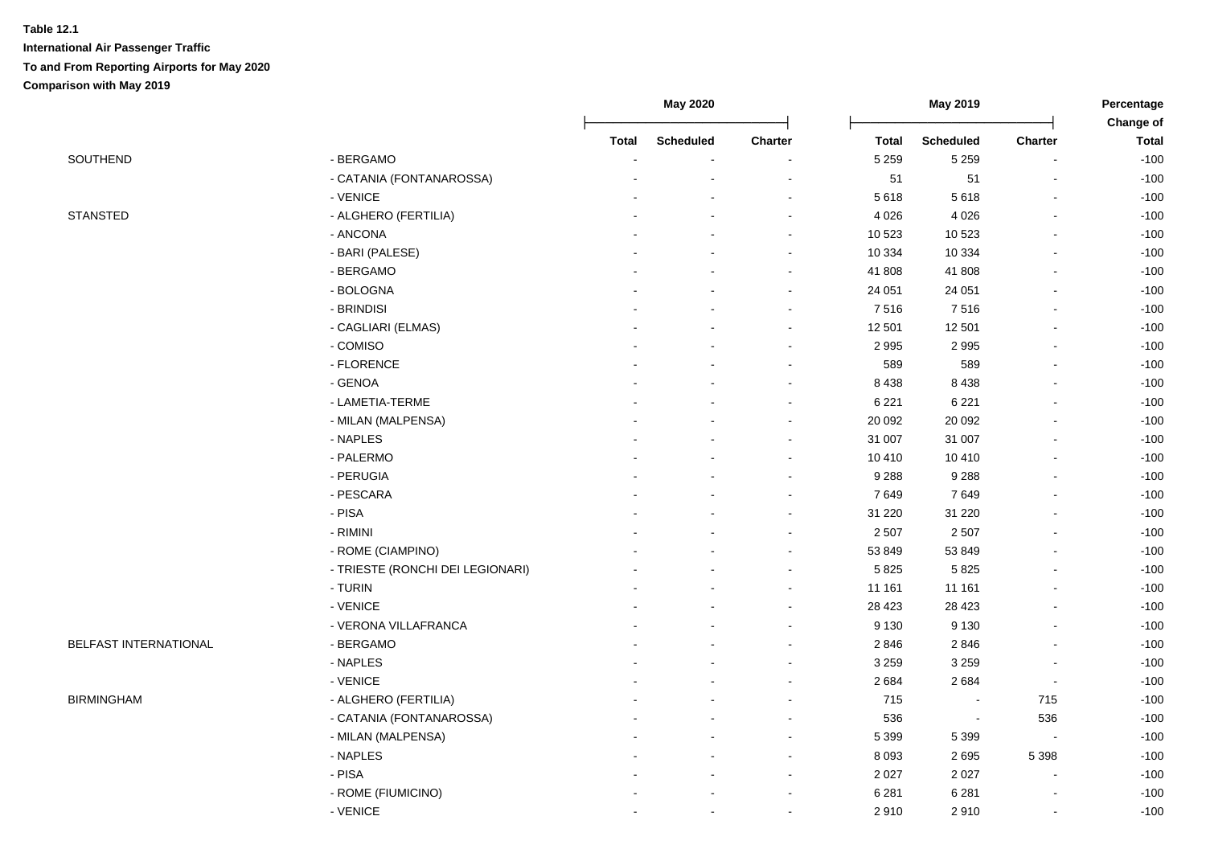**Table 12.1**

**International Air Passenger Traffic**

**To and From Reporting Airports for May 2020**

**Comparison with May 2019**

| | | May 2020 | | | May 2019 | | | Percentage Change of |
|---|---|---|---|---|---|---|---|---|
| | | Total | Scheduled | Charter | Total | Scheduled | Charter | Total |
| SOUTHEND | - BERGAMO | - | - | - | 5 259 | 5 259 | - | -100 |
| | - CATANIA (FONTANAROSSA) | - | - | - | 51 | 51 | - | -100 |
| | - VENICE | - | - | - | 5 618 | 5 618 | - | -100 |
| STANSTED | - ALGHERO (FERTILIA) | - | - | - | 4 026 | 4 026 | - | -100 |
| | - ANCONA | - | - | - | 10 523 | 10 523 | - | -100 |
| | - BARI (PALESE) | - | - | - | 10 334 | 10 334 | - | -100 |
| | - BERGAMO | - | - | - | 41 808 | 41 808 | - | -100 |
| | - BOLOGNA | - | - | - | 24 051 | 24 051 | - | -100 |
| | - BRINDISI | - | - | - | 7 516 | 7 516 | - | -100 |
| | - CAGLIARI (ELMAS) | - | - | - | 12 501 | 12 501 | - | -100 |
| | - COMISO | - | - | - | 2 995 | 2 995 | - | -100 |
| | - FLORENCE | - | - | - | 589 | 589 | - | -100 |
| | - GENOA | - | - | - | 8 438 | 8 438 | - | -100 |
| | - LAMETIA-TERME | - | - | - | 6 221 | 6 221 | - | -100 |
| | - MILAN (MALPENSA) | - | - | - | 20 092 | 20 092 | - | -100 |
| | - NAPLES | - | - | - | 31 007 | 31 007 | - | -100 |
| | - PALERMO | - | - | - | 10 410 | 10 410 | - | -100 |
| | - PERUGIA | - | - | - | 9 288 | 9 288 | - | -100 |
| | - PESCARA | - | - | - | 7 649 | 7 649 | - | -100 |
| | - PISA | - | - | - | 31 220 | 31 220 | - | -100 |
| | - RIMINI | - | - | - | 2 507 | 2 507 | - | -100 |
| | - ROME (CIAMPINO) | - | - | - | 53 849 | 53 849 | - | -100 |
| | - TRIESTE (RONCHI DEI LEGIONARI) | - | - | - | 5 825 | 5 825 | - | -100 |
| | - TURIN | - | - | - | 11 161 | 11 161 | - | -100 |
| | - VENICE | - | - | - | 28 423 | 28 423 | - | -100 |
| | - VERONA VILLAFRANCA | - | - | - | 9 130 | 9 130 | - | -100 |
| BELFAST INTERNATIONAL | - BERGAMO | - | - | - | 2 846 | 2 846 | - | -100 |
| | - NAPLES | - | - | - | 3 259 | 3 259 | - | -100 |
| | - VENICE | - | - | - | 2 684 | 2 684 | - | -100 |
| BIRMINGHAM | - ALGHERO (FERTILIA) | - | - | - | 715 | - | 715 | -100 |
| | - CATANIA (FONTANAROSSA) | - | - | - | 536 | - | 536 | -100 |
| | - MILAN (MALPENSA) | - | - | - | 5 399 | 5 399 | - | -100 |
| | - NAPLES | - | - | - | 8 093 | 2 695 | 5 398 | -100 |
| | - PISA | - | - | - | 2 027 | 2 027 | - | -100 |
| | - ROME (FIUMICINO) | - | - | - | 6 281 | 6 281 | - | -100 |
| | - VENICE | - | - | - | 2 910 | 2 910 | - | -100 |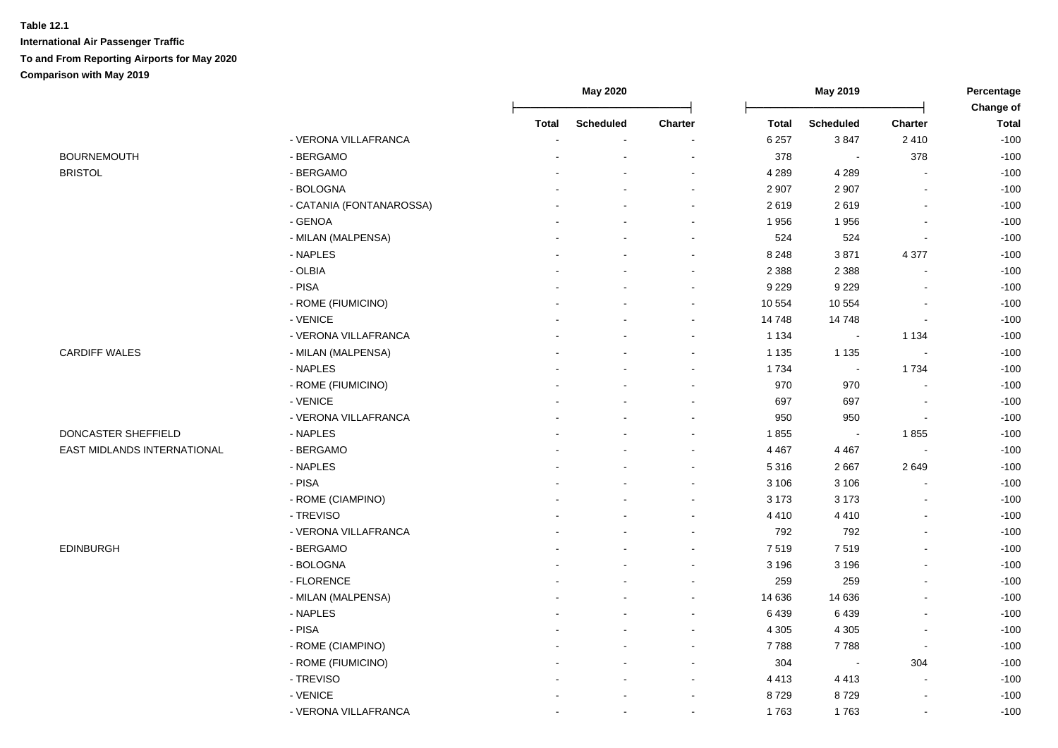**Table 12.1**

**International Air Passenger Traffic**

**To and From Reporting Airports for May 2020**

**Comparison with May 2019**

| | | May 2020 | | | May 2019 | | | Percentage Change of |
|---|---|---|---|---|---|---|---|---|
| | | Total | Scheduled | Charter | Total | Scheduled | Charter | Total |
| | - VERONA VILLAFRANCA | - | - | - | 6 257 | 3 847 | 2 410 | -100 |
| BOURNEMOUTH | - BERGAMO | - | - | - | 378 | - | 378 | -100 |
| BRISTOL | - BERGAMO | - | - | - | 4 289 | 4 289 | - | -100 |
| | - BOLOGNA | - | - | - | 2 907 | 2 907 | - | -100 |
| | - CATANIA (FONTANAROSSA) | - | - | - | 2 619 | 2 619 | - | -100 |
| | - GENOA | - | - | - | 1 956 | 1 956 | - | -100 |
| | - MILAN (MALPENSA) | - | - | - | 524 | 524 | - | -100 |
| | - NAPLES | - | - | - | 8 248 | 3 871 | 4 377 | -100 |
| | - OLBIA | - | - | - | 2 388 | 2 388 | - | -100 |
| | - PISA | - | - | - | 9 229 | 9 229 | - | -100 |
| | - ROME (FIUMICINO) | - | - | - | 10 554 | 10 554 | - | -100 |
| | - VENICE | - | - | - | 14 748 | 14 748 | - | -100 |
| | - VERONA VILLAFRANCA | - | - | - | 1 134 | - | 1 134 | -100 |
| CARDIFF WALES | - MILAN (MALPENSA) | - | - | - | 1 135 | 1 135 | - | -100 |
| | - NAPLES | - | - | - | 1 734 | - | 1 734 | -100 |
| | - ROME (FIUMICINO) | - | - | - | 970 | 970 | - | -100 |
| | - VENICE | - | - | - | 697 | 697 | - | -100 |
| | - VERONA VILLAFRANCA | - | - | - | 950 | 950 | - | -100 |
| DONCASTER SHEFFIELD | - NAPLES | - | - | - | 1 855 | - | 1 855 | -100 |
| EAST MIDLANDS INTERNATIONAL | - BERGAMO | - | - | - | 4 467 | 4 467 | - | -100 |
| | - NAPLES | - | - | - | 5 316 | 2 667 | 2 649 | -100 |
| | - PISA | - | - | - | 3 106 | 3 106 | - | -100 |
| | - ROME (CIAMPINO) | - | - | - | 3 173 | 3 173 | - | -100 |
| | - TREVISO | - | - | - | 4 410 | 4 410 | - | -100 |
| | - VERONA VILLAFRANCA | - | - | - | 792 | 792 | - | -100 |
| EDINBURGH | - BERGAMO | - | - | - | 7 519 | 7 519 | - | -100 |
| | - BOLOGNA | - | - | - | 3 196 | 3 196 | - | -100 |
| | - FLORENCE | - | - | - | 259 | 259 | - | -100 |
| | - MILAN (MALPENSA) | - | - | - | 14 636 | 14 636 | - | -100 |
| | - NAPLES | - | - | - | 6 439 | 6 439 | - | -100 |
| | - PISA | - | - | - | 4 305 | 4 305 | - | -100 |
| | - ROME (CIAMPINO) | - | - | - | 7 788 | 7 788 | - | -100 |
| | - ROME (FIUMICINO) | - | - | - | 304 | - | 304 | -100 |
| | - TREVISO | - | - | - | 4 413 | 4 413 | - | -100 |
| | - VENICE | - | - | - | 8 729 | 8 729 | - | -100 |
| | - VERONA VILLAFRANCA | - | - | - | 1 763 | 1 763 | - | -100 |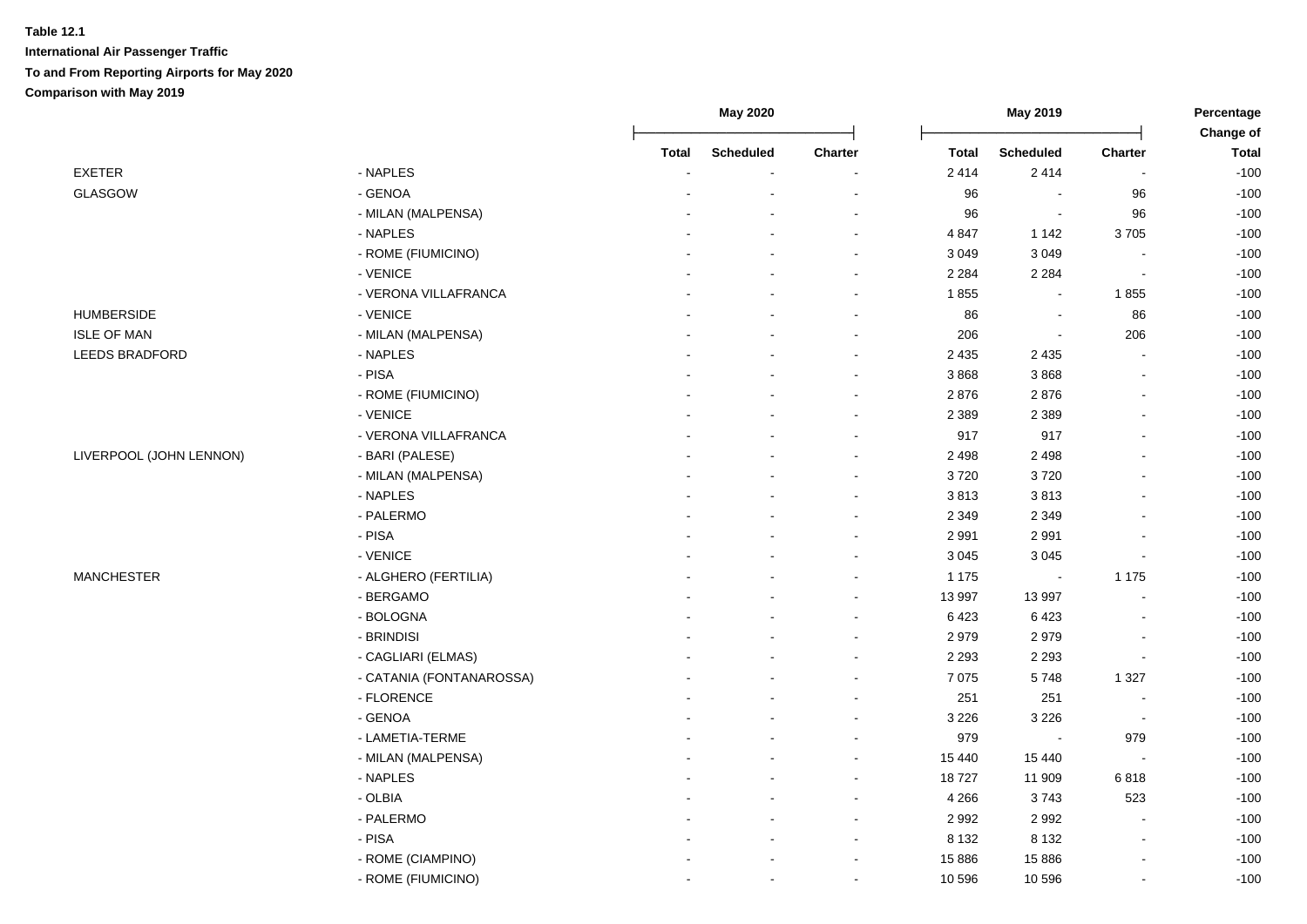**Table 12.1**

**International Air Passenger Traffic**

**To and From Reporting Airports for May 2020**

**Comparison with May 2019**

| | | May 2020 | | | May 2019 | | | Percentage Change of |
|---|---|---|---|---|---|---|---|---|
| | | Total | Scheduled | Charter | Total | Scheduled | Charter | Total |
| EXETER | - NAPLES | - | - | - | 2 414 | 2 414 | - | -100 |
| GLASGOW | - GENOA | - | - | - | 96 | - | 96 | -100 |
| | - MILAN (MALPENSA) | - | - | - | 96 | - | 96 | -100 |
| | - NAPLES | - | - | - | 4 847 | 1 142 | 3 705 | -100 |
| | - ROME (FIUMICINO) | - | - | - | 3 049 | 3 049 | - | -100 |
| | - VENICE | - | - | - | 2 284 | 2 284 | - | -100 |
| | - VERONA VILLAFRANCA | - | - | - | 1 855 | - | 1 855 | -100 |
| HUMBERSIDE | - VENICE | - | - | - | 86 | - | 86 | -100 |
| ISLE OF MAN | - MILAN (MALPENSA) | - | - | - | 206 | - | 206 | -100 |
| LEEDS BRADFORD | - NAPLES | - | - | - | 2 435 | 2 435 | - | -100 |
| | - PISA | - | - | - | 3 868 | 3 868 | - | -100 |
| | - ROME (FIUMICINO) | - | - | - | 2 876 | 2 876 | - | -100 |
| | - VENICE | - | - | - | 2 389 | 2 389 | - | -100 |
| | - VERONA VILLAFRANCA | - | - | - | 917 | 917 | - | -100 |
| LIVERPOOL (JOHN LENNON) | - BARI (PALESE) | - | - | - | 2 498 | 2 498 | - | -100 |
| | - MILAN (MALPENSA) | - | - | - | 3 720 | 3 720 | - | -100 |
| | - NAPLES | - | - | - | 3 813 | 3 813 | - | -100 |
| | - PALERMO | - | - | - | 2 349 | 2 349 | - | -100 |
| | - PISA | - | - | - | 2 991 | 2 991 | - | -100 |
| | - VENICE | - | - | - | 3 045 | 3 045 | - | -100 |
| MANCHESTER | - ALGHERO (FERTILIA) | - | - | - | 1 175 | - | 1 175 | -100 |
| | - BERGAMO | - | - | - | 13 997 | 13 997 | - | -100 |
| | - BOLOGNA | - | - | - | 6 423 | 6 423 | - | -100 |
| | - BRINDISI | - | - | - | 2 979 | 2 979 | - | -100 |
| | - CAGLIARI (ELMAS) | - | - | - | 2 293 | 2 293 | - | -100 |
| | - CATANIA (FONTANAROSSA) | - | - | - | 7 075 | 5 748 | 1 327 | -100 |
| | - FLORENCE | - | - | - | 251 | 251 | - | -100 |
| | - GENOA | - | - | - | 3 226 | 3 226 | - | -100 |
| | - LAMETIA-TERME | - | - | - | 979 | - | 979 | -100 |
| | - MILAN (MALPENSA) | - | - | - | 15 440 | 15 440 | - | -100 |
| | - NAPLES | - | - | - | 18 727 | 11 909 | 6 818 | -100 |
| | - OLBIA | - | - | - | 4 266 | 3 743 | 523 | -100 |
| | - PALERMO | - | - | - | 2 992 | 2 992 | - | -100 |
| | - PISA | - | - | - | 8 132 | 8 132 | - | -100 |
| | - ROME (CIAMPINO) | - | - | - | 15 886 | 15 886 | - | -100 |
| | - ROME (FIUMICINO) | - | - | - | 10 596 | 10 596 | - | -100 |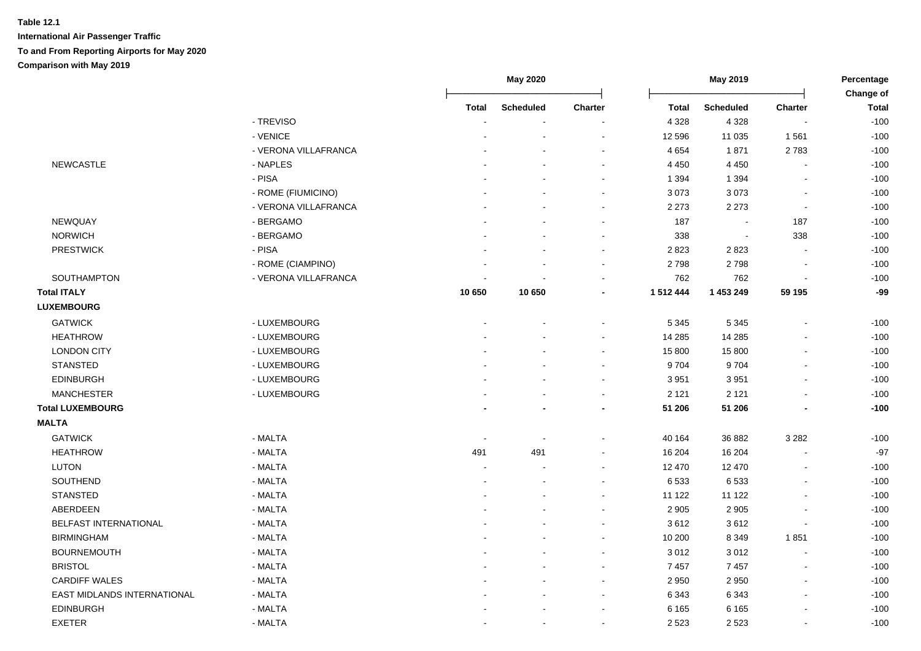**Table 12.1**

**International Air Passenger Traffic**

**To and From Reporting Airports for May 2020**

**Comparison with May 2019**

| | | May 2020 | | | May 2019 | | | Percentage Change of |
|---|---|---|---|---|---|---|---|---|
| | | Total | Scheduled | Charter | Total | Scheduled | Charter | Total |
| | - TREVISO | - | - | - | 4 328 | 4 328 | - | -100 |
| | - VENICE | - | - | - | 12 596 | 11 035 | 1 561 | -100 |
| | - VERONA VILLAFRANCA | - | - | - | 4 654 | 1 871 | 2 783 | -100 |
| NEWCASTLE | - NAPLES | - | - | - | 4 450 | 4 450 | - | -100 |
| | - PISA | - | - | - | 1 394 | 1 394 | - | -100 |
| | - ROME (FIUMICINO) | - | - | - | 3 073 | 3 073 | - | -100 |
| | - VERONA VILLAFRANCA | - | - | - | 2 273 | 2 273 | - | -100 |
| NEWQUAY | - BERGAMO | - | - | - | 187 | - | 187 | -100 |
| NORWICH | - BERGAMO | - | - | - | 338 | - | 338 | -100 |
| PRESTWICK | - PISA | - | - | - | 2 823 | 2 823 | - | -100 |
| | - ROME (CIAMPINO) | - | - | - | 2 798 | 2 798 | - | -100 |
| SOUTHAMPTON | - VERONA VILLAFRANCA | - | - | - | 762 | 762 | - | -100 |
| **Total ITALY** | | **10 650** | **10 650** | **-** | **1 512 444** | **1 453 249** | **59 195** | **-99** |
| **LUXEMBOURG** | | | | | | | | |
| GATWICK | - LUXEMBOURG | - | - | - | 5 345 | 5 345 | - | -100 |
| HEATHROW | - LUXEMBOURG | - | - | - | 14 285 | 14 285 | - | -100 |
| LONDON CITY | - LUXEMBOURG | - | - | - | 15 800 | 15 800 | - | -100 |
| STANSTED | - LUXEMBOURG | - | - | - | 9 704 | 9 704 | - | -100 |
| EDINBURGH | - LUXEMBOURG | - | - | - | 3 951 | 3 951 | - | -100 |
| MANCHESTER | - LUXEMBOURG | - | - | - | 2 121 | 2 121 | - | -100 |
| **Total LUXEMBOURG** | | **-** | **-** | **-** | **51 206** | **51 206** | **-** | **-100** |
| **MALTA** | | | | | | | | |
| GATWICK | - MALTA | - | - | - | 40 164 | 36 882 | 3 282 | -100 |
| HEATHROW | - MALTA | 491 | 491 | - | 16 204 | 16 204 | - | -97 |
| LUTON | - MALTA | - | - | - | 12 470 | 12 470 | - | -100 |
| SOUTHEND | - MALTA | - | - | - | 6 533 | 6 533 | - | -100 |
| STANSTED | - MALTA | - | - | - | 11 122 | 11 122 | - | -100 |
| ABERDEEN | - MALTA | - | - | - | 2 905 | 2 905 | - | -100 |
| BELFAST INTERNATIONAL | - MALTA | - | - | - | 3 612 | 3 612 | - | -100 |
| BIRMINGHAM | - MALTA | - | - | - | 10 200 | 8 349 | 1 851 | -100 |
| BOURNEMOUTH | - MALTA | - | - | - | 3 012 | 3 012 | - | -100 |
| BRISTOL | - MALTA | - | - | - | 7 457 | 7 457 | - | -100 |
| CARDIFF WALES | - MALTA | - | - | - | 2 950 | 2 950 | - | -100 |
| EAST MIDLANDS INTERNATIONAL | - MALTA | - | - | - | 6 343 | 6 343 | - | -100 |
| EDINBURGH | - MALTA | - | - | - | 6 165 | 6 165 | - | -100 |
| EXETER | - MALTA | - | - | - | 2 523 | 2 523 | - | -100 |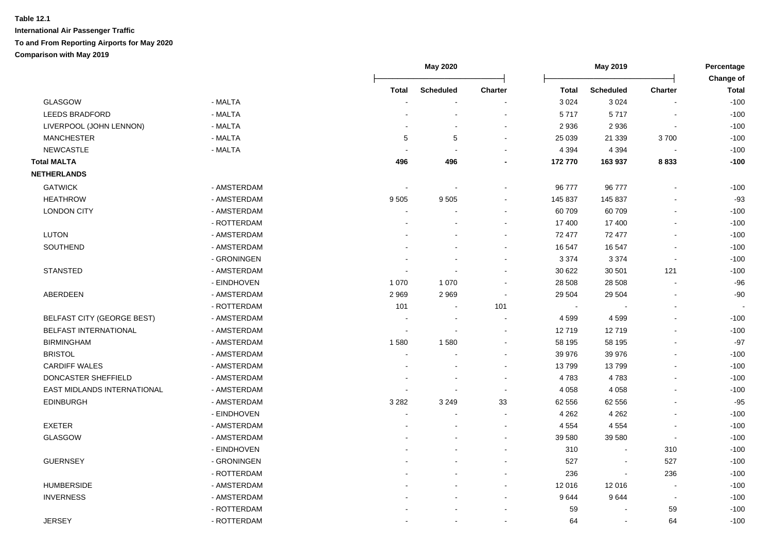**Table 12.1**

**International Air Passenger Traffic**

**To and From Reporting Airports for May 2020**

**Comparison with May 2019**

| | | May 2020 | | | May 2019 | | | Percentage Change of |
|---|---|---|---|---|---|---|---|---|
| | | Total | Scheduled | Charter | Total | Scheduled | Charter | Total |
| GLASGOW | - MALTA | - | - | - | 3 024 | 3 024 | - | -100 |
| LEEDS BRADFORD | - MALTA | - | - | - | 5 717 | 5 717 | - | -100 |
| LIVERPOOL (JOHN LENNON) | - MALTA | - | - | - | 2 936 | 2 936 | - | -100 |
| MANCHESTER | - MALTA | 5 | 5 | - | 25 039 | 21 339 | 3 700 | -100 |
| NEWCASTLE | - MALTA | - | - | - | 4 394 | 4 394 | - | -100 |
| **Total MALTA** | | **496** | **496** | **-** | **172 770** | **163 937** | **8 833** | **-100** |
| **NETHERLANDS** | | | | | | | | |
| GATWICK | - AMSTERDAM | - | - | - | 96 777 | 96 777 | - | -100 |
| HEATHROW | - AMSTERDAM | 9 505 | 9 505 | - | 145 837 | 145 837 | - | -93 |
| LONDON CITY | - AMSTERDAM | - | - | - | 60 709 | 60 709 | - | -100 |
| | - ROTTERDAM | - | - | - | 17 400 | 17 400 | - | -100 |
| LUTON | - AMSTERDAM | - | - | - | 72 477 | 72 477 | - | -100 |
| SOUTHEND | - AMSTERDAM | - | - | - | 16 547 | 16 547 | - | -100 |
| | - GRONINGEN | - | - | - | 3 374 | 3 374 | - | -100 |
| STANSTED | - AMSTERDAM | - | - | - | 30 622 | 30 501 | 121 | -100 |
| | - EINDHOVEN | 1 070 | 1 070 | - | 28 508 | 28 508 | - | -96 |
| ABERDEEN | - AMSTERDAM | 2 969 | 2 969 | - | 29 504 | 29 504 | - | -90 |
| | - ROTTERDAM | 101 | - | 101 | - | - | - | - |
| BELFAST CITY (GEORGE BEST) | - AMSTERDAM | - | - | - | 4 599 | 4 599 | - | -100 |
| BELFAST INTERNATIONAL | - AMSTERDAM | - | - | - | 12 719 | 12 719 | - | -100 |
| BIRMINGHAM | - AMSTERDAM | 1 580 | 1 580 | - | 58 195 | 58 195 | - | -97 |
| BRISTOL | - AMSTERDAM | - | - | - | 39 976 | 39 976 | - | -100 |
| CARDIFF WALES | - AMSTERDAM | - | - | - | 13 799 | 13 799 | - | -100 |
| DONCASTER SHEFFIELD | - AMSTERDAM | - | - | - | 4 783 | 4 783 | - | -100 |
| EAST MIDLANDS INTERNATIONAL | - AMSTERDAM | - | - | - | 4 058 | 4 058 | - | -100 |
| EDINBURGH | - AMSTERDAM | 3 282 | 3 249 | 33 | 62 556 | 62 556 | - | -95 |
| | - EINDHOVEN | - | - | - | 4 262 | 4 262 | - | -100 |
| EXETER | - AMSTERDAM | - | - | - | 4 554 | 4 554 | - | -100 |
| GLASGOW | - AMSTERDAM | - | - | - | 39 580 | 39 580 | - | -100 |
| | - EINDHOVEN | - | - | - | 310 | - | 310 | -100 |
| GUERNSEY | - GRONINGEN | - | - | - | 527 | - | 527 | -100 |
| | - ROTTERDAM | - | - | - | 236 | - | 236 | -100 |
| HUMBERSIDE | - AMSTERDAM | - | - | - | 12 016 | 12 016 | - | -100 |
| INVERNESS | - AMSTERDAM | - | - | - | 9 644 | 9 644 | - | -100 |
| | - ROTTERDAM | - | - | - | 59 | - | 59 | -100 |
| JERSEY | - ROTTERDAM | - | - | - | 64 | - | 64 | -100 |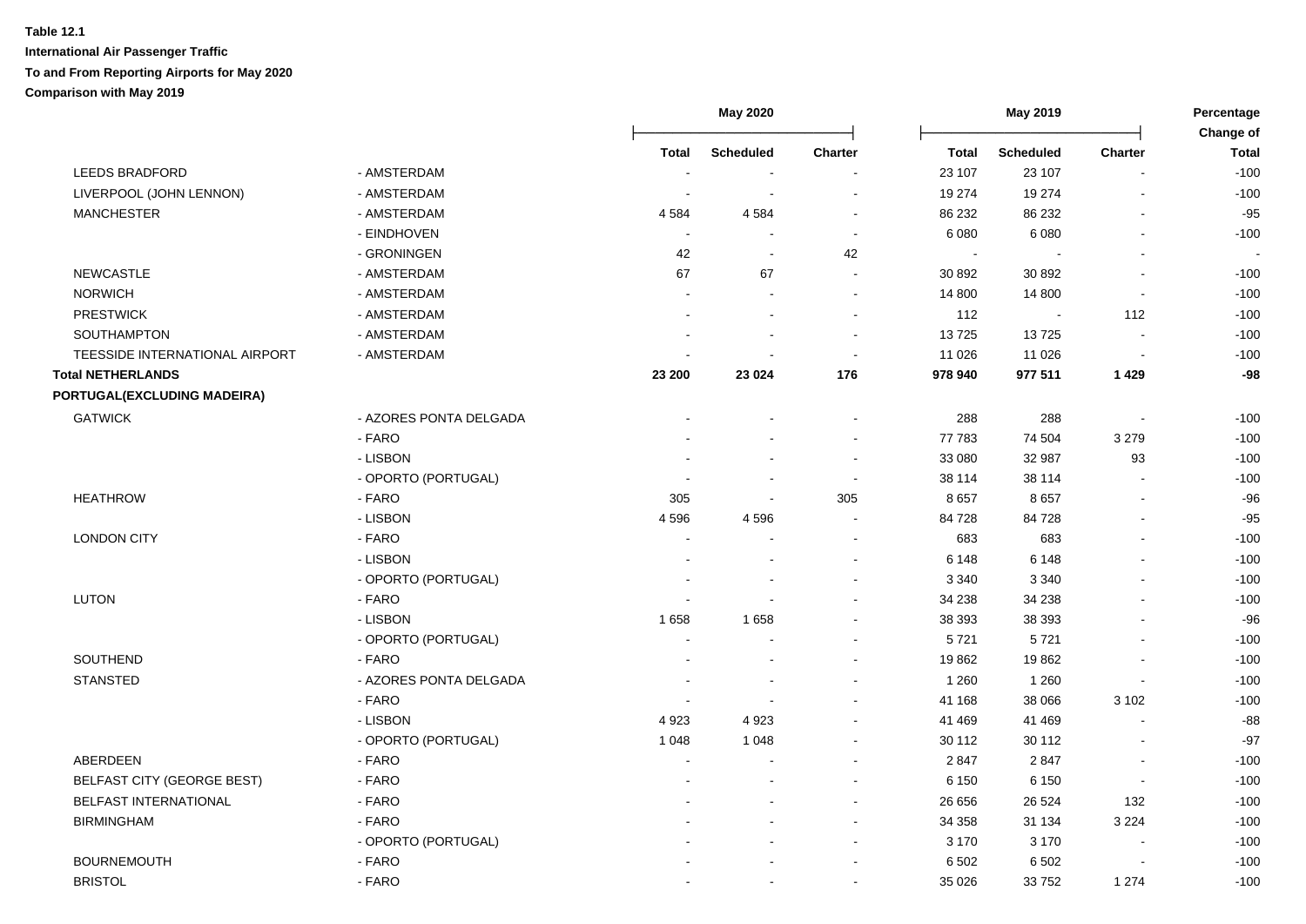**Table 12.1**

**International Air Passenger Traffic**

**To and From Reporting Airports for May 2020**

**Comparison with May 2019**

| | | May 2020 | | | May 2019 | | | Percentage Change of |
|---|---|---|---|---|---|---|---|---|
| | | Total | Scheduled | Charter | Total | Scheduled | Charter | Total |
| LEEDS BRADFORD | - AMSTERDAM | - | - | - | 23 107 | 23 107 | - | -100 |
| LIVERPOOL (JOHN LENNON) | - AMSTERDAM | - | - | - | 19 274 | 19 274 | - | -100 |
| MANCHESTER | - AMSTERDAM | 4 584 | 4 584 | - | 86 232 | 86 232 | - | -95 |
| | - EINDHOVEN | - | - | - | 6 080 | 6 080 | - | -100 |
| | - GRONINGEN | 42 | - | 42 | - | - | - | - |
| NEWCASTLE | - AMSTERDAM | 67 | 67 | - | 30 892 | 30 892 | - | -100 |
| NORWICH | - AMSTERDAM | - | - | - | 14 800 | 14 800 | - | -100 |
| PRESTWICK | - AMSTERDAM | - | - | - | 112 | - | 112 | -100 |
| SOUTHAMPTON | - AMSTERDAM | - | - | - | 13 725 | 13 725 | - | -100 |
| TEESSIDE INTERNATIONAL AIRPORT | - AMSTERDAM | - | - | - | 11 026 | 11 026 | - | -100 |
| **Total NETHERLANDS** | | **23 200** | **23 024** | **176** | **978 940** | **977 511** | **1 429** | **-98** |
| **PORTUGAL(EXCLUDING MADEIRA)** | | | | | | | | |
| GATWICK | - AZORES PONTA DELGADA | - | - | - | 288 | 288 | - | -100 |
| | - FARO | - | - | - | 77 783 | 74 504 | 3 279 | -100 |
| | - LISBON | - | - | - | 33 080 | 32 987 | 93 | -100 |
| | - OPORTO (PORTUGAL) | - | - | - | 38 114 | 38 114 | - | -100 |
| HEATHROW | - FARO | 305 | - | 305 | 8 657 | 8 657 | - | -96 |
| | - LISBON | 4 596 | 4 596 | - | 84 728 | 84 728 | - | -95 |
| LONDON CITY | - FARO | - | - | - | 683 | 683 | - | -100 |
| | - LISBON | - | - | - | 6 148 | 6 148 | - | -100 |
| | - OPORTO (PORTUGAL) | - | - | - | 3 340 | 3 340 | - | -100 |
| LUTON | - FARO | - | - | - | 34 238 | 34 238 | - | -100 |
| | - LISBON | 1 658 | 1 658 | - | 38 393 | 38 393 | - | -96 |
| | - OPORTO (PORTUGAL) | - | - | - | 5 721 | 5 721 | - | -100 |
| SOUTHEND | - FARO | - | - | - | 19 862 | 19 862 | - | -100 |
| STANSTED | - AZORES PONTA DELGADA | - | - | - | 1 260 | 1 260 | - | -100 |
| | - FARO | - | - | - | 41 168 | 38 066 | 3 102 | -100 |
| | - LISBON | 4 923 | 4 923 | - | 41 469 | 41 469 | - | -88 |
| | - OPORTO (PORTUGAL) | 1 048 | 1 048 | - | 30 112 | 30 112 | - | -97 |
| ABERDEEN | - FARO | - | - | - | 2 847 | 2 847 | - | -100 |
| BELFAST CITY (GEORGE BEST) | - FARO | - | - | - | 6 150 | 6 150 | - | -100 |
| BELFAST INTERNATIONAL | - FARO | - | - | - | 26 656 | 26 524 | 132 | -100 |
| BIRMINGHAM | - FARO | - | - | - | 34 358 | 31 134 | 3 224 | -100 |
| | - OPORTO (PORTUGAL) | - | - | - | 3 170 | 3 170 | - | -100 |
| BOURNEMOUTH | - FARO | - | - | - | 6 502 | 6 502 | - | -100 |
| BRISTOL | - FARO | - | - | - | 35 026 | 33 752 | 1 274 | -100 |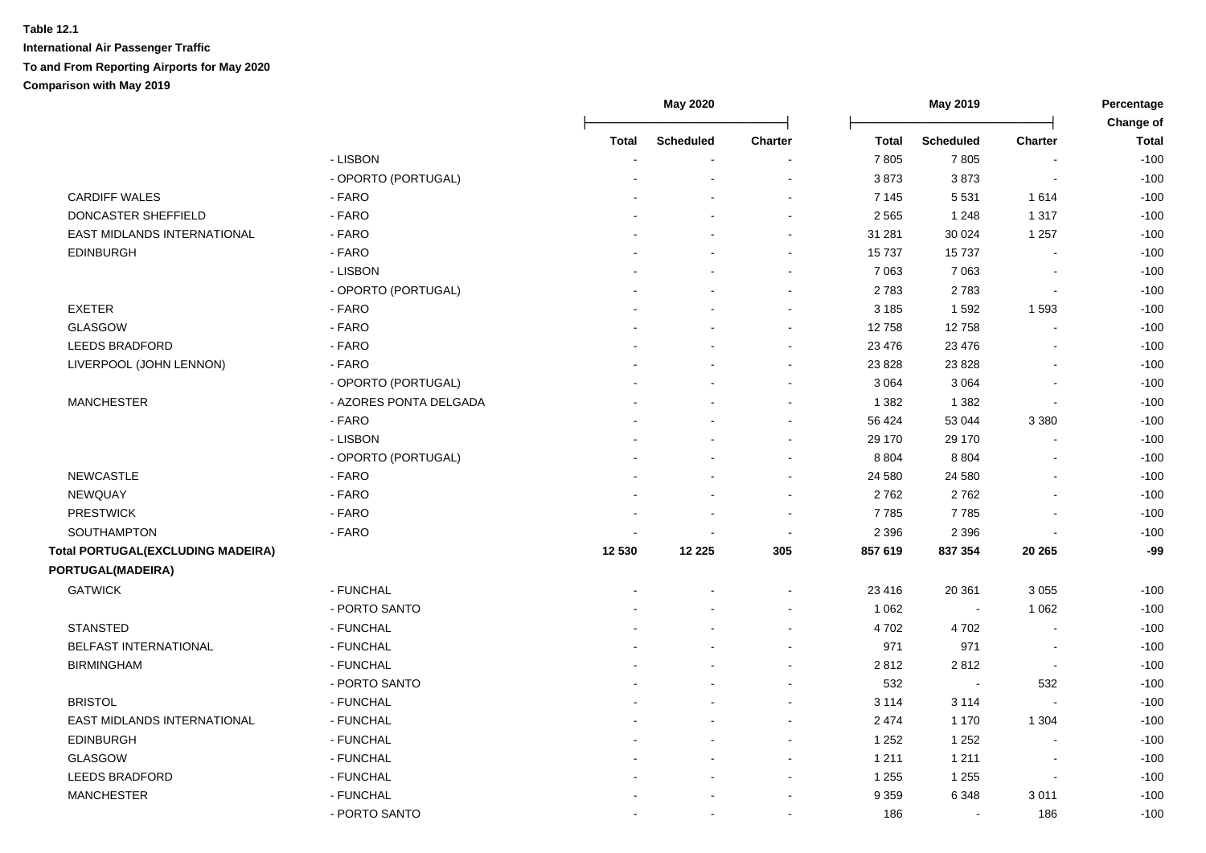**Table 12.1**

**International Air Passenger Traffic**

**To and From Reporting Airports for May 2020**

**Comparison with May 2019**

| | | May 2020 | | | May 2019 | | | Percentage Change of |
|---|---|---|---|---|---|---|---|---|
| | | Total | Scheduled | Charter | Total | Scheduled | Charter | Total |
| | - LISBON | - | - | - | 7 805 | 7 805 | - | -100 |
| | - OPORTO (PORTUGAL) | - | - | - | 3 873 | 3 873 | - | -100 |
| CARDIFF WALES | - FARO | - | - | - | 7 145 | 5 531 | 1 614 | -100 |
| DONCASTER SHEFFIELD | - FARO | - | - | - | 2 565 | 1 248 | 1 317 | -100 |
| EAST MIDLANDS INTERNATIONAL | - FARO | - | - | - | 31 281 | 30 024 | 1 257 | -100 |
| EDINBURGH | - FARO | - | - | - | 15 737 | 15 737 | - | -100 |
| | - LISBON | - | - | - | 7 063 | 7 063 | - | -100 |
| | - OPORTO (PORTUGAL) | - | - | - | 2 783 | 2 783 | - | -100 |
| EXETER | - FARO | - | - | - | 3 185 | 1 592 | 1 593 | -100 |
| GLASGOW | - FARO | - | - | - | 12 758 | 12 758 | - | -100 |
| LEEDS BRADFORD | - FARO | - | - | - | 23 476 | 23 476 | - | -100 |
| LIVERPOOL (JOHN LENNON) | - FARO | - | - | - | 23 828 | 23 828 | - | -100 |
| | - OPORTO (PORTUGAL) | - | - | - | 3 064 | 3 064 | - | -100 |
| MANCHESTER | - AZORES PONTA DELGADA | - | - | - | 1 382 | 1 382 | - | -100 |
| | - FARO | - | - | - | 56 424 | 53 044 | 3 380 | -100 |
| | - LISBON | - | - | - | 29 170 | 29 170 | - | -100 |
| | - OPORTO (PORTUGAL) | - | - | - | 8 804 | 8 804 | - | -100 |
| NEWCASTLE | - FARO | - | - | - | 24 580 | 24 580 | - | -100 |
| NEWQUAY | - FARO | - | - | - | 2 762 | 2 762 | - | -100 |
| PRESTWICK | - FARO | - | - | - | 7 785 | 7 785 | - | -100 |
| SOUTHAMPTON | - FARO | - | - | - | 2 396 | 2 396 | - | -100 |
| **Total PORTUGAL(EXCLUDING MADEIRA)** | | **12 530** | **12 225** | **305** | **857 619** | **837 354** | **20 265** | **-99** |
| **PORTUGAL(MADEIRA)** | | | | | | | | |
| GATWICK | - FUNCHAL | - | - | - | 23 416 | 20 361 | 3 055 | -100 |
| | - PORTO SANTO | - | - | - | 1 062 | - | 1 062 | -100 |
| STANSTED | - FUNCHAL | - | - | - | 4 702 | 4 702 | - | -100 |
| BELFAST INTERNATIONAL | - FUNCHAL | - | - | - | 971 | 971 | - | -100 |
| BIRMINGHAM | - FUNCHAL | - | - | - | 2 812 | 2 812 | - | -100 |
| | - PORTO SANTO | - | - | - | 532 | - | 532 | -100 |
| BRISTOL | - FUNCHAL | - | - | - | 3 114 | 3 114 | - | -100 |
| EAST MIDLANDS INTERNATIONAL | - FUNCHAL | - | - | - | 2 474 | 1 170 | 1 304 | -100 |
| EDINBURGH | - FUNCHAL | - | - | - | 1 252 | 1 252 | - | -100 |
| GLASGOW | - FUNCHAL | - | - | - | 1 211 | 1 211 | - | -100 |
| LEEDS BRADFORD | - FUNCHAL | - | - | - | 1 255 | 1 255 | - | -100 |
| MANCHESTER | - FUNCHAL | - | - | - | 9 359 | 6 348 | 3 011 | -100 |
| | - PORTO SANTO | - | - | - | 186 | - | 186 | -100 |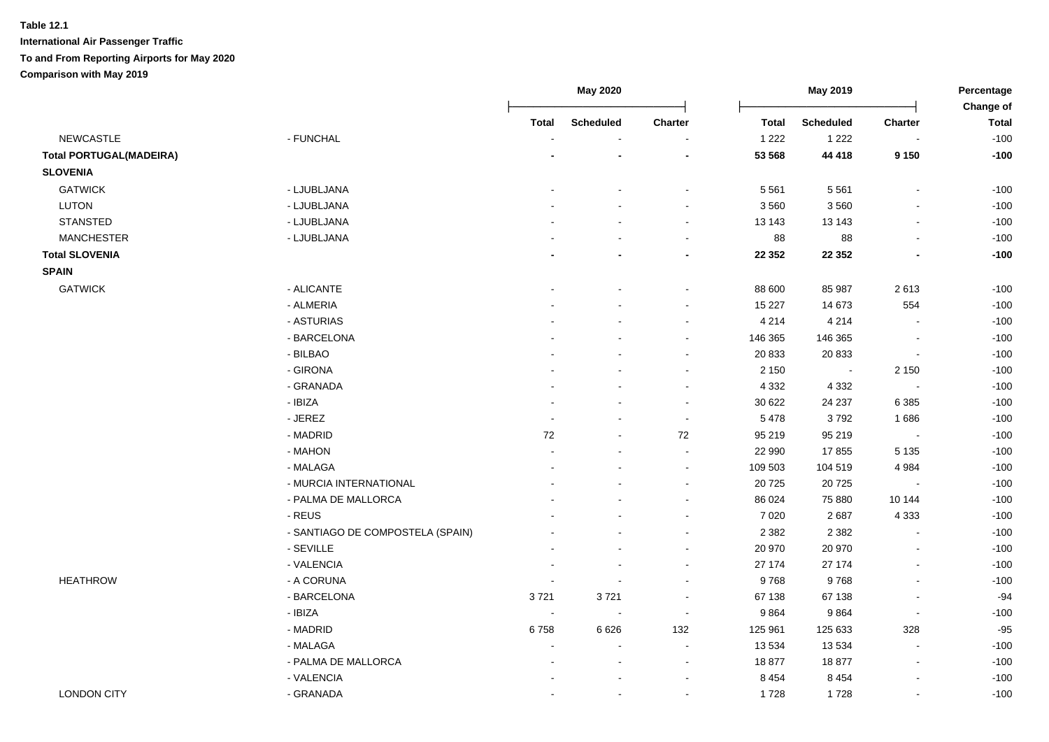**Table 12.1**

**International Air Passenger Traffic**

**To and From Reporting Airports for May 2020**

**Comparison with May 2019**

| | | May 2020 | | | May 2019 | | | Percentage Change of |
|---|---|---|---|---|---|---|---|---|
| | | Total | Scheduled | Charter | Total | Scheduled | Charter | Total |
| NEWCASTLE | - FUNCHAL | - | - | - | 1 222 | 1 222 | - | -100 |
| **Total PORTUGAL(MADEIRA)** | | **-** | **-** | **-** | **53 568** | **44 418** | **9 150** | **-100** |
| **SLOVENIA** | | | | | | | | |
| GATWICK | - LJUBLJANA | - | - | - | 5 561 | 5 561 | - | -100 |
| LUTON | - LJUBLJANA | - | - | - | 3 560 | 3 560 | - | -100 |
| STANSTED | - LJUBLJANA | - | - | - | 13 143 | 13 143 | - | -100 |
| MANCHESTER | - LJUBLJANA | - | - | - | 88 | 88 | - | -100 |
| **Total SLOVENIA** | | **-** | **-** | **-** | **22 352** | **22 352** | **-** | **-100** |
| **SPAIN** | | | | | | | | |
| GATWICK | - ALICANTE | - | - | - | 88 600 | 85 987 | 2 613 | -100 |
| | - ALMERIA | - | - | - | 15 227 | 14 673 | 554 | -100 |
| | - ASTURIAS | - | - | - | 4 214 | 4 214 | - | -100 |
| | - BARCELONA | - | - | - | 146 365 | 146 365 | - | -100 |
| | - BILBAO | - | - | - | 20 833 | 20 833 | - | -100 |
| | - GIRONA | - | - | - | 2 150 | - | 2 150 | -100 |
| | - GRANADA | - | - | - | 4 332 | 4 332 | - | -100 |
| | - IBIZA | - | - | - | 30 622 | 24 237 | 6 385 | -100 |
| | - JEREZ | - | - | - | 5 478 | 3 792 | 1 686 | -100 |
| | - MADRID | 72 | - | 72 | 95 219 | 95 219 | - | -100 |
| | - MAHON | - | - | - | 22 990 | 17 855 | 5 135 | -100 |
| | - MALAGA | - | - | - | 109 503 | 104 519 | 4 984 | -100 |
| | - MURCIA INTERNATIONAL | - | - | - | 20 725 | 20 725 | - | -100 |
| | - PALMA DE MALLORCA | - | - | - | 86 024 | 75 880 | 10 144 | -100 |
| | - REUS | - | - | - | 7 020 | 2 687 | 4 333 | -100 |
| | - SANTIAGO DE COMPOSTELA (SPAIN) | - | - | - | 2 382 | 2 382 | - | -100 |
| | - SEVILLE | - | - | - | 20 970 | 20 970 | - | -100 |
| | - VALENCIA | - | - | - | 27 174 | 27 174 | - | -100 |
| HEATHROW | - A CORUNA | - | - | - | 9 768 | 9 768 | - | -100 |
| | - BARCELONA | 3 721 | 3 721 | - | 67 138 | 67 138 | - | -94 |
| | - IBIZA | - | - | - | 9 864 | 9 864 | - | -100 |
| | - MADRID | 6 758 | 6 626 | 132 | 125 961 | 125 633 | 328 | -95 |
| | - MALAGA | - | - | - | 13 534 | 13 534 | - | -100 |
| | - PALMA DE MALLORCA | - | - | - | 18 877 | 18 877 | - | -100 |
| | - VALENCIA | - | - | - | 8 454 | 8 454 | - | -100 |
| LONDON CITY | - GRANADA | - | - | - | 1 728 | 1 728 | - | -100 |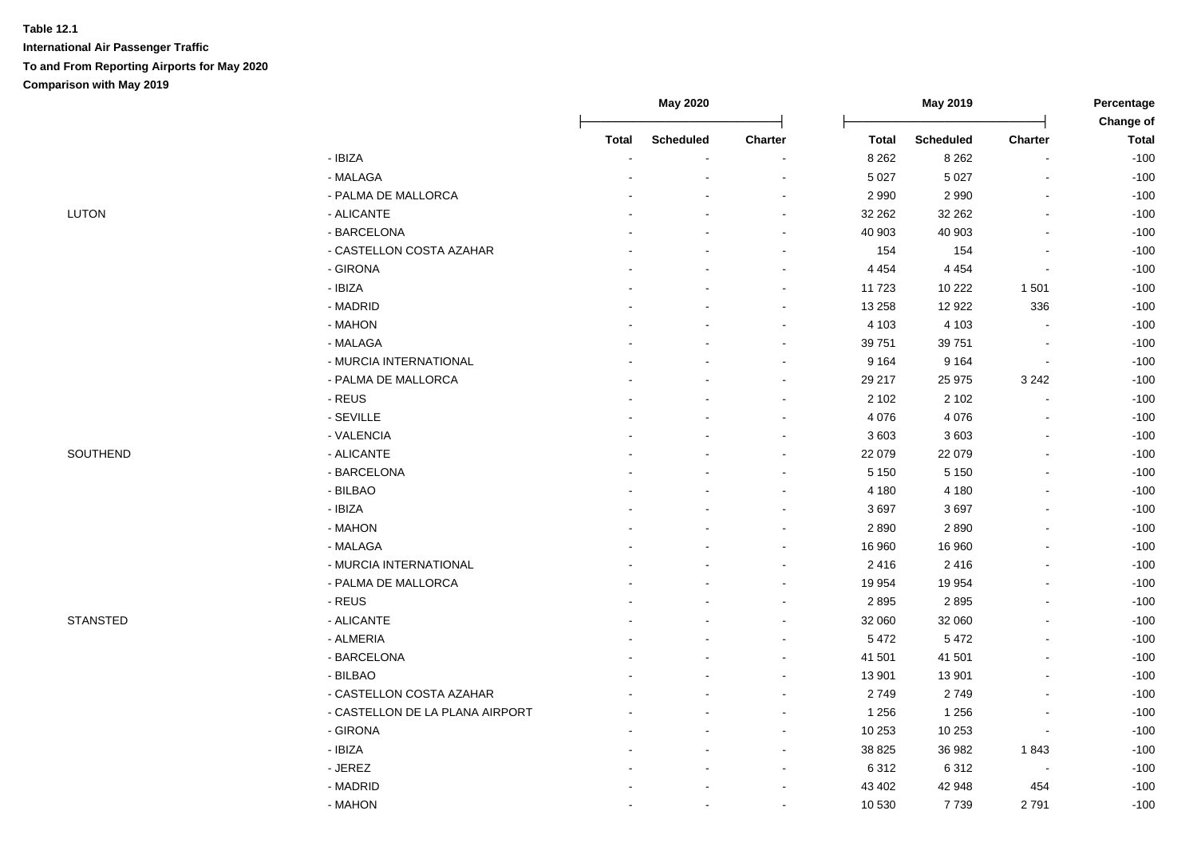**Table 12.1**

**International Air Passenger Traffic**

**To and From Reporting Airports for May 2020**

**Comparison with May 2019**

| | | May 2020 | | | May 2019 | | | Percentage Change of |
|---|---|---|---|---|---|---|---|---|
| | | Total | Scheduled | Charter | Total | Scheduled | Charter | Total |
| | - IBIZA | - | - | - | 8 262 | 8 262 | - | -100 |
| | - MALAGA | - | - | - | 5 027 | 5 027 | - | -100 |
| | - PALMA DE MALLORCA | - | - | - | 2 990 | 2 990 | - | -100 |
| LUTON | - ALICANTE | - | - | - | 32 262 | 32 262 | - | -100 |
| | - BARCELONA | - | - | - | 40 903 | 40 903 | - | -100 |
| | - CASTELLON COSTA AZAHAR | - | - | - | 154 | 154 | - | -100 |
| | - GIRONA | - | - | - | 4 454 | 4 454 | - | -100 |
| | - IBIZA | - | - | - | 11 723 | 10 222 | 1 501 | -100 |
| | - MADRID | - | - | - | 13 258 | 12 922 | 336 | -100 |
| | - MAHON | - | - | - | 4 103 | 4 103 | - | -100 |
| | - MALAGA | - | - | - | 39 751 | 39 751 | - | -100 |
| | - MURCIA INTERNATIONAL | - | - | - | 9 164 | 9 164 | - | -100 |
| | - PALMA DE MALLORCA | - | - | - | 29 217 | 25 975 | 3 242 | -100 |
| | - REUS | - | - | - | 2 102 | 2 102 | - | -100 |
| | - SEVILLE | - | - | - | 4 076 | 4 076 | - | -100 |
| | - VALENCIA | - | - | - | 3 603 | 3 603 | - | -100 |
| SOUTHEND | - ALICANTE | - | - | - | 22 079 | 22 079 | - | -100 |
| | - BARCELONA | - | - | - | 5 150 | 5 150 | - | -100 |
| | - BILBAO | - | - | - | 4 180 | 4 180 | - | -100 |
| | - IBIZA | - | - | - | 3 697 | 3 697 | - | -100 |
| | - MAHON | - | - | - | 2 890 | 2 890 | - | -100 |
| | - MALAGA | - | - | - | 16 960 | 16 960 | - | -100 |
| | - MURCIA INTERNATIONAL | - | - | - | 2 416 | 2 416 | - | -100 |
| | - PALMA DE MALLORCA | - | - | - | 19 954 | 19 954 | - | -100 |
| | - REUS | - | - | - | 2 895 | 2 895 | - | -100 |
| STANSTED | - ALICANTE | - | - | - | 32 060 | 32 060 | - | -100 |
| | - ALMERIA | - | - | - | 5 472 | 5 472 | - | -100 |
| | - BARCELONA | - | - | - | 41 501 | 41 501 | - | -100 |
| | - BILBAO | - | - | - | 13 901 | 13 901 | - | -100 |
| | - CASTELLON COSTA AZAHAR | - | - | - | 2 749 | 2 749 | - | -100 |
| | - CASTELLON DE LA PLANA AIRPORT | - | - | - | 1 256 | 1 256 | - | -100 |
| | - GIRONA | - | - | - | 10 253 | 10 253 | - | -100 |
| | - IBIZA | - | - | - | 38 825 | 36 982 | 1 843 | -100 |
| | - JEREZ | - | - | - | 6 312 | 6 312 | - | -100 |
| | - MADRID | - | - | - | 43 402 | 42 948 | 454 | -100 |
| | - MAHON | - | - | - | 10 530 | 7 739 | 2 791 | -100 |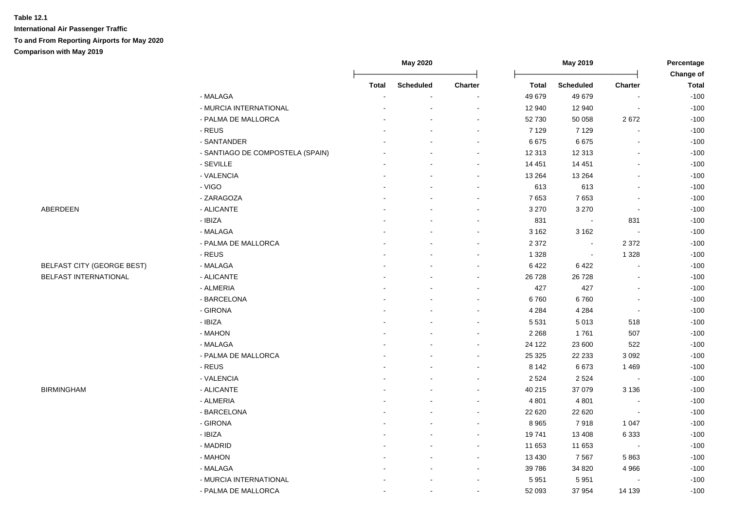**Table 12.1**

**International Air Passenger Traffic**

**To and From Reporting Airports for May 2020**

**Comparison with May 2019**

| | | May 2020 | | | May 2019 | | | Percentage Change of |
|---|---|---|---|---|---|---|---|---|
| | | Total | Scheduled | Charter | Total | Scheduled | Charter | Total |
| | - MALAGA | - | - | - | 49 679 | 49 679 | - | -100 |
| | - MURCIA INTERNATIONAL | - | - | - | 12 940 | 12 940 | - | -100 |
| | - PALMA DE MALLORCA | - | - | - | 52 730 | 50 058 | 2 672 | -100 |
| | - REUS | - | - | - | 7 129 | 7 129 | - | -100 |
| | - SANTANDER | - | - | - | 6 675 | 6 675 | - | -100 |
| | - SANTIAGO DE COMPOSTELA (SPAIN) | - | - | - | 12 313 | 12 313 | - | -100 |
| | - SEVILLE | - | - | - | 14 451 | 14 451 | - | -100 |
| | - VALENCIA | - | - | - | 13 264 | 13 264 | - | -100 |
| | - VIGO | - | - | - | 613 | 613 | - | -100 |
| | - ZARAGOZA | - | - | - | 7 653 | 7 653 | - | -100 |
| ABERDEEN | - ALICANTE | - | - | - | 3 270 | 3 270 | - | -100 |
| | - IBIZA | - | - | - | 831 | - | 831 | -100 |
| | - MALAGA | - | - | - | 3 162 | 3 162 | - | -100 |
| | - PALMA DE MALLORCA | - | - | - | 2 372 | - | 2 372 | -100 |
| | - REUS | - | - | - | 1 328 | - | 1 328 | -100 |
| BELFAST CITY (GEORGE BEST) | - MALAGA | - | - | - | 6 422 | 6 422 | - | -100 |
| BELFAST INTERNATIONAL | - ALICANTE | - | - | - | 26 728 | 26 728 | - | -100 |
| | - ALMERIA | - | - | - | 427 | 427 | - | -100 |
| | - BARCELONA | - | - | - | 6 760 | 6 760 | - | -100 |
| | - GIRONA | - | - | - | 4 284 | 4 284 | - | -100 |
| | - IBIZA | - | - | - | 5 531 | 5 013 | 518 | -100 |
| | - MAHON | - | - | - | 2 268 | 1 761 | 507 | -100 |
| | - MALAGA | - | - | - | 24 122 | 23 600 | 522 | -100 |
| | - PALMA DE MALLORCA | - | - | - | 25 325 | 22 233 | 3 092 | -100 |
| | - REUS | - | - | - | 8 142 | 6 673 | 1 469 | -100 |
| | - VALENCIA | - | - | - | 2 524 | 2 524 | - | -100 |
| BIRMINGHAM | - ALICANTE | - | - | - | 40 215 | 37 079 | 3 136 | -100 |
| | - ALMERIA | - | - | - | 4 801 | 4 801 | - | -100 |
| | - BARCELONA | - | - | - | 22 620 | 22 620 | - | -100 |
| | - GIRONA | - | - | - | 8 965 | 7 918 | 1 047 | -100 |
| | - IBIZA | - | - | - | 19 741 | 13 408 | 6 333 | -100 |
| | - MADRID | - | - | - | 11 653 | 11 653 | - | -100 |
| | - MAHON | - | - | - | 13 430 | 7 567 | 5 863 | -100 |
| | - MALAGA | - | - | - | 39 786 | 34 820 | 4 966 | -100 |
| | - MURCIA INTERNATIONAL | - | - | - | 5 951 | 5 951 | - | -100 |
| | - PALMA DE MALLORCA | - | - | - | 52 093 | 37 954 | 14 139 | -100 |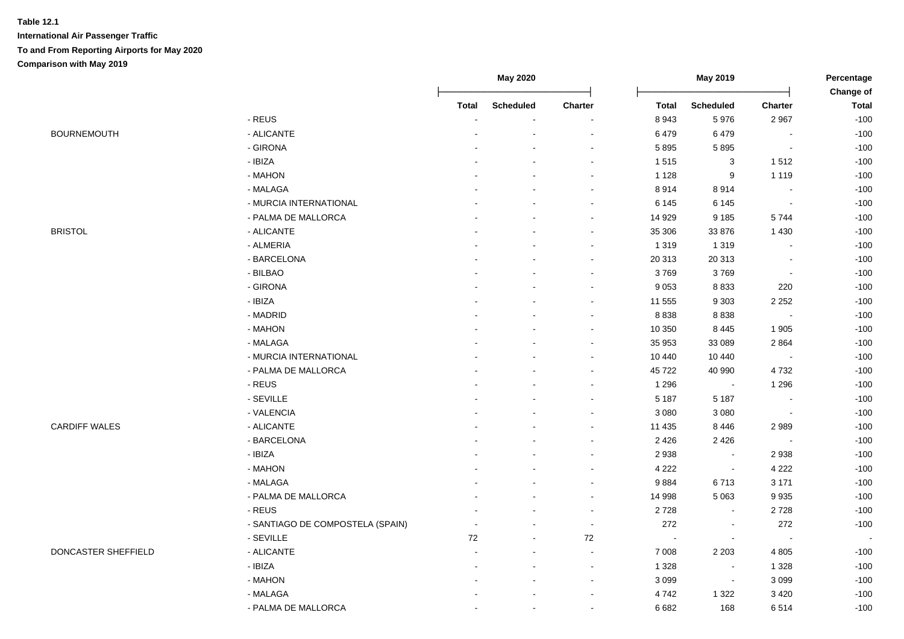**Table 12.1**

**International Air Passenger Traffic**

**To and From Reporting Airports for May 2020**

**Comparison with May 2019**

| | | May 2020 | | | May 2019 | | | Percentage Change of |
|---|---|---|---|---|---|---|---|---|
| | | Total | Scheduled | Charter | Total | Scheduled | Charter | Total |
| | - REUS | - | - | - | 8 943 | 5 976 | 2 967 | -100 |
| BOURNEMOUTH | - ALICANTE | - | - | - | 6 479 | 6 479 | - | -100 |
| | - GIRONA | - | - | - | 5 895 | 5 895 | - | -100 |
| | - IBIZA | - | - | - | 1 515 | 3 | 1 512 | -100 |
| | - MAHON | - | - | - | 1 128 | 9 | 1 119 | -100 |
| | - MALAGA | - | - | - | 8 914 | 8 914 | - | -100 |
| | - MURCIA INTERNATIONAL | - | - | - | 6 145 | 6 145 | - | -100 |
| | - PALMA DE MALLORCA | - | - | - | 14 929 | 9 185 | 5 744 | -100 |
| BRISTOL | - ALICANTE | - | - | - | 35 306 | 33 876 | 1 430 | -100 |
| | - ALMERIA | - | - | - | 1 319 | 1 319 | - | -100 |
| | - BARCELONA | - | - | - | 20 313 | 20 313 | - | -100 |
| | - BILBAO | - | - | - | 3 769 | 3 769 | - | -100 |
| | - GIRONA | - | - | - | 9 053 | 8 833 | 220 | -100 |
| | - IBIZA | - | - | - | 11 555 | 9 303 | 2 252 | -100 |
| | - MADRID | - | - | - | 8 838 | 8 838 | - | -100 |
| | - MAHON | - | - | - | 10 350 | 8 445 | 1 905 | -100 |
| | - MALAGA | - | - | - | 35 953 | 33 089 | 2 864 | -100 |
| | - MURCIA INTERNATIONAL | - | - | - | 10 440 | 10 440 | - | -100 |
| | - PALMA DE MALLORCA | - | - | - | 45 722 | 40 990 | 4 732 | -100 |
| | - REUS | - | - | - | 1 296 | - | 1 296 | -100 |
| | - SEVILLE | - | - | - | 5 187 | 5 187 | - | -100 |
| | - VALENCIA | - | - | - | 3 080 | 3 080 | - | -100 |
| CARDIFF WALES | - ALICANTE | - | - | - | 11 435 | 8 446 | 2 989 | -100 |
| | - BARCELONA | - | - | - | 2 426 | 2 426 | - | -100 |
| | - IBIZA | - | - | - | 2 938 | - | 2 938 | -100 |
| | - MAHON | - | - | - | 4 222 | - | 4 222 | -100 |
| | - MALAGA | - | - | - | 9 884 | 6 713 | 3 171 | -100 |
| | - PALMA DE MALLORCA | - | - | - | 14 998 | 5 063 | 9 935 | -100 |
| | - REUS | - | - | - | 2 728 | - | 2 728 | -100 |
| | - SANTIAGO DE COMPOSTELA (SPAIN) | - | - | - | 272 | - | 272 | -100 |
| | - SEVILLE | 72 | - | 72 | - | - | - | - |
| DONCASTER SHEFFIELD | - ALICANTE | - | - | - | 7 008 | 2 203 | 4 805 | -100 |
| | - IBIZA | - | - | - | 1 328 | - | 1 328 | -100 |
| | - MAHON | - | - | - | 3 099 | - | 3 099 | -100 |
| | - MALAGA | - | - | - | 4 742 | 1 322 | 3 420 | -100 |
| | - PALMA DE MALLORCA | - | - | - | 6 682 | 168 | 6 514 | -100 |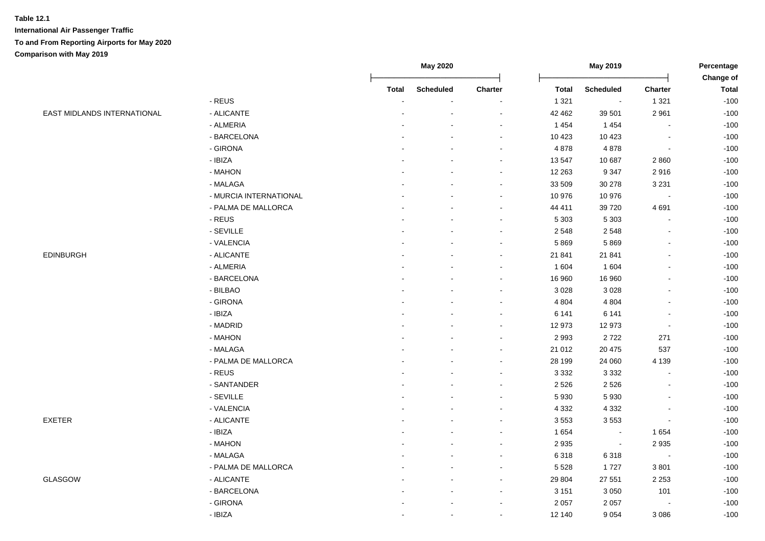**Table 12.1**

**International Air Passenger Traffic**

**To and From Reporting Airports for May 2020**

**Comparison with May 2019**

| | | May 2020 | | | May 2019 | | | Percentage Change of |
|---|---|---|---|---|---|---|---|---|
| | | Total | Scheduled | Charter | Total | Scheduled | Charter | Total |
| | - REUS | - | - | - | 1 321 | - | 1 321 | -100 |
| EAST MIDLANDS INTERNATIONAL | - ALICANTE | - | - | - | 42 462 | 39 501 | 2 961 | -100 |
| | - ALMERIA | - | - | - | 1 454 | 1 454 | - | -100 |
| | - BARCELONA | - | - | - | 10 423 | 10 423 | - | -100 |
| | - GIRONA | - | - | - | 4 878 | 4 878 | - | -100 |
| | - IBIZA | - | - | - | 13 547 | 10 687 | 2 860 | -100 |
| | - MAHON | - | - | - | 12 263 | 9 347 | 2 916 | -100 |
| | - MALAGA | - | - | - | 33 509 | 30 278 | 3 231 | -100 |
| | - MURCIA INTERNATIONAL | - | - | - | 10 976 | 10 976 | - | -100 |
| | - PALMA DE MALLORCA | - | - | - | 44 411 | 39 720 | 4 691 | -100 |
| | - REUS | - | - | - | 5 303 | 5 303 | - | -100 |
| | - SEVILLE | - | - | - | 2 548 | 2 548 | - | -100 |
| | - VALENCIA | - | - | - | 5 869 | 5 869 | - | -100 |
| EDINBURGH | - ALICANTE | - | - | - | 21 841 | 21 841 | - | -100 |
| | - ALMERIA | - | - | - | 1 604 | 1 604 | - | -100 |
| | - BARCELONA | - | - | - | 16 960 | 16 960 | - | -100 |
| | - BILBAO | - | - | - | 3 028 | 3 028 | - | -100 |
| | - GIRONA | - | - | - | 4 804 | 4 804 | - | -100 |
| | - IBIZA | - | - | - | 6 141 | 6 141 | - | -100 |
| | - MADRID | - | - | - | 12 973 | 12 973 | - | -100 |
| | - MAHON | - | - | - | 2 993 | 2 722 | 271 | -100 |
| | - MALAGA | - | - | - | 21 012 | 20 475 | 537 | -100 |
| | - PALMA DE MALLORCA | - | - | - | 28 199 | 24 060 | 4 139 | -100 |
| | - REUS | - | - | - | 3 332 | 3 332 | - | -100 |
| | - SANTANDER | - | - | - | 2 526 | 2 526 | - | -100 |
| | - SEVILLE | - | - | - | 5 930 | 5 930 | - | -100 |
| | - VALENCIA | - | - | - | 4 332 | 4 332 | - | -100 |
| EXETER | - ALICANTE | - | - | - | 3 553 | 3 553 | - | -100 |
| | - IBIZA | - | - | - | 1 654 | - | 1 654 | -100 |
| | - MAHON | - | - | - | 2 935 | - | 2 935 | -100 |
| | - MALAGA | - | - | - | 6 318 | 6 318 | - | -100 |
| | - PALMA DE MALLORCA | - | - | - | 5 528 | 1 727 | 3 801 | -100 |
| GLASGOW | - ALICANTE | - | - | - | 29 804 | 27 551 | 2 253 | -100 |
| | - BARCELONA | - | - | - | 3 151 | 3 050 | 101 | -100 |
| | - GIRONA | - | - | - | 2 057 | 2 057 | - | -100 |
| | - IBIZA | - | - | - | 12 140 | 9 054 | 3 086 | -100 |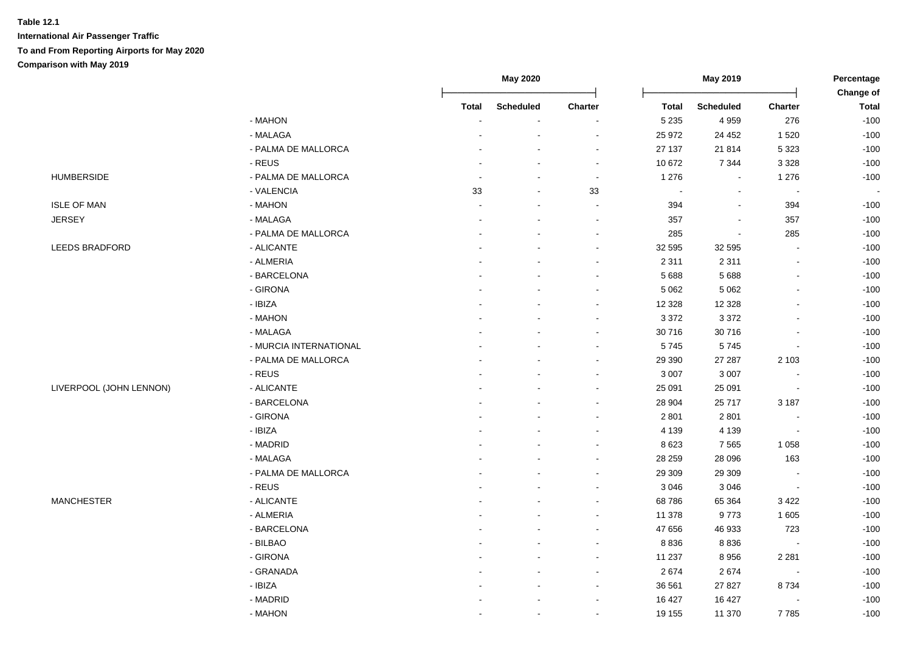**Table 12.1**

**International Air Passenger Traffic**

**To and From Reporting Airports for May 2020**

**Comparison with May 2019**

| | | May 2020 | | | May 2019 | | | Percentage Change of |
|---|---|---|---|---|---|---|---|---|
| | | Total | Scheduled | Charter | Total | Scheduled | Charter | Total |
| | - MAHON | - | - | - | 5 235 | 4 959 | 276 | -100 |
| | - MALAGA | - | - | - | 25 972 | 24 452 | 1 520 | -100 |
| | - PALMA DE MALLORCA | - | - | - | 27 137 | 21 814 | 5 323 | -100 |
| | - REUS | - | - | - | 10 672 | 7 344 | 3 328 | -100 |
| HUMBERSIDE | - PALMA DE MALLORCA | - | - | - | 1 276 | - | 1 276 | -100 |
| | - VALENCIA | 33 | - | 33 | - | - | - | - |
| ISLE OF MAN | - MAHON | - | - | - | 394 | - | 394 | -100 |
| JERSEY | - MALAGA | - | - | - | 357 | - | 357 | -100 |
| | - PALMA DE MALLORCA | - | - | - | 285 | - | 285 | -100 |
| LEEDS BRADFORD | - ALICANTE | - | - | - | 32 595 | 32 595 | - | -100 |
| | - ALMERIA | - | - | - | 2 311 | 2 311 | - | -100 |
| | - BARCELONA | - | - | - | 5 688 | 5 688 | - | -100 |
| | - GIRONA | - | - | - | 5 062 | 5 062 | - | -100 |
| | - IBIZA | - | - | - | 12 328 | 12 328 | - | -100 |
| | - MAHON | - | - | - | 3 372 | 3 372 | - | -100 |
| | - MALAGA | - | - | - | 30 716 | 30 716 | - | -100 |
| | - MURCIA INTERNATIONAL | - | - | - | 5 745 | 5 745 | - | -100 |
| | - PALMA DE MALLORCA | - | - | - | 29 390 | 27 287 | 2 103 | -100 |
| | - REUS | - | - | - | 3 007 | 3 007 | - | -100 |
| LIVERPOOL (JOHN LENNON) | - ALICANTE | - | - | - | 25 091 | 25 091 | - | -100 |
| | - BARCELONA | - | - | - | 28 904 | 25 717 | 3 187 | -100 |
| | - GIRONA | - | - | - | 2 801 | 2 801 | - | -100 |
| | - IBIZA | - | - | - | 4 139 | 4 139 | - | -100 |
| | - MADRID | - | - | - | 8 623 | 7 565 | 1 058 | -100 |
| | - MALAGA | - | - | - | 28 259 | 28 096 | 163 | -100 |
| | - PALMA DE MALLORCA | - | - | - | 29 309 | 29 309 | - | -100 |
| | - REUS | - | - | - | 3 046 | 3 046 | - | -100 |
| MANCHESTER | - ALICANTE | - | - | - | 68 786 | 65 364 | 3 422 | -100 |
| | - ALMERIA | - | - | - | 11 378 | 9 773 | 1 605 | -100 |
| | - BARCELONA | - | - | - | 47 656 | 46 933 | 723 | -100 |
| | - BILBAO | - | - | - | 8 836 | 8 836 | - | -100 |
| | - GIRONA | - | - | - | 11 237 | 8 956 | 2 281 | -100 |
| | - GRANADA | - | - | - | 2 674 | 2 674 | - | -100 |
| | - IBIZA | - | - | - | 36 561 | 27 827 | 8 734 | -100 |
| | - MADRID | - | - | - | 16 427 | 16 427 | - | -100 |
| | - MAHON | - | - | - | 19 155 | 11 370 | 7 785 | -100 |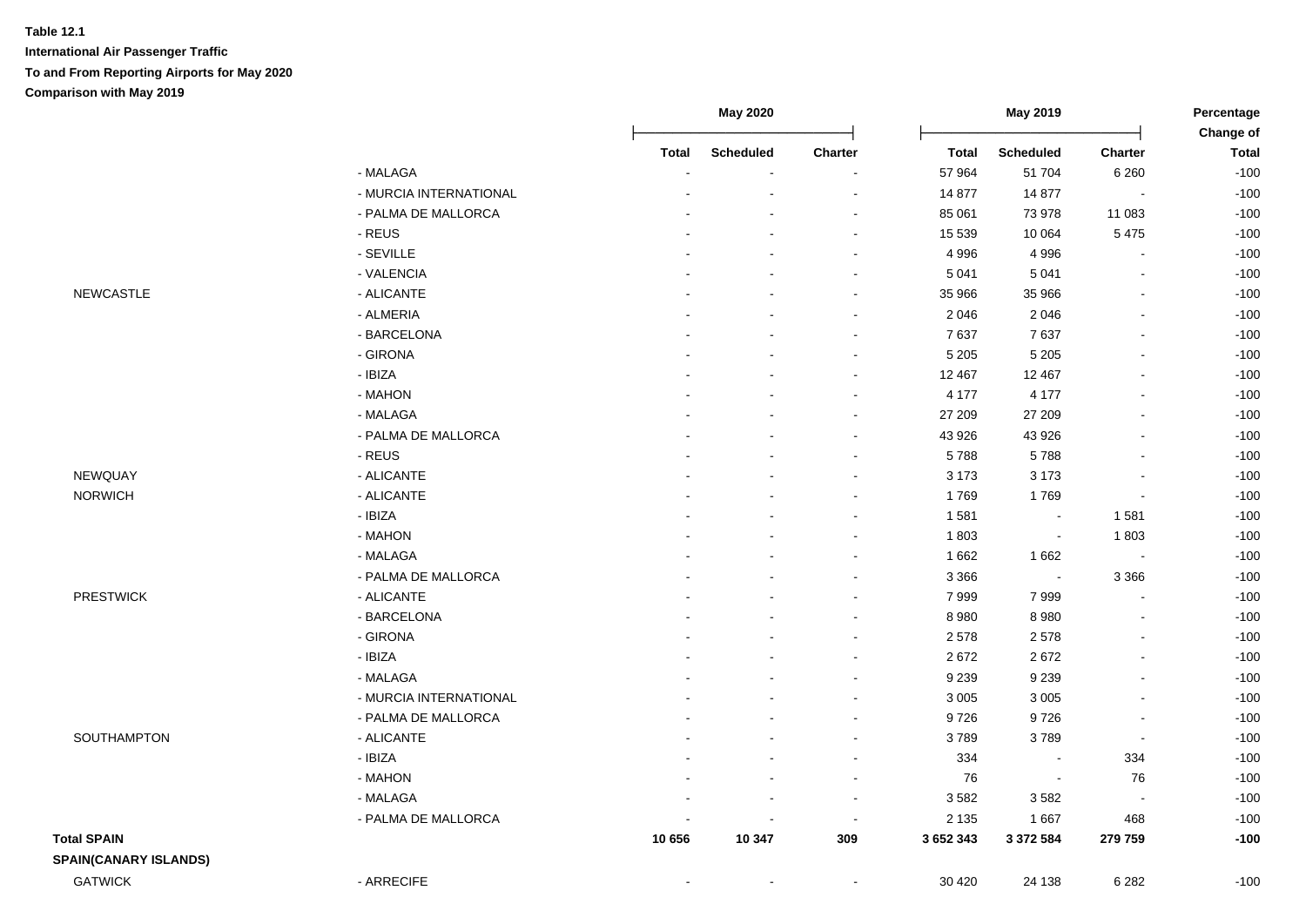**Table 12.1**

**International Air Passenger Traffic**

**To and From Reporting Airports for May 2020**

**Comparison with May 2019**

| | | May 2020 | | | May 2019 | | | Percentage Change of |
|---|---|---|---|---|---|---|---|---|
| | | Total | Scheduled | Charter | Total | Scheduled | Charter | Total |
| | - MALAGA | - | - | - | 57 964 | 51 704 | 6 260 | -100 |
| | - MURCIA INTERNATIONAL | - | - | - | 14 877 | 14 877 | - | -100 |
| | - PALMA DE MALLORCA | - | - | - | 85 061 | 73 978 | 11 083 | -100 |
| | - REUS | - | - | - | 15 539 | 10 064 | 5 475 | -100 |
| | - SEVILLE | - | - | - | 4 996 | 4 996 | - | -100 |
| | - VALENCIA | - | - | - | 5 041 | 5 041 | - | -100 |
| NEWCASTLE | - ALICANTE | - | - | - | 35 966 | 35 966 | - | -100 |
| | - ALMERIA | - | - | - | 2 046 | 2 046 | - | -100 |
| | - BARCELONA | - | - | - | 7 637 | 7 637 | - | -100 |
| | - GIRONA | - | - | - | 5 205 | 5 205 | - | -100 |
| | - IBIZA | - | - | - | 12 467 | 12 467 | - | -100 |
| | - MAHON | - | - | - | 4 177 | 4 177 | - | -100 |
| | - MALAGA | - | - | - | 27 209 | 27 209 | - | -100 |
| | - PALMA DE MALLORCA | - | - | - | 43 926 | 43 926 | - | -100 |
| | - REUS | - | - | - | 5 788 | 5 788 | - | -100 |
| NEWQUAY | - ALICANTE | - | - | - | 3 173 | 3 173 | - | -100 |
| NORWICH | - ALICANTE | - | - | - | 1 769 | 1 769 | - | -100 |
| | - IBIZA | - | - | - | 1 581 | - | 1 581 | -100 |
| | - MAHON | - | - | - | 1 803 | - | 1 803 | -100 |
| | - MALAGA | - | - | - | 1 662 | 1 662 | - | -100 |
| | - PALMA DE MALLORCA | - | - | - | 3 366 | - | 3 366 | -100 |
| PRESTWICK | - ALICANTE | - | - | - | 7 999 | 7 999 | - | -100 |
| | - BARCELONA | - | - | - | 8 980 | 8 980 | - | -100 |
| | - GIRONA | - | - | - | 2 578 | 2 578 | - | -100 |
| | - IBIZA | - | - | - | 2 672 | 2 672 | - | -100 |
| | - MALAGA | - | - | - | 9 239 | 9 239 | - | -100 |
| | - MURCIA INTERNATIONAL | - | - | - | 3 005 | 3 005 | - | -100 |
| | - PALMA DE MALLORCA | - | - | - | 9 726 | 9 726 | - | -100 |
| SOUTHAMPTON | - ALICANTE | - | - | - | 3 789 | 3 789 | - | -100 |
| | - IBIZA | - | - | - | 334 | - | 334 | -100 |
| | - MAHON | - | - | - | 76 | - | 76 | -100 |
| | - MALAGA | - | - | - | 3 582 | 3 582 | - | -100 |
| | - PALMA DE MALLORCA | - | - | - | 2 135 | 1 667 | 468 | -100 |
| **Total SPAIN** | | **10 656** | **10 347** | **309** | **3 652 343** | **3 372 584** | **279 759** | **-100** |
| **SPAIN(CANARY ISLANDS)** | | | | | | | | |
| GATWICK | - ARRECIFE | - | - | - | 30 420 | 24 138 | 6 282 | -100 |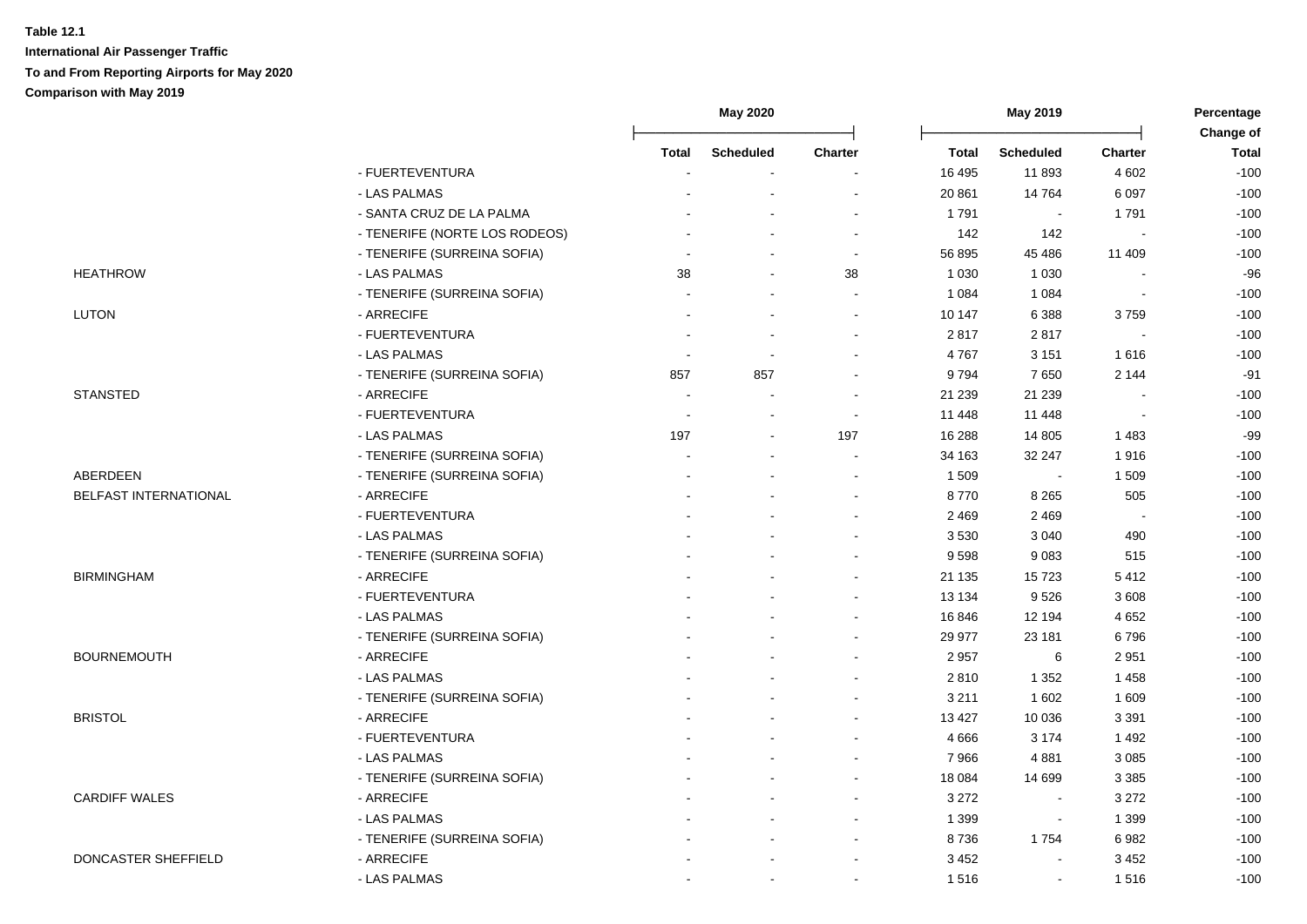**Table 12.1**

**International Air Passenger Traffic**

**To and From Reporting Airports for May 2020**

**Comparison with May 2019**

| | | May 2020 | | | May 2019 | | | Percentage Change of |
|---|---|---|---|---|---|---|---|---|
| | | Total | Scheduled | Charter | Total | Scheduled | Charter | Total |
| | - FUERTEVENTURA | - | - | - | 16 495 | 11 893 | 4 602 | -100 |
| | - LAS PALMAS | - | - | - | 20 861 | 14 764 | 6 097 | -100 |
| | - SANTA CRUZ DE LA PALMA | - | - | - | 1 791 | - | 1 791 | -100 |
| | - TENERIFE (NORTE LOS RODEOS) | - | - | - | 142 | 142 | - | -100 |
| | - TENERIFE (SURREINA SOFIA) | - | - | - | 56 895 | 45 486 | 11 409 | -100 |
| HEATHROW | - LAS PALMAS | 38 | - | 38 | 1 030 | 1 030 | - | -96 |
| | - TENERIFE (SURREINA SOFIA) | - | - | - | 1 084 | 1 084 | - | -100 |
| LUTON | - ARRECIFE | - | - | - | 10 147 | 6 388 | 3 759 | -100 |
| | - FUERTEVENTURA | - | - | - | 2 817 | 2 817 | - | -100 |
| | - LAS PALMAS | - | - | - | 4 767 | 3 151 | 1 616 | -100 |
| | - TENERIFE (SURREINA SOFIA) | 857 | 857 | - | 9 794 | 7 650 | 2 144 | -91 |
| STANSTED | - ARRECIFE | - | - | - | 21 239 | 21 239 | - | -100 |
| | - FUERTEVENTURA | - | - | - | 11 448 | 11 448 | - | -100 |
| | - LAS PALMAS | 197 | - | 197 | 16 288 | 14 805 | 1 483 | -99 |
| | - TENERIFE (SURREINA SOFIA) | - | - | - | 34 163 | 32 247 | 1 916 | -100 |
| ABERDEEN | - TENERIFE (SURREINA SOFIA) | - | - | - | 1 509 | - | 1 509 | -100 |
| BELFAST INTERNATIONAL | - ARRECIFE | - | - | - | 8 770 | 8 265 | 505 | -100 |
| | - FUERTEVENTURA | - | - | - | 2 469 | 2 469 | - | -100 |
| | - LAS PALMAS | - | - | - | 3 530 | 3 040 | 490 | -100 |
| | - TENERIFE (SURREINA SOFIA) | - | - | - | 9 598 | 9 083 | 515 | -100 |
| BIRMINGHAM | - ARRECIFE | - | - | - | 21 135 | 15 723 | 5 412 | -100 |
| | - FUERTEVENTURA | - | - | - | 13 134 | 9 526 | 3 608 | -100 |
| | - LAS PALMAS | - | - | - | 16 846 | 12 194 | 4 652 | -100 |
| | - TENERIFE (SURREINA SOFIA) | - | - | - | 29 977 | 23 181 | 6 796 | -100 |
| BOURNEMOUTH | - ARRECIFE | - | - | - | 2 957 | 6 | 2 951 | -100 |
| | - LAS PALMAS | - | - | - | 2 810 | 1 352 | 1 458 | -100 |
| | - TENERIFE (SURREINA SOFIA) | - | - | - | 3 211 | 1 602 | 1 609 | -100 |
| BRISTOL | - ARRECIFE | - | - | - | 13 427 | 10 036 | 3 391 | -100 |
| | - FUERTEVENTURA | - | - | - | 4 666 | 3 174 | 1 492 | -100 |
| | - LAS PALMAS | - | - | - | 7 966 | 4 881 | 3 085 | -100 |
| | - TENERIFE (SURREINA SOFIA) | - | - | - | 18 084 | 14 699 | 3 385 | -100 |
| CARDIFF WALES | - ARRECIFE | - | - | - | 3 272 | - | 3 272 | -100 |
| | - LAS PALMAS | - | - | - | 1 399 | - | 1 399 | -100 |
| | - TENERIFE (SURREINA SOFIA) | - | - | - | 8 736 | 1 754 | 6 982 | -100 |
| DONCASTER SHEFFIELD | - ARRECIFE | - | - | - | 3 452 | - | 3 452 | -100 |
| | - LAS PALMAS | - | - | - | 1 516 | - | 1 516 | -100 |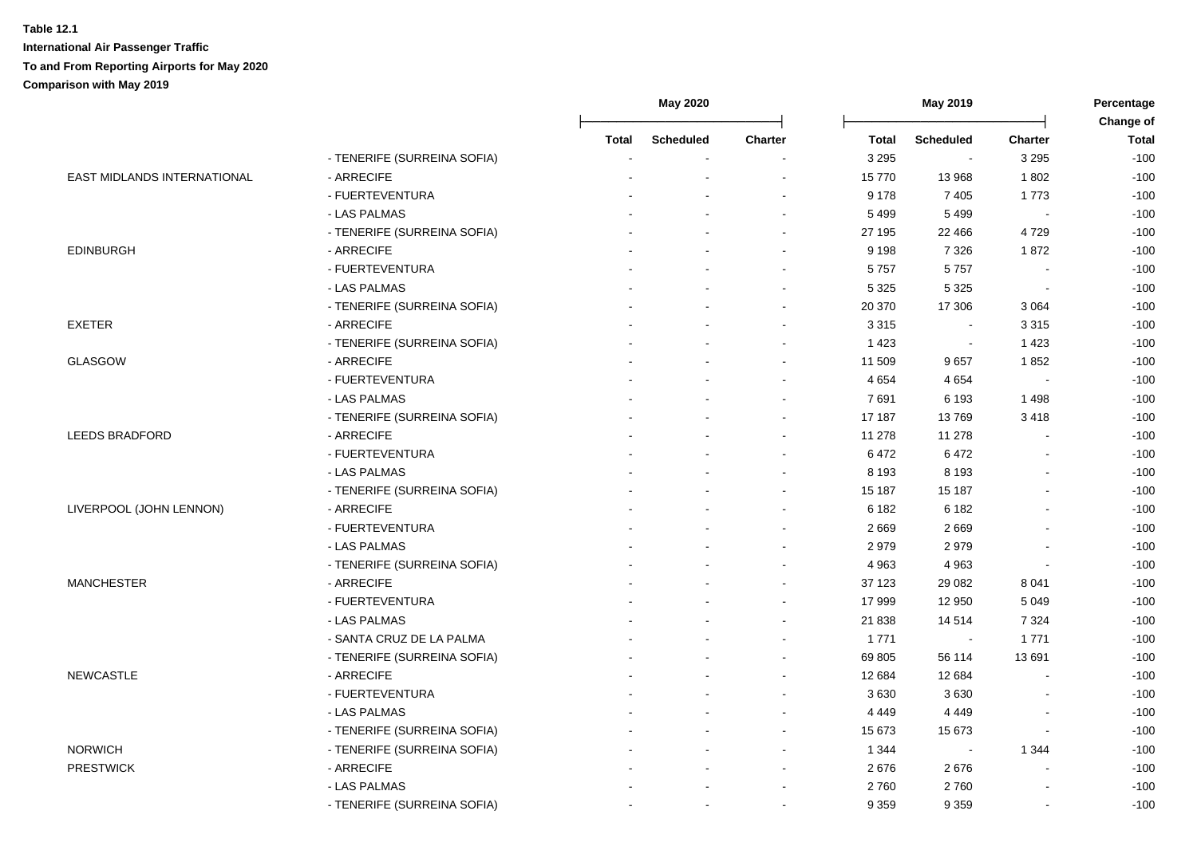**Table 12.1**

**International Air Passenger Traffic**

**To and From Reporting Airports for May 2020**

**Comparison with May 2019**

| | | May 2020 | | | May 2019 | | | Percentage Change of |
|---|---|---|---|---|---|---|---|---|
| | | Total | Scheduled | Charter | Total | Scheduled | Charter | Total |
| | - TENERIFE (SURREINA SOFIA) | - | - | - | 3 295 | - | 3 295 | -100 |
| EAST MIDLANDS INTERNATIONAL | - ARRECIFE | - | - | - | 15 770 | 13 968 | 1 802 | -100 |
| | - FUERTEVENTURA | - | - | - | 9 178 | 7 405 | 1 773 | -100 |
| | - LAS PALMAS | - | - | - | 5 499 | 5 499 | - | -100 |
| | - TENERIFE (SURREINA SOFIA) | - | - | - | 27 195 | 22 466 | 4 729 | -100 |
| EDINBURGH | - ARRECIFE | - | - | - | 9 198 | 7 326 | 1 872 | -100 |
| | - FUERTEVENTURA | - | - | - | 5 757 | 5 757 | - | -100 |
| | - LAS PALMAS | - | - | - | 5 325 | 5 325 | - | -100 |
| | - TENERIFE (SURREINA SOFIA) | - | - | - | 20 370 | 17 306 | 3 064 | -100 |
| EXETER | - ARRECIFE | - | - | - | 3 315 | - | 3 315 | -100 |
| | - TENERIFE (SURREINA SOFIA) | - | - | - | 1 423 | - | 1 423 | -100 |
| GLASGOW | - ARRECIFE | - | - | - | 11 509 | 9 657 | 1 852 | -100 |
| | - FUERTEVENTURA | - | - | - | 4 654 | 4 654 | - | -100 |
| | - LAS PALMAS | - | - | - | 7 691 | 6 193 | 1 498 | -100 |
| | - TENERIFE (SURREINA SOFIA) | - | - | - | 17 187 | 13 769 | 3 418 | -100 |
| LEEDS BRADFORD | - ARRECIFE | - | - | - | 11 278 | 11 278 | - | -100 |
| | - FUERTEVENTURA | - | - | - | 6 472 | 6 472 | - | -100 |
| | - LAS PALMAS | - | - | - | 8 193 | 8 193 | - | -100 |
| | - TENERIFE (SURREINA SOFIA) | - | - | - | 15 187 | 15 187 | - | -100 |
| LIVERPOOL (JOHN LENNON) | - ARRECIFE | - | - | - | 6 182 | 6 182 | - | -100 |
| | - FUERTEVENTURA | - | - | - | 2 669 | 2 669 | - | -100 |
| | - LAS PALMAS | - | - | - | 2 979 | 2 979 | - | -100 |
| | - TENERIFE (SURREINA SOFIA) | - | - | - | 4 963 | 4 963 | - | -100 |
| MANCHESTER | - ARRECIFE | - | - | - | 37 123 | 29 082 | 8 041 | -100 |
| | - FUERTEVENTURA | - | - | - | 17 999 | 12 950 | 5 049 | -100 |
| | - LAS PALMAS | - | - | - | 21 838 | 14 514 | 7 324 | -100 |
| | - SANTA CRUZ DE LA PALMA | - | - | - | 1 771 | - | 1 771 | -100 |
| | - TENERIFE (SURREINA SOFIA) | - | - | - | 69 805 | 56 114 | 13 691 | -100 |
| NEWCASTLE | - ARRECIFE | - | - | - | 12 684 | 12 684 | - | -100 |
| | - FUERTEVENTURA | - | - | - | 3 630 | 3 630 | - | -100 |
| | - LAS PALMAS | - | - | - | 4 449 | 4 449 | - | -100 |
| | - TENERIFE (SURREINA SOFIA) | - | - | - | 15 673 | 15 673 | - | -100 |
| NORWICH | - TENERIFE (SURREINA SOFIA) | - | - | - | 1 344 | - | 1 344 | -100 |
| PRESTWICK | - ARRECIFE | - | - | - | 2 676 | 2 676 | - | -100 |
| | - LAS PALMAS | - | - | - | 2 760 | 2 760 | - | -100 |
| | - TENERIFE (SURREINA SOFIA) | - | - | - | 9 359 | 9 359 | - | -100 |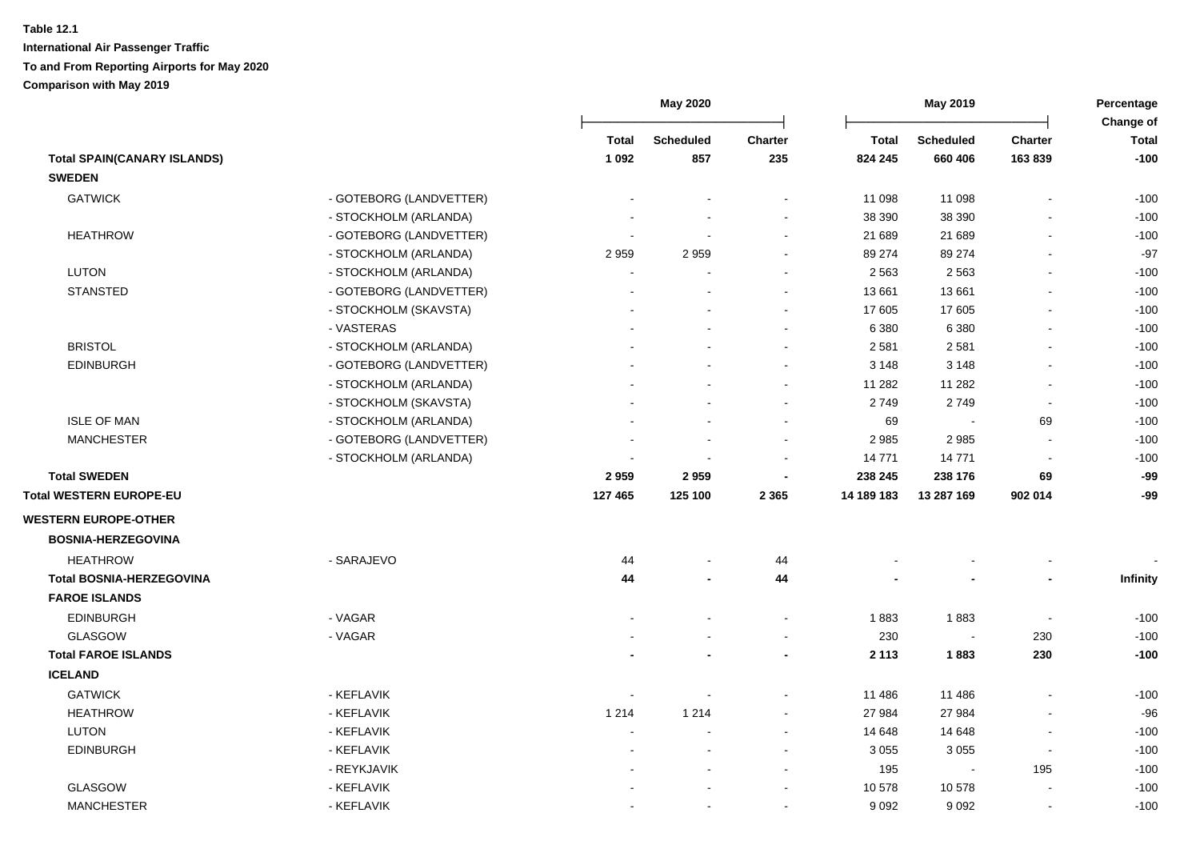**Table 12.1**

**International Air Passenger Traffic**

**To and From Reporting Airports for May 2020**

**Comparison with May 2019**

| | | May 2020 | | | May 2019 | | | Percentage Change of |
|---|---|---|---|---|---|---|---|---|
| | | Total | Scheduled | Charter | Total | Scheduled | Charter | Total |
| **Total SPAIN(CANARY ISLANDS)** | | **1 092** | **857** | **235** | **824 245** | **660 406** | **163 839** | **-100** |
| **SWEDEN** | | | | | | | | |
| GATWICK | - GOTEBORG (LANDVETTER) | - | - | - | 11 098 | 11 098 | - | -100 |
| | - STOCKHOLM (ARLANDA) | - | - | - | 38 390 | 38 390 | - | -100 |
| HEATHROW | - GOTEBORG (LANDVETTER) | - | - | - | 21 689 | 21 689 | - | -100 |
| | - STOCKHOLM (ARLANDA) | 2 959 | 2 959 | - | 89 274 | 89 274 | - | -97 |
| LUTON | - STOCKHOLM (ARLANDA) | - | - | - | 2 563 | 2 563 | - | -100 |
| STANSTED | - GOTEBORG (LANDVETTER) | - | - | - | 13 661 | 13 661 | - | -100 |
| | - STOCKHOLM (SKAVSTA) | - | - | - | 17 605 | 17 605 | - | -100 |
| | - VASTERAS | - | - | - | 6 380 | 6 380 | - | -100 |
| BRISTOL | - STOCKHOLM (ARLANDA) | - | - | - | 2 581 | 2 581 | - | -100 |
| EDINBURGH | - GOTEBORG (LANDVETTER) | - | - | - | 3 148 | 3 148 | - | -100 |
| | - STOCKHOLM (ARLANDA) | - | - | - | 11 282 | 11 282 | - | -100 |
| | - STOCKHOLM (SKAVSTA) | - | - | - | 2 749 | 2 749 | - | -100 |
| ISLE OF MAN | - STOCKHOLM (ARLANDA) | - | - | - | 69 | - | 69 | -100 |
| MANCHESTER | - GOTEBORG (LANDVETTER) | - | - | - | 2 985 | 2 985 | - | -100 |
| | - STOCKHOLM (ARLANDA) | - | - | - | 14 771 | 14 771 | - | -100 |
| **Total SWEDEN** | | **2 959** | **2 959** | **-** | **238 245** | **238 176** | **69** | **-99** |
| **Total WESTERN EUROPE-EU** | | **127 465** | **125 100** | **2 365** | **14 189 183** | **13 287 169** | **902 014** | **-99** |
| **WESTERN EUROPE-OTHER** | | | | | | | | |
| **BOSNIA-HERZEGOVINA** | | | | | | | | |
| HEATHROW | - SARAJEVO | 44 | - | 44 | - | - | - | - |
| **Total BOSNIA-HERZEGOVINA** | | **44** | **-** | **44** | **-** | **-** | **-** | **Infinity** |
| **FAROE ISLANDS** | | | | | | | | |
| EDINBURGH | - VAGAR | - | - | - | 1 883 | 1 883 | - | -100 |
| GLASGOW | - VAGAR | - | - | - | 230 | - | 230 | -100 |
| **Total FAROE ISLANDS** | | **-** | **-** | **-** | **2 113** | **1 883** | **230** | **-100** |
| **ICELAND** | | | | | | | | |
| GATWICK | - KEFLAVIK | - | - | - | 11 486 | 11 486 | - | -100 |
| HEATHROW | - KEFLAVIK | 1 214 | 1 214 | - | 27 984 | 27 984 | - | -96 |
| LUTON | - KEFLAVIK | - | - | - | 14 648 | 14 648 | - | -100 |
| EDINBURGH | - KEFLAVIK | - | - | - | 3 055 | 3 055 | - | -100 |
| | - REYKJAVIK | - | - | - | 195 | - | 195 | -100 |
| GLASGOW | - KEFLAVIK | - | - | - | 10 578 | 10 578 | - | -100 |
| MANCHESTER | - KEFLAVIK | - | - | - | 9 092 | 9 092 | - | -100 |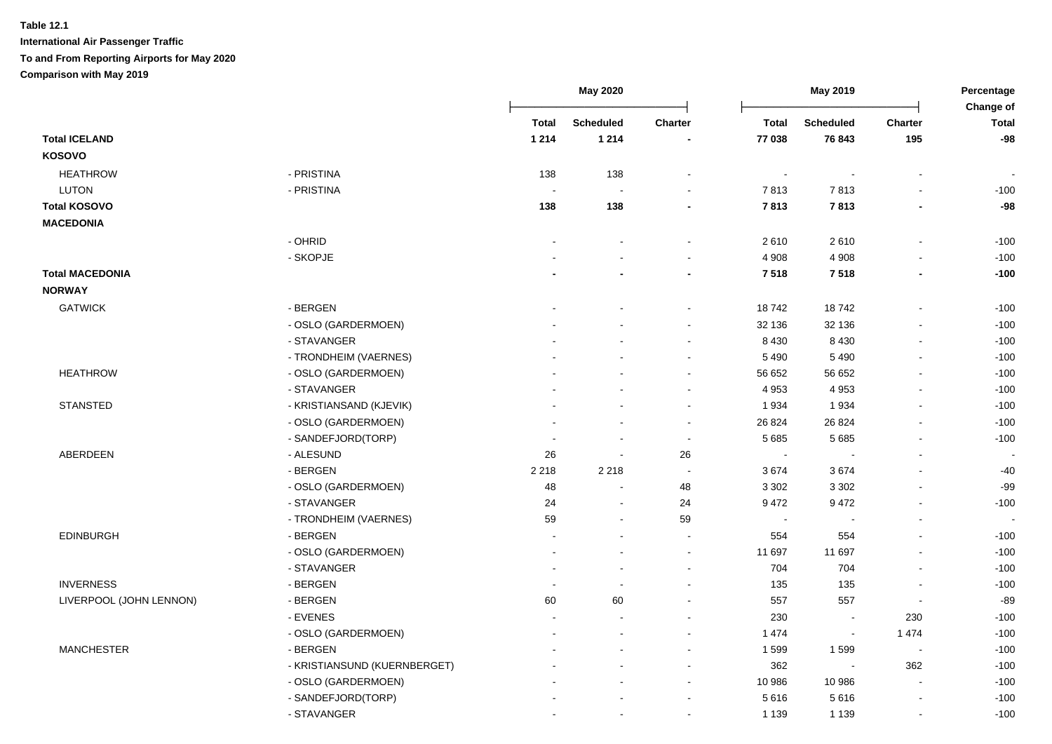**Table 12.1**

**International Air Passenger Traffic**

**To and From Reporting Airports for May 2020**

**Comparison with May 2019**

| | | May 2020 | | | May 2019 | | | Percentage Change of |
|---|---|---|---|---|---|---|---|---|
| | | Total | Scheduled | Charter | Total | Scheduled | Charter | Total |
| **Total ICELAND** | | **1 214** | **1 214** | **-** | **77 038** | **76 843** | **195** | **-98** |
| **KOSOVO** | | | | | | | | |
| HEATHROW | - PRISTINA | 138 | 138 | - | - | - | - | - |
| LUTON | - PRISTINA | - | - | - | 7 813 | 7 813 | - | -100 |
| **Total KOSOVO** | | **138** | **138** | **-** | **7 813** | **7 813** | **-** | **-98** |
| **MACEDONIA** | | | | | | | | |
| | - OHRID | - | - | - | 2 610 | 2 610 | - | -100 |
| | - SKOPJE | - | - | - | 4 908 | 4 908 | - | -100 |
| **Total MACEDONIA** | | **-** | **-** | **-** | **7 518** | **7 518** | **-** | **-100** |
| **NORWAY** | | | | | | | | |
| GATWICK | - BERGEN | - | - | - | 18 742 | 18 742 | - | -100 |
| | - OSLO (GARDERMOEN) | - | - | - | 32 136 | 32 136 | - | -100 |
| | - STAVANGER | - | - | - | 8 430 | 8 430 | - | -100 |
| | - TRONDHEIM (VAERNES) | - | - | - | 5 490 | 5 490 | - | -100 |
| HEATHROW | - OSLO (GARDERMOEN) | - | - | - | 56 652 | 56 652 | - | -100 |
| | - STAVANGER | - | - | - | 4 953 | 4 953 | - | -100 |
| STANSTED | - KRISTIANSAND (KJEVIK) | - | - | - | 1 934 | 1 934 | - | -100 |
| | - OSLO (GARDERMOEN) | - | - | - | 26 824 | 26 824 | - | -100 |
| | - SANDEFJORD(TORP) | - | - | - | 5 685 | 5 685 | - | -100 |
| ABERDEEN | - ALESUND | 26 | - | 26 | - | - | - | - |
| | - BERGEN | 2 218 | 2 218 | - | 3 674 | 3 674 | - | -40 |
| | - OSLO (GARDERMOEN) | 48 | - | 48 | 3 302 | 3 302 | - | -99 |
| | - STAVANGER | 24 | - | 24 | 9 472 | 9 472 | - | -100 |
| | - TRONDHEIM (VAERNES) | 59 | - | 59 | - | - | - | - |
| EDINBURGH | - BERGEN | - | - | - | 554 | 554 | - | -100 |
| | - OSLO (GARDERMOEN) | - | - | - | 11 697 | 11 697 | - | -100 |
| | - STAVANGER | - | - | - | 704 | 704 | - | -100 |
| INVERNESS | - BERGEN | - | - | - | 135 | 135 | - | -100 |
| LIVERPOOL (JOHN LENNON) | - BERGEN | 60 | 60 | - | 557 | 557 | - | -89 |
| | - EVENES | - | - | - | 230 | - | 230 | -100 |
| | - OSLO (GARDERMOEN) | - | - | - | 1 474 | - | 1 474 | -100 |
| MANCHESTER | - BERGEN | - | - | - | 1 599 | 1 599 | - | -100 |
| | - KRISTIANSUND (KUERNBERGET) | - | - | - | 362 | - | 362 | -100 |
| | - OSLO (GARDERMOEN) | - | - | - | 10 986 | 10 986 | - | -100 |
| | - SANDEFJORD(TORP) | - | - | - | 5 616 | 5 616 | - | -100 |
| | - STAVANGER | - | - | - | 1 139 | 1 139 | - | -100 |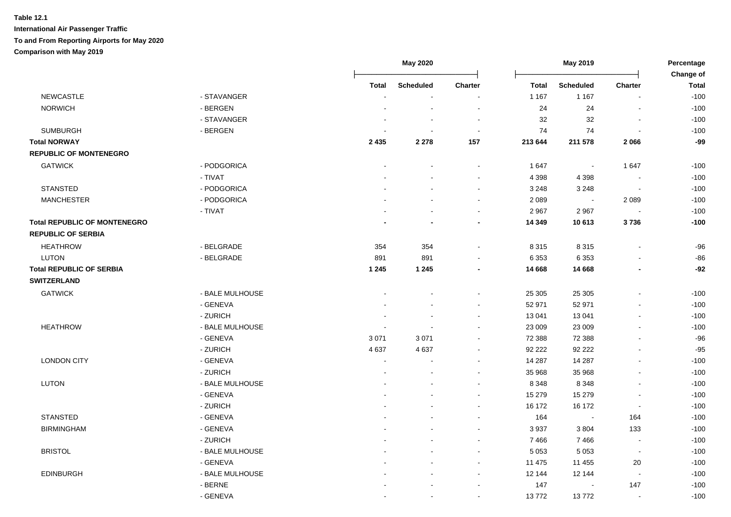**Table 12.1**

**International Air Passenger Traffic**

**To and From Reporting Airports for May 2020**

**Comparison with May 2019**

| | | May 2020 | | | May 2019 | | | Percentage Change of |
|---|---|---|---|---|---|---|---|---|
| | | Total | Scheduled | Charter | Total | Scheduled | Charter | Total |
| NEWCASTLE | - STAVANGER | - | - | - | 1 167 | 1 167 | - | -100 |
| NORWICH | - BERGEN | - | - | - | 24 | 24 | - | -100 |
| | - STAVANGER | - | - | - | 32 | 32 | - | -100 |
| SUMBURGH | - BERGEN | - | - | - | 74 | 74 | - | -100 |
| **Total NORWAY** | | **2 435** | **2 278** | **157** | **213 644** | **211 578** | **2 066** | **-99** |
| **REPUBLIC OF MONTENEGRO** | | | | | | | | |
| GATWICK | - PODGORICA | - | - | - | 1 647 | - | 1 647 | -100 |
| | - TIVAT | - | - | - | 4 398 | 4 398 | - | -100 |
| STANSTED | - PODGORICA | - | - | - | 3 248 | 3 248 | - | -100 |
| MANCHESTER | - PODGORICA | - | - | - | 2 089 | - | 2 089 | -100 |
| | - TIVAT | - | - | - | 2 967 | 2 967 | - | -100 |
| **Total REPUBLIC OF MONTENEGRO** | | **-** | **-** | **-** | **14 349** | **10 613** | **3 736** | **-100** |
| **REPUBLIC OF SERBIA** | | | | | | | | |
| HEATHROW | - BELGRADE | 354 | 354 | - | 8 315 | 8 315 | - | -96 |
| LUTON | - BELGRADE | 891 | 891 | - | 6 353 | 6 353 | - | -86 |
| **Total REPUBLIC OF SERBIA** | | **1 245** | **1 245** | **-** | **14 668** | **14 668** | **-** | **-92** |
| **SWITZERLAND** | | | | | | | | |
| GATWICK | - BALE MULHOUSE | - | - | - | 25 305 | 25 305 | - | -100 |
| | - GENEVA | - | - | - | 52 971 | 52 971 | - | -100 |
| | - ZURICH | - | - | - | 13 041 | 13 041 | - | -100 |
| HEATHROW | - BALE MULHOUSE | - | - | - | 23 009 | 23 009 | - | -100 |
| | - GENEVA | 3 071 | 3 071 | - | 72 388 | 72 388 | - | -96 |
| | - ZURICH | 4 637 | 4 637 | - | 92 222 | 92 222 | - | -95 |
| LONDON CITY | - GENEVA | - | - | - | 14 287 | 14 287 | - | -100 |
| | - ZURICH | - | - | - | 35 968 | 35 968 | - | -100 |
| LUTON | - BALE MULHOUSE | - | - | - | 8 348 | 8 348 | - | -100 |
| | - GENEVA | - | - | - | 15 279 | 15 279 | - | -100 |
| | - ZURICH | - | - | - | 16 172 | 16 172 | - | -100 |
| STANSTED | - GENEVA | - | - | - | 164 | - | 164 | -100 |
| BIRMINGHAM | - GENEVA | - | - | - | 3 937 | 3 804 | 133 | -100 |
| | - ZURICH | - | - | - | 7 466 | 7 466 | - | -100 |
| BRISTOL | - BALE MULHOUSE | - | - | - | 5 053 | 5 053 | - | -100 |
| | - GENEVA | - | - | - | 11 475 | 11 455 | 20 | -100 |
| EDINBURGH | - BALE MULHOUSE | - | - | - | 12 144 | 12 144 | - | -100 |
| | - BERNE | - | - | - | 147 | - | 147 | -100 |
| | - GENEVA | - | - | - | 13 772 | 13 772 | - | -100 |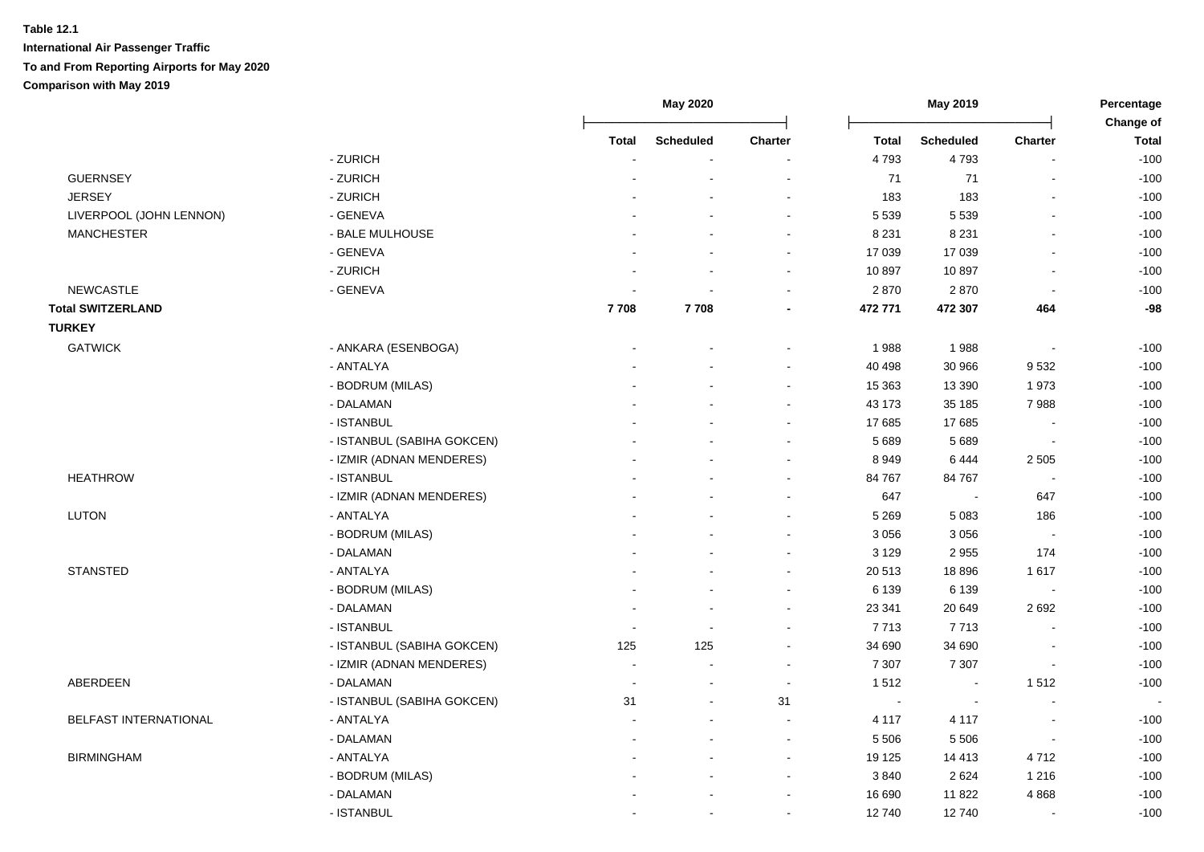**Table 12.1**

**International Air Passenger Traffic**

**To and From Reporting Airports for May 2020**

**Comparison with May 2019**

| | | May 2020 | | | May 2019 | | | Percentage Change of |
|---|---|---|---|---|---|---|---|---|
| | | Total | Scheduled | Charter | Total | Scheduled | Charter | Total |
| | - ZURICH | - | - | - | 4 793 | 4 793 | - | -100 |
| GUERNSEY | - ZURICH | - | - | - | 71 | 71 | - | -100 |
| JERSEY | - ZURICH | - | - | - | 183 | 183 | - | -100 |
| LIVERPOOL (JOHN LENNON) | - GENEVA | - | - | - | 5 539 | 5 539 | - | -100 |
| MANCHESTER | - BALE MULHOUSE | - | - | - | 8 231 | 8 231 | - | -100 |
| | - GENEVA | - | - | - | 17 039 | 17 039 | - | -100 |
| | - ZURICH | - | - | - | 10 897 | 10 897 | - | -100 |
| NEWCASTLE | - GENEVA | - | - | - | 2 870 | 2 870 | - | -100 |
| **Total SWITZERLAND** | | **7 708** | **7 708** | **-** | **472 771** | **472 307** | **464** | **-98** |
| **TURKEY** | | | | | | | | |
| GATWICK | - ANKARA (ESENBOGA) | - | - | - | 1 988 | 1 988 | - | -100 |
| | - ANTALYA | - | - | - | 40 498 | 30 966 | 9 532 | -100 |
| | - BODRUM (MILAS) | - | - | - | 15 363 | 13 390 | 1 973 | -100 |
| | - DALAMAN | - | - | - | 43 173 | 35 185 | 7 988 | -100 |
| | - ISTANBUL | - | - | - | 17 685 | 17 685 | - | -100 |
| | - ISTANBUL (SABIHA GOKCEN) | - | - | - | 5 689 | 5 689 | - | -100 |
| | - IZMIR (ADNAN MENDERES) | - | - | - | 8 949 | 6 444 | 2 505 | -100 |
| HEATHROW | - ISTANBUL | - | - | - | 84 767 | 84 767 | - | -100 |
| | - IZMIR (ADNAN MENDERES) | - | - | - | 647 | - | 647 | -100 |
| LUTON | - ANTALYA | - | - | - | 5 269 | 5 083 | 186 | -100 |
| | - BODRUM (MILAS) | - | - | - | 3 056 | 3 056 | - | -100 |
| | - DALAMAN | - | - | - | 3 129 | 2 955 | 174 | -100 |
| STANSTED | - ANTALYA | - | - | - | 20 513 | 18 896 | 1 617 | -100 |
| | - BODRUM (MILAS) | - | - | - | 6 139 | 6 139 | - | -100 |
| | - DALAMAN | - | - | - | 23 341 | 20 649 | 2 692 | -100 |
| | - ISTANBUL | - | - | - | 7 713 | 7 713 | - | -100 |
| | - ISTANBUL (SABIHA GOKCEN) | 125 | 125 | - | 34 690 | 34 690 | - | -100 |
| | - IZMIR (ADNAN MENDERES) | - | - | - | 7 307 | 7 307 | - | -100 |
| ABERDEEN | - DALAMAN | - | - | - | 1 512 | - | 1 512 | -100 |
| | - ISTANBUL (SABIHA GOKCEN) | 31 | - | 31 | - | - | - | - |
| BELFAST INTERNATIONAL | - ANTALYA | - | - | - | 4 117 | 4 117 | - | -100 |
| | - DALAMAN | - | - | - | 5 506 | 5 506 | - | -100 |
| BIRMINGHAM | - ANTALYA | - | - | - | 19 125 | 14 413 | 4 712 | -100 |
| | - BODRUM (MILAS) | - | - | - | 3 840 | 2 624 | 1 216 | -100 |
| | - DALAMAN | - | - | - | 16 690 | 11 822 | 4 868 | -100 |
| | - ISTANBUL | - | - | - | 12 740 | 12 740 | - | -100 |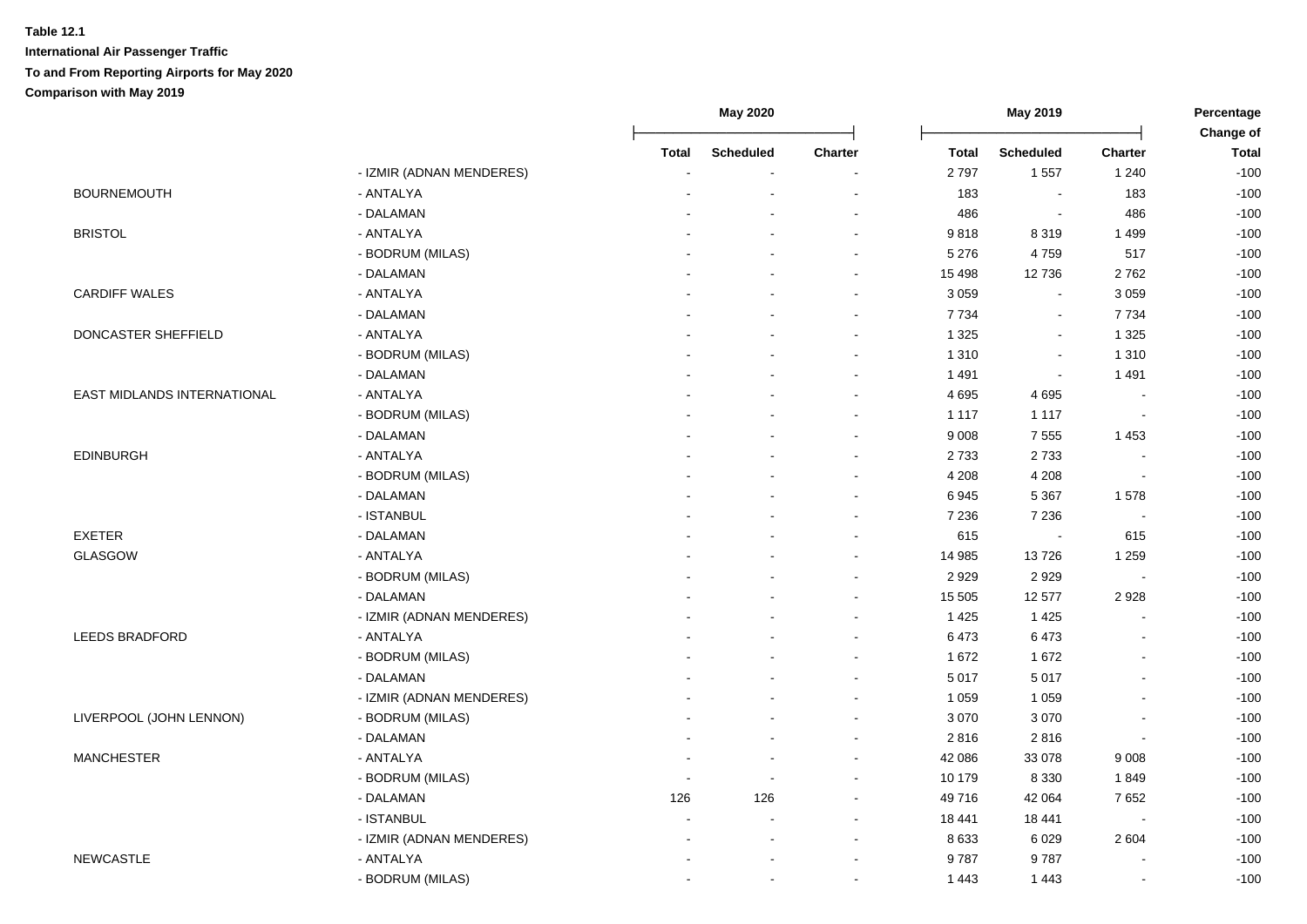**Table 12.1**

**International Air Passenger Traffic**

**To and From Reporting Airports for May 2020**

**Comparison with May 2019**

| | | May 2020 | | | May 2019 | | | Percentage Change of |
|---|---|---|---|---|---|---|---|---|
| | | Total | Scheduled | Charter | Total | Scheduled | Charter | Total |
| | - IZMIR (ADNAN MENDERES) | - | - | - | 2 797 | 1 557 | 1 240 | -100 |
| BOURNEMOUTH | - ANTALYA | - | - | - | 183 | - | 183 | -100 |
| | - DALAMAN | - | - | - | 486 | - | 486 | -100 |
| BRISTOL | - ANTALYA | - | - | - | 9 818 | 8 319 | 1 499 | -100 |
| | - BODRUM (MILAS) | - | - | - | 5 276 | 4 759 | 517 | -100 |
| | - DALAMAN | - | - | - | 15 498 | 12 736 | 2 762 | -100 |
| CARDIFF WALES | - ANTALYA | - | - | - | 3 059 | - | 3 059 | -100 |
| | - DALAMAN | - | - | - | 7 734 | - | 7 734 | -100 |
| DONCASTER SHEFFIELD | - ANTALYA | - | - | - | 1 325 | - | 1 325 | -100 |
| | - BODRUM (MILAS) | - | - | - | 1 310 | - | 1 310 | -100 |
| | - DALAMAN | - | - | - | 1 491 | - | 1 491 | -100 |
| EAST MIDLANDS INTERNATIONAL | - ANTALYA | - | - | - | 4 695 | 4 695 | - | -100 |
| | - BODRUM (MILAS) | - | - | - | 1 117 | 1 117 | - | -100 |
| | - DALAMAN | - | - | - | 9 008 | 7 555 | 1 453 | -100 |
| EDINBURGH | - ANTALYA | - | - | - | 2 733 | 2 733 | - | -100 |
| | - BODRUM (MILAS) | - | - | - | 4 208 | 4 208 | - | -100 |
| | - DALAMAN | - | - | - | 6 945 | 5 367 | 1 578 | -100 |
| | - ISTANBUL | - | - | - | 7 236 | 7 236 | - | -100 |
| EXETER | - DALAMAN | - | - | - | 615 | - | 615 | -100 |
| GLASGOW | - ANTALYA | - | - | - | 14 985 | 13 726 | 1 259 | -100 |
| | - BODRUM (MILAS) | - | - | - | 2 929 | 2 929 | - | -100 |
| | - DALAMAN | - | - | - | 15 505 | 12 577 | 2 928 | -100 |
| | - IZMIR (ADNAN MENDERES) | - | - | - | 1 425 | 1 425 | - | -100 |
| LEEDS BRADFORD | - ANTALYA | - | - | - | 6 473 | 6 473 | - | -100 |
| | - BODRUM (MILAS) | - | - | - | 1 672 | 1 672 | - | -100 |
| | - DALAMAN | - | - | - | 5 017 | 5 017 | - | -100 |
| | - IZMIR (ADNAN MENDERES) | - | - | - | 1 059 | 1 059 | - | -100 |
| LIVERPOOL (JOHN LENNON) | - BODRUM (MILAS) | - | - | - | 3 070 | 3 070 | - | -100 |
| | - DALAMAN | - | - | - | 2 816 | 2 816 | - | -100 |
| MANCHESTER | - ANTALYA | - | - | - | 42 086 | 33 078 | 9 008 | -100 |
| | - BODRUM (MILAS) | - | - | - | 10 179 | 8 330 | 1 849 | -100 |
| | - DALAMAN | 126 | 126 | - | 49 716 | 42 064 | 7 652 | -100 |
| | - ISTANBUL | - | - | - | 18 441 | 18 441 | - | -100 |
| | - IZMIR (ADNAN MENDERES) | - | - | - | 8 633 | 6 029 | 2 604 | -100 |
| NEWCASTLE | - ANTALYA | - | - | - | 9 787 | 9 787 | - | -100 |
| | - BODRUM (MILAS) | - | - | - | 1 443 | 1 443 | - | -100 |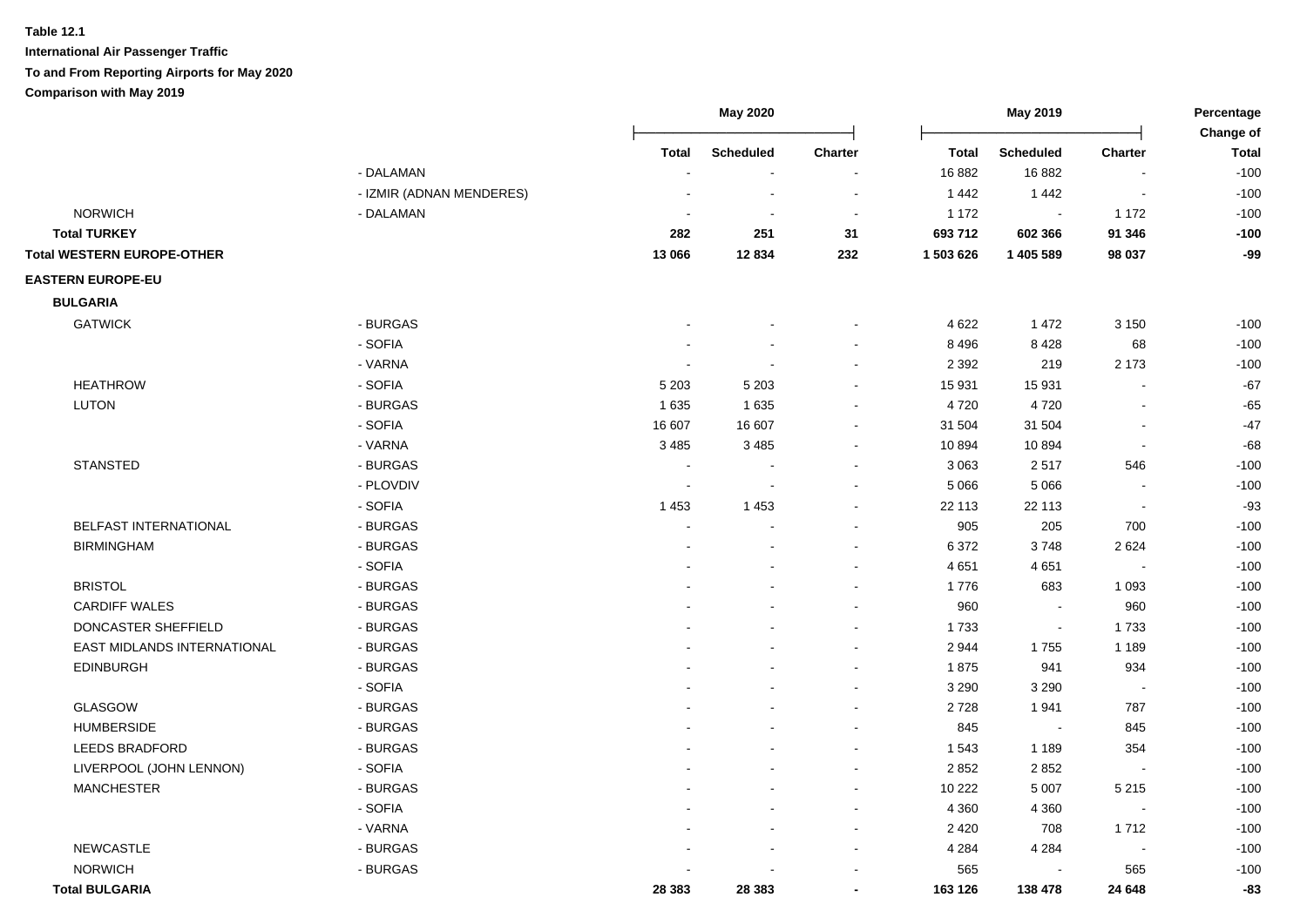**Table 12.1**

**International Air Passenger Traffic**

**To and From Reporting Airports for May 2020**

**Comparison with May 2019**

| | | May 2020 | | | May 2019 | | | Percentage Change of |
|---|---|---|---|---|---|---|---|---|
| | | Total | Scheduled | Charter | Total | Scheduled | Charter | Total |
| | - DALAMAN | - | - | - | 16 882 | 16 882 | - | -100 |
| | - IZMIR (ADNAN MENDERES) | - | - | - | 1 442 | 1 442 | - | -100 |
| NORWICH | - DALAMAN | - | - | - | 1 172 | - | 1 172 | -100 |
| **Total TURKEY** | | **282** | **251** | **31** | **693 712** | **602 366** | **91 346** | **-100** |
| **Total WESTERN EUROPE-OTHER** | | **13 066** | **12 834** | **232** | **1 503 626** | **1 405 589** | **98 037** | **-99** |
| **EASTERN EUROPE-EU** | | | | | | | | |
| **BULGARIA** | | | | | | | | |
| GATWICK | - BURGAS | - | - | - | 4 622 | 1 472 | 3 150 | -100 |
| | - SOFIA | - | - | - | 8 496 | 8 428 | 68 | -100 |
| | - VARNA | - | - | - | 2 392 | 219 | 2 173 | -100 |
| HEATHROW | - SOFIA | 5 203 | 5 203 | - | 15 931 | 15 931 | - | -67 |
| LUTON | - BURGAS | 1 635 | 1 635 | - | 4 720 | 4 720 | - | -65 |
| | - SOFIA | 16 607 | 16 607 | - | 31 504 | 31 504 | - | -47 |
| | - VARNA | 3 485 | 3 485 | - | 10 894 | 10 894 | - | -68 |
| STANSTED | - BURGAS | - | - | - | 3 063 | 2 517 | 546 | -100 |
| | - PLOVDIV | - | - | - | 5 066 | 5 066 | - | -100 |
| | - SOFIA | 1 453 | 1 453 | - | 22 113 | 22 113 | - | -93 |
| BELFAST INTERNATIONAL | - BURGAS | - | - | - | 905 | 205 | 700 | -100 |
| BIRMINGHAM | - BURGAS | - | - | - | 6 372 | 3 748 | 2 624 | -100 |
| | - SOFIA | - | - | - | 4 651 | 4 651 | - | -100 |
| BRISTOL | - BURGAS | - | - | - | 1 776 | 683 | 1 093 | -100 |
| CARDIFF WALES | - BURGAS | - | - | - | 960 | - | 960 | -100 |
| DONCASTER SHEFFIELD | - BURGAS | - | - | - | 1 733 | - | 1 733 | -100 |
| EAST MIDLANDS INTERNATIONAL | - BURGAS | - | - | - | 2 944 | 1 755 | 1 189 | -100 |
| EDINBURGH | - BURGAS | - | - | - | 1 875 | 941 | 934 | -100 |
| | - SOFIA | - | - | - | 3 290 | 3 290 | - | -100 |
| GLASGOW | - BURGAS | - | - | - | 2 728 | 1 941 | 787 | -100 |
| HUMBERSIDE | - BURGAS | - | - | - | 845 | - | 845 | -100 |
| LEEDS BRADFORD | - BURGAS | - | - | - | 1 543 | 1 189 | 354 | -100 |
| LIVERPOOL (JOHN LENNON) | - SOFIA | - | - | - | 2 852 | 2 852 | - | -100 |
| MANCHESTER | - BURGAS | - | - | - | 10 222 | 5 007 | 5 215 | -100 |
| | - SOFIA | - | - | - | 4 360 | 4 360 | - | -100 |
| | - VARNA | - | - | - | 2 420 | 708 | 1 712 | -100 |
| NEWCASTLE | - BURGAS | - | - | - | 4 284 | 4 284 | - | -100 |
| NORWICH | - BURGAS | - | - | - | 565 | - | 565 | -100 |
| **Total BULGARIA** | | **28 383** | **28 383** | **-** | **163 126** | **138 478** | **24 648** | **-83** |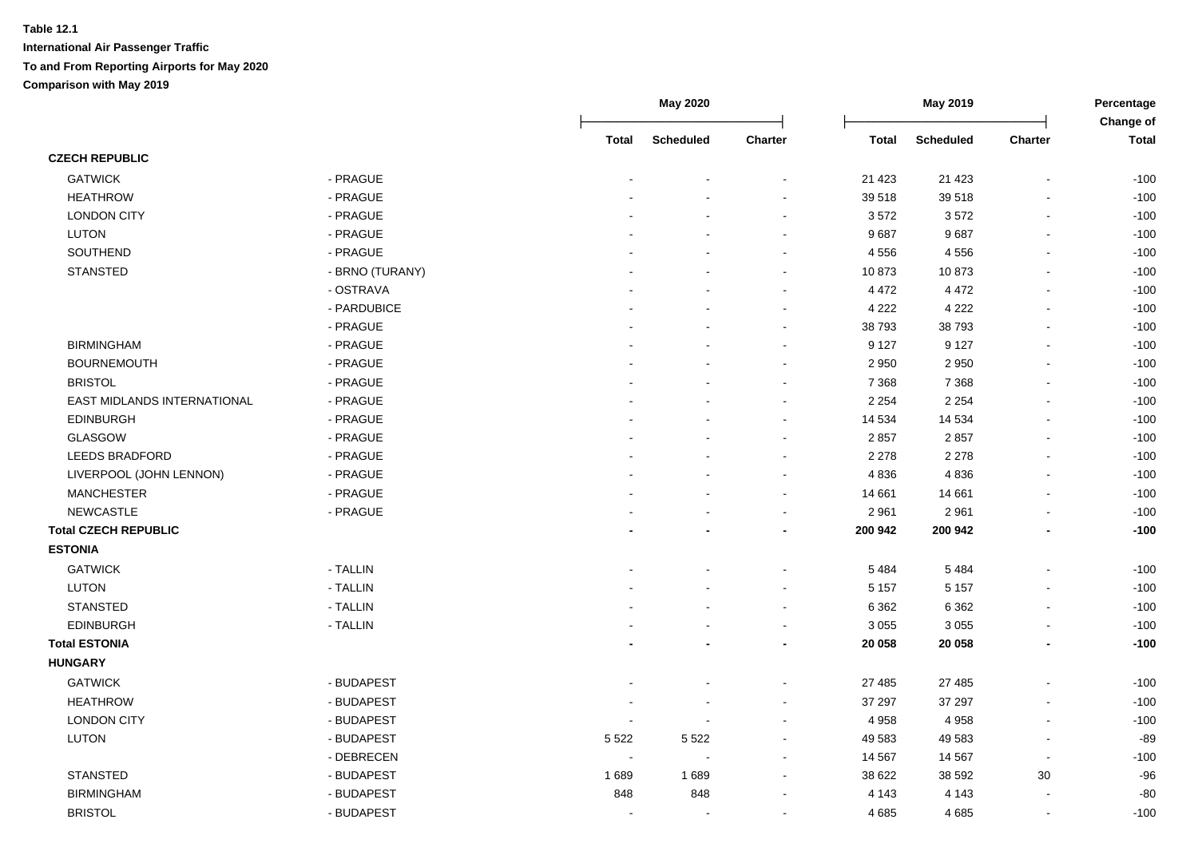**Table 12.1**

**International Air Passenger Traffic**

**To and From Reporting Airports for May 2020**

**Comparison with May 2019**

| | | May 2020 | | | May 2019 | | | Percentage Change of |
|---|---|---|---|---|---|---|---|---|
| | | Total | Scheduled | Charter | Total | Scheduled | Charter | Total |
| **CZECH REPUBLIC** | | | | | | | | |
| GATWICK | - PRAGUE | - | - | - | 21 423 | 21 423 | - | -100 |
| HEATHROW | - PRAGUE | - | - | - | 39 518 | 39 518 | - | -100 |
| LONDON CITY | - PRAGUE | - | - | - | 3 572 | 3 572 | - | -100 |
| LUTON | - PRAGUE | - | - | - | 9 687 | 9 687 | - | -100 |
| SOUTHEND | - PRAGUE | - | - | - | 4 556 | 4 556 | - | -100 |
| STANSTED | - BRNO (TURANY) | - | - | - | 10 873 | 10 873 | - | -100 |
| | - OSTRAVA | - | - | - | 4 472 | 4 472 | - | -100 |
| | - PARDUBICE | - | - | - | 4 222 | 4 222 | - | -100 |
| | - PRAGUE | - | - | - | 38 793 | 38 793 | - | -100 |
| BIRMINGHAM | - PRAGUE | - | - | - | 9 127 | 9 127 | - | -100 |
| BOURNEMOUTH | - PRAGUE | - | - | - | 2 950 | 2 950 | - | -100 |
| BRISTOL | - PRAGUE | - | - | - | 7 368 | 7 368 | - | -100 |
| EAST MIDLANDS INTERNATIONAL | - PRAGUE | - | - | - | 2 254 | 2 254 | - | -100 |
| EDINBURGH | - PRAGUE | - | - | - | 14 534 | 14 534 | - | -100 |
| GLASGOW | - PRAGUE | - | - | - | 2 857 | 2 857 | - | -100 |
| LEEDS BRADFORD | - PRAGUE | - | - | - | 2 278 | 2 278 | - | -100 |
| LIVERPOOL (JOHN LENNON) | - PRAGUE | - | - | - | 4 836 | 4 836 | - | -100 |
| MANCHESTER | - PRAGUE | - | - | - | 14 661 | 14 661 | - | -100 |
| NEWCASTLE | - PRAGUE | - | - | - | 2 961 | 2 961 | - | -100 |
| **Total CZECH REPUBLIC** | | **-** | **-** | **-** | **200 942** | **200 942** | **-** | **-100** |
| **ESTONIA** | | | | | | | | |
| GATWICK | - TALLIN | - | - | - | 5 484 | 5 484 | - | -100 |
| LUTON | - TALLIN | - | - | - | 5 157 | 5 157 | - | -100 |
| STANSTED | - TALLIN | - | - | - | 6 362 | 6 362 | - | -100 |
| EDINBURGH | - TALLIN | - | - | - | 3 055 | 3 055 | - | -100 |
| **Total ESTONIA** | | **-** | **-** | **-** | **20 058** | **20 058** | **-** | **-100** |
| **HUNGARY** | | | | | | | | |
| GATWICK | - BUDAPEST | - | - | - | 27 485 | 27 485 | - | -100 |
| HEATHROW | - BUDAPEST | - | - | - | 37 297 | 37 297 | - | -100 |
| LONDON CITY | - BUDAPEST | - | - | - | 4 958 | 4 958 | - | -100 |
| LUTON | - BUDAPEST | 5 522 | 5 522 | - | 49 583 | 49 583 | - | -89 |
| | - DEBRECEN | - | - | - | 14 567 | 14 567 | - | -100 |
| STANSTED | - BUDAPEST | 1 689 | 1 689 | - | 38 622 | 38 592 | 30 | -96 |
| BIRMINGHAM | - BUDAPEST | 848 | 848 | - | 4 143 | 4 143 | - | -80 |
| BRISTOL | - BUDAPEST | - | - | - | 4 685 | 4 685 | - | -100 |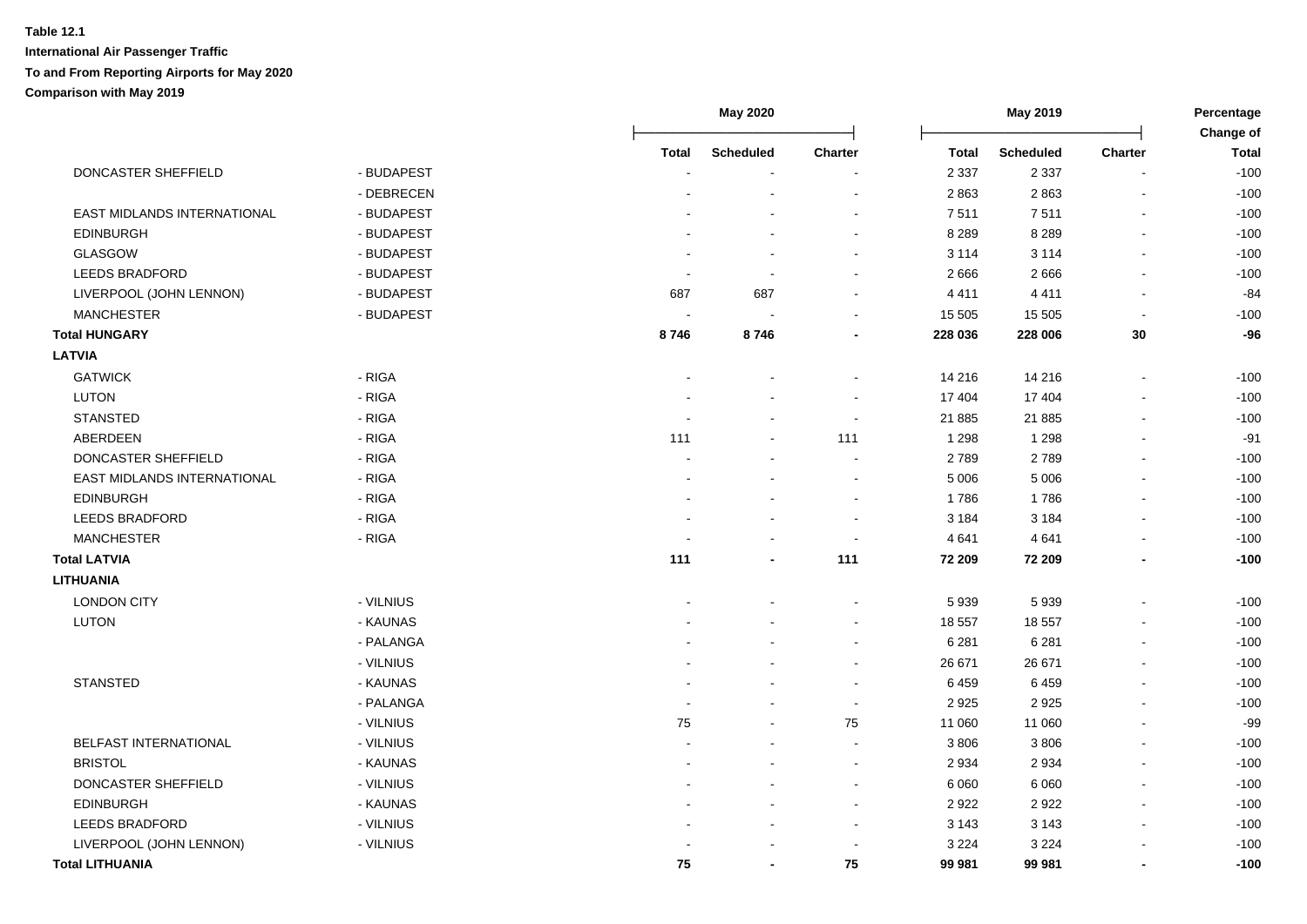**Table 12.1**
**International Air Passenger Traffic**
**To and From Reporting Airports for May 2020**
**Comparison with May 2019**

| | | May 2020 | | | May 2019 | | | Percentage Change of |
|---|---|---|---|---|---|---|---|---|
| | | Total | Scheduled | Charter | Total | Scheduled | Charter | Total |
| DONCASTER SHEFFIELD | - BUDAPEST | - | - | - | 2 337 | 2 337 | - | -100 |
| | - DEBRECEN | - | - | - | 2 863 | 2 863 | - | -100 |
| EAST MIDLANDS INTERNATIONAL | - BUDAPEST | - | - | - | 7 511 | 7 511 | - | -100 |
| EDINBURGH | - BUDAPEST | - | - | - | 8 289 | 8 289 | - | -100 |
| GLASGOW | - BUDAPEST | - | - | - | 3 114 | 3 114 | - | -100 |
| LEEDS BRADFORD | - BUDAPEST | - | - | - | 2 666 | 2 666 | - | -100 |
| LIVERPOOL (JOHN LENNON) | - BUDAPEST | 687 | 687 | - | 4 411 | 4 411 | - | -84 |
| MANCHESTER | - BUDAPEST | - | - | - | 15 505 | 15 505 | - | -100 |
| **Total HUNGARY** | | **8 746** | **8 746** | **-** | **228 036** | **228 006** | **30** | **-96** |
| **LATVIA** | | | | | | | | |
| GATWICK | - RIGA | - | - | - | 14 216 | 14 216 | - | -100 |
| LUTON | - RIGA | - | - | - | 17 404 | 17 404 | - | -100 |
| STANSTED | - RIGA | - | - | - | 21 885 | 21 885 | - | -100 |
| ABERDEEN | - RIGA | 111 | - | 111 | 1 298 | 1 298 | - | -91 |
| DONCASTER SHEFFIELD | - RIGA | - | - | - | 2 789 | 2 789 | - | -100 |
| EAST MIDLANDS INTERNATIONAL | - RIGA | - | - | - | 5 006 | 5 006 | - | -100 |
| EDINBURGH | - RIGA | - | - | - | 1 786 | 1 786 | - | -100 |
| LEEDS BRADFORD | - RIGA | - | - | - | 3 184 | 3 184 | - | -100 |
| MANCHESTER | - RIGA | - | - | - | 4 641 | 4 641 | - | -100 |
| **Total LATVIA** | | **111** | **-** | **111** | **72 209** | **72 209** | **-** | **-100** |
| **LITHUANIA** | | | | | | | | |
| LONDON CITY | - VILNIUS | - | - | - | 5 939 | 5 939 | - | -100 |
| LUTON | - KAUNAS | - | - | - | 18 557 | 18 557 | - | -100 |
| | - PALANGA | - | - | - | 6 281 | 6 281 | - | -100 |
| | - VILNIUS | - | - | - | 26 671 | 26 671 | - | -100 |
| STANSTED | - KAUNAS | - | - | - | 6 459 | 6 459 | - | -100 |
| | - PALANGA | - | - | - | 2 925 | 2 925 | - | -100 |
| | - VILNIUS | 75 | - | 75 | 11 060 | 11 060 | - | -99 |
| BELFAST INTERNATIONAL | - VILNIUS | - | - | - | 3 806 | 3 806 | - | -100 |
| BRISTOL | - KAUNAS | - | - | - | 2 934 | 2 934 | - | -100 |
| DONCASTER SHEFFIELD | - VILNIUS | - | - | - | 6 060 | 6 060 | - | -100 |
| EDINBURGH | - KAUNAS | - | - | - | 2 922 | 2 922 | - | -100 |
| LEEDS BRADFORD | - VILNIUS | - | - | - | 3 143 | 3 143 | - | -100 |
| LIVERPOOL (JOHN LENNON) | - VILNIUS | - | - | - | 3 224 | 3 224 | - | -100 |
| **Total LITHUANIA** | | **75** | **-** | **75** | **99 981** | **99 981** | **-** | **-100** |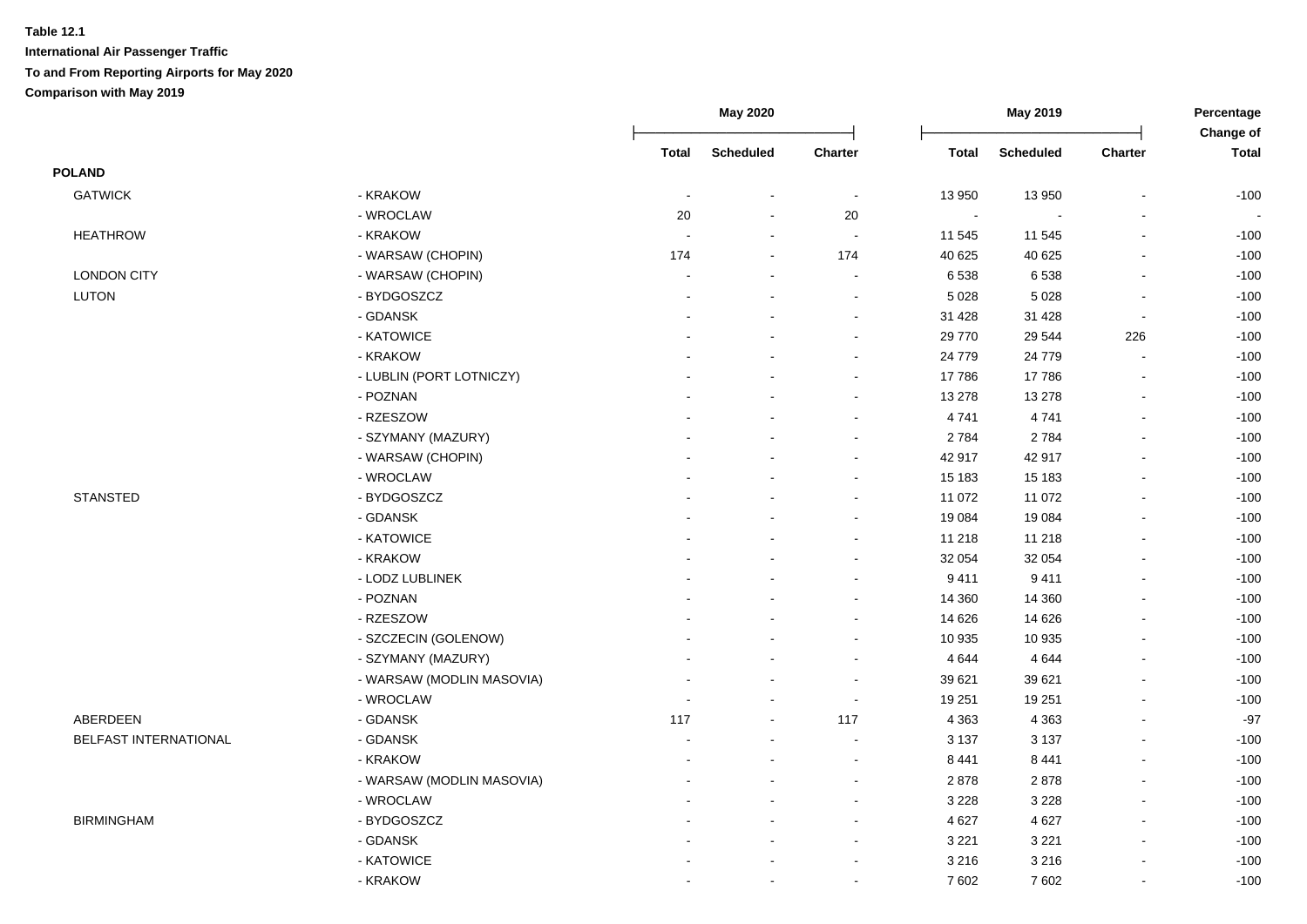**Table 12.1**

**International Air Passenger Traffic**

**To and From Reporting Airports for May 2020**

**Comparison with May 2019**

| | | May 2020 | | | May 2019 | | | Percentage Change of |
|---|---|---|---|---|---|---|---|---|
| | | Total | Scheduled | Charter | Total | Scheduled | Charter | Total |
| **POLAND** | | | | | | | | |
| GATWICK | - KRAKOW | - | - | - | 13 950 | 13 950 | - | -100 |
| | - WROCLAW | 20 | - | 20 | - | - | - | - |
| HEATHROW | - KRAKOW | - | - | - | 11 545 | 11 545 | - | -100 |
| | - WARSAW (CHOPIN) | 174 | - | 174 | 40 625 | 40 625 | - | -100 |
| LONDON CITY | - WARSAW (CHOPIN) | - | - | - | 6 538 | 6 538 | - | -100 |
| LUTON | - BYDGOSZCZ | - | - | - | 5 028 | 5 028 | - | -100 |
| | - GDANSK | - | - | - | 31 428 | 31 428 | - | -100 |
| | - KATOWICE | - | - | - | 29 770 | 29 544 | 226 | -100 |
| | - KRAKOW | - | - | - | 24 779 | 24 779 | - | -100 |
| | - LUBLIN (PORT LOTNICZY) | - | - | - | 17 786 | 17 786 | - | -100 |
| | - POZNAN | - | - | - | 13 278 | 13 278 | - | -100 |
| | - RZESZOW | - | - | - | 4 741 | 4 741 | - | -100 |
| | - SZYMANY (MAZURY) | - | - | - | 2 784 | 2 784 | - | -100 |
| | - WARSAW (CHOPIN) | - | - | - | 42 917 | 42 917 | - | -100 |
| | - WROCLAW | - | - | - | 15 183 | 15 183 | - | -100 |
| STANSTED | - BYDGOSZCZ | - | - | - | 11 072 | 11 072 | - | -100 |
| | - GDANSK | - | - | - | 19 084 | 19 084 | - | -100 |
| | - KATOWICE | - | - | - | 11 218 | 11 218 | - | -100 |
| | - KRAKOW | - | - | - | 32 054 | 32 054 | - | -100 |
| | - LODZ LUBLINEK | - | - | - | 9 411 | 9 411 | - | -100 |
| | - POZNAN | - | - | - | 14 360 | 14 360 | - | -100 |
| | - RZESZOW | - | - | - | 14 626 | 14 626 | - | -100 |
| | - SZCZECIN (GOLENOW) | - | - | - | 10 935 | 10 935 | - | -100 |
| | - SZYMANY (MAZURY) | - | - | - | 4 644 | 4 644 | - | -100 |
| | - WARSAW (MODLIN MASOVIA) | - | - | - | 39 621 | 39 621 | - | -100 |
| | - WROCLAW | - | - | - | 19 251 | 19 251 | - | -100 |
| ABERDEEN | - GDANSK | 117 | - | 117 | 4 363 | 4 363 | - | -97 |
| BELFAST INTERNATIONAL | - GDANSK | - | - | - | 3 137 | 3 137 | - | -100 |
| | - KRAKOW | - | - | - | 8 441 | 8 441 | - | -100 |
| | - WARSAW (MODLIN MASOVIA) | - | - | - | 2 878 | 2 878 | - | -100 |
| | - WROCLAW | - | - | - | 3 228 | 3 228 | - | -100 |
| BIRMINGHAM | - BYDGOSZCZ | - | - | - | 4 627 | 4 627 | - | -100 |
| | - GDANSK | - | - | - | 3 221 | 3 221 | - | -100 |
| | - KATOWICE | - | - | - | 3 216 | 3 216 | - | -100 |
| | - KRAKOW | - | - | - | 7 602 | 7 602 | - | -100 |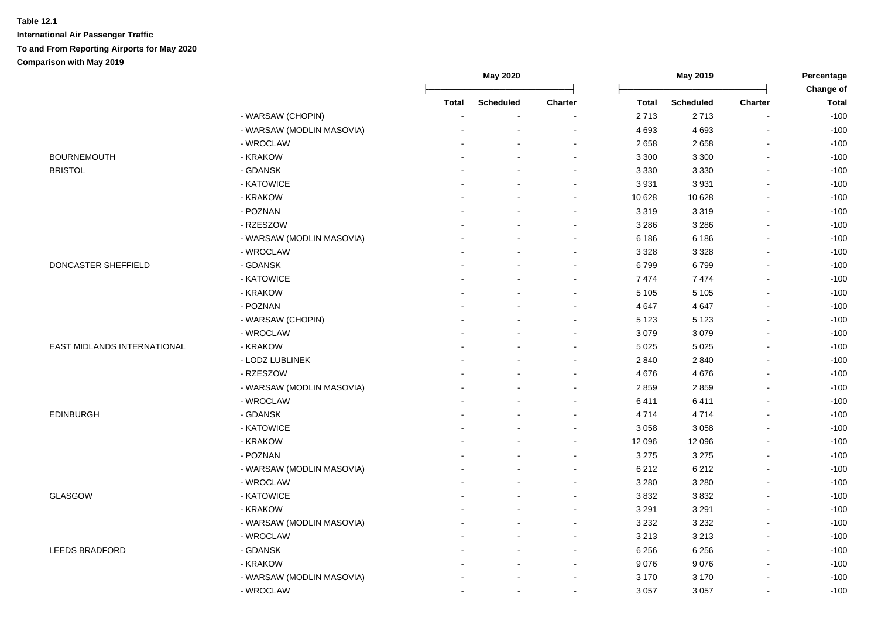**Table 12.1**

**International Air Passenger Traffic**

**To and From Reporting Airports for May 2020**

**Comparison with May 2019**

| | | May 2020 | | | May 2019 | | | Percentage Change of |
|---|---|---|---|---|---|---|---|---|
| | | Total | Scheduled | Charter | Total | Scheduled | Charter | Total |
| | - WARSAW (CHOPIN) | - | - | - | 2 713 | 2 713 | - | -100 |
| | - WARSAW (MODLIN MASOVIA) | - | - | - | 4 693 | 4 693 | - | -100 |
| | - WROCLAW | - | - | - | 2 658 | 2 658 | - | -100 |
| BOURNEMOUTH | - KRAKOW | - | - | - | 3 300 | 3 300 | - | -100 |
| BRISTOL | - GDANSK | - | - | - | 3 330 | 3 330 | - | -100 |
| | - KATOWICE | - | - | - | 3 931 | 3 931 | - | -100 |
| | - KRAKOW | - | - | - | 10 628 | 10 628 | - | -100 |
| | - POZNAN | - | - | - | 3 319 | 3 319 | - | -100 |
| | - RZESZOW | - | - | - | 3 286 | 3 286 | - | -100 |
| | - WARSAW (MODLIN MASOVIA) | - | - | - | 6 186 | 6 186 | - | -100 |
| | - WROCLAW | - | - | - | 3 328 | 3 328 | - | -100 |
| DONCASTER SHEFFIELD | - GDANSK | - | - | - | 6 799 | 6 799 | - | -100 |
| | - KATOWICE | - | - | - | 7 474 | 7 474 | - | -100 |
| | - KRAKOW | - | - | - | 5 105 | 5 105 | - | -100 |
| | - POZNAN | - | - | - | 4 647 | 4 647 | - | -100 |
| | - WARSAW (CHOPIN) | - | - | - | 5 123 | 5 123 | - | -100 |
| | - WROCLAW | - | - | - | 3 079 | 3 079 | - | -100 |
| EAST MIDLANDS INTERNATIONAL | - KRAKOW | - | - | - | 5 025 | 5 025 | - | -100 |
| | - LODZ LUBLINEK | - | - | - | 2 840 | 2 840 | - | -100 |
| | - RZESZOW | - | - | - | 4 676 | 4 676 | - | -100 |
| | - WARSAW (MODLIN MASOVIA) | - | - | - | 2 859 | 2 859 | - | -100 |
| | - WROCLAW | - | - | - | 6 411 | 6 411 | - | -100 |
| EDINBURGH | - GDANSK | - | - | - | 4 714 | 4 714 | - | -100 |
| | - KATOWICE | - | - | - | 3 058 | 3 058 | - | -100 |
| | - KRAKOW | - | - | - | 12 096 | 12 096 | - | -100 |
| | - POZNAN | - | - | - | 3 275 | 3 275 | - | -100 |
| | - WARSAW (MODLIN MASOVIA) | - | - | - | 6 212 | 6 212 | - | -100 |
| | - WROCLAW | - | - | - | 3 280 | 3 280 | - | -100 |
| GLASGOW | - KATOWICE | - | - | - | 3 832 | 3 832 | - | -100 |
| | - KRAKOW | - | - | - | 3 291 | 3 291 | - | -100 |
| | - WARSAW (MODLIN MASOVIA) | - | - | - | 3 232 | 3 232 | - | -100 |
| | - WROCLAW | - | - | - | 3 213 | 3 213 | - | -100 |
| LEEDS BRADFORD | - GDANSK | - | - | - | 6 256 | 6 256 | - | -100 |
| | - KRAKOW | - | - | - | 9 076 | 9 076 | - | -100 |
| | - WARSAW (MODLIN MASOVIA) | - | - | - | 3 170 | 3 170 | - | -100 |
| | - WROCLAW | - | - | - | 3 057 | 3 057 | - | -100 |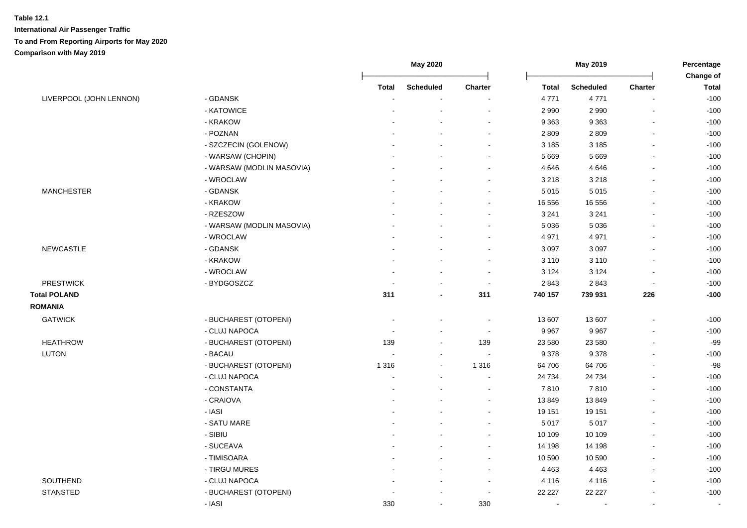**Table 12.1**

**International Air Passenger Traffic**

**To and From Reporting Airports for May 2020**

**Comparison with May 2019**

| | | May 2020 | | | May 2019 | | | Percentage Change of |
|---|---|---|---|---|---|---|---|---|
| | | Total | Scheduled | Charter | Total | Scheduled | Charter | Total |
| LIVERPOOL (JOHN LENNON) | - GDANSK | - | - | - | 4 771 | 4 771 | - | -100 |
| | - KATOWICE | - | - | - | 2 990 | 2 990 | - | -100 |
| | - KRAKOW | - | - | - | 9 363 | 9 363 | - | -100 |
| | - POZNAN | - | - | - | 2 809 | 2 809 | - | -100 |
| | - SZCZECIN (GOLENOW) | - | - | - | 3 185 | 3 185 | - | -100 |
| | - WARSAW (CHOPIN) | - | - | - | 5 669 | 5 669 | - | -100 |
| | - WARSAW (MODLIN MASOVIA) | - | - | - | 4 646 | 4 646 | - | -100 |
| | - WROCLAW | - | - | - | 3 218 | 3 218 | - | -100 |
| MANCHESTER | - GDANSK | - | - | - | 5 015 | 5 015 | - | -100 |
| | - KRAKOW | - | - | - | 16 556 | 16 556 | - | -100 |
| | - RZESZOW | - | - | - | 3 241 | 3 241 | - | -100 |
| | - WARSAW (MODLIN MASOVIA) | - | - | - | 5 036 | 5 036 | - | -100 |
| | - WROCLAW | - | - | - | 4 971 | 4 971 | - | -100 |
| NEWCASTLE | - GDANSK | - | - | - | 3 097 | 3 097 | - | -100 |
| | - KRAKOW | - | - | - | 3 110 | 3 110 | - | -100 |
| | - WROCLAW | - | - | - | 3 124 | 3 124 | - | -100 |
| PRESTWICK | - BYDGOSZCZ | - | - | - | 2 843 | 2 843 | - | -100 |
| **Total POLAND** | | **311** | **-** | **311** | **740 157** | **739 931** | **226** | **-100** |
| **ROMANIA** | | | | | | | | |
| GATWICK | - BUCHAREST (OTOPENI) | - | - | - | 13 607 | 13 607 | - | -100 |
| | - CLUJ NAPOCA | - | - | - | 9 967 | 9 967 | - | -100 |
| HEATHROW | - BUCHAREST (OTOPENI) | 139 | - | 139 | 23 580 | 23 580 | - | -99 |
| LUTON | - BACAU | - | - | - | 9 378 | 9 378 | - | -100 |
| | - BUCHAREST (OTOPENI) | 1 316 | - | 1 316 | 64 706 | 64 706 | - | -98 |
| | - CLUJ NAPOCA | - | - | - | 24 734 | 24 734 | - | -100 |
| | - CONSTANTA | - | - | - | 7 810 | 7 810 | - | -100 |
| | - CRAIOVA | - | - | - | 13 849 | 13 849 | - | -100 |
| | - IASI | - | - | - | 19 151 | 19 151 | - | -100 |
| | - SATU MARE | - | - | - | 5 017 | 5 017 | - | -100 |
| | - SIBIU | - | - | - | 10 109 | 10 109 | - | -100 |
| | - SUCEAVA | - | - | - | 14 198 | 14 198 | - | -100 |
| | - TIMISOARA | - | - | - | 10 590 | 10 590 | - | -100 |
| | - TIRGU MURES | - | - | - | 4 463 | 4 463 | - | -100 |
| SOUTHEND | - CLUJ NAPOCA | - | - | - | 4 116 | 4 116 | - | -100 |
| STANSTED | - BUCHAREST (OTOPENI) | - | - | - | 22 227 | 22 227 | - | -100 |
| | - IASI | 330 | - | 330 | - | - | - | - |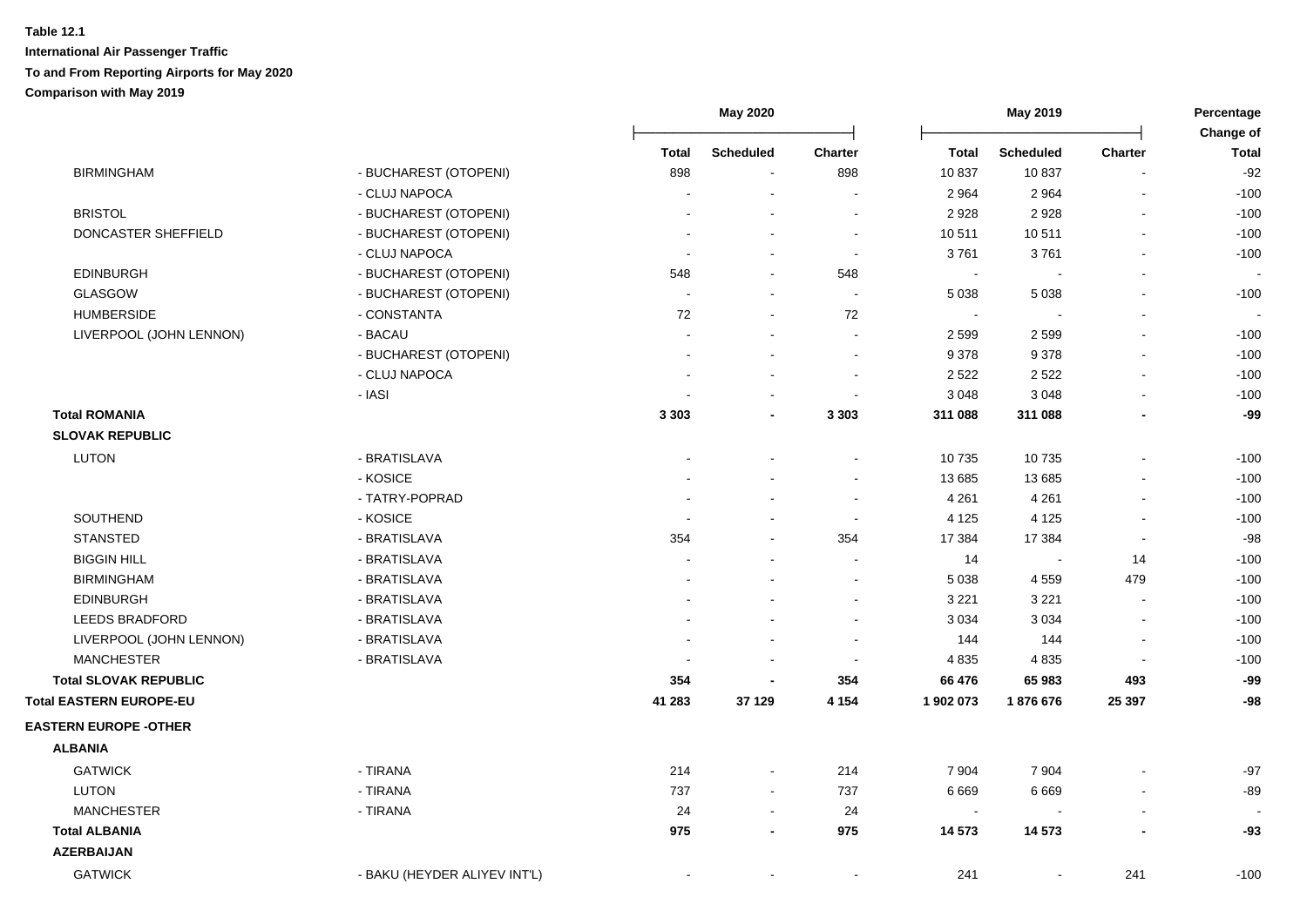**Table 12.1**

**International Air Passenger Traffic**

**To and From Reporting Airports for May 2020**

**Comparison with May 2019**

| | | May 2020 | | | May 2019 | | | Percentage Change of |
|---|---|---|---|---|---|---|---|---|
| | | Total | Scheduled | Charter | Total | Scheduled | Charter | Total |
| BIRMINGHAM | - BUCHAREST (OTOPENI) | 898 | - | 898 | 10 837 | 10 837 | - | -92 |
| | - CLUJ NAPOCA | - | - | - | 2 964 | 2 964 | - | -100 |
| BRISTOL | - BUCHAREST (OTOPENI) | - | - | - | 2 928 | 2 928 | - | -100 |
| DONCASTER SHEFFIELD | - BUCHAREST (OTOPENI) | - | - | - | 10 511 | 10 511 | - | -100 |
| | - CLUJ NAPOCA | - | - | - | 3 761 | 3 761 | - | -100 |
| EDINBURGH | - BUCHAREST (OTOPENI) | 548 | - | 548 | - | - | - | - |
| GLASGOW | - BUCHAREST (OTOPENI) | - | - | - | 5 038 | 5 038 | - | -100 |
| HUMBERSIDE | - CONSTANTA | 72 | - | 72 | - | - | - | - |
| LIVERPOOL (JOHN LENNON) | - BACAU | - | - | - | 2 599 | 2 599 | - | -100 |
| | - BUCHAREST (OTOPENI) | - | - | - | 9 378 | 9 378 | - | -100 |
| | - CLUJ NAPOCA | - | - | - | 2 522 | 2 522 | - | -100 |
| | - IASI | - | - | - | 3 048 | 3 048 | - | -100 |
| **Total ROMANIA** | | **3 303** | **-** | **3 303** | **311 088** | **311 088** | **-** | **-99** |
| **SLOVAK REPUBLIC** | | | | | | | | |
| LUTON | - BRATISLAVA | - | - | - | 10 735 | 10 735 | - | -100 |
| | - KOSICE | - | - | - | 13 685 | 13 685 | - | -100 |
| | - TATRY-POPRAD | - | - | - | 4 261 | 4 261 | - | -100 |
| SOUTHEND | - KOSICE | - | - | - | 4 125 | 4 125 | - | -100 |
| STANSTED | - BRATISLAVA | 354 | - | 354 | 17 384 | 17 384 | - | -98 |
| BIGGIN HILL | - BRATISLAVA | - | - | - | 14 | - | 14 | -100 |
| BIRMINGHAM | - BRATISLAVA | - | - | - | 5 038 | 4 559 | 479 | -100 |
| EDINBURGH | - BRATISLAVA | - | - | - | 3 221 | 3 221 | - | -100 |
| LEEDS BRADFORD | - BRATISLAVA | - | - | - | 3 034 | 3 034 | - | -100 |
| LIVERPOOL (JOHN LENNON) | - BRATISLAVA | - | - | - | 144 | 144 | - | -100 |
| MANCHESTER | - BRATISLAVA | - | - | - | 4 835 | 4 835 | - | -100 |
| **Total SLOVAK REPUBLIC** | | **354** | **-** | **354** | **66 476** | **65 983** | **493** | **-99** |
| **Total EASTERN EUROPE-EU** | | **41 283** | **37 129** | **4 154** | **1 902 073** | **1 876 676** | **25 397** | **-98** |
| **EASTERN EUROPE -OTHER** | | | | | | | | |
| **ALBANIA** | | | | | | | | |
| GATWICK | - TIRANA | 214 | - | 214 | 7 904 | 7 904 | - | -97 |
| LUTON | - TIRANA | 737 | - | 737 | 6 669 | 6 669 | - | -89 |
| MANCHESTER | - TIRANA | 24 | - | 24 | - | - | - | - |
| **Total ALBANIA** | | **975** | **-** | **975** | **14 573** | **14 573** | **-** | **-93** |
| **AZERBAIJAN** | | | | | | | | |
| GATWICK | - BAKU (HEYDER ALIYEV INT'L) | - | - | - | 241 | - | 241 | -100 |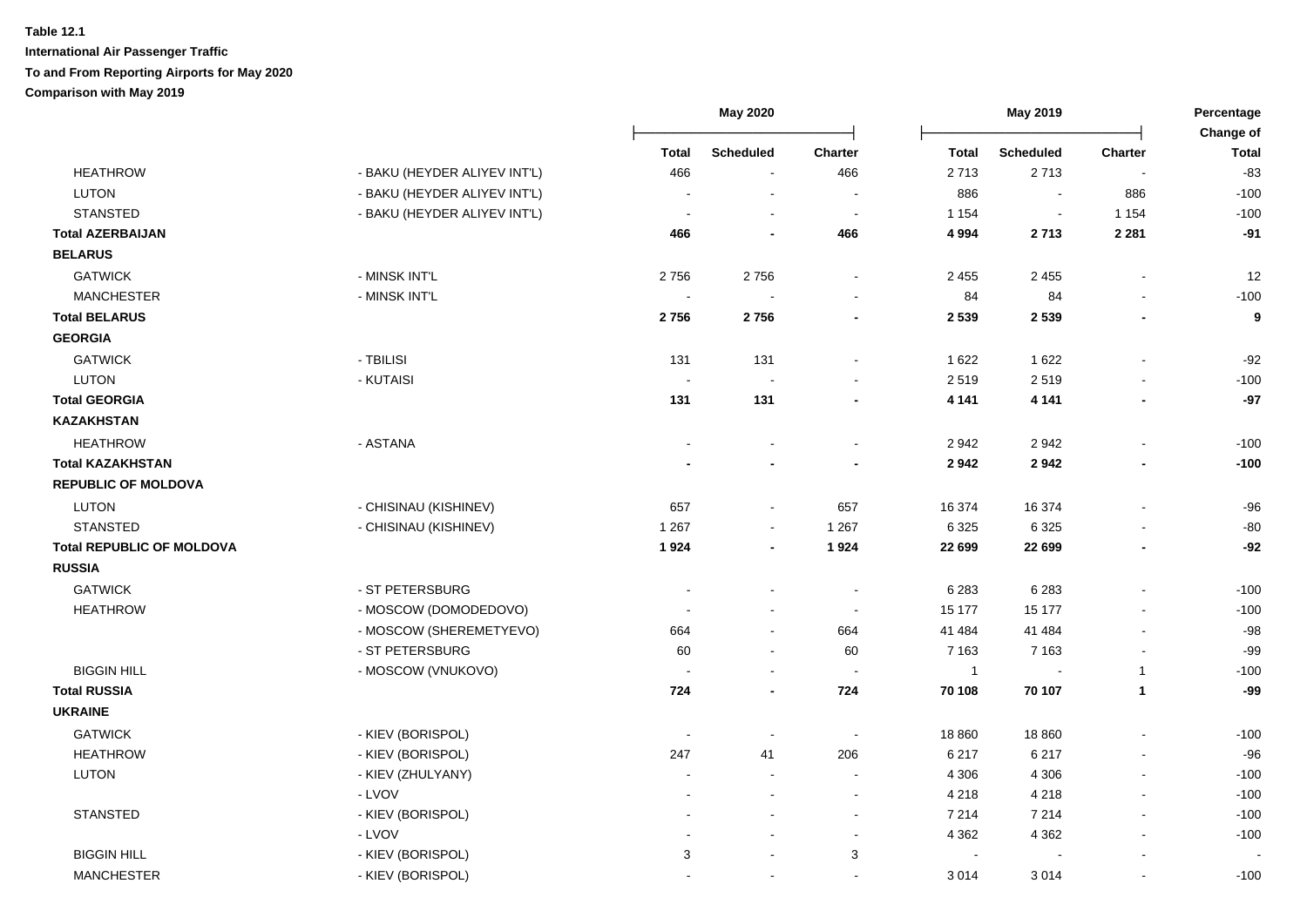**Table 12.1**

**International Air Passenger Traffic**

**To and From Reporting Airports for May 2020**

**Comparison with May 2019**

| | | May 2020 | | | May 2019 | | | Percentage Change of |
|---|---|---|---|---|---|---|---|---|
| | | Total | Scheduled | Charter | Total | Scheduled | Charter | Total |
| HEATHROW | - BAKU (HEYDER ALIYEV INT'L) | 466 | - | 466 | 2 713 | 2 713 | - | -83 |
| LUTON | - BAKU (HEYDER ALIYEV INT'L) | - | - | - | 886 | - | 886 | -100 |
| STANSTED | - BAKU (HEYDER ALIYEV INT'L) | - | - | - | 1 154 | - | 1 154 | -100 |
| **Total AZERBAIJAN** | | **466** | **-** | **466** | **4 994** | **2 713** | **2 281** | **-91** |
| **BELARUS** | | | | | | | | |
| GATWICK | - MINSK INT'L | 2 756 | 2 756 | - | 2 455 | 2 455 | - | 12 |
| MANCHESTER | - MINSK INT'L | - | - | - | 84 | 84 | - | -100 |
| **Total BELARUS** | | **2 756** | **2 756** | **-** | **2 539** | **2 539** | **-** | **9** |
| **GEORGIA** | | | | | | | | |
| GATWICK | - TBILISI | 131 | 131 | - | 1 622 | 1 622 | - | -92 |
| LUTON | - KUTAISI | - | - | - | 2 519 | 2 519 | - | -100 |
| **Total GEORGIA** | | **131** | **131** | **-** | **4 141** | **4 141** | **-** | **-97** |
| **KAZAKHSTAN** | | | | | | | | |
| HEATHROW | - ASTANA | - | - | - | 2 942 | 2 942 | - | -100 |
| **Total KAZAKHSTAN** | | **-** | **-** | **-** | **2 942** | **2 942** | **-** | **-100** |
| **REPUBLIC OF MOLDOVA** | | | | | | | | |
| LUTON | - CHISINAU (KISHINEV) | 657 | - | 657 | 16 374 | 16 374 | - | -96 |
| STANSTED | - CHISINAU (KISHINEV) | 1 267 | - | 1 267 | 6 325 | 6 325 | - | -80 |
| **Total REPUBLIC OF MOLDOVA** | | **1 924** | **-** | **1 924** | **22 699** | **22 699** | **-** | **-92** |
| **RUSSIA** | | | | | | | | |
| GATWICK | - ST PETERSBURG | - | - | - | 6 283 | 6 283 | - | -100 |
| HEATHROW | - MOSCOW (DOMODEDOVO) | - | - | - | 15 177 | 15 177 | - | -100 |
| | - MOSCOW (SHEREMETYEVO) | 664 | - | 664 | 41 484 | 41 484 | - | -98 |
| | - ST PETERSBURG | 60 | - | 60 | 7 163 | 7 163 | - | -99 |
| BIGGIN HILL | - MOSCOW (VNUKOVO) | - | - | - | 1 | - | 1 | -100 |
| **Total RUSSIA** | | **724** | **-** | **724** | **70 108** | **70 107** | **1** | **-99** |
| **UKRAINE** | | | | | | | | |
| GATWICK | - KIEV (BORISPOL) | - | - | - | 18 860 | 18 860 | - | -100 |
| HEATHROW | - KIEV (BORISPOL) | 247 | 41 | 206 | 6 217 | 6 217 | - | -96 |
| LUTON | - KIEV (ZHULYANY) | - | - | - | 4 306 | 4 306 | - | -100 |
| | - LVOV | - | - | - | 4 218 | 4 218 | - | -100 |
| STANSTED | - KIEV (BORISPOL) | - | - | - | 7 214 | 7 214 | - | -100 |
| | - LVOV | - | - | - | 4 362 | 4 362 | - | -100 |
| BIGGIN HILL | - KIEV (BORISPOL) | 3 | - | 3 | - | - | - | - |
| MANCHESTER | - KIEV (BORISPOL) | - | - | - | 3 014 | 3 014 | - | -100 |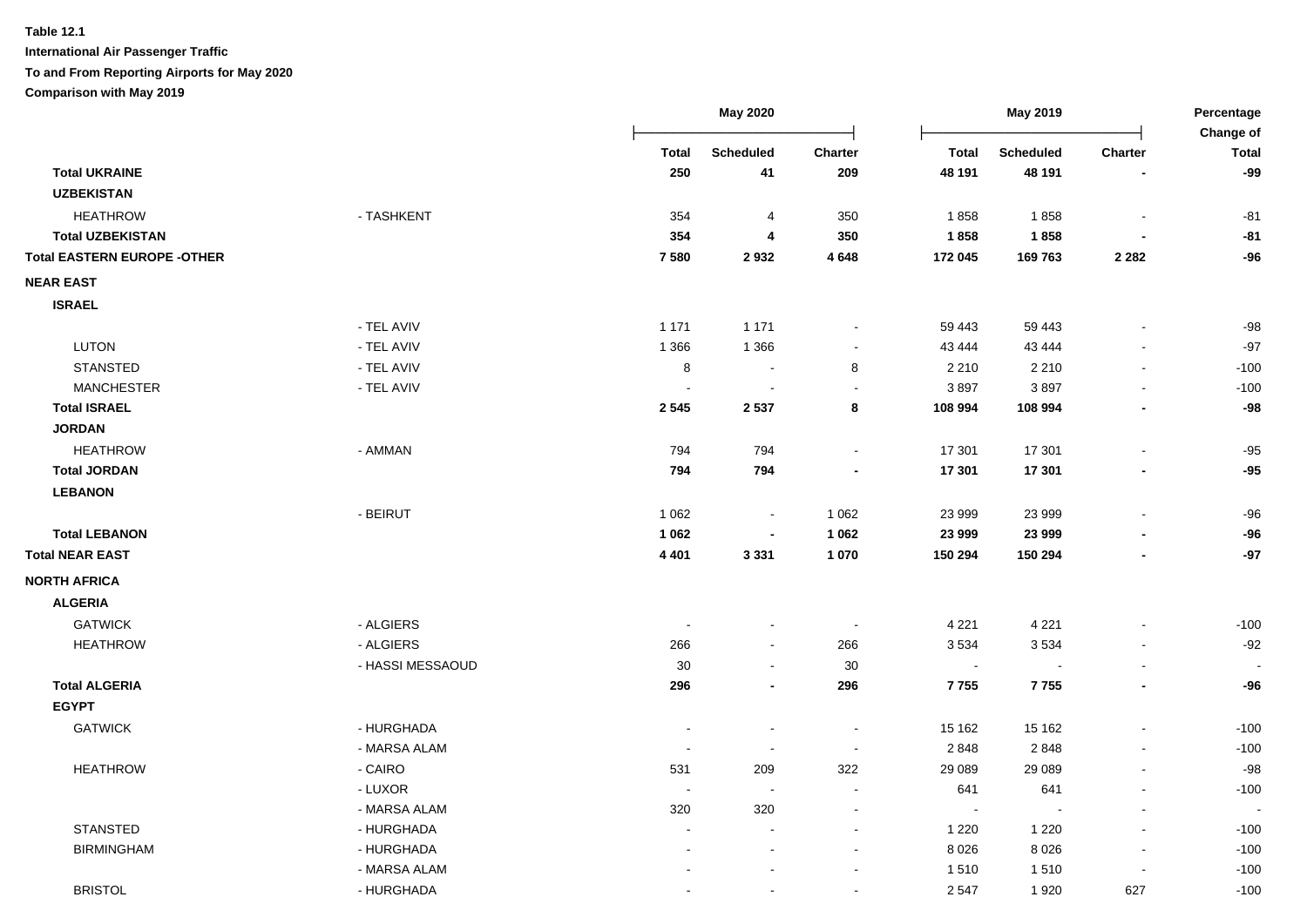**Table 12.1**

**International Air Passenger Traffic**

**To and From Reporting Airports for May 2020**

**Comparison with May 2019**

| | | May 2020 | | | May 2019 | | | Percentage Change of |
|---|---|---|---|---|---|---|---|---|
| | | **Total** | **Scheduled** | **Charter** | **Total** | **Scheduled** | **Charter** | **Total** |
| **Total UKRAINE** | | **250** | **41** | **209** | **48 191** | **48 191** | **-** | **-99** |
| **UZBEKISTAN** | | | | | | | | |
| HEATHROW | - TASHKENT | 354 | 4 | 350 | 1 858 | 1 858 | - | -81 |
| **Total UZBEKISTAN** | | **354** | **4** | **350** | **1 858** | **1 858** | **-** | **-81** |
| **Total EASTERN EUROPE -OTHER** | | **7 580** | **2 932** | **4 648** | **172 045** | **169 763** | **2 282** | **-96** |
| **NEAR EAST** | | | | | | | | |
| **ISRAEL** | | | | | | | | |
| | - TEL AVIV | 1 171 | 1 171 | - | 59 443 | 59 443 | - | -98 |
| LUTON | - TEL AVIV | 1 366 | 1 366 | - | 43 444 | 43 444 | - | -97 |
| STANSTED | - TEL AVIV | 8 | - | 8 | 2 210 | 2 210 | - | -100 |
| MANCHESTER | - TEL AVIV | - | - | - | 3 897 | 3 897 | - | -100 |
| **Total ISRAEL** | | **2 545** | **2 537** | **8** | **108 994** | **108 994** | **-** | **-98** |
| **JORDAN** | | | | | | | | |
| HEATHROW | - AMMAN | 794 | 794 | - | 17 301 | 17 301 | - | -95 |
| **Total JORDAN** | | **794** | **794** | **-** | **17 301** | **17 301** | **-** | **-95** |
| **LEBANON** | | | | | | | | |
| | - BEIRUT | 1 062 | - | 1 062 | 23 999 | 23 999 | - | -96 |
| **Total LEBANON** | | **1 062** | **-** | **1 062** | **23 999** | **23 999** | **-** | **-96** |
| **Total NEAR EAST** | | **4 401** | **3 331** | **1 070** | **150 294** | **150 294** | **-** | **-97** |
| **NORTH AFRICA** | | | | | | | | |
| **ALGERIA** | | | | | | | | |
| GATWICK | - ALGIERS | - | - | - | 4 221 | 4 221 | - | -100 |
| HEATHROW | - ALGIERS | 266 | - | 266 | 3 534 | 3 534 | - | -92 |
| | - HASSI MESSAOUD | 30 | - | 30 | - | - | - | - |
| **Total ALGERIA** | | **296** | **-** | **296** | **7 755** | **7 755** | **-** | **-96** |
| **EGYPT** | | | | | | | | |
| GATWICK | - HURGHADA | - | - | - | 15 162 | 15 162 | - | -100 |
| | - MARSA ALAM | - | - | - | 2 848 | 2 848 | - | -100 |
| HEATHROW | - CAIRO | 531 | 209 | 322 | 29 089 | 29 089 | - | -98 |
| | - LUXOR | - | - | - | 641 | 641 | - | -100 |
| | - MARSA ALAM | 320 | 320 | - | - | - | - | - |
| STANSTED | - HURGHADA | - | - | - | 1 220 | 1 220 | - | -100 |
| BIRMINGHAM | - HURGHADA | - | - | - | 8 026 | 8 026 | - | -100 |
| | - MARSA ALAM | - | - | - | 1 510 | 1 510 | - | -100 |
| BRISTOL | - HURGHADA | - | - | - | 2 547 | 1 920 | 627 | -100 |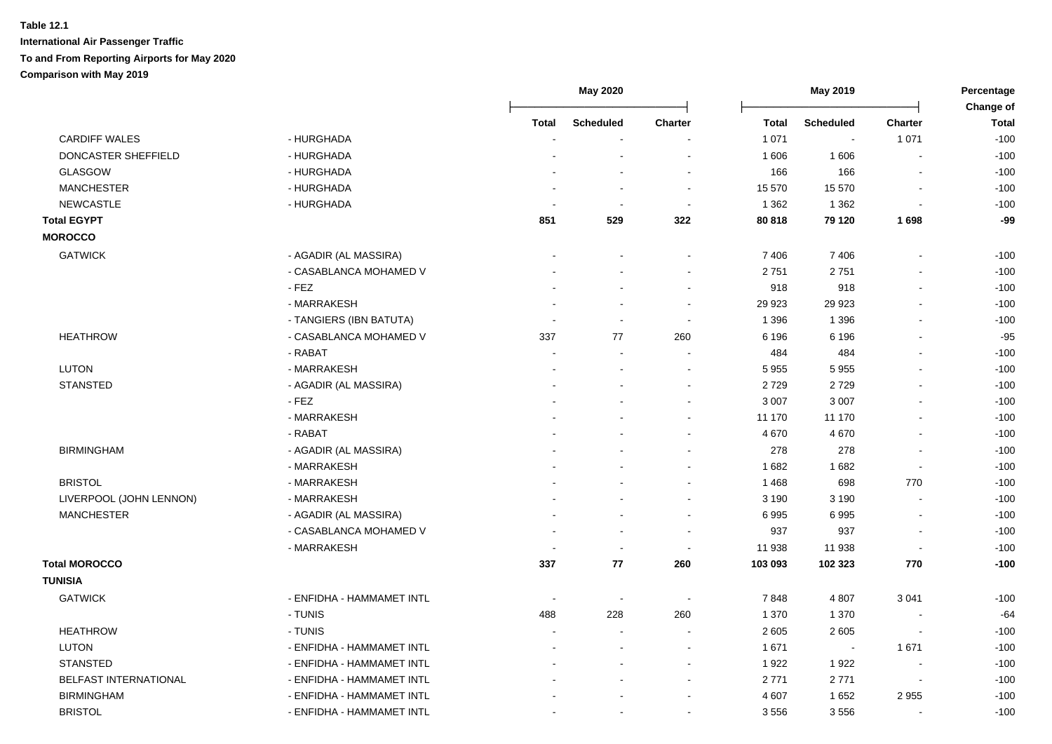**Table 12.1**

**International Air Passenger Traffic**

**To and From Reporting Airports for May 2020**

**Comparison with May 2019**

| | | May 2020 | | | May 2019 | | | Percentage Change of |
|---|---|---|---|---|---|---|---|---|
| | | Total | Scheduled | Charter | Total | Scheduled | Charter | Total |
| CARDIFF WALES | - HURGHADA | - | - | - | 1 071 | - | 1 071 | -100 |
| DONCASTER SHEFFIELD | - HURGHADA | - | - | - | 1 606 | 1 606 | - | -100 |
| GLASGOW | - HURGHADA | - | - | - | 166 | 166 | - | -100 |
| MANCHESTER | - HURGHADA | - | - | - | 15 570 | 15 570 | - | -100 |
| NEWCASTLE | - HURGHADA | - | - | - | 1 362 | 1 362 | - | -100 |
| **Total EGYPT** | | **851** | **529** | **322** | **80 818** | **79 120** | **1 698** | **-99** |
| **MOROCCO** | | | | | | | | |
| GATWICK | - AGADIR (AL MASSIRA) | - | - | - | 7 406 | 7 406 | - | -100 |
| | - CASABLANCA MOHAMED V | - | - | - | 2 751 | 2 751 | - | -100 |
| | - FEZ | - | - | - | 918 | 918 | - | -100 |
| | - MARRAKESH | - | - | - | 29 923 | 29 923 | - | -100 |
| | - TANGIERS (IBN BATUTA) | - | - | - | 1 396 | 1 396 | - | -100 |
| HEATHROW | - CASABLANCA MOHAMED V | 337 | 77 | 260 | 6 196 | 6 196 | - | -95 |
| | - RABAT | - | - | - | 484 | 484 | - | -100 |
| LUTON | - MARRAKESH | - | - | - | 5 955 | 5 955 | - | -100 |
| STANSTED | - AGADIR (AL MASSIRA) | - | - | - | 2 729 | 2 729 | - | -100 |
| | - FEZ | - | - | - | 3 007 | 3 007 | - | -100 |
| | - MARRAKESH | - | - | - | 11 170 | 11 170 | - | -100 |
| | - RABAT | - | - | - | 4 670 | 4 670 | - | -100 |
| BIRMINGHAM | - AGADIR (AL MASSIRA) | - | - | - | 278 | 278 | - | -100 |
| | - MARRAKESH | - | - | - | 1 682 | 1 682 | - | -100 |
| BRISTOL | - MARRAKESH | - | - | - | 1 468 | 698 | 770 | -100 |
| LIVERPOOL (JOHN LENNON) | - MARRAKESH | - | - | - | 3 190 | 3 190 | - | -100 |
| MANCHESTER | - AGADIR (AL MASSIRA) | - | - | - | 6 995 | 6 995 | - | -100 |
| | - CASABLANCA MOHAMED V | - | - | - | 937 | 937 | - | -100 |
| | - MARRAKESH | - | - | - | 11 938 | 11 938 | - | -100 |
| **Total MOROCCO** | | **337** | **77** | **260** | **103 093** | **102 323** | **770** | **-100** |
| **TUNISIA** | | | | | | | | |
| GATWICK | - ENFIDHA - HAMMAMET INTL | - | - | - | 7 848 | 4 807 | 3 041 | -100 |
| | - TUNIS | 488 | 228 | 260 | 1 370 | 1 370 | - | -64 |
| HEATHROW | - TUNIS | - | - | - | 2 605 | 2 605 | - | -100 |
| LUTON | - ENFIDHA - HAMMAMET INTL | - | - | - | 1 671 | - | 1 671 | -100 |
| STANSTED | - ENFIDHA - HAMMAMET INTL | - | - | - | 1 922 | 1 922 | - | -100 |
| BELFAST INTERNATIONAL | - ENFIDHA - HAMMAMET INTL | - | - | - | 2 771 | 2 771 | - | -100 |
| BIRMINGHAM | - ENFIDHA - HAMMAMET INTL | - | - | - | 4 607 | 1 652 | 2 955 | -100 |
| BRISTOL | - ENFIDHA - HAMMAMET INTL | - | - | - | 3 556 | 3 556 | - | -100 |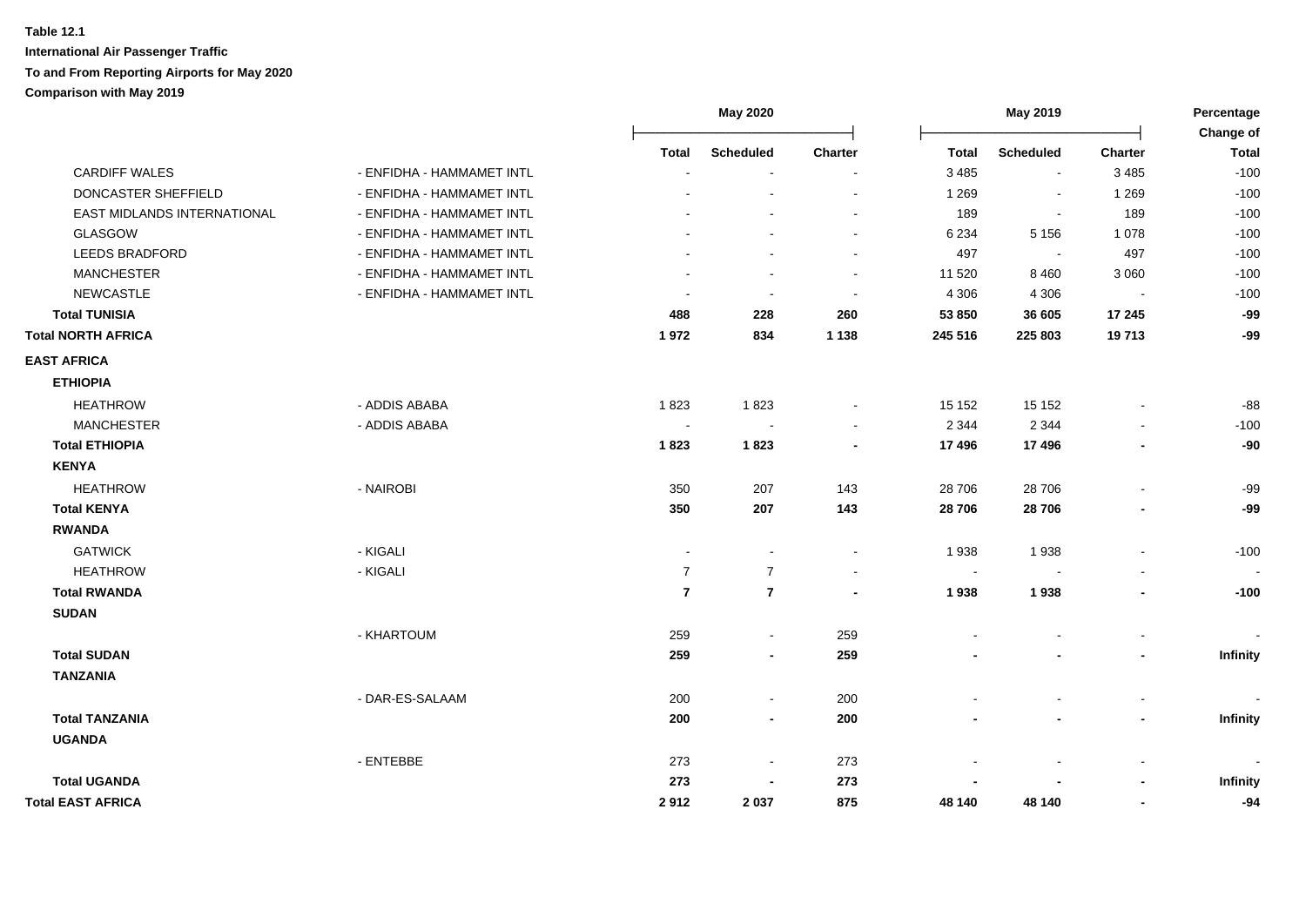**Table 12.1**

**International Air Passenger Traffic**

**To and From Reporting Airports for May 2020**

**Comparison with May 2019**

| | | May 2020 | | | May 2019 | | | Percentage Change of |
|---|---|---|---|---|---|---|---|---|
| | | Total | Scheduled | Charter | Total | Scheduled | Charter | Total |
| CARDIFF WALES | - ENFIDHA - HAMMAMET INTL | - | - | - | 3 485 | - | 3 485 | -100 |
| DONCASTER SHEFFIELD | - ENFIDHA - HAMMAMET INTL | - | - | - | 1 269 | - | 1 269 | -100 |
| EAST MIDLANDS INTERNATIONAL | - ENFIDHA - HAMMAMET INTL | - | - | - | 189 | - | 189 | -100 |
| GLASGOW | - ENFIDHA - HAMMAMET INTL | - | - | - | 6 234 | 5 156 | 1 078 | -100 |
| LEEDS BRADFORD | - ENFIDHA - HAMMAMET INTL | - | - | - | 497 | - | 497 | -100 |
| MANCHESTER | - ENFIDHA - HAMMAMET INTL | - | - | - | 11 520 | 8 460 | 3 060 | -100 |
| NEWCASTLE | - ENFIDHA - HAMMAMET INTL | - | - | - | 4 306 | 4 306 | - | -100 |
| **Total TUNISIA** | | **488** | **228** | **260** | **53 850** | **36 605** | **17 245** | **-99** |
| **Total NORTH AFRICA** | | **1 972** | **834** | **1 138** | **245 516** | **225 803** | **19 713** | **-99** |
| **EAST AFRICA** | | | | | | | | |
| **ETHIOPIA** | | | | | | | | |
| HEATHROW | - ADDIS ABABA | 1 823 | 1 823 | - | 15 152 | 15 152 | - | -88 |
| MANCHESTER | - ADDIS ABABA | - | - | - | 2 344 | 2 344 | - | -100 |
| **Total ETHIOPIA** | | **1 823** | **1 823** | **-** | **17 496** | **17 496** | **-** | **-90** |
| **KENYA** | | | | | | | | |
| HEATHROW | - NAIROBI | 350 | 207 | 143 | 28 706 | 28 706 | - | -99 |
| **Total KENYA** | | **350** | **207** | **143** | **28 706** | **28 706** | **-** | **-99** |
| **RWANDA** | | | | | | | | |
| GATWICK | - KIGALI | - | - | - | 1 938 | 1 938 | - | -100 |
| HEATHROW | - KIGALI | 7 | 7 | - | - | - | - | - |
| **Total RWANDA** | | **7** | **7** | **-** | **1 938** | **1 938** | **-** | **-100** |
| **SUDAN** | | | | | | | | |
| | - KHARTOUM | 259 | - | 259 | - | - | - | - |
| **Total SUDAN** | | **259** | **-** | **259** | **-** | **-** | **-** | **Infinity** |
| **TANZANIA** | | | | | | | | |
| | - DAR-ES-SALAAM | 200 | - | 200 | - | - | - | - |
| **Total TANZANIA** | | **200** | **-** | **200** | **-** | **-** | **-** | **Infinity** |
| **UGANDA** | | | | | | | | |
| | - ENTEBBE | 273 | - | 273 | - | - | - | - |
| **Total UGANDA** | | **273** | **-** | **273** | **-** | **-** | **-** | **Infinity** |
| **Total EAST AFRICA** | | **2 912** | **2 037** | **875** | **48 140** | **48 140** | **-** | **-94** |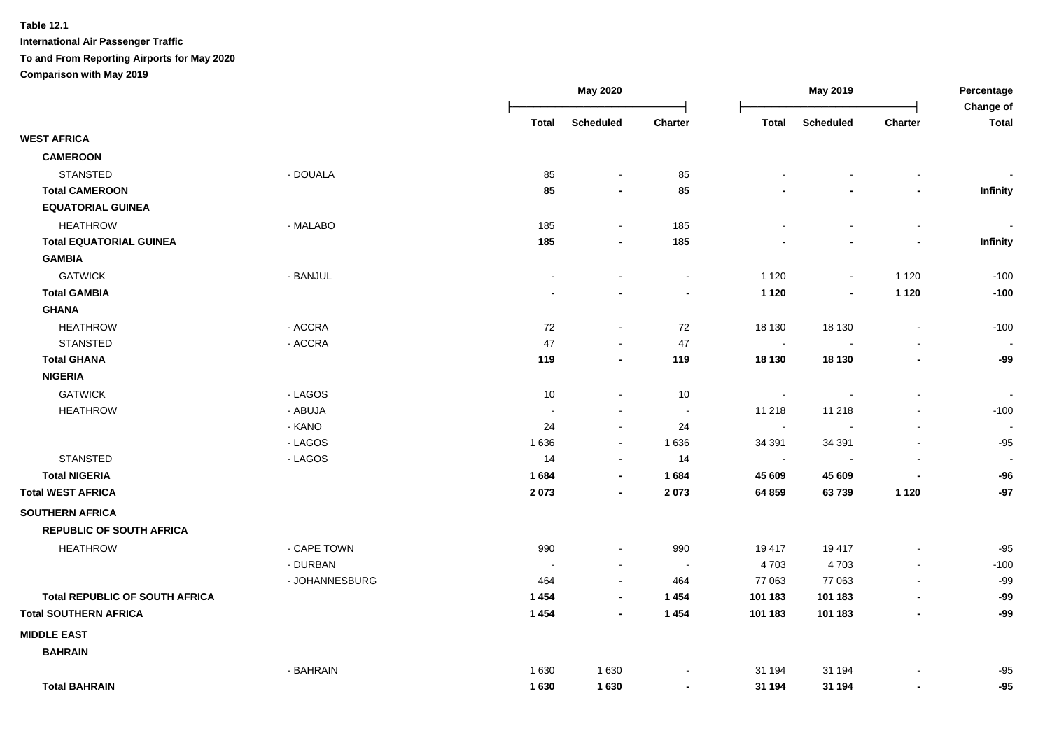**Table 12.1**

**International Air Passenger Traffic**

**To and From Reporting Airports for May 2020**

**Comparison with May 2019**

| | | May 2020 | | | May 2019 | | | Percentage Change of |
|---|---|---|---|---|---|---|---|---|
| | | Total | Scheduled | Charter | Total | Scheduled | Charter | Total |
| **WEST AFRICA** | | | | | | | | |
| **CAMEROON** | | | | | | | | |
| STANSTED | - DOUALA | 85 | - | 85 | - | - | - | - |
| **Total CAMEROON** | | **85** | **-** | **85** | **-** | **-** | **-** | **Infinity** |
| **EQUATORIAL GUINEA** | | | | | | | | |
| HEATHROW | - MALABO | 185 | - | 185 | - | - | - | - |
| **Total EQUATORIAL GUINEA** | | **185** | **-** | **185** | **-** | **-** | **-** | **Infinity** |
| **GAMBIA** | | | | | | | | |
| GATWICK | - BANJUL | - | - | - | 1 120 | - | 1 120 | -100 |
| **Total GAMBIA** | | **-** | **-** | **-** | **1 120** | **-** | **1 120** | **-100** |
| **GHANA** | | | | | | | | |
| HEATHROW | - ACCRA | 72 | - | 72 | 18 130 | 18 130 | - | -100 |
| STANSTED | - ACCRA | 47 | - | 47 | - | - | - | - |
| **Total GHANA** | | **119** | **-** | **119** | **18 130** | **18 130** | **-** | **-99** |
| **NIGERIA** | | | | | | | | |
| GATWICK | - LAGOS | 10 | - | 10 | - | - | - | - |
| HEATHROW | - ABUJA | - | - | - | 11 218 | 11 218 | - | -100 |
| | - KANO | 24 | - | 24 | - | - | - | - |
| | - LAGOS | 1 636 | - | 1 636 | 34 391 | 34 391 | - | -95 |
| STANSTED | - LAGOS | 14 | - | 14 | - | - | - | - |
| **Total NIGERIA** | | **1 684** | **-** | **1 684** | **45 609** | **45 609** | **-** | **-96** |
| **Total WEST AFRICA** | | **2 073** | **-** | **2 073** | **64 859** | **63 739** | **1 120** | **-97** |
| **SOUTHERN AFRICA** | | | | | | | | |
| **REPUBLIC OF SOUTH AFRICA** | | | | | | | | |
| HEATHROW | - CAPE TOWN | 990 | - | 990 | 19 417 | 19 417 | - | -95 |
| | - DURBAN | - | - | - | 4 703 | 4 703 | - | -100 |
| | - JOHANNESBURG | 464 | - | 464 | 77 063 | 77 063 | - | -99 |
| **Total REPUBLIC OF SOUTH AFRICA** | | **1 454** | **-** | **1 454** | **101 183** | **101 183** | **-** | **-99** |
| **Total SOUTHERN AFRICA** | | **1 454** | **-** | **1 454** | **101 183** | **101 183** | **-** | **-99** |
| **MIDDLE EAST** | | | | | | | | |
| **BAHRAIN** | | | | | | | | |
| | - BAHRAIN | 1 630 | 1 630 | - | 31 194 | 31 194 | - | -95 |
| **Total BAHRAIN** | | **1 630** | **1 630** | **-** | **31 194** | **31 194** | **-** | **-95** |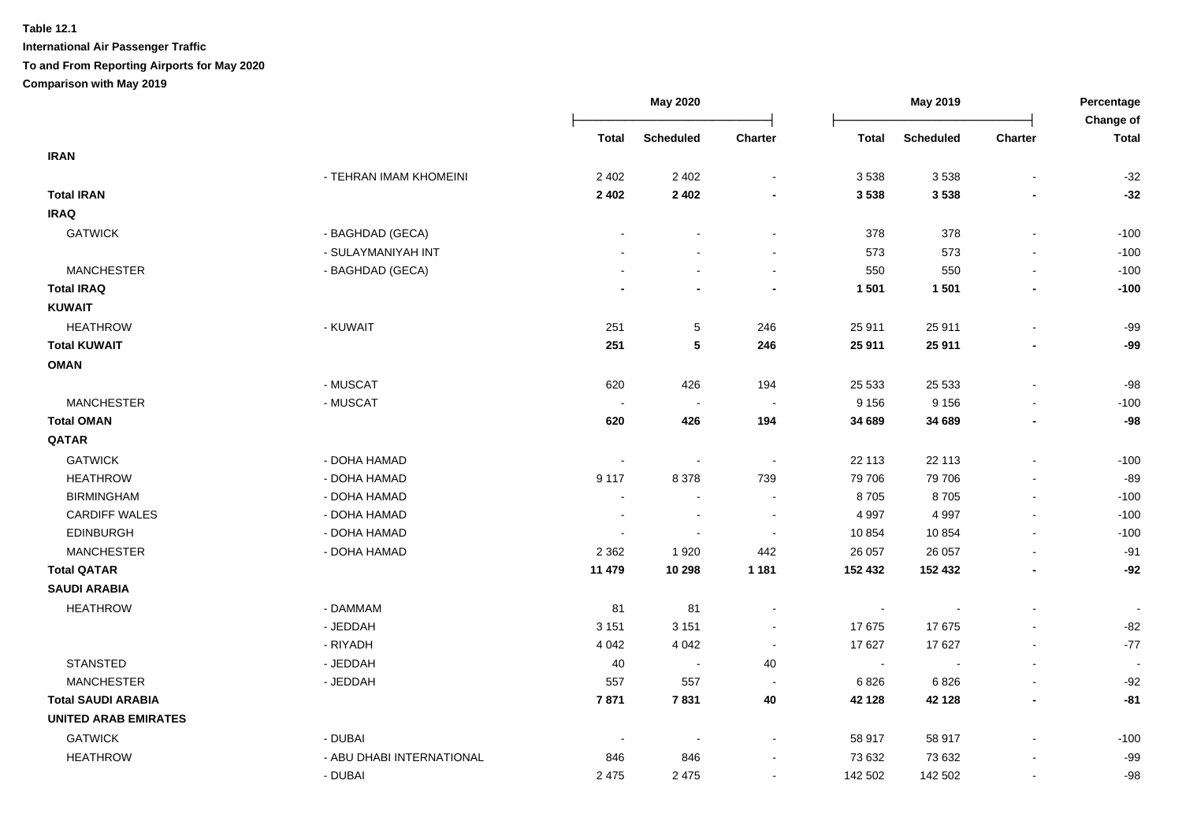**Table 12.1**

**International Air Passenger Traffic**

**To and From Reporting Airports for May 2020**

**Comparison with May 2019**

| | | May 2020 | | | May 2019 | | | Percentage Change of |
|---|---|---|---|---|---|---|---|---|
| | | Total | Scheduled | Charter | Total | Scheduled | Charter | Total |
| **IRAN** | | | | | | | | |
| | - TEHRAN IMAM KHOMEINI | 2 402 | 2 402 | - | 3 538 | 3 538 | - | -32 |
| **Total IRAN** | | **2 402** | **2 402** | **-** | **3 538** | **3 538** | **-** | **-32** |
| **IRAQ** | | | | | | | | |
| GATWICK | - BAGHDAD (GECA) | - | - | - | 378 | 378 | - | -100 |
| | - SULAYMANIYAH INT | - | - | - | 573 | 573 | - | -100 |
| MANCHESTER | - BAGHDAD (GECA) | - | - | - | 550 | 550 | - | -100 |
| **Total IRAQ** | | **-** | **-** | **-** | **1 501** | **1 501** | **-** | **-100** |
| **KUWAIT** | | | | | | | | |
| HEATHROW | - KUWAIT | 251 | 5 | 246 | 25 911 | 25 911 | - | -99 |
| **Total KUWAIT** | | **251** | **5** | **246** | **25 911** | **25 911** | **-** | **-99** |
| **OMAN** | | | | | | | | |
| | - MUSCAT | 620 | 426 | 194 | 25 533 | 25 533 | - | -98 |
| MANCHESTER | - MUSCAT | - | - | - | 9 156 | 9 156 | - | -100 |
| **Total OMAN** | | **620** | **426** | **194** | **34 689** | **34 689** | **-** | **-98** |
| **QATAR** | | | | | | | | |
| GATWICK | - DOHA HAMAD | - | - | - | 22 113 | 22 113 | - | -100 |
| HEATHROW | - DOHA HAMAD | 9 117 | 8 378 | 739 | 79 706 | 79 706 | - | -89 |
| BIRMINGHAM | - DOHA HAMAD | - | - | - | 8 705 | 8 705 | - | -100 |
| CARDIFF WALES | - DOHA HAMAD | - | - | - | 4 997 | 4 997 | - | -100 |
| EDINBURGH | - DOHA HAMAD | - | - | - | 10 854 | 10 854 | - | -100 |
| MANCHESTER | - DOHA HAMAD | 2 362 | 1 920 | 442 | 26 057 | 26 057 | - | -91 |
| **Total QATAR** | | **11 479** | **10 298** | **1 181** | **152 432** | **152 432** | **-** | **-92** |
| **SAUDI ARABIA** | | | | | | | | |
| HEATHROW | - DAMMAM | 81 | 81 | - | - | - | - | - |
| | - JEDDAH | 3 151 | 3 151 | - | 17 675 | 17 675 | - | -82 |
| | - RIYADH | 4 042 | 4 042 | - | 17 627 | 17 627 | - | -77 |
| STANSTED | - JEDDAH | 40 | - | 40 | - | - | - | - |
| MANCHESTER | - JEDDAH | 557 | 557 | - | 6 826 | 6 826 | - | -92 |
| **Total SAUDI ARABIA** | | **7 871** | **7 831** | **40** | **42 128** | **42 128** | **-** | **-81** |
| **UNITED ARAB EMIRATES** | | | | | | | | |
| GATWICK | - DUBAI | - | - | - | 58 917 | 58 917 | - | -100 |
| HEATHROW | - ABU DHABI INTERNATIONAL | 846 | 846 | - | 73 632 | 73 632 | - | -99 |
| | - DUBAI | 2 475 | 2 475 | - | 142 502 | 142 502 | - | -98 |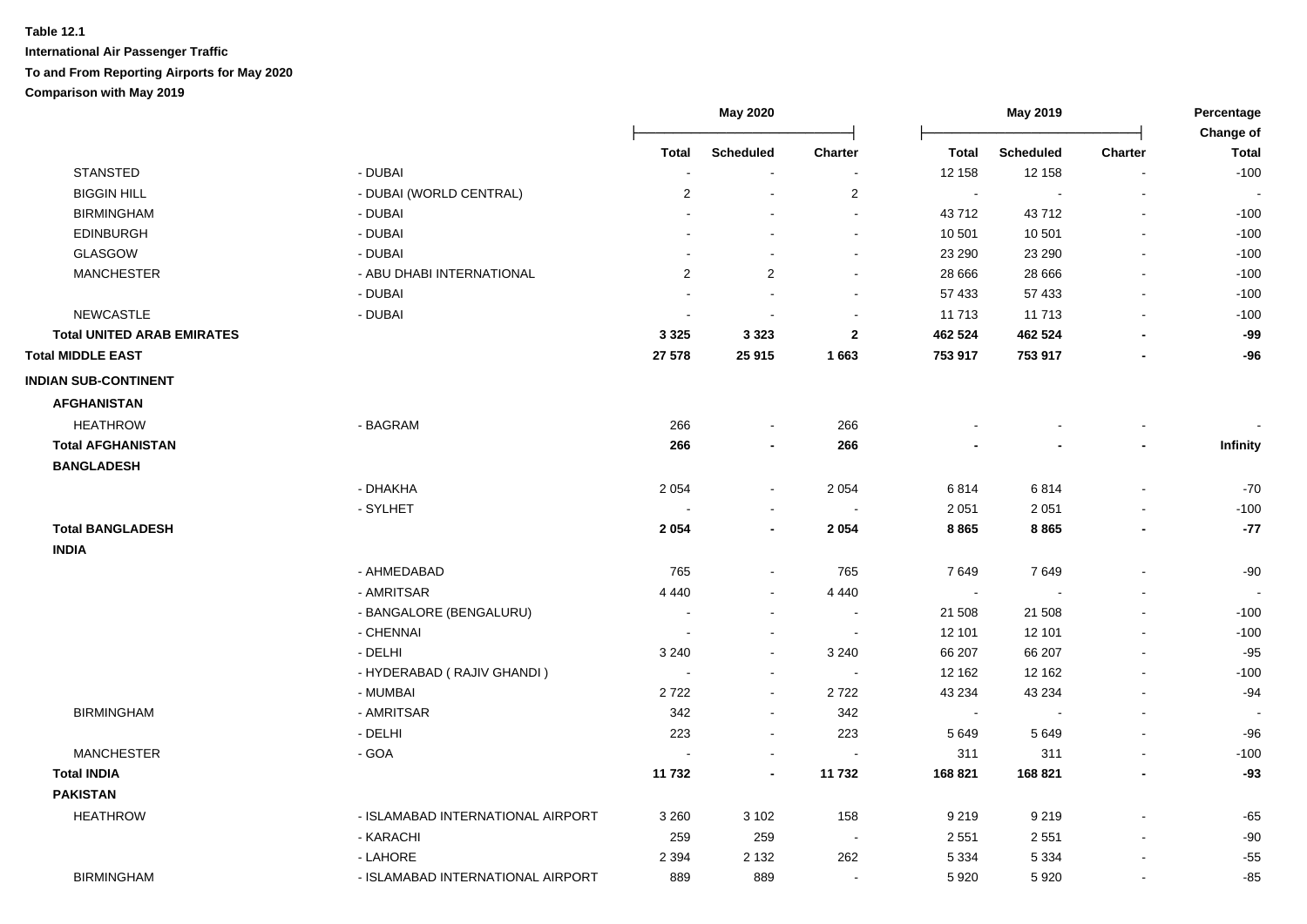**Table 12.1**

**International Air Passenger Traffic**

**To and From Reporting Airports for May 2020**

**Comparison with May 2019**

| | | May 2020 | | | May 2019 | | | Percentage Change of |
|---|---|---|---|---|---|---|---|---|
| | | Total | Scheduled | Charter | Total | Scheduled | Charter | Total |
| STANSTED | - DUBAI | - | - | - | 12 158 | 12 158 | - | -100 |
| BIGGIN HILL | - DUBAI (WORLD CENTRAL) | 2 | - | 2 | - | - | - | - |
| BIRMINGHAM | - DUBAI | - | - | - | 43 712 | 43 712 | - | -100 |
| EDINBURGH | - DUBAI | - | - | - | 10 501 | 10 501 | - | -100 |
| GLASGOW | - DUBAI | - | - | - | 23 290 | 23 290 | - | -100 |
| MANCHESTER | - ABU DHABI INTERNATIONAL | 2 | 2 | - | 28 666 | 28 666 | - | -100 |
| | - DUBAI | - | - | - | 57 433 | 57 433 | - | -100 |
| NEWCASTLE | - DUBAI | - | - | - | 11 713 | 11 713 | - | -100 |
| **Total UNITED ARAB EMIRATES** | | **3 325** | **3 323** | **2** | **462 524** | **462 524** | **-** | **-99** |
| **Total MIDDLE EAST** | | **27 578** | **25 915** | **1 663** | **753 917** | **753 917** | **-** | **-96** |
| **INDIAN SUB-CONTINENT** | | | | | | | | |
| **AFGHANISTAN** | | | | | | | | |
| HEATHROW | - BAGRAM | 266 | - | 266 | - | - | - | - |
| **Total AFGHANISTAN** | | **266** | **-** | **266** | **-** | **-** | **-** | **Infinity** |
| **BANGLADESH** | | | | | | | | |
| | - DHAKHA | 2 054 | - | 2 054 | 6 814 | 6 814 | - | -70 |
| | - SYLHET | - | - | - | 2 051 | 2 051 | - | -100 |
| **Total BANGLADESH** | | **2 054** | **-** | **2 054** | **8 865** | **8 865** | **-** | **-77** |
| **INDIA** | | | | | | | | |
| | - AHMEDABAD | 765 | - | 765 | 7 649 | 7 649 | - | -90 |
| | - AMRITSAR | 4 440 | - | 4 440 | - | - | - | - |
| | - BANGALORE (BENGALURU) | - | - | - | 21 508 | 21 508 | - | -100 |
| | - CHENNAI | - | - | - | 12 101 | 12 101 | - | -100 |
| | - DELHI | 3 240 | - | 3 240 | 66 207 | 66 207 | - | -95 |
| | - HYDERABAD ( RAJIV GHANDI ) | - | - | - | 12 162 | 12 162 | - | -100 |
| | - MUMBAI | 2 722 | - | 2 722 | 43 234 | 43 234 | - | -94 |
| BIRMINGHAM | - AMRITSAR | 342 | - | 342 | - | - | - | - |
| | - DELHI | 223 | - | 223 | 5 649 | 5 649 | - | -96 |
| MANCHESTER | - GOA | - | - | - | 311 | 311 | - | -100 |
| **Total INDIA** | | **11 732** | **-** | **11 732** | **168 821** | **168 821** | **-** | **-93** |
| **PAKISTAN** | | | | | | | | |
| HEATHROW | - ISLAMABAD INTERNATIONAL AIRPORT | 3 260 | 3 102 | 158 | 9 219 | 9 219 | - | -65 |
| | - KARACHI | 259 | 259 | - | 2 551 | 2 551 | - | -90 |
| | - LAHORE | 2 394 | 2 132 | 262 | 5 334 | 5 334 | - | -55 |
| BIRMINGHAM | - ISLAMABAD INTERNATIONAL AIRPORT | 889 | 889 | - | 5 920 | 5 920 | - | -85 |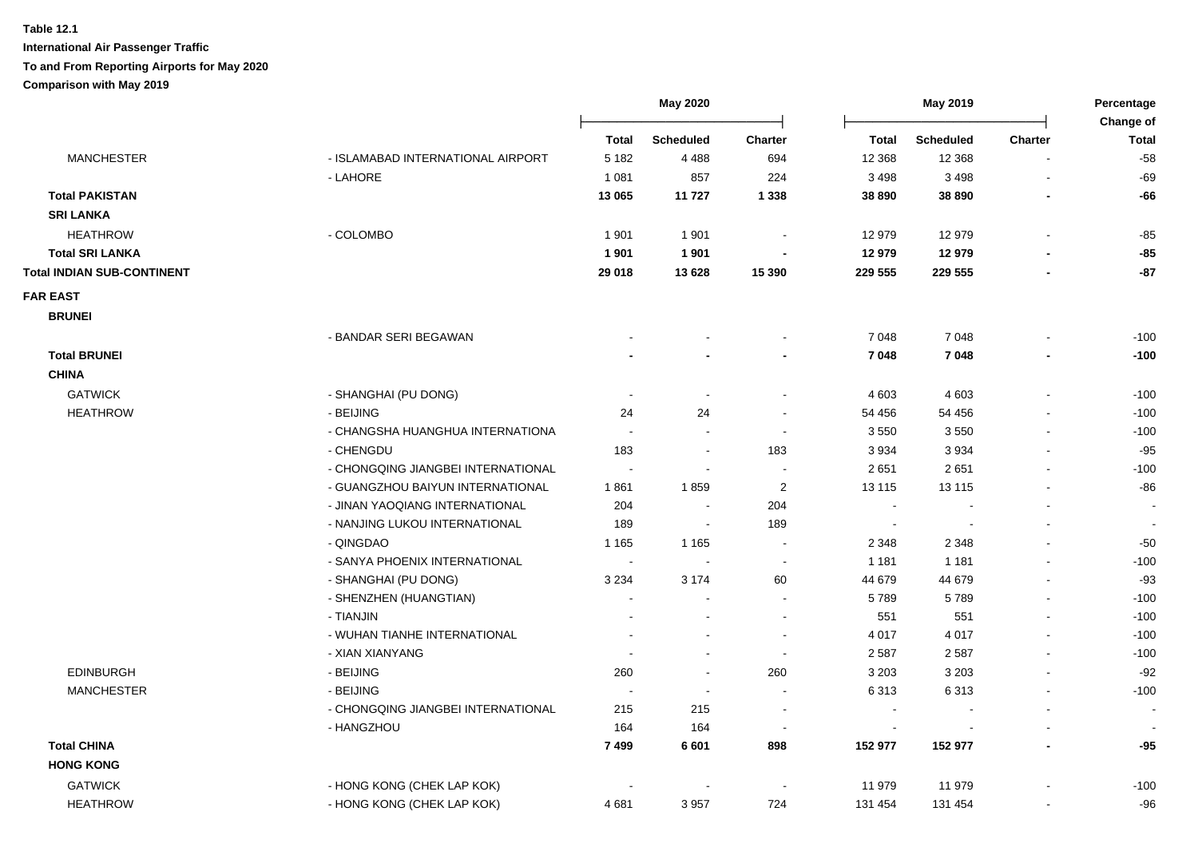**Table 12.1**

**International Air Passenger Traffic**

**To and From Reporting Airports for May 2020**

**Comparison with May 2019**

| | | May 2020 | | | May 2019 | | | Percentage Change of |
|---|---|---|---|---|---|---|---|---|
| | | **Total** | **Scheduled** | **Charter** | **Total** | **Scheduled** | **Charter** | **Total** |
| MANCHESTER | - ISLAMABAD INTERNATIONAL AIRPORT | 5 182 | 4 488 | 694 | 12 368 | 12 368 | - | -58 |
| | - LAHORE | 1 081 | 857 | 224 | 3 498 | 3 498 | - | -69 |
| **Total PAKISTAN** | | **13 065** | **11 727** | **1 338** | **38 890** | **38 890** | **-** | **-66** |
| **SRI LANKA** | | | | | | | | |
| HEATHROW | - COLOMBO | 1 901 | 1 901 | - | 12 979 | 12 979 | - | -85 |
| **Total SRI LANKA** | | **1 901** | **1 901** | **-** | **12 979** | **12 979** | **-** | **-85** |
| **Total INDIAN SUB-CONTINENT** | | **29 018** | **13 628** | **15 390** | **229 555** | **229 555** | **-** | **-87** |
| **FAR EAST** | | | | | | | | |
| **BRUNEI** | | | | | | | | |
| | - BANDAR SERI BEGAWAN | - | - | - | 7 048 | 7 048 | - | -100 |
| **Total BRUNEI** | | **-** | **-** | **-** | **7 048** | **7 048** | **-** | **-100** |
| **CHINA** | | | | | | | | |
| GATWICK | - SHANGHAI (PU DONG) | - | - | - | 4 603 | 4 603 | - | -100 |
| HEATHROW | - BEIJING | 24 | 24 | - | 54 456 | 54 456 | - | -100 |
| | - CHANGSHA HUANGHUA INTERNATIONA | - | - | - | 3 550 | 3 550 | - | -100 |
| | - CHENGDU | 183 | - | 183 | 3 934 | 3 934 | - | -95 |
| | - CHONGQING JIANGBEI INTERNATIONAL | - | - | - | 2 651 | 2 651 | - | -100 |
| | - GUANGZHOU BAIYUN INTERNATIONAL | 1 861 | 1 859 | 2 | 13 115 | 13 115 | - | -86 |
| | - JINAN YAOQIANG INTERNATIONAL | 204 | - | 204 | - | - | - | - |
| | - NANJING LUKOU INTERNATIONAL | 189 | - | 189 | - | - | - | - |
| | - QINGDAO | 1 165 | 1 165 | - | 2 348 | 2 348 | - | -50 |
| | - SANYA PHOENIX INTERNATIONAL | - | - | - | 1 181 | 1 181 | - | -100 |
| | - SHANGHAI (PU DONG) | 3 234 | 3 174 | 60 | 44 679 | 44 679 | - | -93 |
| | - SHENZHEN (HUANGTIAN) | - | - | - | 5 789 | 5 789 | - | -100 |
| | - TIANJIN | - | - | - | 551 | 551 | - | -100 |
| | - WUHAN TIANHE INTERNATIONAL | - | - | - | 4 017 | 4 017 | - | -100 |
| | - XIAN XIANYANG | - | - | - | 2 587 | 2 587 | - | -100 |
| EDINBURGH | - BEIJING | 260 | - | 260 | 3 203 | 3 203 | - | -92 |
| MANCHESTER | - BEIJING | - | - | - | 6 313 | 6 313 | - | -100 |
| | - CHONGQING JIANGBEI INTERNATIONAL | 215 | 215 | - | - | - | - | - |
| | - HANGZHOU | 164 | 164 | - | - | - | - | - |
| **Total CHINA** | | **7 499** | **6 601** | **898** | **152 977** | **152 977** | **-** | **-95** |
| **HONG KONG** | | | | | | | | |
| GATWICK | - HONG KONG (CHEK LAP KOK) | - | - | - | 11 979 | 11 979 | - | -100 |
| HEATHROW | - HONG KONG (CHEK LAP KOK) | 4 681 | 3 957 | 724 | 131 454 | 131 454 | - | -96 |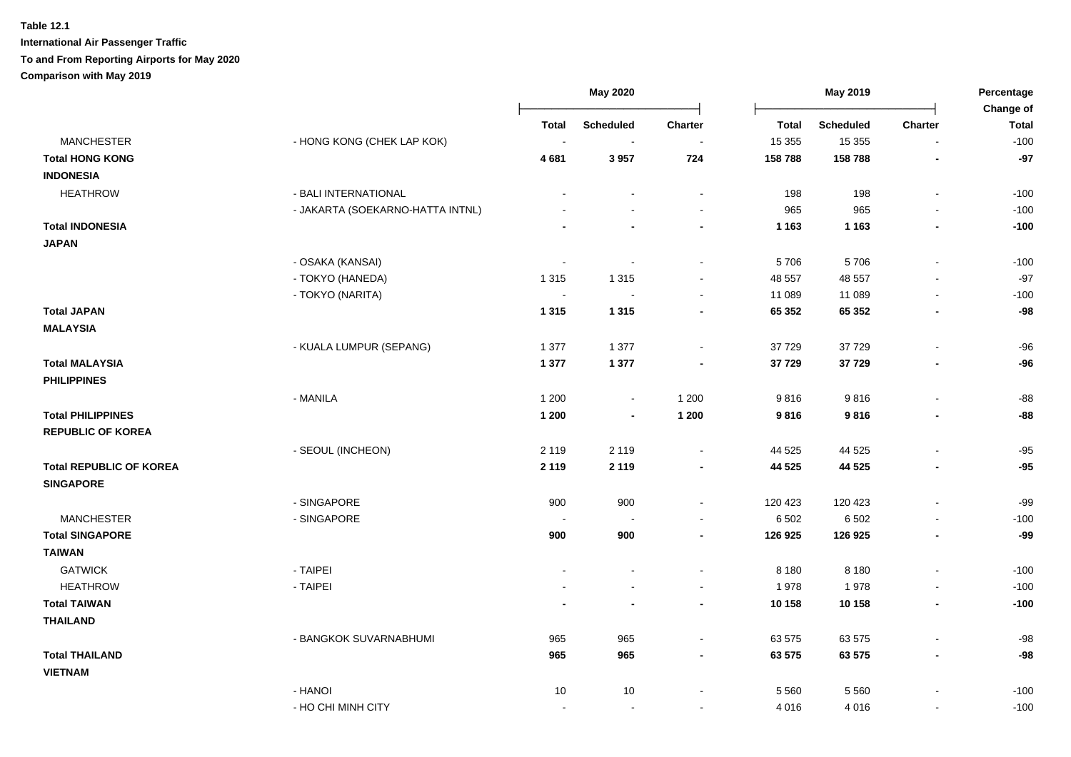**Table 12.1**

**International Air Passenger Traffic**

**To and From Reporting Airports for May 2020**

**Comparison with May 2019**

| | | May 2020 | | | May 2019 | | | Percentage Change of |
|---|---|---|---|---|---|---|---|---|
| | | Total | Scheduled | Charter | Total | Scheduled | Charter | Total |
| MANCHESTER | - HONG KONG (CHEK LAP KOK) | - | - | - | 15 355 | 15 355 | - | -100 |
| **Total HONG KONG** | | **4 681** | **3 957** | **724** | **158 788** | **158 788** | **-** | **-97** |
| **INDONESIA** | | | | | | | | |
| HEATHROW | - BALI INTERNATIONAL | - | - | - | 198 | 198 | - | -100 |
| | - JAKARTA (SOEKARNO-HATTA INTNL) | - | - | - | 965 | 965 | - | -100 |
| **Total INDONESIA** | | **-** | **-** | **-** | **1 163** | **1 163** | **-** | **-100** |
| **JAPAN** | | | | | | | | |
| | - OSAKA (KANSAI) | - | - | - | 5 706 | 5 706 | - | -100 |
| | - TOKYO (HANEDA) | 1 315 | 1 315 | - | 48 557 | 48 557 | - | -97 |
| | - TOKYO (NARITA) | - | - | - | 11 089 | 11 089 | - | -100 |
| **Total JAPAN** | | **1 315** | **1 315** | **-** | **65 352** | **65 352** | **-** | **-98** |
| **MALAYSIA** | | | | | | | | |
| | - KUALA LUMPUR (SEPANG) | 1 377 | 1 377 | - | 37 729 | 37 729 | - | -96 |
| **Total MALAYSIA** | | **1 377** | **1 377** | **-** | **37 729** | **37 729** | **-** | **-96** |
| **PHILIPPINES** | | | | | | | | |
| | - MANILA | 1 200 | - | 1 200 | 9 816 | 9 816 | - | -88 |
| **Total PHILIPPINES** | | **1 200** | **-** | **1 200** | **9 816** | **9 816** | **-** | **-88** |
| **REPUBLIC OF KOREA** | | | | | | | | |
| | - SEOUL (INCHEON) | 2 119 | 2 119 | - | 44 525 | 44 525 | - | -95 |
| **Total REPUBLIC OF KOREA** | | **2 119** | **2 119** | **-** | **44 525** | **44 525** | **-** | **-95** |
| **SINGAPORE** | | | | | | | | |
| | - SINGAPORE | 900 | 900 | - | 120 423 | 120 423 | - | -99 |
| MANCHESTER | - SINGAPORE | - | - | - | 6 502 | 6 502 | - | -100 |
| **Total SINGAPORE** | | **900** | **900** | **-** | **126 925** | **126 925** | **-** | **-99** |
| **TAIWAN** | | | | | | | | |
| GATWICK | - TAIPEI | - | - | - | 8 180 | 8 180 | - | -100 |
| HEATHROW | - TAIPEI | - | - | - | 1 978 | 1 978 | - | -100 |
| **Total TAIWAN** | | **-** | **-** | **-** | **10 158** | **10 158** | **-** | **-100** |
| **THAILAND** | | | | | | | | |
| | - BANGKOK SUVARNABHUMI | 965 | 965 | - | 63 575 | 63 575 | - | -98 |
| **Total THAILAND** | | **965** | **965** | **-** | **63 575** | **63 575** | **-** | **-98** |
| **VIETNAM** | | | | | | | | |
| | - HANOI | 10 | 10 | - | 5 560 | 5 560 | - | -100 |
| | - HO CHI MINH CITY | - | - | - | 4 016 | 4 016 | - | -100 |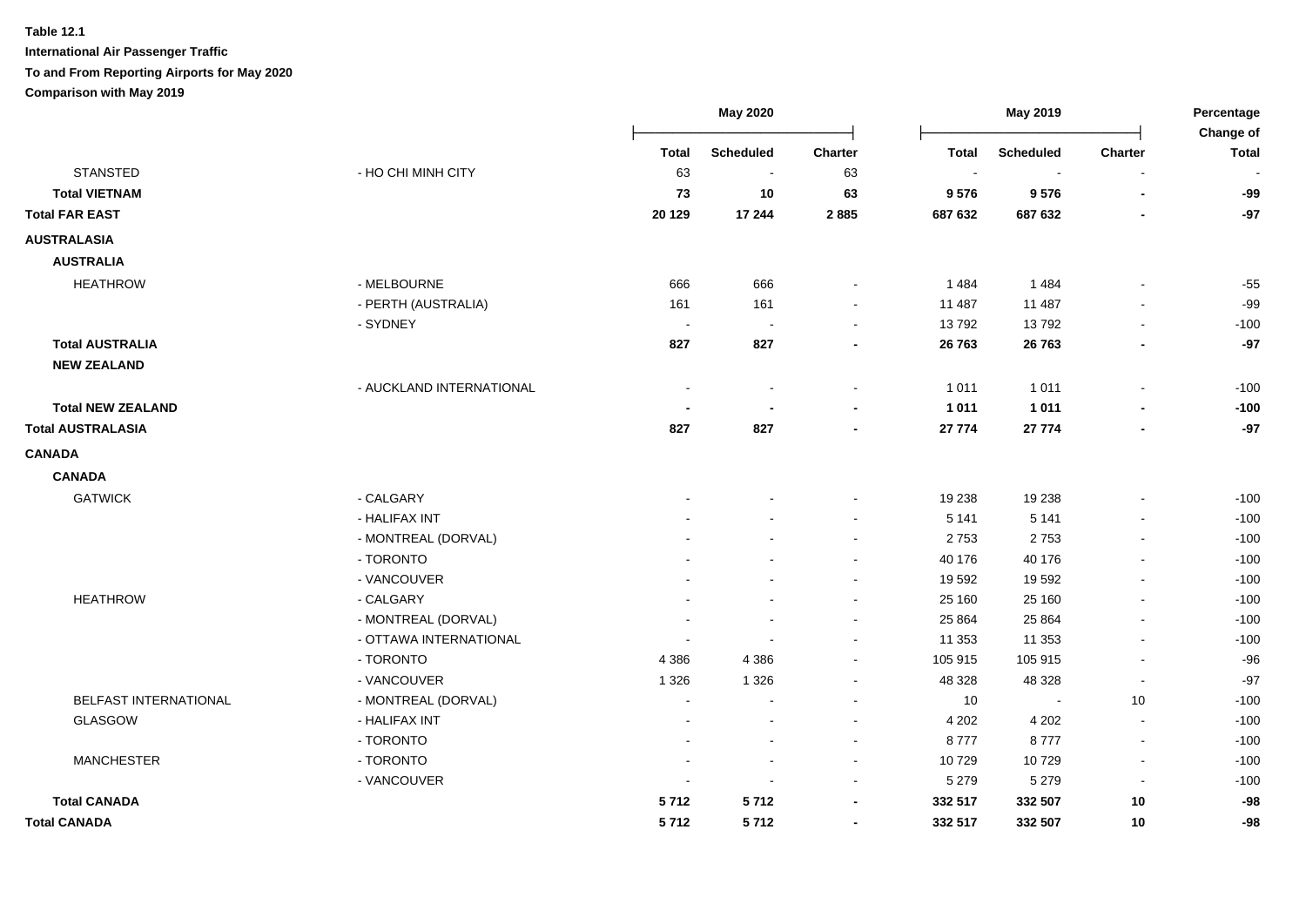**Table 12.1**

**International Air Passenger Traffic**

**To and From Reporting Airports for May 2020**

**Comparison with May 2019**

| | | May 2020 | | | May 2019 | | | Percentage Change of |
|---|---|---|---|---|---|---|---|---|
| | | Total | Scheduled | Charter | Total | Scheduled | Charter | Total |
| STANSTED | - HO CHI MINH CITY | 63 | - | 63 | - | - | - | - |
| **Total VIETNAM** | | **73** | **10** | **63** | **9 576** | **9 576** | **-** | **-99** |
| **Total FAR EAST** | | **20 129** | **17 244** | **2 885** | **687 632** | **687 632** | **-** | **-97** |
| **AUSTRALASIA** | | | | | | | | |
| **AUSTRALIA** | | | | | | | | |
| HEATHROW | - MELBOURNE | 666 | 666 | - | 1 484 | 1 484 | - | -55 |
| | - PERTH (AUSTRALIA) | 161 | 161 | - | 11 487 | 11 487 | - | -99 |
| | - SYDNEY | - | - | - | 13 792 | 13 792 | - | -100 |
| **Total AUSTRALIA** | | **827** | **827** | **-** | **26 763** | **26 763** | **-** | **-97** |
| **NEW ZEALAND** | | | | | | | | |
| | - AUCKLAND INTERNATIONAL | - | - | - | 1 011 | 1 011 | - | -100 |
| **Total NEW ZEALAND** | | **-** | **-** | **-** | **1 011** | **1 011** | **-** | **-100** |
| **Total AUSTRALASIA** | | **827** | **827** | **-** | **27 774** | **27 774** | **-** | **-97** |
| **CANADA** | | | | | | | | |
| **CANADA** | | | | | | | | |
| GATWICK | - CALGARY | - | - | - | 19 238 | 19 238 | - | -100 |
| | - HALIFAX INT | - | - | - | 5 141 | 5 141 | - | -100 |
| | - MONTREAL (DORVAL) | - | - | - | 2 753 | 2 753 | - | -100 |
| | - TORONTO | - | - | - | 40 176 | 40 176 | - | -100 |
| | - VANCOUVER | - | - | - | 19 592 | 19 592 | - | -100 |
| HEATHROW | - CALGARY | - | - | - | 25 160 | 25 160 | - | -100 |
| | - MONTREAL (DORVAL) | - | - | - | 25 864 | 25 864 | - | -100 |
| | - OTTAWA INTERNATIONAL | - | - | - | 11 353 | 11 353 | - | -100 |
| | - TORONTO | 4 386 | 4 386 | - | 105 915 | 105 915 | - | -96 |
| | - VANCOUVER | 1 326 | 1 326 | - | 48 328 | 48 328 | - | -97 |
| BELFAST INTERNATIONAL | - MONTREAL (DORVAL) | - | - | - | 10 | - | 10 | -100 |
| GLASGOW | - HALIFAX INT | - | - | - | 4 202 | 4 202 | - | -100 |
| | - TORONTO | - | - | - | 8 777 | 8 777 | - | -100 |
| MANCHESTER | - TORONTO | - | - | - | 10 729 | 10 729 | - | -100 |
| | - VANCOUVER | - | - | - | 5 279 | 5 279 | - | -100 |
| **Total CANADA** | | **5 712** | **5 712** | **-** | **332 517** | **332 507** | **10** | **-98** |
| **Total CANADA** | | **5 712** | **5 712** | **-** | **332 517** | **332 507** | **10** | **-98** |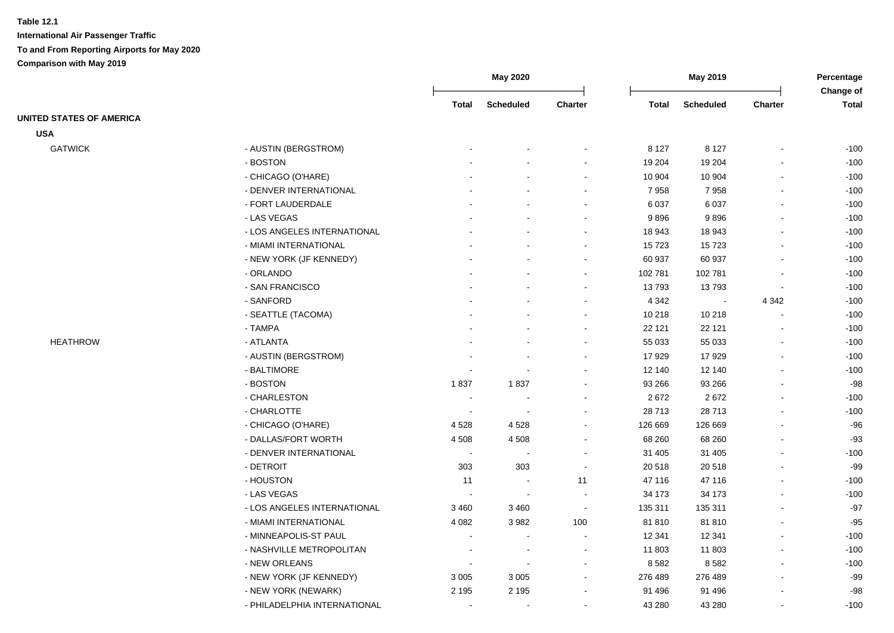**Table 12.1**

**International Air Passenger Traffic**

**To and From Reporting Airports for May 2020**

**Comparison with May 2019**

| | | May 2020 | | | May 2019 | | | Percentage Change of |
|---|---|---|---|---|---|---|---|---|
| | | Total | Scheduled | Charter | Total | Scheduled | Charter | Total |
| **UNITED STATES OF AMERICA** | | | | | | | | |
| **USA** | | | | | | | | |
| GATWICK | - AUSTIN (BERGSTROM) | - | - | - | 8 127 | 8 127 | - | -100 |
| | - BOSTON | - | - | - | 19 204 | 19 204 | - | -100 |
| | - CHICAGO (O'HARE) | - | - | - | 10 904 | 10 904 | - | -100 |
| | - DENVER INTERNATIONAL | - | - | - | 7 958 | 7 958 | - | -100 |
| | - FORT LAUDERDALE | - | - | - | 6 037 | 6 037 | - | -100 |
| | - LAS VEGAS | - | - | - | 9 896 | 9 896 | - | -100 |
| | - LOS ANGELES INTERNATIONAL | - | - | - | 18 943 | 18 943 | - | -100 |
| | - MIAMI INTERNATIONAL | - | - | - | 15 723 | 15 723 | - | -100 |
| | - NEW YORK (JF KENNEDY) | - | - | - | 60 937 | 60 937 | - | -100 |
| | - ORLANDO | - | - | - | 102 781 | 102 781 | - | -100 |
| | - SAN FRANCISCO | - | - | - | 13 793 | 13 793 | - | -100 |
| | - SANFORD | - | - | - | 4 342 | - | 4 342 | -100 |
| | - SEATTLE (TACOMA) | - | - | - | 10 218 | 10 218 | - | -100 |
| | - TAMPA | - | - | - | 22 121 | 22 121 | - | -100 |
| HEATHROW | - ATLANTA | - | - | - | 55 033 | 55 033 | - | -100 |
| | - AUSTIN (BERGSTROM) | - | - | - | 17 929 | 17 929 | - | -100 |
| | - BALTIMORE | - | - | - | 12 140 | 12 140 | - | -100 |
| | - BOSTON | 1 837 | 1 837 | - | 93 266 | 93 266 | - | -98 |
| | - CHARLESTON | - | - | - | 2 672 | 2 672 | - | -100 |
| | - CHARLOTTE | - | - | - | 28 713 | 28 713 | - | -100 |
| | - CHICAGO (O'HARE) | 4 528 | 4 528 | - | 126 669 | 126 669 | - | -96 |
| | - DALLAS/FORT WORTH | 4 508 | 4 508 | - | 68 260 | 68 260 | - | -93 |
| | - DENVER INTERNATIONAL | - | - | - | 31 405 | 31 405 | - | -100 |
| | - DETROIT | 303 | 303 | - | 20 518 | 20 518 | - | -99 |
| | - HOUSTON | 11 | - | 11 | 47 116 | 47 116 | - | -100 |
| | - LAS VEGAS | - | - | - | 34 173 | 34 173 | - | -100 |
| | - LOS ANGELES INTERNATIONAL | 3 460 | 3 460 | - | 135 311 | 135 311 | - | -97 |
| | - MIAMI INTERNATIONAL | 4 082 | 3 982 | 100 | 81 810 | 81 810 | - | -95 |
| | - MINNEAPOLIS-ST PAUL | - | - | - | 12 341 | 12 341 | - | -100 |
| | - NASHVILLE METROPOLITAN | - | - | - | 11 803 | 11 803 | - | -100 |
| | - NEW ORLEANS | - | - | - | 8 582 | 8 582 | - | -100 |
| | - NEW YORK (JF KENNEDY) | 3 005 | 3 005 | - | 276 489 | 276 489 | - | -99 |
| | - NEW YORK (NEWARK) | 2 195 | 2 195 | - | 91 496 | 91 496 | - | -98 |
| | - PHILADELPHIA INTERNATIONAL | - | - | - | 43 280 | 43 280 | - | -100 |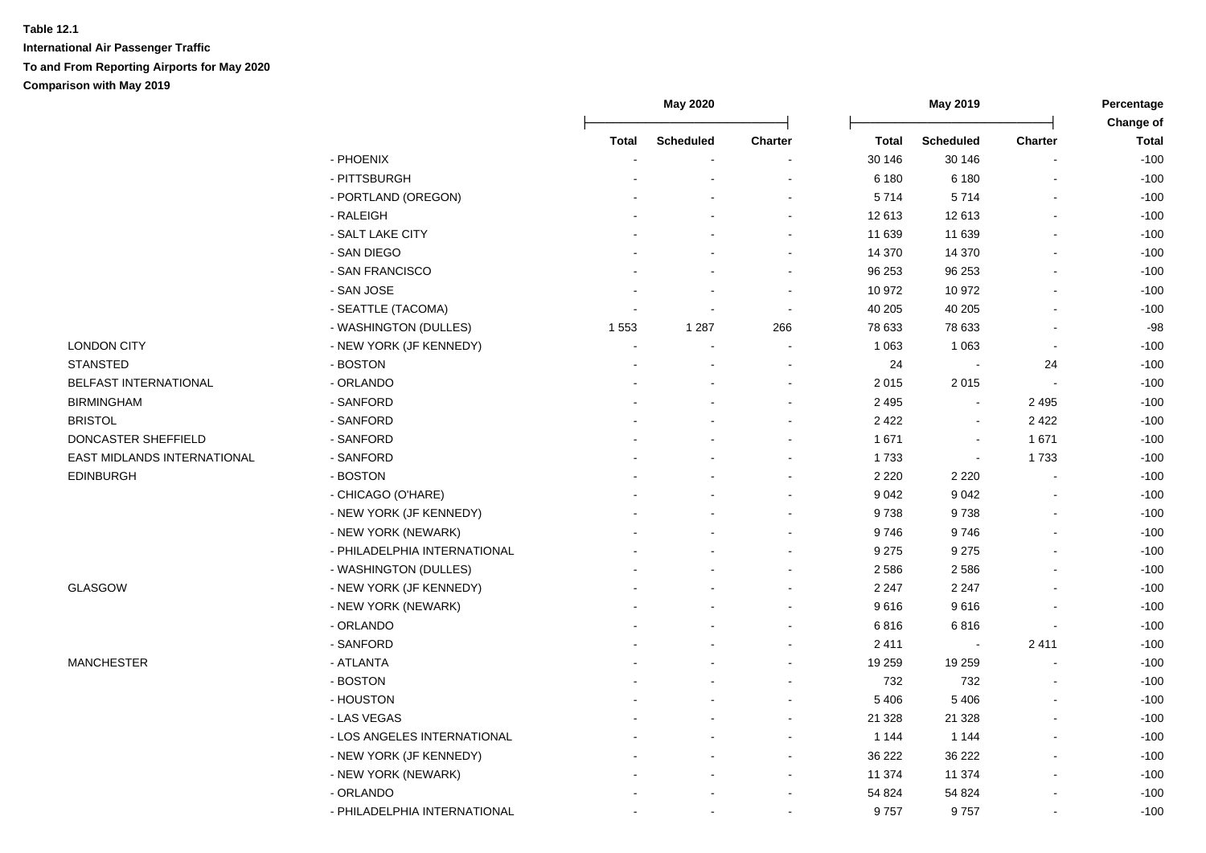**Table 12.1**
**International Air Passenger Traffic**
**To and From Reporting Airports for May 2020**
**Comparison with May 2019**

| | | May 2020 | | | May 2019 | | | Percentage Change of |
|---|---|---|---|---|---|---|---|---|
| | | Total | Scheduled | Charter | Total | Scheduled | Charter | Total |
| | - PHOENIX | - | - | - | 30 146 | 30 146 | - | -100 |
| | - PITTSBURGH | - | - | - | 6 180 | 6 180 | - | -100 |
| | - PORTLAND (OREGON) | - | - | - | 5 714 | 5 714 | - | -100 |
| | - RALEIGH | - | - | - | 12 613 | 12 613 | - | -100 |
| | - SALT LAKE CITY | - | - | - | 11 639 | 11 639 | - | -100 |
| | - SAN DIEGO | - | - | - | 14 370 | 14 370 | - | -100 |
| | - SAN FRANCISCO | - | - | - | 96 253 | 96 253 | - | -100 |
| | - SAN JOSE | - | - | - | 10 972 | 10 972 | - | -100 |
| | - SEATTLE (TACOMA) | - | - | - | 40 205 | 40 205 | - | -100 |
| | - WASHINGTON (DULLES) | 1 553 | 1 287 | 266 | 78 633 | 78 633 | - | -98 |
| LONDON CITY | - NEW YORK (JF KENNEDY) | - | - | - | 1 063 | 1 063 | - | -100 |
| STANSTED | - BOSTON | - | - | - | 24 | - | 24 | -100 |
| BELFAST INTERNATIONAL | - ORLANDO | - | - | - | 2 015 | 2 015 | - | -100 |
| BIRMINGHAM | - SANFORD | - | - | - | 2 495 | - | 2 495 | -100 |
| BRISTOL | - SANFORD | - | - | - | 2 422 | - | 2 422 | -100 |
| DONCASTER SHEFFIELD | - SANFORD | - | - | - | 1 671 | - | 1 671 | -100 |
| EAST MIDLANDS INTERNATIONAL | - SANFORD | - | - | - | 1 733 | - | 1 733 | -100 |
| EDINBURGH | - BOSTON | - | - | - | 2 220 | 2 220 | - | -100 |
| | - CHICAGO (O'HARE) | - | - | - | 9 042 | 9 042 | - | -100 |
| | - NEW YORK (JF KENNEDY) | - | - | - | 9 738 | 9 738 | - | -100 |
| | - NEW YORK (NEWARK) | - | - | - | 9 746 | 9 746 | - | -100 |
| | - PHILADELPHIA INTERNATIONAL | - | - | - | 9 275 | 9 275 | - | -100 |
| | - WASHINGTON (DULLES) | - | - | - | 2 586 | 2 586 | - | -100 |
| GLASGOW | - NEW YORK (JF KENNEDY) | - | - | - | 2 247 | 2 247 | - | -100 |
| | - NEW YORK (NEWARK) | - | - | - | 9 616 | 9 616 | - | -100 |
| | - ORLANDO | - | - | - | 6 816 | 6 816 | - | -100 |
| | - SANFORD | - | - | - | 2 411 | - | 2 411 | -100 |
| MANCHESTER | - ATLANTA | - | - | - | 19 259 | 19 259 | - | -100 |
| | - BOSTON | - | - | - | 732 | 732 | - | -100 |
| | - HOUSTON | - | - | - | 5 406 | 5 406 | - | -100 |
| | - LAS VEGAS | - | - | - | 21 328 | 21 328 | - | -100 |
| | - LOS ANGELES INTERNATIONAL | - | - | - | 1 144 | 1 144 | - | -100 |
| | - NEW YORK (JF KENNEDY) | - | - | - | 36 222 | 36 222 | - | -100 |
| | - NEW YORK (NEWARK) | - | - | - | 11 374 | 11 374 | - | -100 |
| | - ORLANDO | - | - | - | 54 824 | 54 824 | - | -100 |
| | - PHILADELPHIA INTERNATIONAL | - | - | - | 9 757 | 9 757 | - | -100 |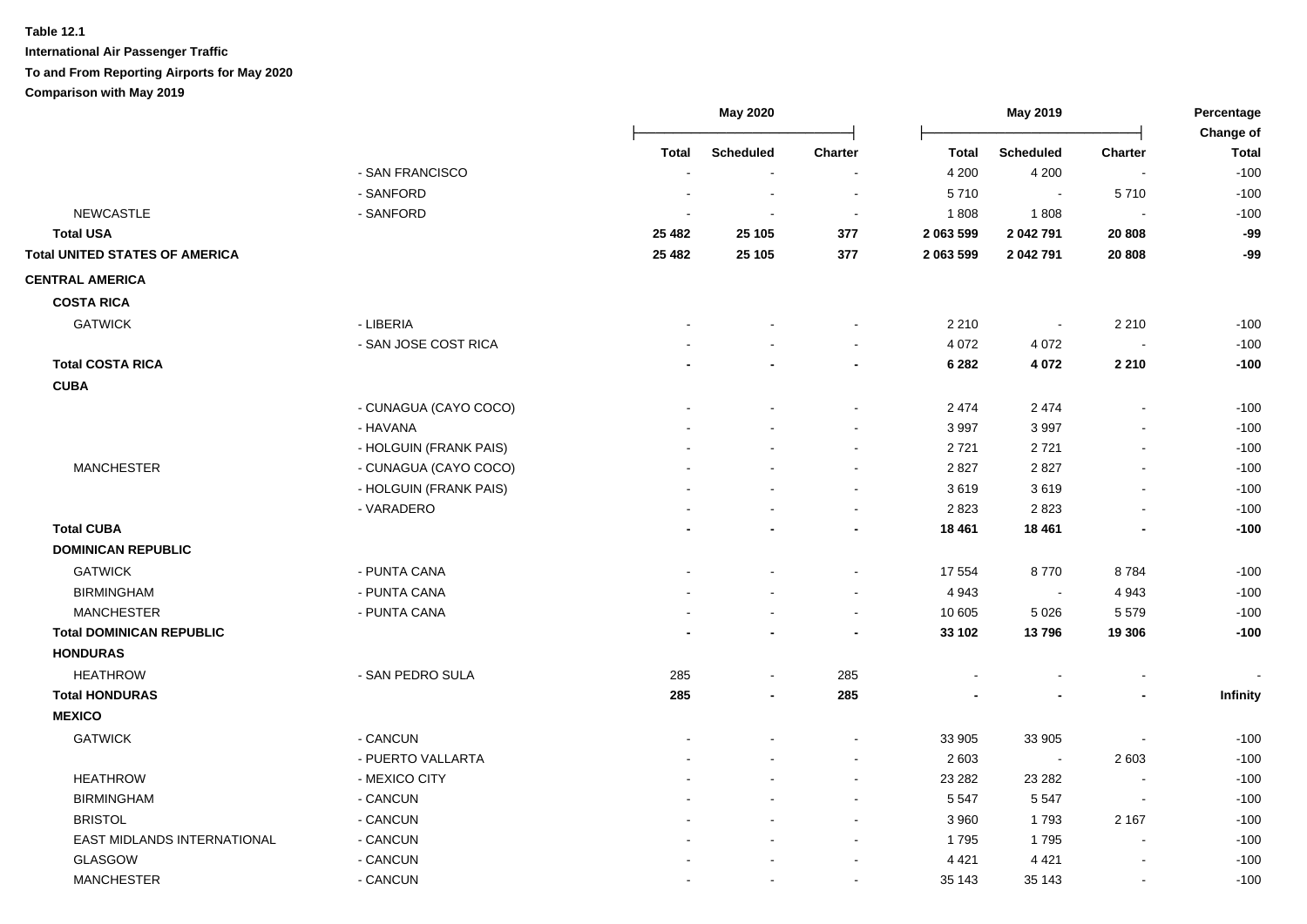**Table 12.1**

**International Air Passenger Traffic**

**To and From Reporting Airports for May 2020**

**Comparison with May 2019**

| | | May 2020 | | | May 2019 | | | Percentage Change of |
|---|---|---|---|---|---|---|---|---|
| | | Total | Scheduled | Charter | Total | Scheduled | Charter | Total |
| | - SAN FRANCISCO | - | - | - | 4 200 | 4 200 | - | -100 |
| | - SANFORD | - | - | - | 5 710 | - | 5 710 | -100 |
| NEWCASTLE | - SANFORD | - | - | - | 1 808 | 1 808 | - | -100 |
| **Total USA** | | **25 482** | **25 105** | **377** | **2 063 599** | **2 042 791** | **20 808** | **-99** |
| **Total UNITED STATES OF AMERICA** | | **25 482** | **25 105** | **377** | **2 063 599** | **2 042 791** | **20 808** | **-99** |
| **CENTRAL AMERICA** | | | | | | | | |
| **COSTA RICA** | | | | | | | | |
| GATWICK | - LIBERIA | - | - | - | 2 210 | - | 2 210 | -100 |
| | - SAN JOSE COST RICA | - | - | - | 4 072 | 4 072 | - | -100 |
| **Total COSTA RICA** | | **-** | **-** | **-** | **6 282** | **4 072** | **2 210** | **-100** |
| **CUBA** | | | | | | | | |
| | - CUNAGUA (CAYO COCO) | - | - | - | 2 474 | 2 474 | - | -100 |
| | - HAVANA | - | - | - | 3 997 | 3 997 | - | -100 |
| | - HOLGUIN (FRANK PAIS) | - | - | - | 2 721 | 2 721 | - | -100 |
| MANCHESTER | - CUNAGUA (CAYO COCO) | - | - | - | 2 827 | 2 827 | - | -100 |
| | - HOLGUIN (FRANK PAIS) | - | - | - | 3 619 | 3 619 | - | -100 |
| | - VARADERO | - | - | - | 2 823 | 2 823 | - | -100 |
| **Total CUBA** | | **-** | **-** | **-** | **18 461** | **18 461** | **-** | **-100** |
| **DOMINICAN REPUBLIC** | | | | | | | | |
| GATWICK | - PUNTA CANA | - | - | - | 17 554 | 8 770 | 8 784 | -100 |
| BIRMINGHAM | - PUNTA CANA | - | - | - | 4 943 | - | 4 943 | -100 |
| MANCHESTER | - PUNTA CANA | - | - | - | 10 605 | 5 026 | 5 579 | -100 |
| **Total DOMINICAN REPUBLIC** | | **-** | **-** | **-** | **33 102** | **13 796** | **19 306** | **-100** |
| **HONDURAS** | | | | | | | | |
| HEATHROW | - SAN PEDRO SULA | 285 | - | 285 | - | - | - | - |
| **Total HONDURAS** | | **285** | **-** | **285** | **-** | **-** | **-** | **Infinity** |
| **MEXICO** | | | | | | | | |
| GATWICK | - CANCUN | - | - | - | 33 905 | 33 905 | - | -100 |
| | - PUERTO VALLARTA | - | - | - | 2 603 | - | 2 603 | -100 |
| HEATHROW | - MEXICO CITY | - | - | - | 23 282 | 23 282 | - | -100 |
| BIRMINGHAM | - CANCUN | - | - | - | 5 547 | 5 547 | - | -100 |
| BRISTOL | - CANCUN | - | - | - | 3 960 | 1 793 | 2 167 | -100 |
| EAST MIDLANDS INTERNATIONAL | - CANCUN | - | - | - | 1 795 | 1 795 | - | -100 |
| GLASGOW | - CANCUN | - | - | - | 4 421 | 4 421 | - | -100 |
| MANCHESTER | - CANCUN | - | - | - | 35 143 | 35 143 | - | -100 |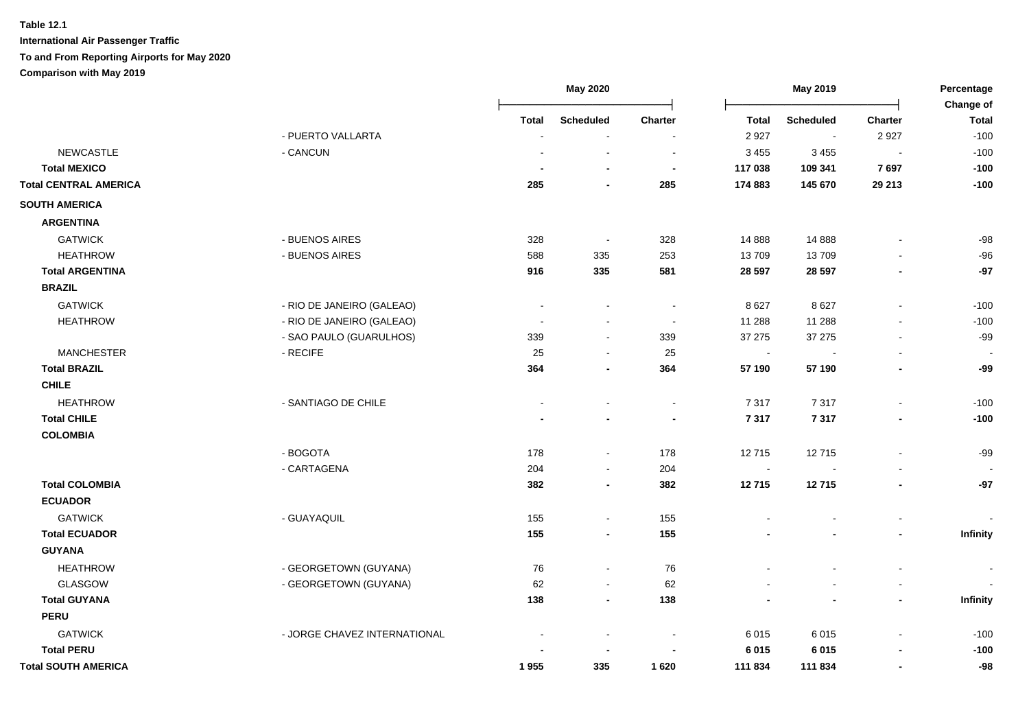**Table 12.1**

**International Air Passenger Traffic**

**To and From Reporting Airports for May 2020**

**Comparison with May 2019**

| | | May 2020 | | | May 2019 | | | Percentage Change of |
|---|---|---|---|---|---|---|---|---|
| | | Total | Scheduled | Charter | Total | Scheduled | Charter | Total |
| | - PUERTO VALLARTA | - | - | - | 2 927 | - | 2 927 | -100 |
| NEWCASTLE | - CANCUN | - | - | - | 3 455 | 3 455 | - | -100 |
| **Total MEXICO** | | **-** | **-** | **-** | **117 038** | **109 341** | **7 697** | **-100** |
| **Total CENTRAL AMERICA** | | **285** | **-** | **285** | **174 883** | **145 670** | **29 213** | **-100** |
| **SOUTH AMERICA** | | | | | | | | |
| **ARGENTINA** | | | | | | | | |
| GATWICK | - BUENOS AIRES | 328 | - | 328 | 14 888 | 14 888 | - | -98 |
| HEATHROW | - BUENOS AIRES | 588 | 335 | 253 | 13 709 | 13 709 | - | -96 |
| **Total ARGENTINA** | | **916** | **335** | **581** | **28 597** | **28 597** | **-** | **-97** |
| **BRAZIL** | | | | | | | | |
| GATWICK | - RIO DE JANEIRO (GALEAO) | - | - | - | 8 627 | 8 627 | - | -100 |
| HEATHROW | - RIO DE JANEIRO (GALEAO) | - | - | - | 11 288 | 11 288 | - | -100 |
| | - SAO PAULO (GUARULHOS) | 339 | - | 339 | 37 275 | 37 275 | - | -99 |
| MANCHESTER | - RECIFE | 25 | - | 25 | - | - | - | - |
| **Total BRAZIL** | | **364** | **-** | **364** | **57 190** | **57 190** | **-** | **-99** |
| **CHILE** | | | | | | | | |
| HEATHROW | - SANTIAGO DE CHILE | - | - | - | 7 317 | 7 317 | - | -100 |
| **Total CHILE** | | **-** | **-** | **-** | **7 317** | **7 317** | **-** | **-100** |
| **COLOMBIA** | | | | | | | | |
| | - BOGOTA | 178 | - | 178 | 12 715 | 12 715 | - | -99 |
| | - CARTAGENA | 204 | - | 204 | - | - | - | - |
| **Total COLOMBIA** | | **382** | **-** | **382** | **12 715** | **12 715** | **-** | **-97** |
| **ECUADOR** | | | | | | | | |
| GATWICK | - GUAYAQUIL | 155 | - | 155 | - | - | - | - |
| **Total ECUADOR** | | **155** | **-** | **155** | **-** | **-** | **-** | **Infinity** |
| **GUYANA** | | | | | | | | |
| HEATHROW | - GEORGETOWN (GUYANA) | 76 | - | 76 | - | - | - | - |
| GLASGOW | - GEORGETOWN (GUYANA) | 62 | - | 62 | - | - | - | - |
| **Total GUYANA** | | **138** | **-** | **138** | **-** | **-** | **-** | **Infinity** |
| **PERU** | | | | | | | | |
| GATWICK | - JORGE CHAVEZ INTERNATIONAL | - | - | - | 6 015 | 6 015 | - | -100 |
| **Total PERU** | | **-** | **-** | **-** | **6 015** | **6 015** | **-** | **-100** |
| **Total SOUTH AMERICA** | | **1 955** | **335** | **1 620** | **111 834** | **111 834** | **-** | **-98** |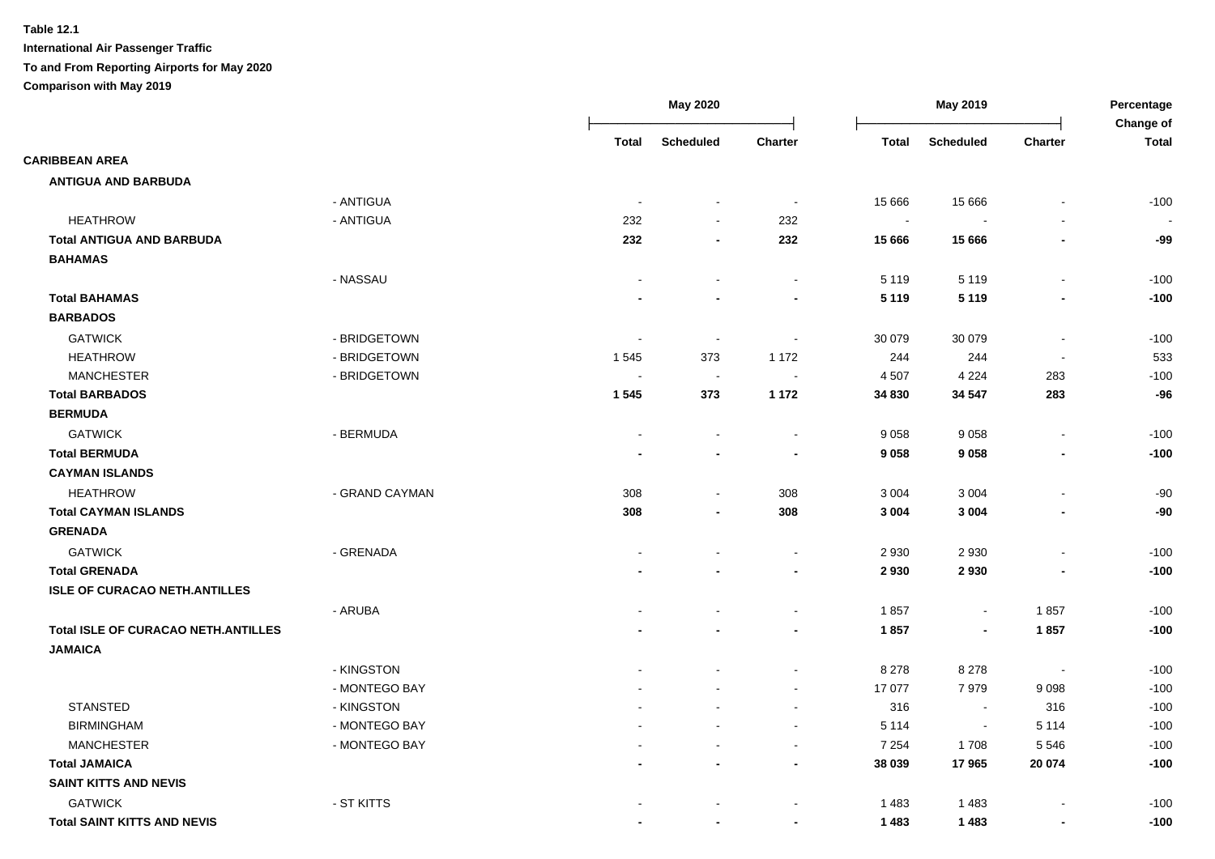**Table 12.1**

**International Air Passenger Traffic**

**To and From Reporting Airports for May 2020**

**Comparison with May 2019**

| | | May 2020 | | | May 2019 | | | Percentage Change of |
|---|---|---|---|---|---|---|---|---|
| | | Total | Scheduled | Charter | Total | Scheduled | Charter | Total |
| **CARIBBEAN AREA** | | | | | | | | |
| **ANTIGUA AND BARBUDA** | | | | | | | | |
| | - ANTIGUA | - | - | - | 15 666 | 15 666 | - | -100 |
| HEATHROW | - ANTIGUA | 232 | - | 232 | - | - | - | - |
| **Total ANTIGUA AND BARBUDA** | | **232** | **-** | **232** | **15 666** | **15 666** | **-** | **-99** |
| **BAHAMAS** | | | | | | | | |
| | - NASSAU | - | - | - | 5 119 | 5 119 | - | -100 |
| **Total BAHAMAS** | | **-** | **-** | **-** | **5 119** | **5 119** | **-** | **-100** |
| **BARBADOS** | | | | | | | | |
| GATWICK | - BRIDGETOWN | - | - | - | 30 079 | 30 079 | - | -100 |
| HEATHROW | - BRIDGETOWN | 1 545 | 373 | 1 172 | 244 | 244 | - | 533 |
| MANCHESTER | - BRIDGETOWN | - | - | - | 4 507 | 4 224 | 283 | -100 |
| **Total BARBADOS** | | **1 545** | **373** | **1 172** | **34 830** | **34 547** | **283** | **-96** |
| **BERMUDA** | | | | | | | | |
| GATWICK | - BERMUDA | - | - | - | 9 058 | 9 058 | - | -100 |
| **Total BERMUDA** | | **-** | **-** | **-** | **9 058** | **9 058** | **-** | **-100** |
| **CAYMAN ISLANDS** | | | | | | | | |
| HEATHROW | - GRAND CAYMAN | 308 | - | 308 | 3 004 | 3 004 | - | -90 |
| **Total CAYMAN ISLANDS** | | **308** | **-** | **308** | **3 004** | **3 004** | **-** | **-90** |
| **GRENADA** | | | | | | | | |
| GATWICK | - GRENADA | - | - | - | 2 930 | 2 930 | - | -100 |
| **Total GRENADA** | | **-** | **-** | **-** | **2 930** | **2 930** | **-** | **-100** |
| **ISLE OF CURACAO NETH.ANTILLES** | | | | | | | | |
| | - ARUBA | - | - | - | 1 857 | - | 1 857 | -100 |
| **Total ISLE OF CURACAO NETH.ANTILLES** | | **-** | **-** | **-** | **1 857** | **-** | **1 857** | **-100** |
| **JAMAICA** | | | | | | | | |
| | - KINGSTON | - | - | - | 8 278 | 8 278 | - | -100 |
| | - MONTEGO BAY | - | - | - | 17 077 | 7 979 | 9 098 | -100 |
| STANSTED | - KINGSTON | - | - | - | 316 | - | 316 | -100 |
| BIRMINGHAM | - MONTEGO BAY | - | - | - | 5 114 | - | 5 114 | -100 |
| MANCHESTER | - MONTEGO BAY | - | - | - | 7 254 | 1 708 | 5 546 | -100 |
| **Total JAMAICA** | | **-** | **-** | **-** | **38 039** | **17 965** | **20 074** | **-100** |
| **SAINT KITTS AND NEVIS** | | | | | | | | |
| GATWICK | - ST KITTS | - | - | - | 1 483 | 1 483 | - | -100 |
| **Total SAINT KITTS AND NEVIS** | | **-** | **-** | **-** | **1 483** | **1 483** | **-** | **-100** |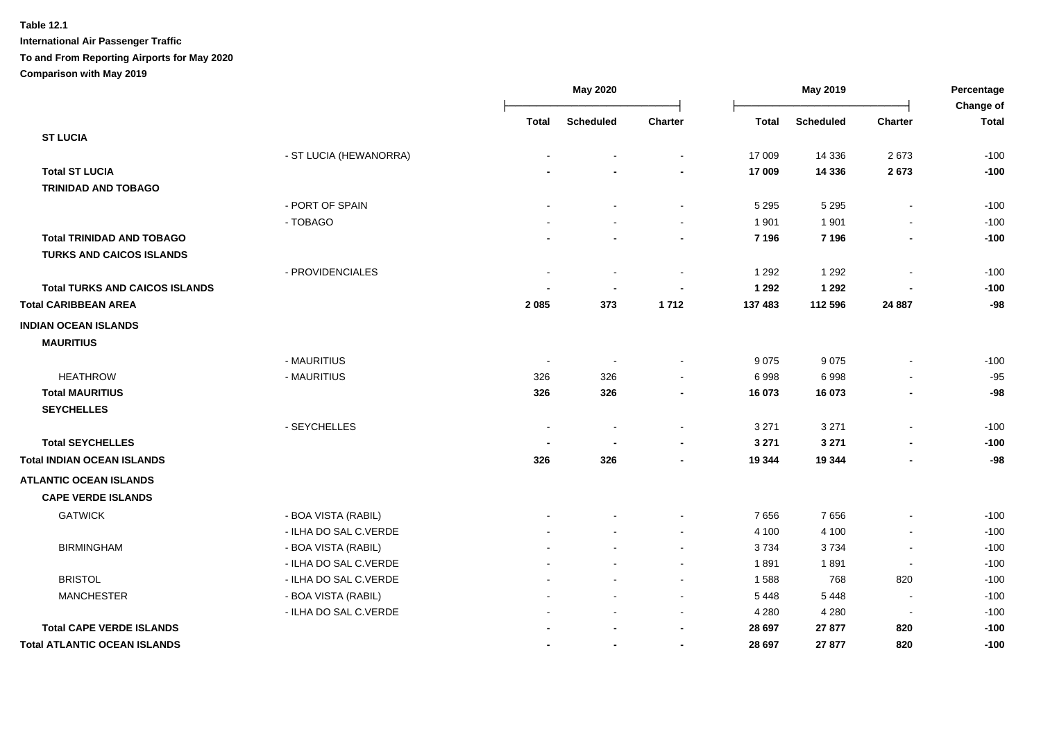**Table 12.1**

**International Air Passenger Traffic**

**To and From Reporting Airports for May 2020**

**Comparison with May 2019**

| | | May 2020 | | | May 2019 | | | Percentage Change of |
|---|---|---|---|---|---|---|---|---|
| | | Total | Scheduled | Charter | Total | Scheduled | Charter | Total |
| **ST LUCIA** | | | | | | | | |
| | - ST LUCIA (HEWANORRA) | - | - | - | 17 009 | 14 336 | 2 673 | -100 |
| **Total ST LUCIA** | | **-** | **-** | **-** | **17 009** | **14 336** | **2 673** | **-100** |
| **TRINIDAD AND TOBAGO** | | | | | | | | |
| | - PORT OF SPAIN | - | - | - | 5 295 | 5 295 | - | -100 |
| | - TOBAGO | - | - | - | 1 901 | 1 901 | - | -100 |
| **Total TRINIDAD AND TOBAGO** | | **-** | **-** | **-** | **7 196** | **7 196** | **-** | **-100** |
| **TURKS AND CAICOS ISLANDS** | | | | | | | | |
| | - PROVIDENCIALES | - | - | - | 1 292 | 1 292 | - | -100 |
| **Total TURKS AND CAICOS ISLANDS** | | **-** | **-** | **-** | **1 292** | **1 292** | **-** | **-100** |
| **Total CARIBBEAN AREA** | | **2 085** | **373** | **1 712** | **137 483** | **112 596** | **24 887** | **-98** |
| **INDIAN OCEAN ISLANDS** | | | | | | | | |
| **MAURITIUS** | | | | | | | | |
| | - MAURITIUS | - | - | - | 9 075 | 9 075 | - | -100 |
| HEATHROW | - MAURITIUS | 326 | 326 | - | 6 998 | 6 998 | - | -95 |
| **Total MAURITIUS** | | **326** | **326** | **-** | **16 073** | **16 073** | **-** | **-98** |
| **SEYCHELLES** | | | | | | | | |
| | - SEYCHELLES | - | - | - | 3 271 | 3 271 | - | -100 |
| **Total SEYCHELLES** | | **-** | **-** | **-** | **3 271** | **3 271** | **-** | **-100** |
| **Total INDIAN OCEAN ISLANDS** | | **326** | **326** | **-** | **19 344** | **19 344** | **-** | **-98** |
| **ATLANTIC OCEAN ISLANDS** | | | | | | | | |
| **CAPE VERDE ISLANDS** | | | | | | | | |
| GATWICK | - BOA VISTA (RABIL) | - | - | - | 7 656 | 7 656 | - | -100 |
| | - ILHA DO SAL C.VERDE | - | - | - | 4 100 | 4 100 | - | -100 |
| BIRMINGHAM | - BOA VISTA (RABIL) | - | - | - | 3 734 | 3 734 | - | -100 |
| | - ILHA DO SAL C.VERDE | - | - | - | 1 891 | 1 891 | - | -100 |
| BRISTOL | - ILHA DO SAL C.VERDE | - | - | - | 1 588 | 768 | 820 | -100 |
| MANCHESTER | - BOA VISTA (RABIL) | - | - | - | 5 448 | 5 448 | - | -100 |
| | - ILHA DO SAL C.VERDE | - | - | - | 4 280 | 4 280 | - | -100 |
| **Total CAPE VERDE ISLANDS** | | **-** | **-** | **-** | **28 697** | **27 877** | **820** | **-100** |
| **Total ATLANTIC OCEAN ISLANDS** | | **-** | **-** | **-** | **28 697** | **27 877** | **820** | **-100** |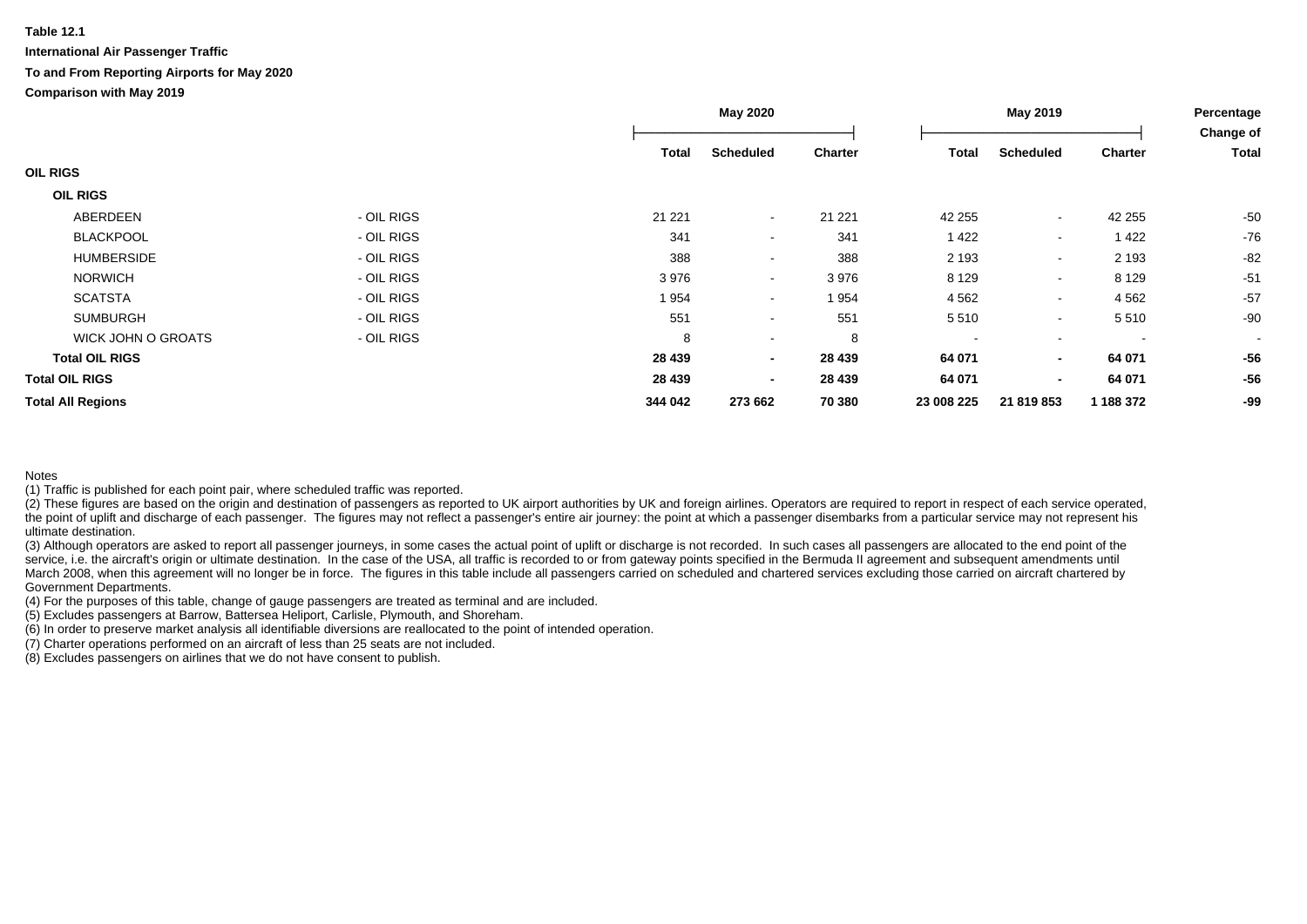**Table 12.1**

**International Air Passenger Traffic**

**To and From Reporting Airports for May 2020**

**Comparison with May 2019**

| | | May 2020 | | | May 2019 | | | Percentage Change of |
|---|---|---|---|---|---|---|---|---|
| | | Total | Scheduled | Charter | Total | Scheduled | Charter | Total |
| **OIL RIGS** | | | | | | | | |
| **OIL RIGS** | | | | | | | | |
| ABERDEEN | - OIL RIGS | 21 221 | - | 21 221 | 42 255 | - | 42 255 | -50 |
| BLACKPOOL | - OIL RIGS | 341 | - | 341 | 1 422 | - | 1 422 | -76 |
| HUMBERSIDE | - OIL RIGS | 388 | - | 388 | 2 193 | - | 2 193 | -82 |
| NORWICH | - OIL RIGS | 3 976 | - | 3 976 | 8 129 | - | 8 129 | -51 |
| SCATSTA | - OIL RIGS | 1 954 | - | 1 954 | 4 562 | - | 4 562 | -57 |
| SUMBURGH | - OIL RIGS | 551 | - | 551 | 5 510 | - | 5 510 | -90 |
| WICK JOHN O GROATS | - OIL RIGS | 8 | - | 8 | - | - | - | - |
| **Total OIL RIGS** | | **28 439** | **-** | **28 439** | **64 071** | **-** | **64 071** | **-56** |
| **Total OIL RIGS** | | **28 439** | **-** | **28 439** | **64 071** | **-** | **64 071** | **-56** |
| **Total All Regions** | | **344 042** | **273 662** | **70 380** | **23 008 225** | **21 819 853** | **1 188 372** | **-99** |

Notes

(1) Traffic is published for each point pair, where scheduled traffic was reported.

(2) These figures are based on the origin and destination of passengers as reported to UK airport authorities by UK and foreign airlines. Operators are required to report in respect of each service operated, the point of uplift and discharge of each passenger. The figures may not reflect a passenger's entire air journey: the point at which a passenger disembarks from a particular service may not represent his ultimate destination.

(3) Although operators are asked to report all passenger journeys, in some cases the actual point of uplift or discharge is not recorded. In such cases all passengers are allocated to the end point of the service, i.e. the aircraft's origin or ultimate destination. In the case of the USA, all traffic is recorded to or from gateway points specified in the Bermuda II agreement and subsequent amendments until March 2008, when this agreement will no longer be in force. The figures in this table include all passengers carried on scheduled and chartered services excluding those carried on aircraft chartered by Government Departments.

(4) For the purposes of this table, change of gauge passengers are treated as terminal and are included.

(5) Excludes passengers at Barrow, Battersea Heliport, Carlisle, Plymouth, and Shoreham.

(6) In order to preserve market analysis all identifiable diversions are reallocated to the point of intended operation.

(7) Charter operations performed on an aircraft of less than 25 seats are not included.

(8) Excludes passengers on airlines that we do not have consent to publish.